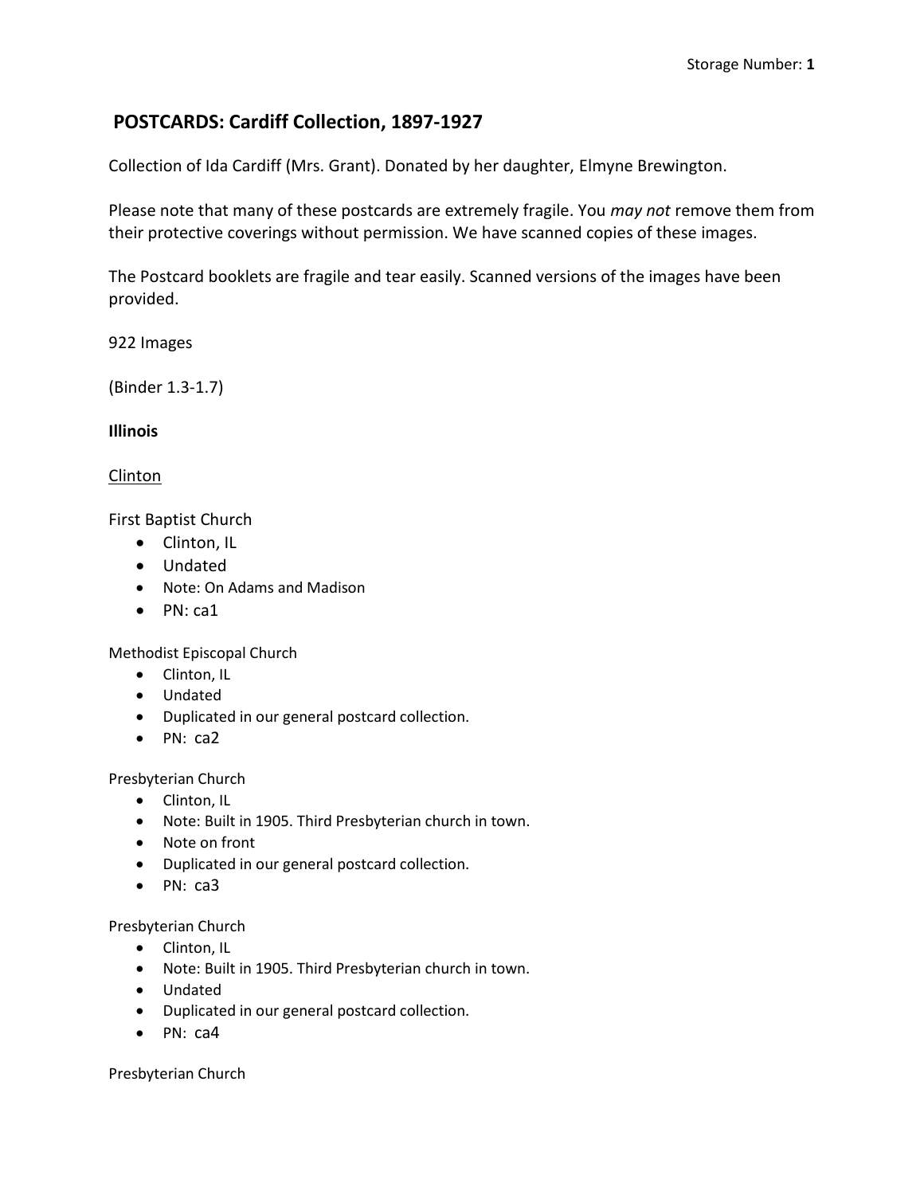Storage Number: **1**

# POSTCARDS: Cardiff Collection, 1897-1927

Collection of Ida Cardiff (Mrs. Grant). Donated by her daughter, Elmyne Brewington.

Please note that many of these postcards are extremely fragile. You *may not* remove them from their protective coverings without permission. We have scanned copies of these images.

The Postcard booklets are fragile and tear easily. Scanned versions of the images have been provided.

922 Images

(Binder 1.3-1.7)

**Illinois**

<u>Clinton</u>

First Baptist Church

- Clinton, IL
- Undated
- Note: On Adams and Madison
- PN: ca1

Methodist Episcopal Church

- Clinton, IL
- Undated
- Duplicated in our general postcard collection.
- PN: ca2

Presbyterian Church

- Clinton, IL
- Note: Built in 1905. Third Presbyterian church in town.
- Note on front
- Duplicated in our general postcard collection.
- PN: ca3

Presbyterian Church

- Clinton, IL
- Note: Built in 1905. Third Presbyterian church in town.
- Undated
- Duplicated in our general postcard collection.
- PN: ca4

Presbyterian Church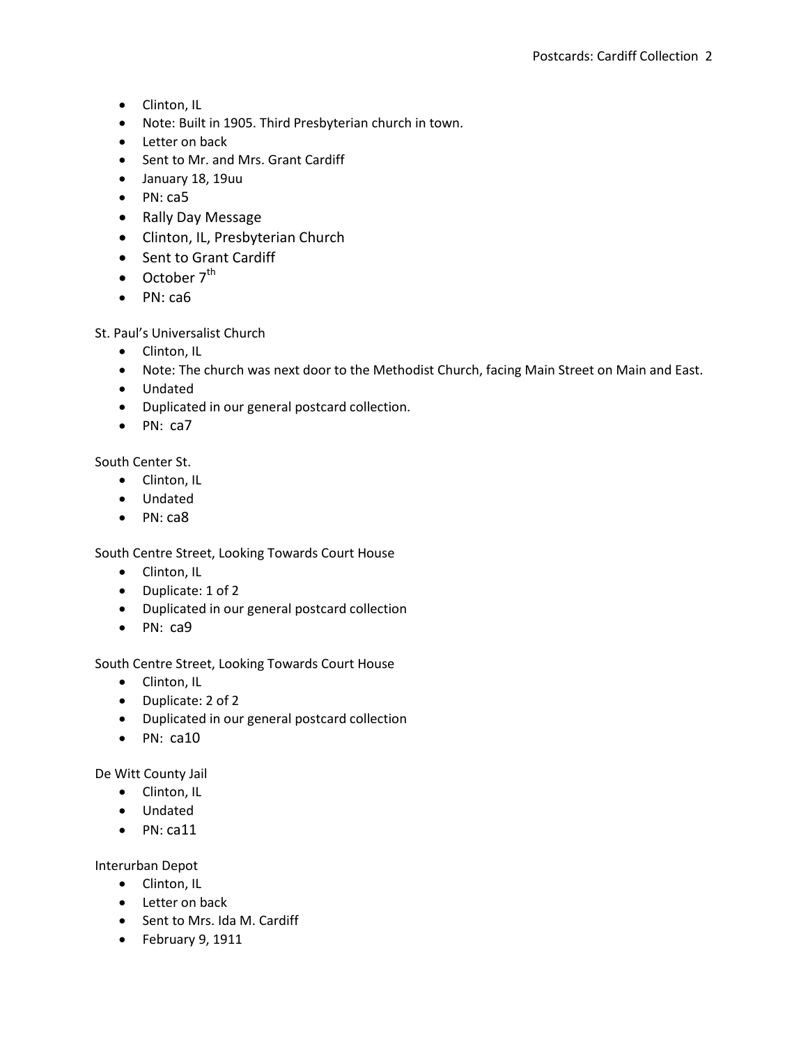- Clinton, IL
- Note: Built in 1905. Third Presbyterian church in town.
- Letter on back
- Sent to Mr. and Mrs. Grant Cardiff
- January 18, 19uu
- PN: ca5
- Rally Day Message
- Clinton, IL, Presbyterian Church
- Sent to Grant Cardiff
- October 7th
- PN: ca6

St. Paul's Universalist Church

- Clinton, IL
- Note: The church was next door to the Methodist Church, facing Main Street on Main and East.
- Undated
- Duplicated in our general postcard collection.
- PN: ca7

South Center St.

- Clinton, IL
- Undated
- PN: ca8

South Centre Street, Looking Towards Court House

- Clinton, IL
- Duplicate: 1 of 2
- Duplicated in our general postcard collection
- PN: ca9

South Centre Street, Looking Towards Court House

- Clinton, IL
- Duplicate: 2 of 2
- Duplicated in our general postcard collection
- PN: ca10

De Witt County Jail

- Clinton, IL
- Undated
- PN: ca11

Interurban Depot

- Clinton, IL
- Letter on back
- Sent to Mrs. Ida M. Cardiff
- February 9, 1911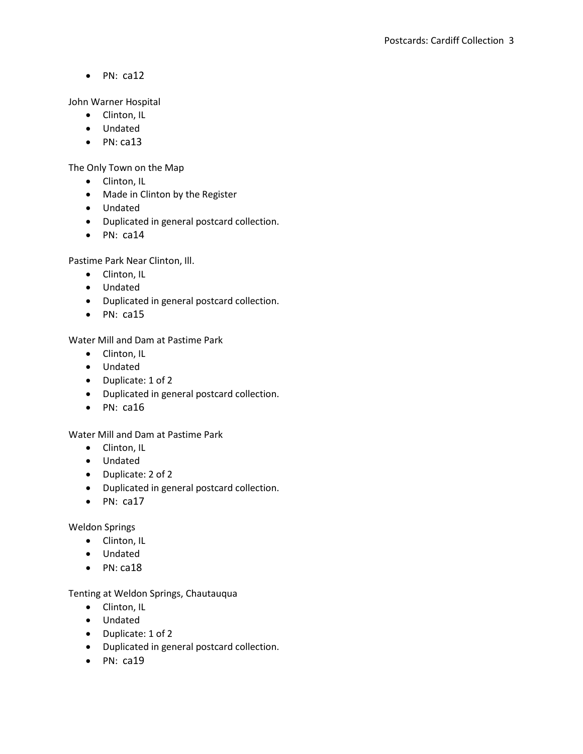- PN: ca12

John Warner Hospital

- Clinton, IL
- Undated
- PN: ca13

The Only Town on the Map

- Clinton, IL
- Made in Clinton by the Register
- Undated
- Duplicated in general postcard collection.
- PN: ca14

Pastime Park Near Clinton, Ill.

- Clinton, IL
- Undated
- Duplicated in general postcard collection.
- PN: ca15

Water Mill and Dam at Pastime Park

- Clinton, IL
- Undated
- Duplicate: 1 of 2
- Duplicated in general postcard collection.
- PN: ca16

Water Mill and Dam at Pastime Park

- Clinton, IL
- Undated
- Duplicate: 2 of 2
- Duplicated in general postcard collection.
- PN: ca17

Weldon Springs

- Clinton, IL
- Undated
- PN: ca18

Tenting at Weldon Springs, Chautauqua

- Clinton, IL
- Undated
- Duplicate: 1 of 2
- Duplicated in general postcard collection.
- PN: ca19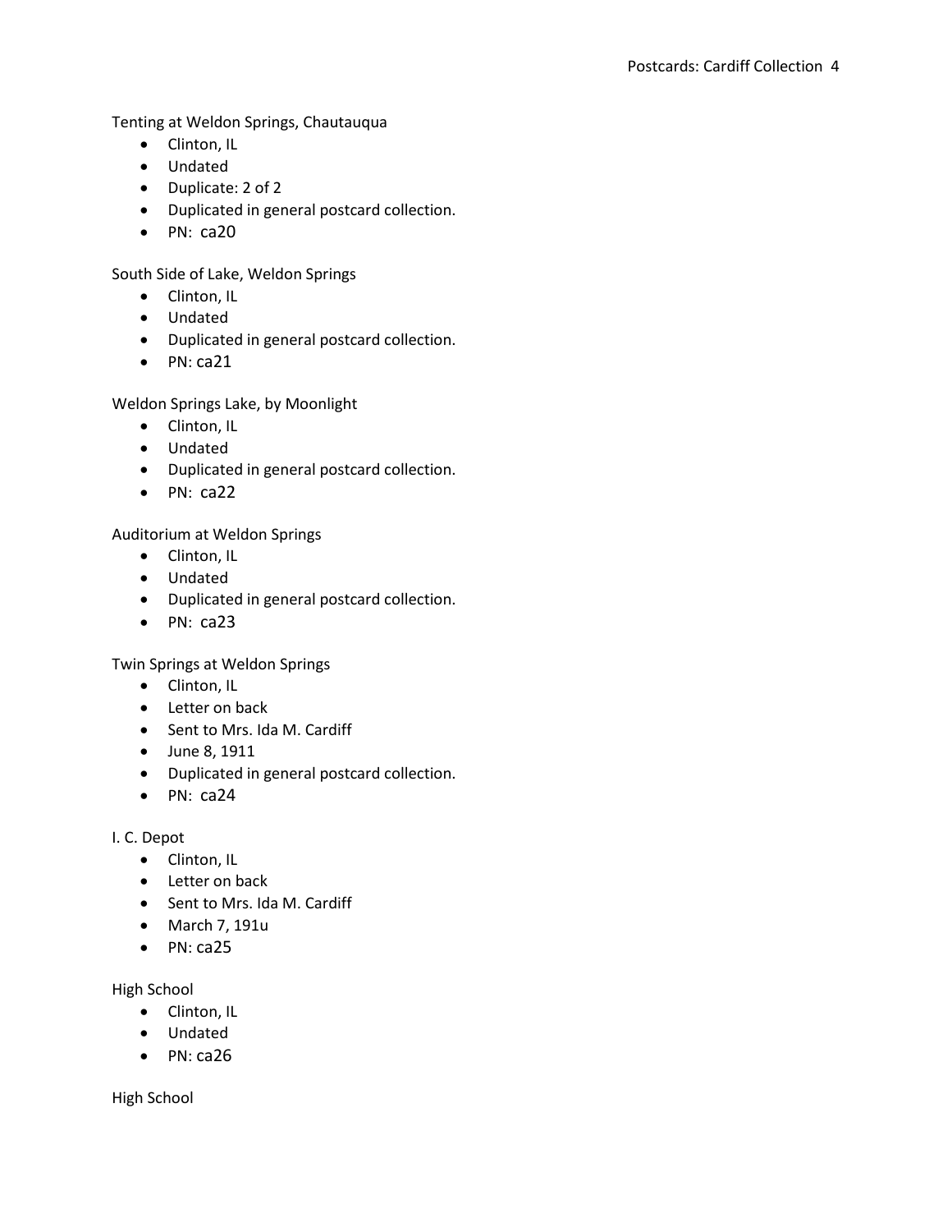Tenting at Weldon Springs, Chautauqua

- Clinton, IL
- Undated
- Duplicate: 2 of 2
- Duplicated in general postcard collection.
- PN: ca20

South Side of Lake, Weldon Springs

- Clinton, IL
- Undated
- Duplicated in general postcard collection.
- PN: ca21

Weldon Springs Lake, by Moonlight

- Clinton, IL
- Undated
- Duplicated in general postcard collection.
- PN: ca22

Auditorium at Weldon Springs

- Clinton, IL
- Undated
- Duplicated in general postcard collection.
- PN: ca23

Twin Springs at Weldon Springs

- Clinton, IL
- Letter on back
- Sent to Mrs. Ida M. Cardiff
- June 8, 1911
- Duplicated in general postcard collection.
- PN: ca24

I. C. Depot

- Clinton, IL
- Letter on back
- Sent to Mrs. Ida M. Cardiff
- March 7, 191u
- PN: ca25

High School

- Clinton, IL
- Undated
- PN: ca26

High School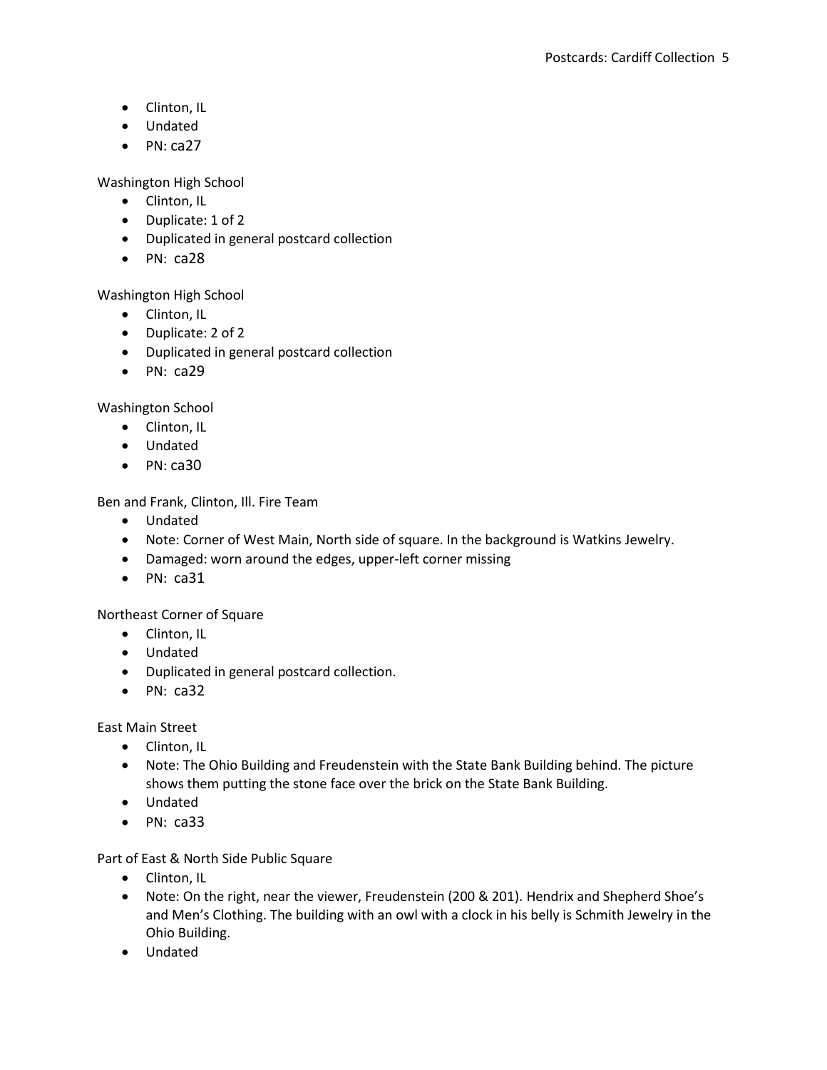- Clinton, IL
- Undated
- PN: ca27

Washington High School
- Clinton, IL
- Duplicate: 1 of 2
- Duplicated in general postcard collection
- PN: ca28

Washington High School
- Clinton, IL
- Duplicate: 2 of 2
- Duplicated in general postcard collection
- PN: ca29

Washington School
- Clinton, IL
- Undated
- PN: ca30

Ben and Frank, Clinton, Ill. Fire Team
- Undated
- Note: Corner of West Main, North side of square. In the background is Watkins Jewelry.
- Damaged: worn around the edges, upper-left corner missing
- PN: ca31

Northeast Corner of Square
- Clinton, IL
- Undated
- Duplicated in general postcard collection.
- PN: ca32

East Main Street
- Clinton, IL
- Note: The Ohio Building and Freudenstein with the State Bank Building behind. The picture shows them putting the stone face over the brick on the State Bank Building.
- Undated
- PN: ca33

Part of East & North Side Public Square
- Clinton, IL
- Note: On the right, near the viewer, Freudenstein (200 & 201). Hendrix and Shepherd Shoe's and Men's Clothing. The building with an owl with a clock in his belly is Schmith Jewelry in the Ohio Building.
- Undated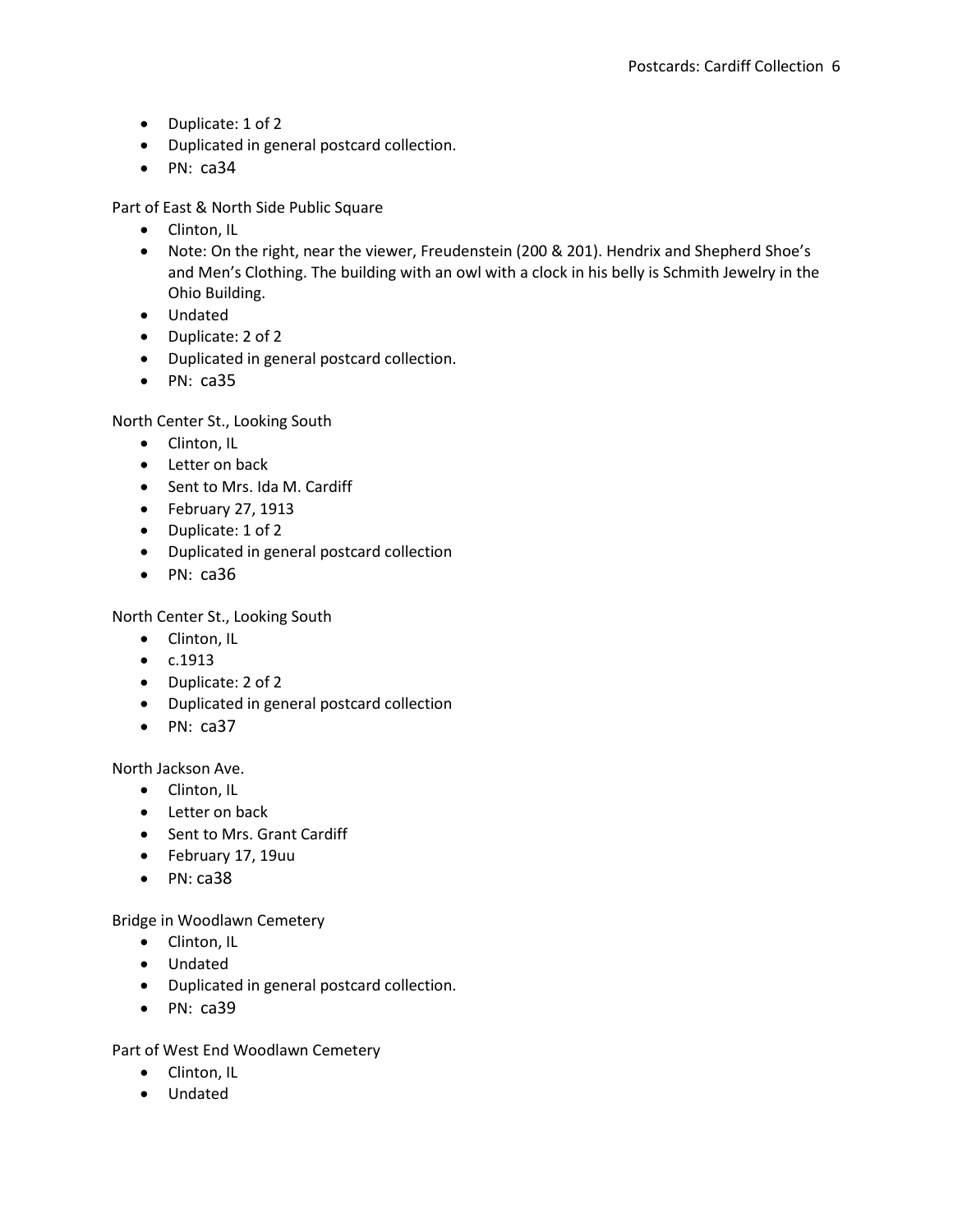- Duplicate: 1 of 2
- Duplicated in general postcard collection.
- PN: ca34

Part of East & North Side Public Square

- Clinton, IL
- Note: On the right, near the viewer, Freudenstein (200 & 201). Hendrix and Shepherd Shoe's and Men's Clothing. The building with an owl with a clock in his belly is Schmith Jewelry in the Ohio Building.
- Undated
- Duplicate: 2 of 2
- Duplicated in general postcard collection.
- PN: ca35

North Center St., Looking South

- Clinton, IL
- Letter on back
- Sent to Mrs. Ida M. Cardiff
- February 27, 1913
- Duplicate: 1 of 2
- Duplicated in general postcard collection
- PN: ca36

North Center St., Looking South

- Clinton, IL
- c.1913
- Duplicate: 2 of 2
- Duplicated in general postcard collection
- PN: ca37

North Jackson Ave.

- Clinton, IL
- Letter on back
- Sent to Mrs. Grant Cardiff
- February 17, 19uu
- PN: ca38

Bridge in Woodlawn Cemetery

- Clinton, IL
- Undated
- Duplicated in general postcard collection.
- PN: ca39

Part of West End Woodlawn Cemetery

- Clinton, IL
- Undated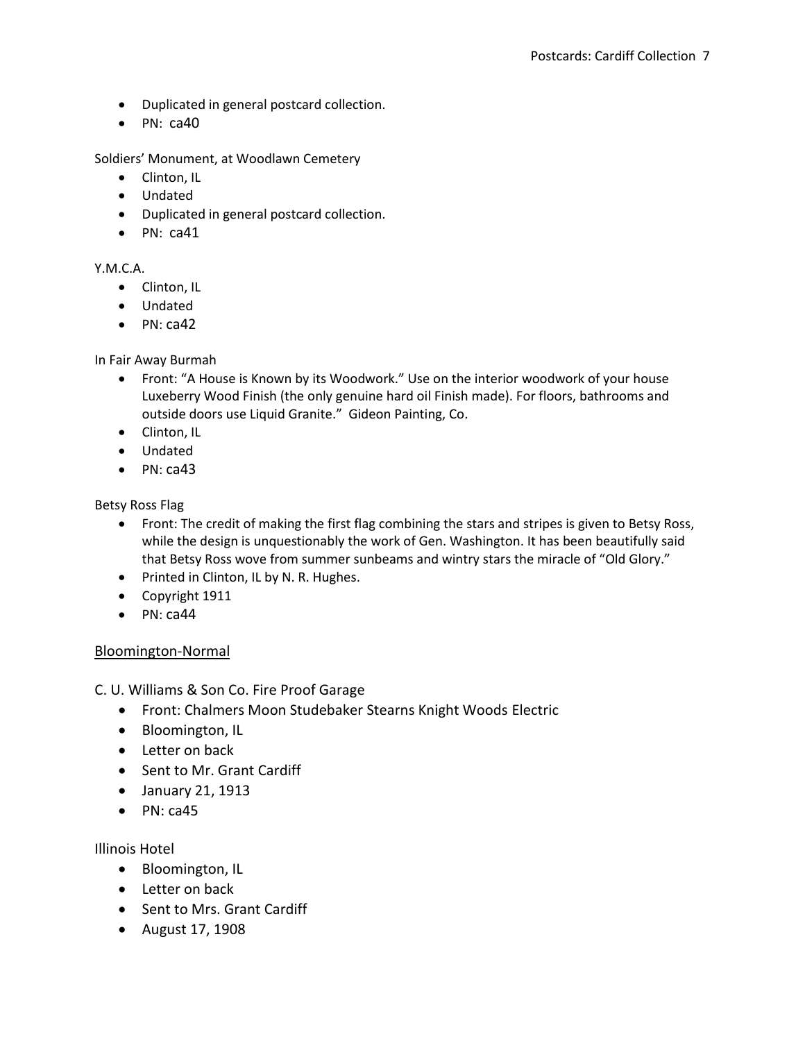- Duplicated in general postcard collection.
- PN: ca40

Soldiers' Monument, at Woodlawn Cemetery

- Clinton, IL
- Undated
- Duplicated in general postcard collection.
- PN: ca41

Y.M.C.A.

- Clinton, IL
- Undated
- PN: ca42

In Fair Away Burmah

- Front: "A House is Known by its Woodwork." Use on the interior woodwork of your house Luxeberry Wood Finish (the only genuine hard oil Finish made). For floors, bathrooms and outside doors use Liquid Granite." Gideon Painting, Co.
- Clinton, IL
- Undated
- PN: ca43

Betsy Ross Flag

- Front: The credit of making the first flag combining the stars and stripes is given to Betsy Ross, while the design is unquestionably the work of Gen. Washington. It has been beautifully said that Betsy Ross wove from summer sunbeams and wintry stars the miracle of "Old Glory."
- Printed in Clinton, IL by N. R. Hughes.
- Copyright 1911
- PN: ca44

## Bloomington-Normal

C. U. Williams & Son Co. Fire Proof Garage

- Front: Chalmers Moon Studebaker Stearns Knight Woods Electric
- Bloomington, IL
- Letter on back
- Sent to Mr. Grant Cardiff
- January 21, 1913
- PN: ca45

Illinois Hotel

- Bloomington, IL
- Letter on back
- Sent to Mrs. Grant Cardiff
- August 17, 1908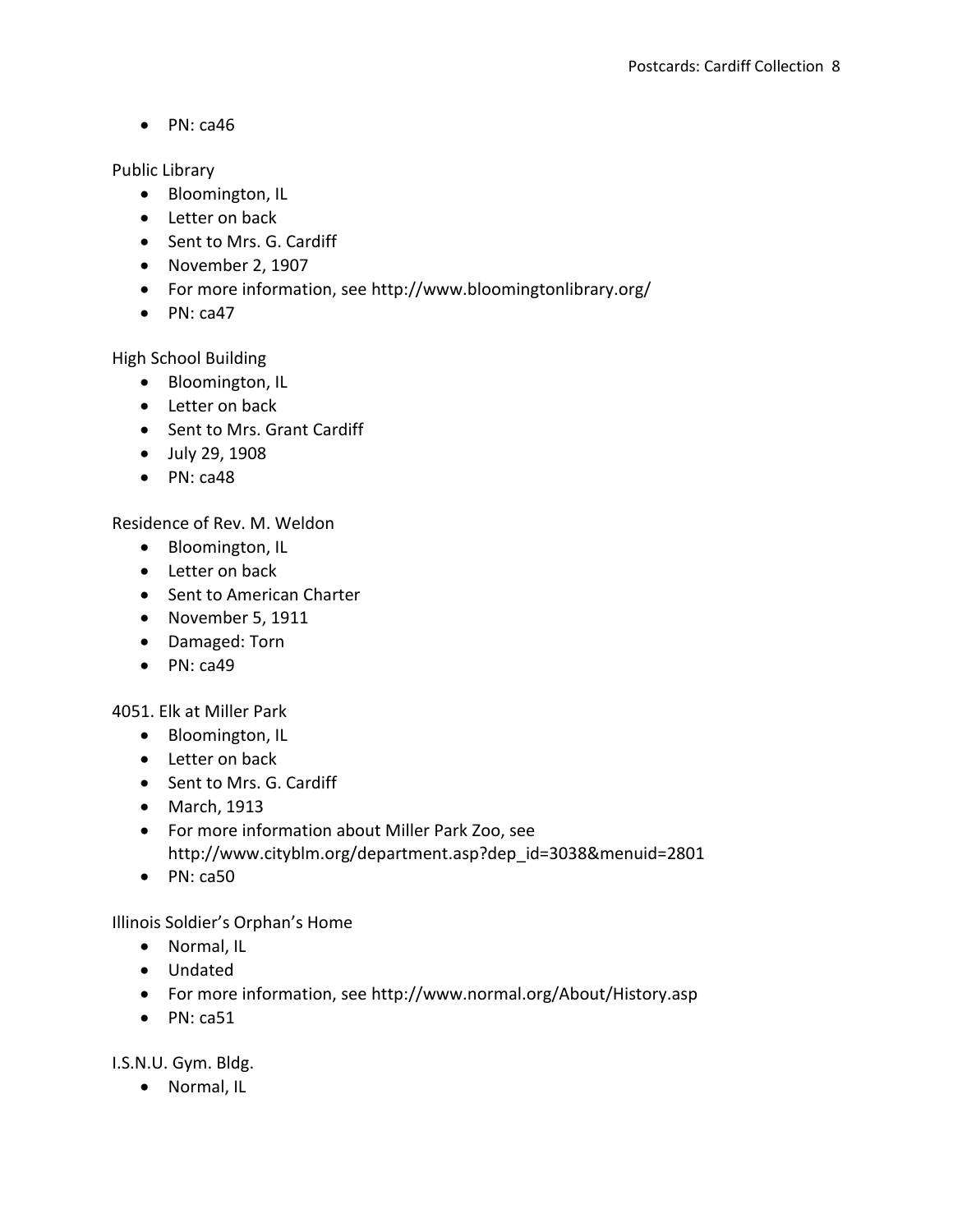- PN: ca46

Public Library

- Bloomington, IL
- Letter on back
- Sent to Mrs. G. Cardiff
- November 2, 1907
- For more information, see http://www.bloomingtonlibrary.org/
- PN: ca47

High School Building

- Bloomington, IL
- Letter on back
- Sent to Mrs. Grant Cardiff
- July 29, 1908
- PN: ca48

Residence of Rev. M. Weldon

- Bloomington, IL
- Letter on back
- Sent to American Charter
- November 5, 1911
- Damaged: Torn
- PN: ca49

4051. Elk at Miller Park

- Bloomington, IL
- Letter on back
- Sent to Mrs. G. Cardiff
- March, 1913
- For more information about Miller Park Zoo, see http://www.cityblm.org/department.asp?dep_id=3038&menuid=2801
- PN: ca50

Illinois Soldier's Orphan's Home

- Normal, IL
- Undated
- For more information, see http://www.normal.org/About/History.asp
- PN: ca51

I.S.N.U. Gym. Bldg.

- Normal, IL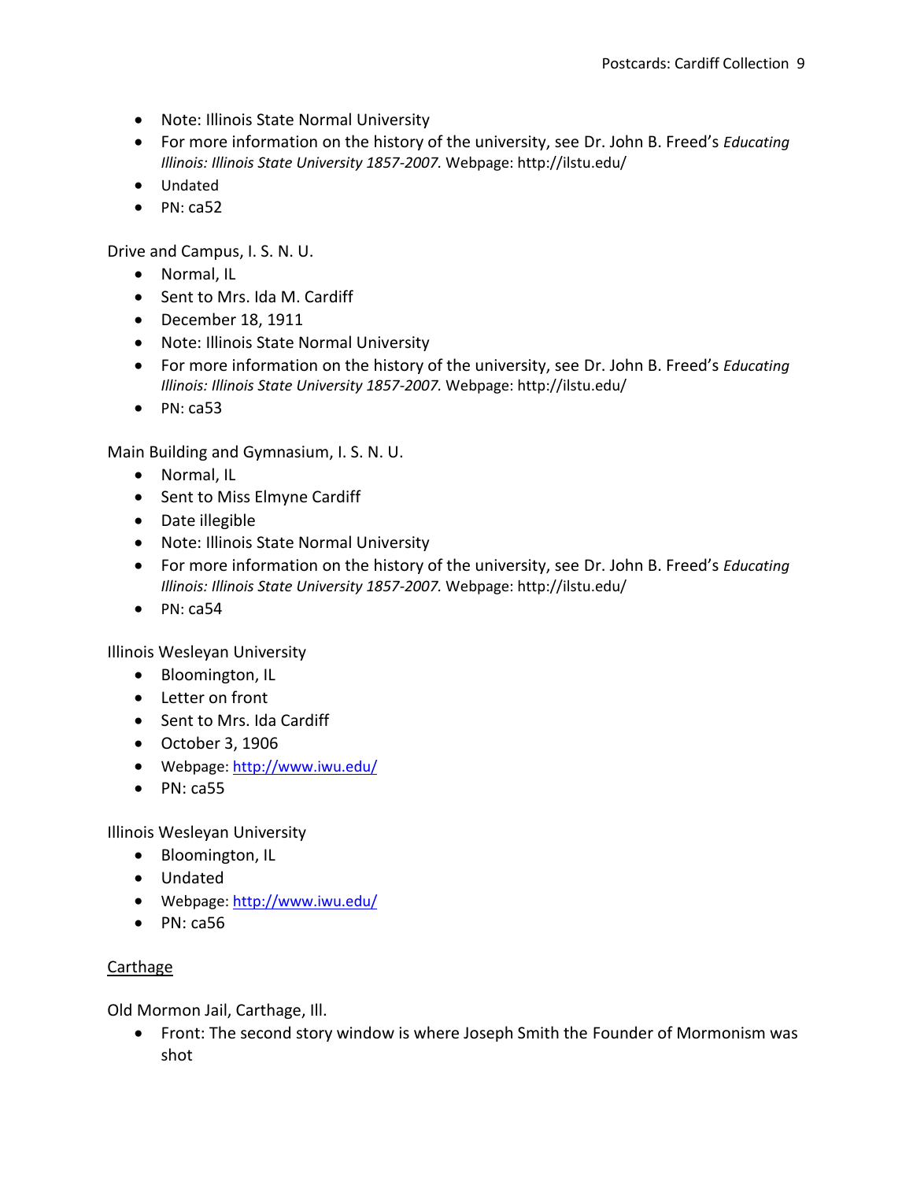- Note: Illinois State Normal University
- For more information on the history of the university, see Dr. John B. Freed's *Educating Illinois: Illinois State University 1857-2007.* Webpage: http://ilstu.edu/
- Undated
- PN: ca52

Drive and Campus, I. S. N. U.

- Normal, IL
- Sent to Mrs. Ida M. Cardiff
- December 18, 1911
- Note: Illinois State Normal University
- For more information on the history of the university, see Dr. John B. Freed's *Educating Illinois: Illinois State University 1857-2007.* Webpage: http://ilstu.edu/
- PN: ca53

Main Building and Gymnasium, I. S. N. U.

- Normal, IL
- Sent to Miss Elmyne Cardiff
- Date illegible
- Note: Illinois State Normal University
- For more information on the history of the university, see Dr. John B. Freed's *Educating Illinois: Illinois State University 1857-2007.* Webpage: http://ilstu.edu/
- PN: ca54

Illinois Wesleyan University

- Bloomington, IL
- Letter on front
- Sent to Mrs. Ida Cardiff
- October 3, 1906
- Webpage: http://www.iwu.edu/
- PN: ca55

Illinois Wesleyan University

- Bloomington, IL
- Undated
- Webpage: http://www.iwu.edu/
- PN: ca56

<u>Carthage</u>

Old Mormon Jail, Carthage, Ill.

- Front: The second story window is where Joseph Smith the Founder of Mormonism was shot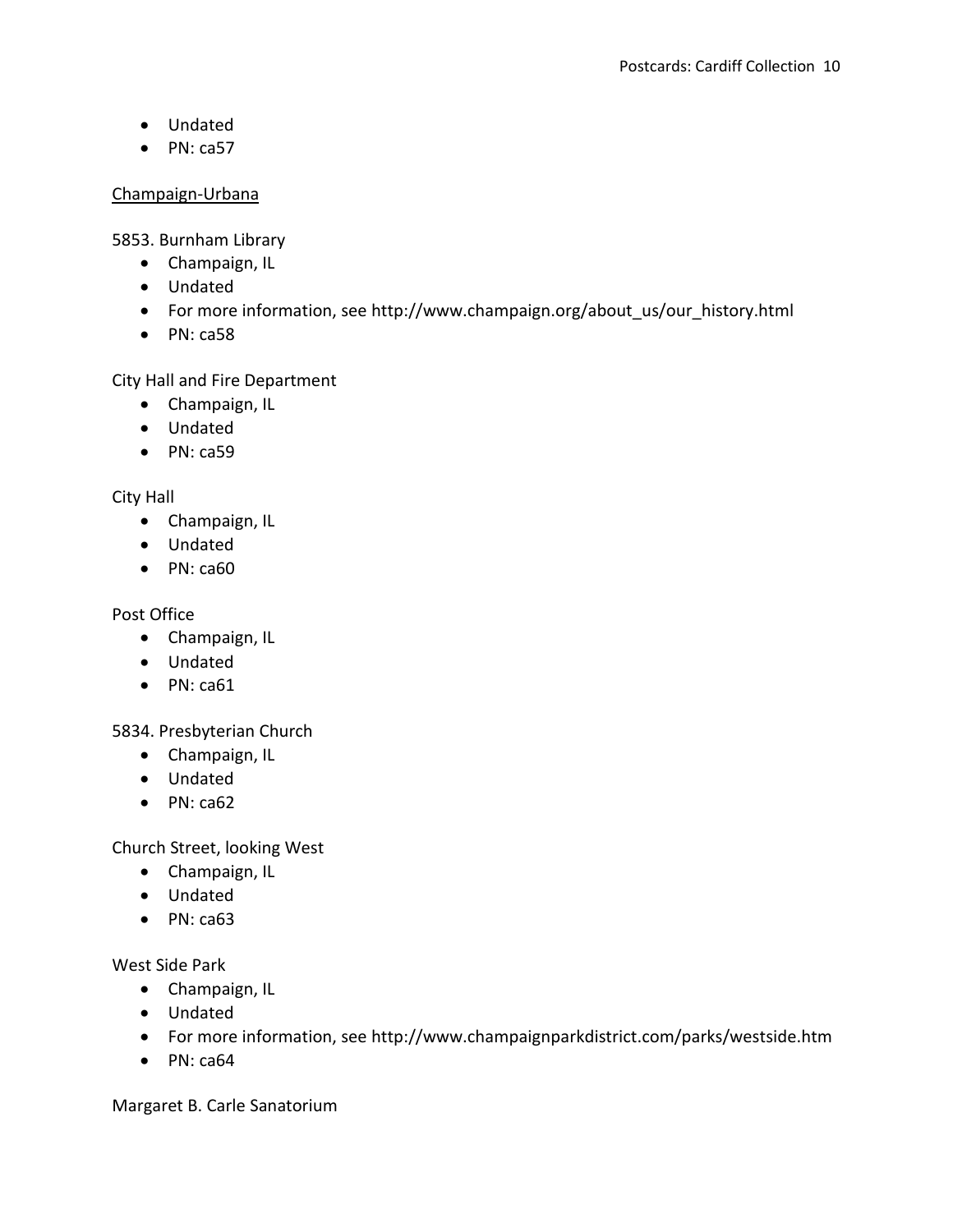- Undated
- PN: ca57

Champaign-Urbana

5853. Burnham Library

- Champaign, IL
- Undated
- For more information, see http://www.champaign.org/about_us/our_history.html
- PN: ca58

City Hall and Fire Department

- Champaign, IL
- Undated
- PN: ca59

City Hall

- Champaign, IL
- Undated
- PN: ca60

Post Office

- Champaign, IL
- Undated
- PN: ca61

5834. Presbyterian Church

- Champaign, IL
- Undated
- PN: ca62

Church Street, looking West

- Champaign, IL
- Undated
- PN: ca63

West Side Park

- Champaign, IL
- Undated
- For more information, see http://www.champaignparkdistrict.com/parks/westside.htm
- PN: ca64

Margaret B. Carle Sanatorium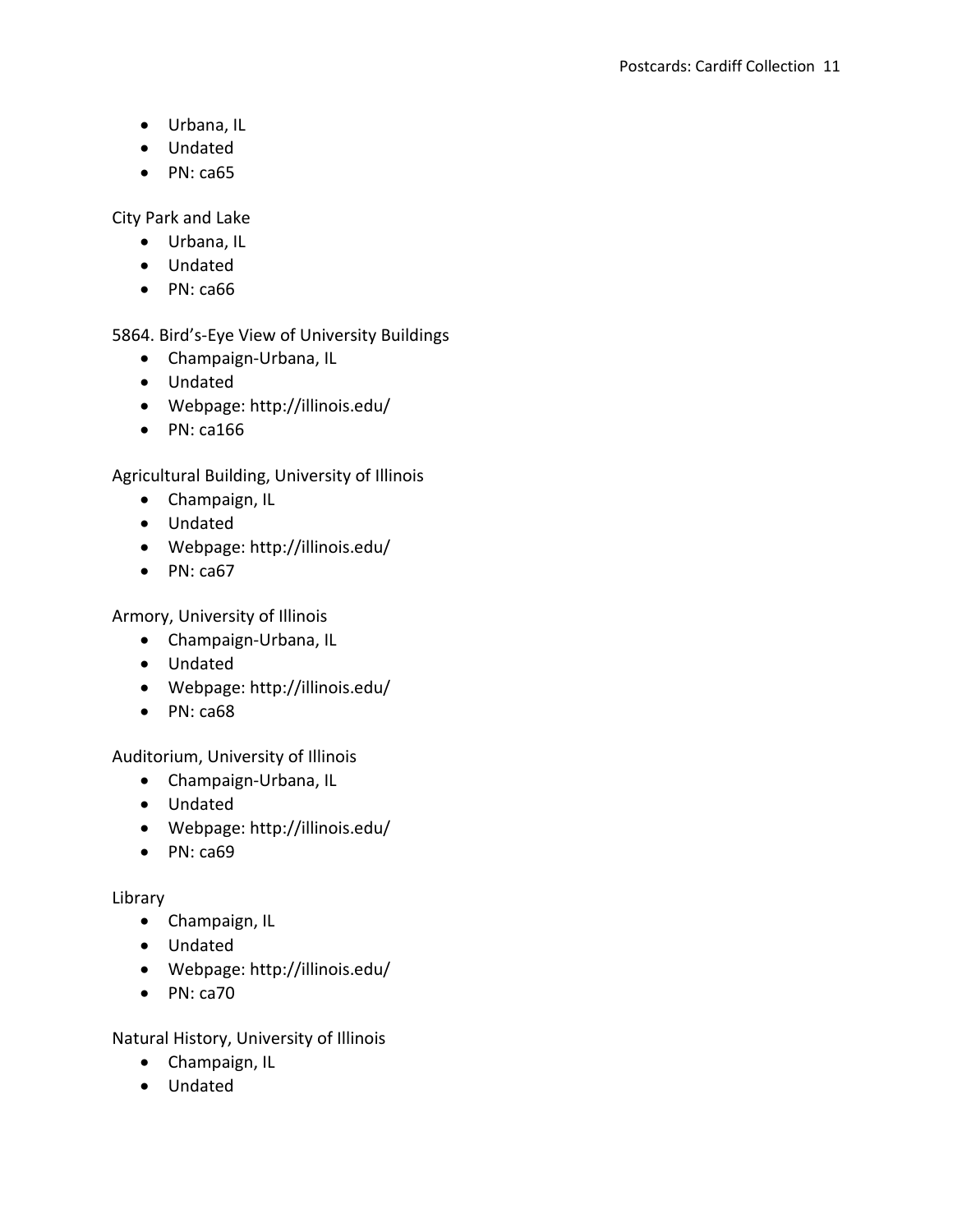- Urbana, IL
- Undated
- PN: ca65

City Park and Lake

- Urbana, IL
- Undated
- PN: ca66

5864. Bird's-Eye View of University Buildings

- Champaign-Urbana, IL
- Undated
- Webpage: http://illinois.edu/
- PN: ca166

Agricultural Building, University of Illinois

- Champaign, IL
- Undated
- Webpage: http://illinois.edu/
- PN: ca67

Armory, University of Illinois

- Champaign-Urbana, IL
- Undated
- Webpage: http://illinois.edu/
- PN: ca68

Auditorium, University of Illinois

- Champaign-Urbana, IL
- Undated
- Webpage: http://illinois.edu/
- PN: ca69

Library

- Champaign, IL
- Undated
- Webpage: http://illinois.edu/
- PN: ca70

Natural History, University of Illinois

- Champaign, IL
- Undated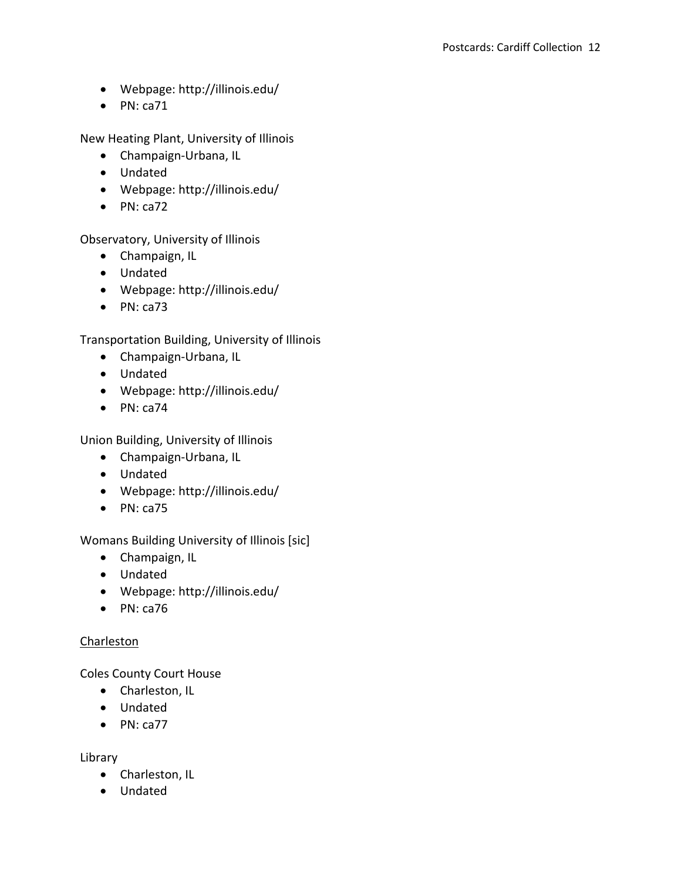- Webpage: http://illinois.edu/
- PN: ca71

New Heating Plant, University of Illinois

- Champaign-Urbana, IL
- Undated
- Webpage: http://illinois.edu/
- PN: ca72

Observatory, University of Illinois

- Champaign, IL
- Undated
- Webpage: http://illinois.edu/
- PN: ca73

Transportation Building, University of Illinois

- Champaign-Urbana, IL
- Undated
- Webpage: http://illinois.edu/
- PN: ca74

Union Building, University of Illinois

- Champaign-Urbana, IL
- Undated
- Webpage: http://illinois.edu/
- PN: ca75

Womans Building University of Illinois [sic]

- Champaign, IL
- Undated
- Webpage: http://illinois.edu/
- PN: ca76

<u>Charleston</u>

Coles County Court House

- Charleston, IL
- Undated
- PN: ca77

Library

- Charleston, IL
- Undated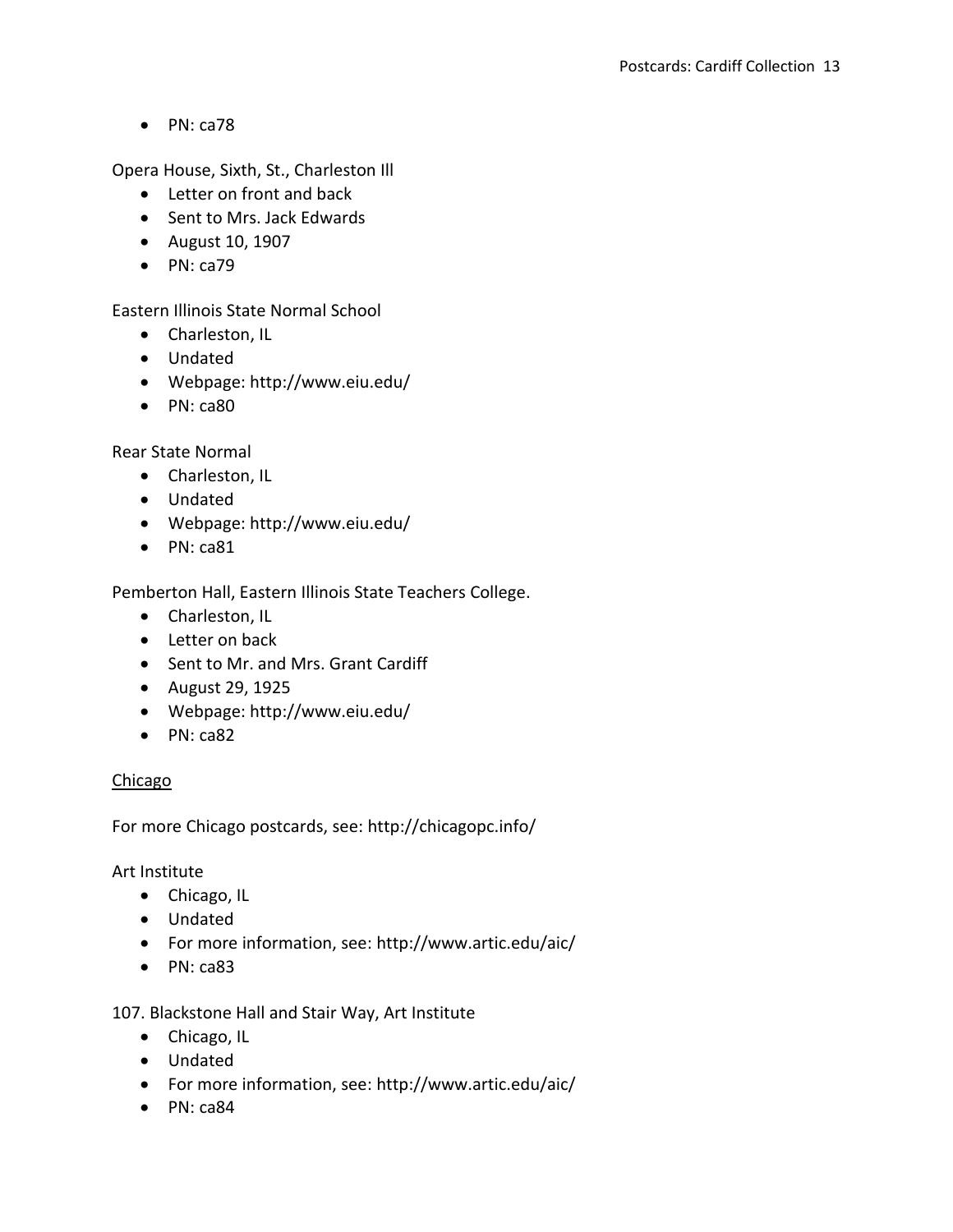- PN: ca78

Opera House, Sixth, St., Charleston Ill

- Letter on front and back
- Sent to Mrs. Jack Edwards
- August 10, 1907
- PN: ca79

Eastern Illinois State Normal School

- Charleston, IL
- Undated
- Webpage: http://www.eiu.edu/
- PN: ca80

Rear State Normal

- Charleston, IL
- Undated
- Webpage: http://www.eiu.edu/
- PN: ca81

Pemberton Hall, Eastern Illinois State Teachers College.

- Charleston, IL
- Letter on back
- Sent to Mr. and Mrs. Grant Cardiff
- August 29, 1925
- Webpage: http://www.eiu.edu/
- PN: ca82

## Chicago

For more Chicago postcards, see: http://chicagopc.info/

Art Institute

- Chicago, IL
- Undated
- For more information, see: http://www.artic.edu/aic/
- PN: ca83

107. Blackstone Hall and Stair Way, Art Institute

- Chicago, IL
- Undated
- For more information, see: http://www.artic.edu/aic/
- PN: ca84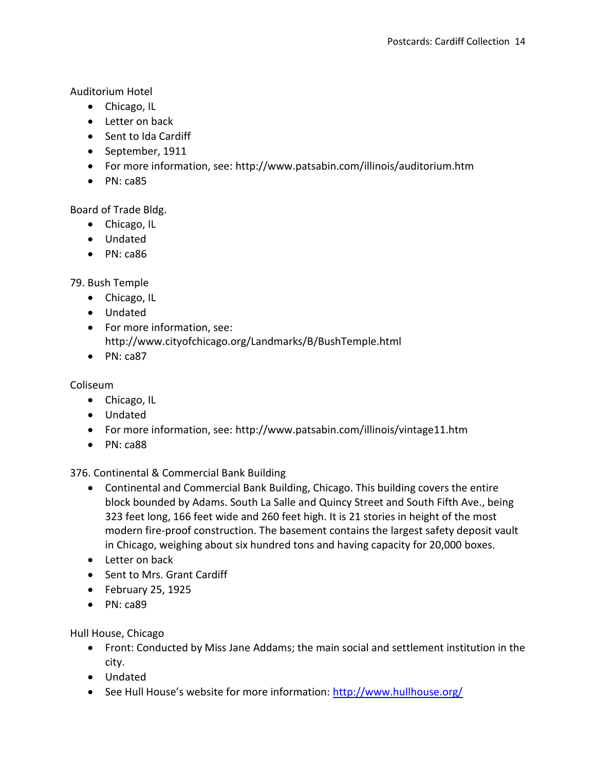Auditorium Hotel

- Chicago, IL
- Letter on back
- Sent to Ida Cardiff
- September, 1911
- For more information, see: http://www.patsabin.com/illinois/auditorium.htm
- PN: ca85

Board of Trade Bldg.

- Chicago, IL
- Undated
- PN: ca86

79. Bush Temple

- Chicago, IL
- Undated
- For more information, see: http://www.cityofchicago.org/Landmarks/B/BushTemple.html
- PN: ca87

Coliseum

- Chicago, IL
- Undated
- For more information, see: http://www.patsabin.com/illinois/vintage11.htm
- PN: ca88

376. Continental & Commercial Bank Building

- Continental and Commercial Bank Building, Chicago. This building covers the entire block bounded by Adams. South La Salle and Quincy Street and South Fifth Ave., being 323 feet long, 166 feet wide and 260 feet high. It is 21 stories in height of the most modern fire-proof construction. The basement contains the largest safety deposit vault in Chicago, weighing about six hundred tons and having capacity for 20,000 boxes.
- Letter on back
- Sent to Mrs. Grant Cardiff
- February 25, 1925
- PN: ca89

Hull House, Chicago

- Front: Conducted by Miss Jane Addams; the main social and settlement institution in the city.
- Undated
- See Hull House's website for more information: http://www.hullhouse.org/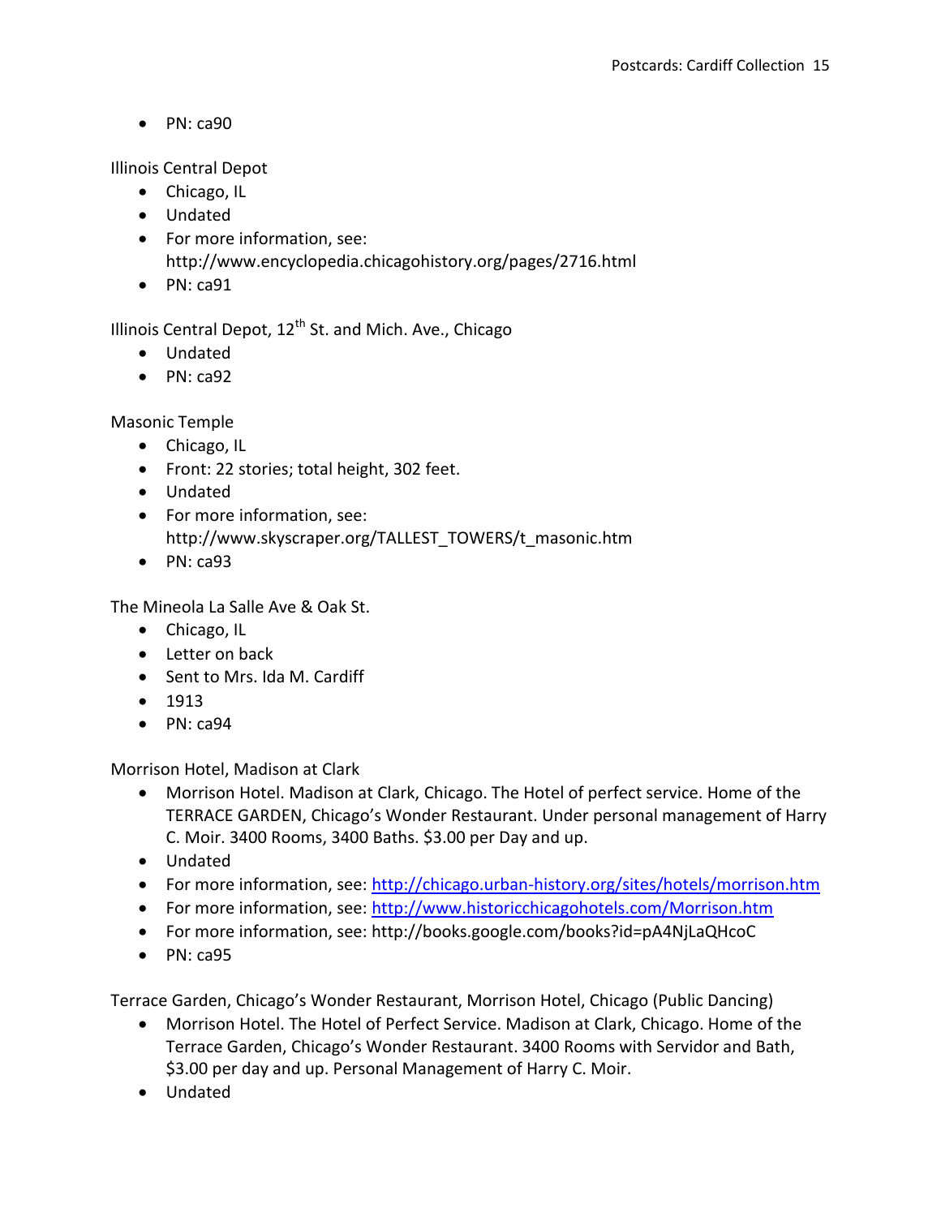- PN: ca90

Illinois Central Depot

- Chicago, IL
- Undated
- For more information, see: http://www.encyclopedia.chicagohistory.org/pages/2716.html
- PN: ca91

Illinois Central Depot, 12th St. and Mich. Ave., Chicago

- Undated
- PN: ca92

Masonic Temple

- Chicago, IL
- Front: 22 stories; total height, 302 feet.
- Undated
- For more information, see: http://www.skyscraper.org/TALLEST_TOWERS/t_masonic.htm
- PN: ca93

The Mineola La Salle Ave & Oak St.

- Chicago, IL
- Letter on back
- Sent to Mrs. Ida M. Cardiff
- 1913
- PN: ca94

Morrison Hotel, Madison at Clark

- Morrison Hotel. Madison at Clark, Chicago. The Hotel of perfect service. Home of the TERRACE GARDEN, Chicago's Wonder Restaurant. Under personal management of Harry C. Moir. 3400 Rooms, 3400 Baths. $3.00 per Day and up.
- Undated
- For more information, see: http://chicago.urban-history.org/sites/hotels/morrison.htm
- For more information, see: http://www.historicchicagohotels.com/Morrison.htm
- For more information, see: http://books.google.com/books?id=pA4NjLaQHcoC
- PN: ca95

Terrace Garden, Chicago's Wonder Restaurant, Morrison Hotel, Chicago (Public Dancing)

- Morrison Hotel. The Hotel of Perfect Service. Madison at Clark, Chicago. Home of the Terrace Garden, Chicago's Wonder Restaurant. 3400 Rooms with Servidor and Bath, $3.00 per day and up. Personal Management of Harry C. Moir.
- Undated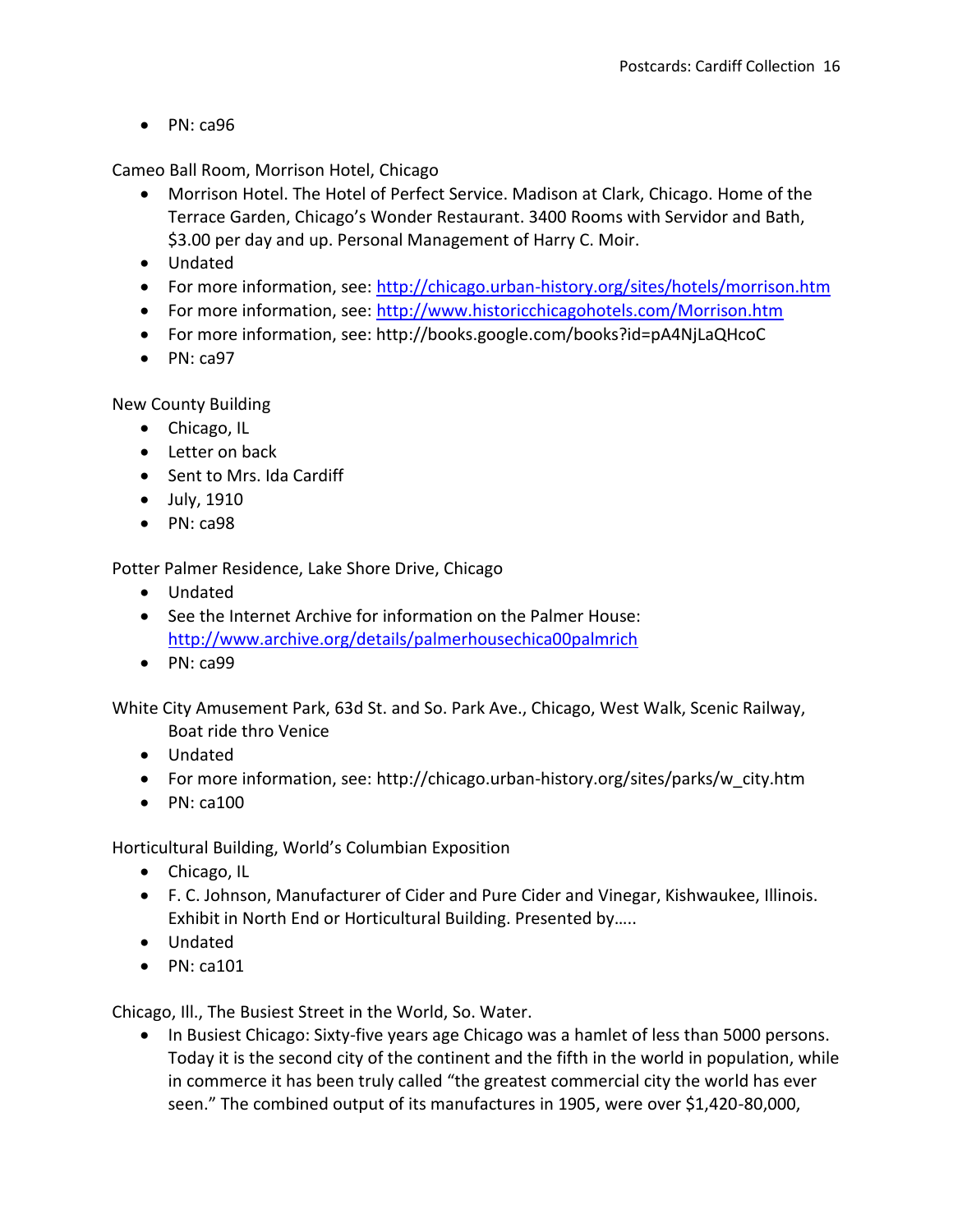- PN: ca96

Cameo Ball Room, Morrison Hotel, Chicago

- Morrison Hotel. The Hotel of Perfect Service. Madison at Clark, Chicago. Home of the Terrace Garden, Chicago's Wonder Restaurant. 3400 Rooms with Servidor and Bath, $3.00 per day and up. Personal Management of Harry C. Moir.
- Undated
- For more information, see: http://chicago.urban-history.org/sites/hotels/morrison.htm
- For more information, see: http://www.historicchicagohotels.com/Morrison.htm
- For more information, see: http://books.google.com/books?id=pA4NjLaQHcoC
- PN: ca97

New County Building

- Chicago, IL
- Letter on back
- Sent to Mrs. Ida Cardiff
- July, 1910
- PN: ca98

Potter Palmer Residence, Lake Shore Drive, Chicago

- Undated
- See the Internet Archive for information on the Palmer House: http://www.archive.org/details/palmerhousechica00palmrich
- PN: ca99

White City Amusement Park, 63d St. and So. Park Ave., Chicago, West Walk, Scenic Railway, Boat ride thro Venice

- Undated
- For more information, see: http://chicago.urban-history.org/sites/parks/w_city.htm
- PN: ca100

Horticultural Building, World's Columbian Exposition

- Chicago, IL
- F. C. Johnson, Manufacturer of Cider and Pure Cider and Vinegar, Kishwaukee, Illinois. Exhibit in North End or Horticultural Building. Presented by…..
- Undated
- PN: ca101

Chicago, Ill., The Busiest Street in the World, So. Water.

- In Busiest Chicago: Sixty-five years age Chicago was a hamlet of less than 5000 persons. Today it is the second city of the continent and the fifth in the world in population, while in commerce it has been truly called "the greatest commercial city the world has ever seen." The combined output of its manufactures in 1905, were over $1,420-80,000,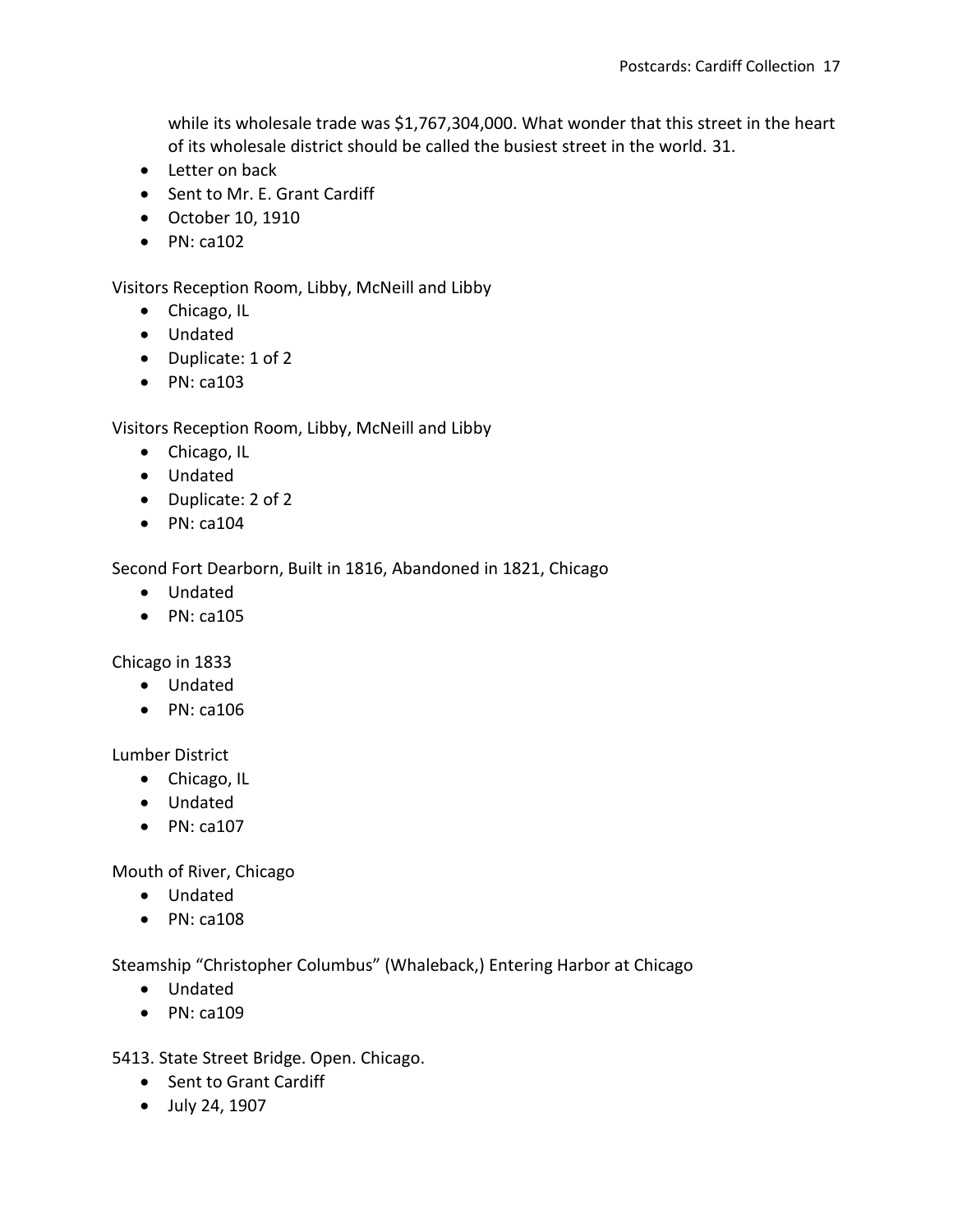while its wholesale trade was $1,767,304,000. What wonder that this street in the heart of its wholesale district should be called the busiest street in the world. 31.

- Letter on back
- Sent to Mr. E. Grant Cardiff
- October 10, 1910
- PN: ca102

Visitors Reception Room, Libby, McNeill and Libby

- Chicago, IL
- Undated
- Duplicate: 1 of 2
- PN: ca103

Visitors Reception Room, Libby, McNeill and Libby

- Chicago, IL
- Undated
- Duplicate: 2 of 2
- PN: ca104

Second Fort Dearborn, Built in 1816, Abandoned in 1821, Chicago

- Undated
- PN: ca105

Chicago in 1833

- Undated
- PN: ca106

Lumber District

- Chicago, IL
- Undated
- PN: ca107

Mouth of River, Chicago

- Undated
- PN: ca108

Steamship "Christopher Columbus" (Whaleback,) Entering Harbor at Chicago

- Undated
- PN: ca109

5413. State Street Bridge. Open. Chicago.

- Sent to Grant Cardiff
- July 24, 1907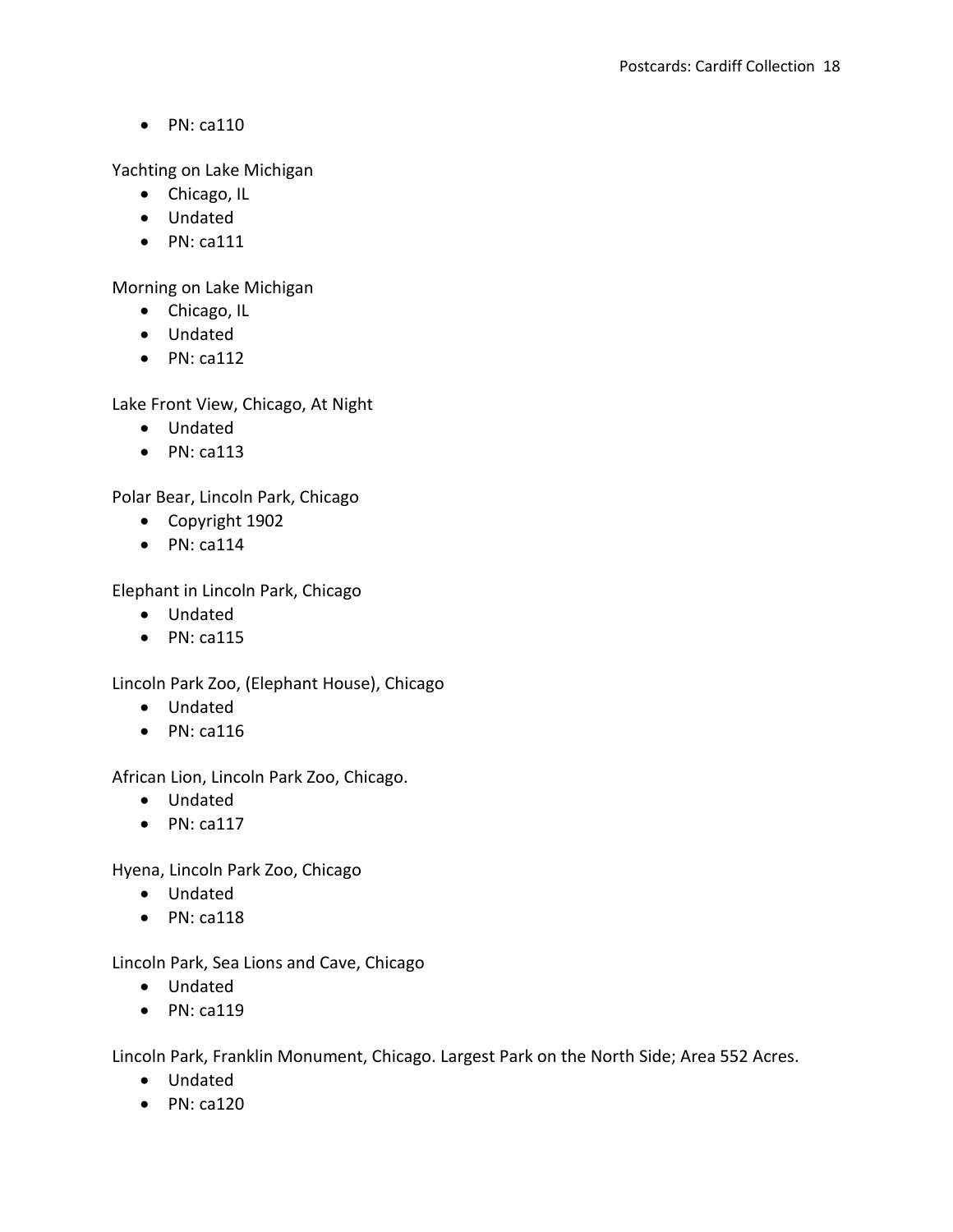- PN: ca110

Yachting on Lake Michigan

- Chicago, IL
- Undated
- PN: ca111

Morning on Lake Michigan

- Chicago, IL
- Undated
- PN: ca112

Lake Front View, Chicago, At Night

- Undated
- PN: ca113

Polar Bear, Lincoln Park, Chicago

- Copyright 1902
- PN: ca114

Elephant in Lincoln Park, Chicago

- Undated
- PN: ca115

Lincoln Park Zoo, (Elephant House), Chicago

- Undated
- PN: ca116

African Lion, Lincoln Park Zoo, Chicago.

- Undated
- PN: ca117

Hyena, Lincoln Park Zoo, Chicago

- Undated
- PN: ca118

Lincoln Park, Sea Lions and Cave, Chicago

- Undated
- PN: ca119

Lincoln Park, Franklin Monument, Chicago. Largest Park on the North Side; Area 552 Acres.

- Undated
- PN: ca120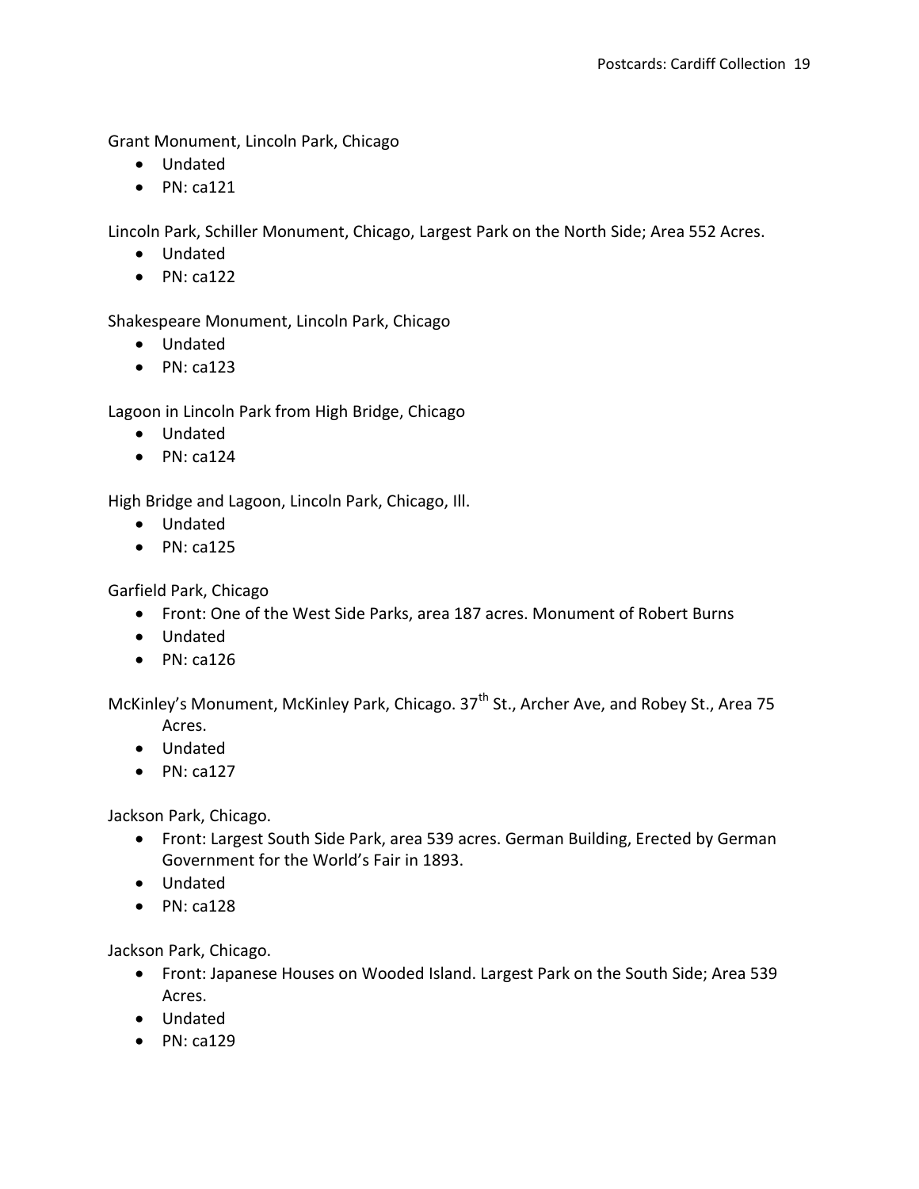Grant Monument, Lincoln Park, Chicago

- Undated
- PN: ca121

Lincoln Park, Schiller Monument, Chicago, Largest Park on the North Side; Area 552 Acres.

- Undated
- PN: ca122

Shakespeare Monument, Lincoln Park, Chicago

- Undated
- PN: ca123

Lagoon in Lincoln Park from High Bridge, Chicago

- Undated
- PN: ca124

High Bridge and Lagoon, Lincoln Park, Chicago, Ill.

- Undated
- PN: ca125

Garfield Park, Chicago

- Front: One of the West Side Parks, area 187 acres. Monument of Robert Burns
- Undated
- PN: ca126

McKinley's Monument, McKinley Park, Chicago. 37th St., Archer Ave, and Robey St., Area 75 Acres.

- Undated
- PN: ca127

Jackson Park, Chicago.

- Front: Largest South Side Park, area 539 acres. German Building, Erected by German Government for the World's Fair in 1893.
- Undated
- PN: ca128

Jackson Park, Chicago.

- Front: Japanese Houses on Wooded Island. Largest Park on the South Side; Area 539 Acres.
- Undated
- PN: ca129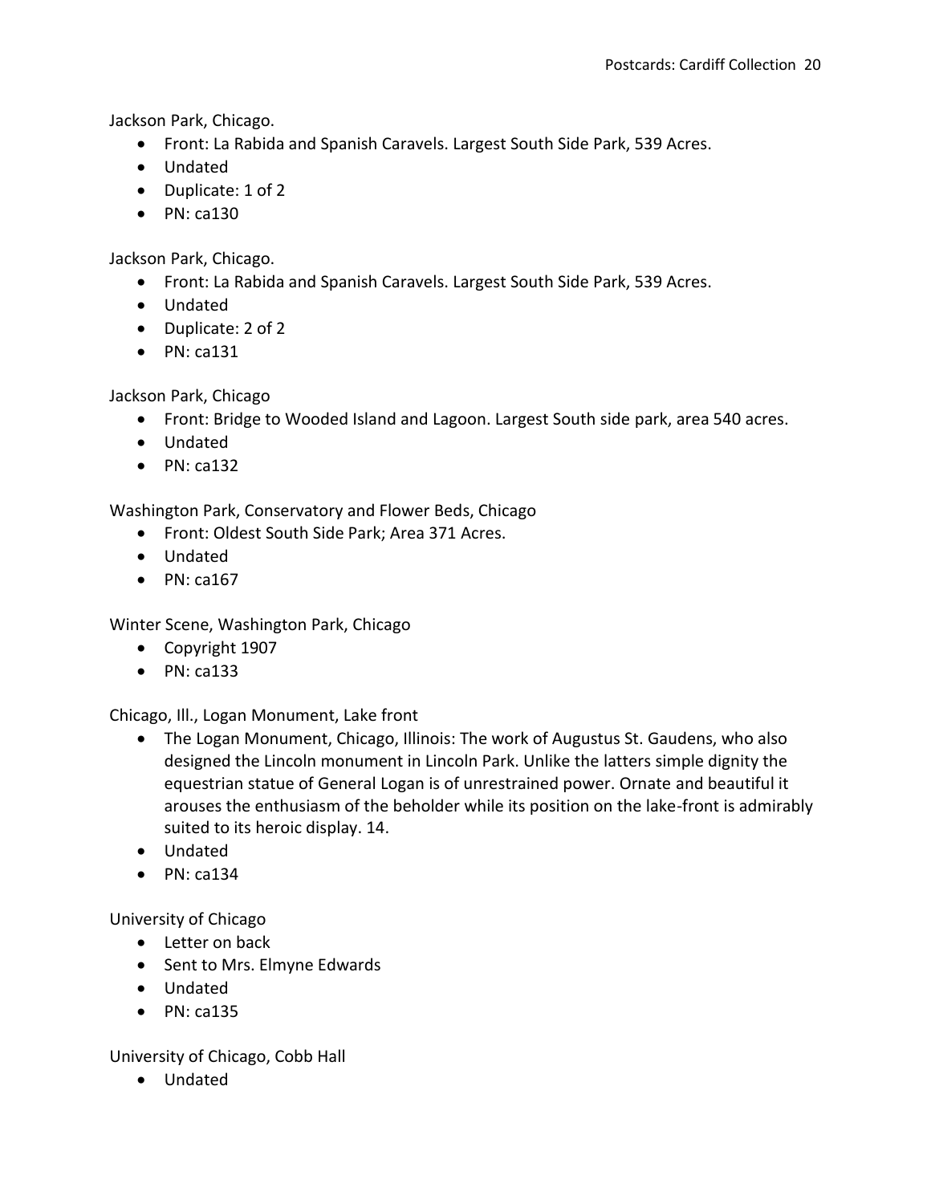Jackson Park, Chicago.

- Front: La Rabida and Spanish Caravels. Largest South Side Park, 539 Acres.
- Undated
- Duplicate: 1 of 2
- PN: ca130

Jackson Park, Chicago.

- Front: La Rabida and Spanish Caravels. Largest South Side Park, 539 Acres.
- Undated
- Duplicate: 2 of 2
- PN: ca131

Jackson Park, Chicago

- Front: Bridge to Wooded Island and Lagoon. Largest South side park, area 540 acres.
- Undated
- PN: ca132

Washington Park, Conservatory and Flower Beds, Chicago

- Front: Oldest South Side Park; Area 371 Acres.
- Undated
- PN: ca167

Winter Scene, Washington Park, Chicago

- Copyright 1907
- PN: ca133

Chicago, Ill., Logan Monument, Lake front

- The Logan Monument, Chicago, Illinois: The work of Augustus St. Gaudens, who also designed the Lincoln monument in Lincoln Park. Unlike the latters simple dignity the equestrian statue of General Logan is of unrestrained power. Ornate and beautiful it arouses the enthusiasm of the beholder while its position on the lake-front is admirably suited to its heroic display. 14.
- Undated
- PN: ca134

University of Chicago

- Letter on back
- Sent to Mrs. Elmyne Edwards
- Undated
- PN: ca135

University of Chicago, Cobb Hall

- Undated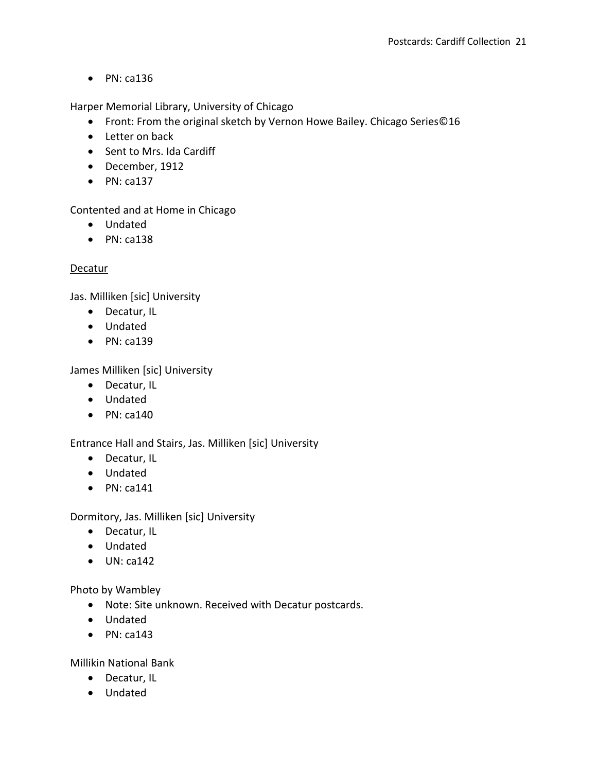- PN: ca136

Harper Memorial Library, University of Chicago

- Front: From the original sketch by Vernon Howe Bailey. Chicago Series©16
- Letter on back
- Sent to Mrs. Ida Cardiff
- December, 1912
- PN: ca137

Contented and at Home in Chicago

- Undated
- PN: ca138

<u>Decatur</u>

Jas. Milliken [sic] University

- Decatur, IL
- Undated
- PN: ca139

James Milliken [sic] University

- Decatur, IL
- Undated
- PN: ca140

Entrance Hall and Stairs, Jas. Milliken [sic] University

- Decatur, IL
- Undated
- PN: ca141

Dormitory, Jas. Milliken [sic] University

- Decatur, IL
- Undated
- UN: ca142

Photo by Wambley

- Note: Site unknown. Received with Decatur postcards.
- Undated
- PN: ca143

Millikin National Bank

- Decatur, IL
- Undated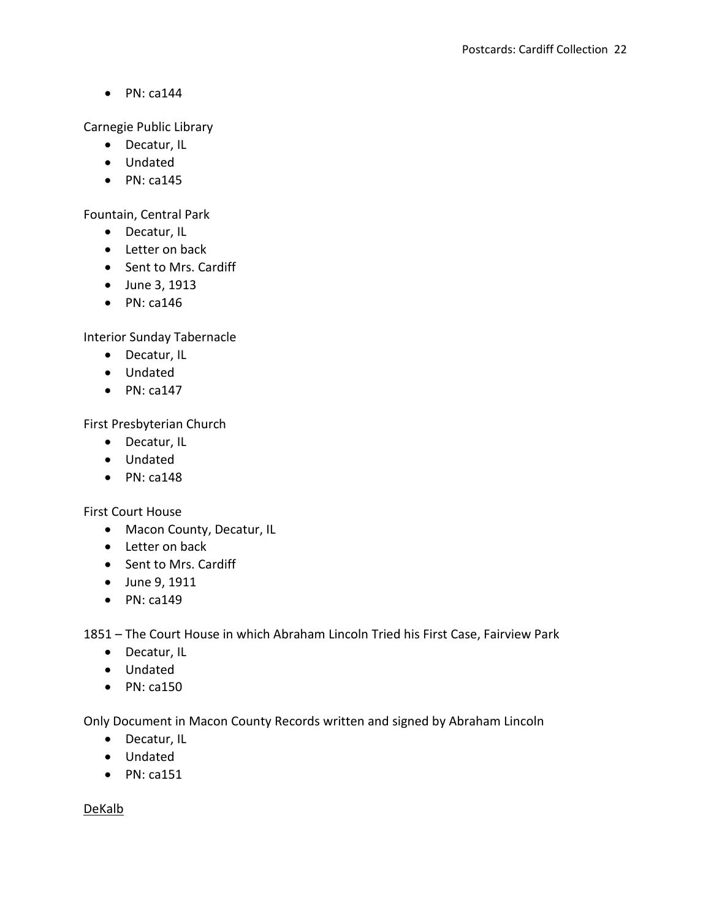- PN: ca144

Carnegie Public Library

- Decatur, IL
- Undated
- PN: ca145

Fountain, Central Park

- Decatur, IL
- Letter on back
- Sent to Mrs. Cardiff
- June 3, 1913
- PN: ca146

Interior Sunday Tabernacle

- Decatur, IL
- Undated
- PN: ca147

First Presbyterian Church

- Decatur, IL
- Undated
- PN: ca148

First Court House

- Macon County, Decatur, IL
- Letter on back
- Sent to Mrs. Cardiff
- June 9, 1911
- PN: ca149

1851 – The Court House in which Abraham Lincoln Tried his First Case, Fairview Park

- Decatur, IL
- Undated
- PN: ca150

Only Document in Macon County Records written and signed by Abraham Lincoln

- Decatur, IL
- Undated
- PN: ca151

<u>DeKalb</u>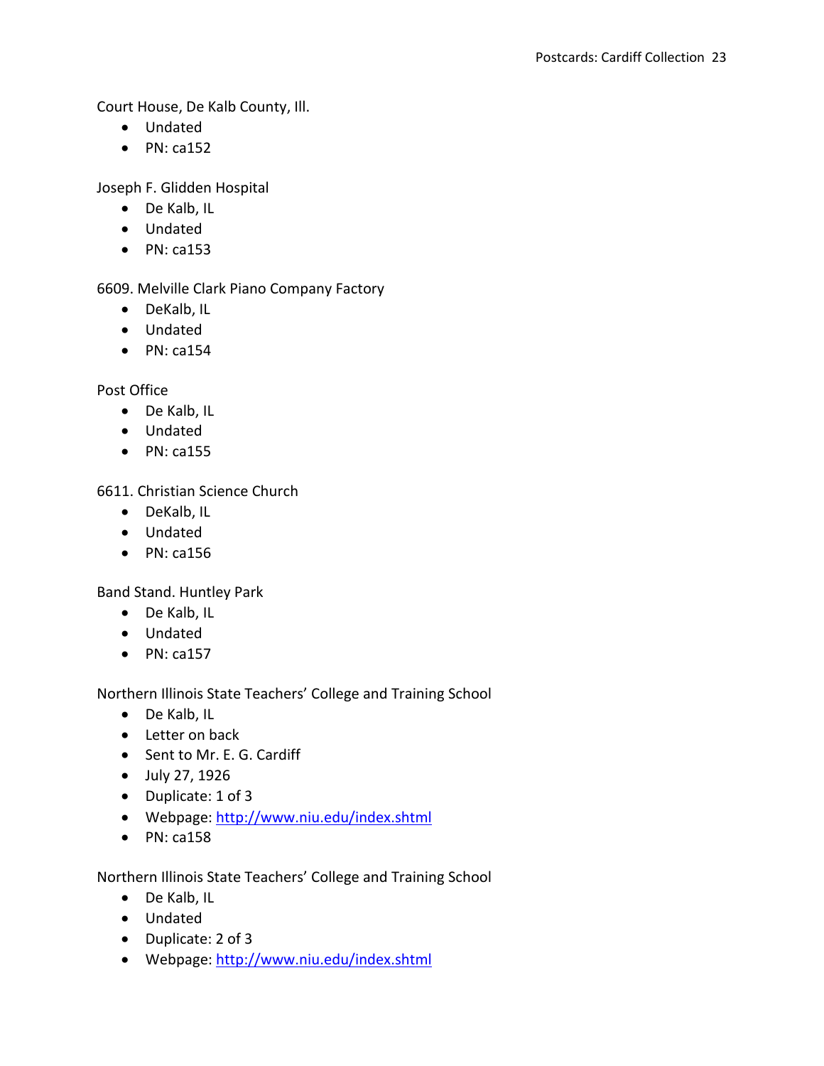Court House, De Kalb County, Ill.

- Undated
- PN: ca152

Joseph F. Glidden Hospital

- De Kalb, IL
- Undated
- PN: ca153

6609. Melville Clark Piano Company Factory

- DeKalb, IL
- Undated
- PN: ca154

Post Office

- De Kalb, IL
- Undated
- PN: ca155

6611. Christian Science Church

- DeKalb, IL
- Undated
- PN: ca156

Band Stand. Huntley Park

- De Kalb, IL
- Undated
- PN: ca157

Northern Illinois State Teachers' College and Training School

- De Kalb, IL
- Letter on back
- Sent to Mr. E. G. Cardiff
- July 27, 1926
- Duplicate: 1 of 3
- Webpage: http://www.niu.edu/index.shtml
- PN: ca158

Northern Illinois State Teachers' College and Training School

- De Kalb, IL
- Undated
- Duplicate: 2 of 3
- Webpage: http://www.niu.edu/index.shtml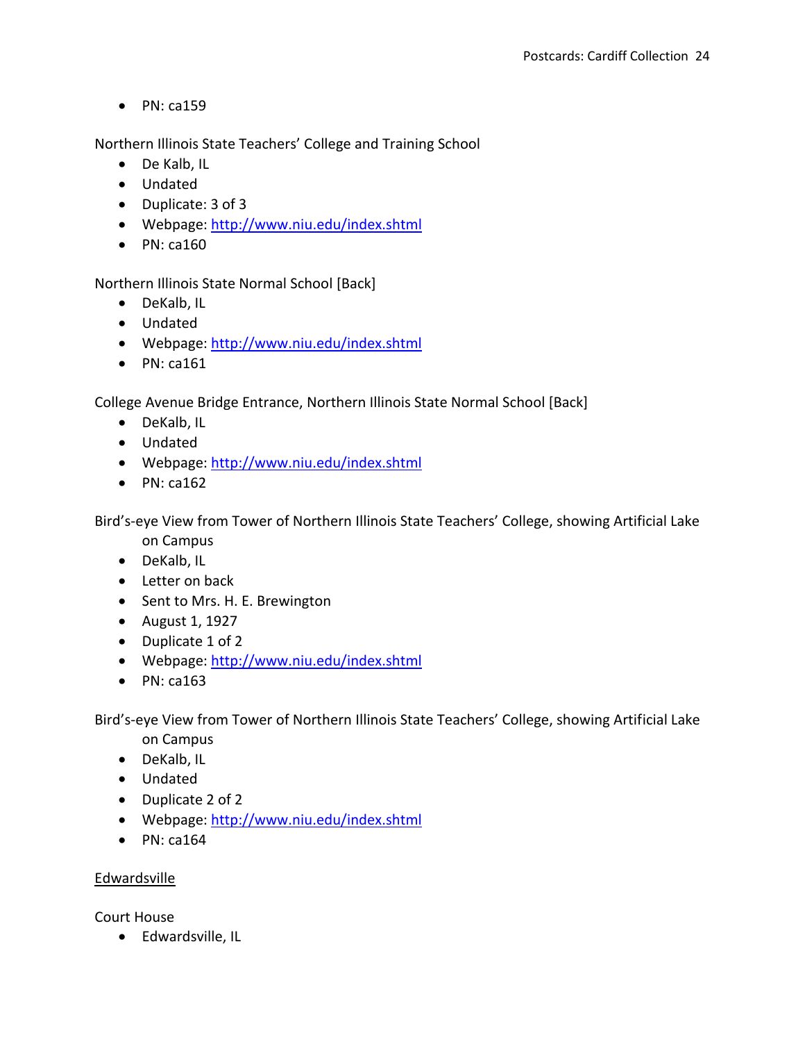- PN: ca159

Northern Illinois State Teachers' College and Training School

- De Kalb, IL
- Undated
- Duplicate: 3 of 3
- Webpage: http://www.niu.edu/index.shtml
- PN: ca160

Northern Illinois State Normal School [Back]

- DeKalb, IL
- Undated
- Webpage: http://www.niu.edu/index.shtml
- PN: ca161

College Avenue Bridge Entrance, Northern Illinois State Normal School [Back]

- DeKalb, IL
- Undated
- Webpage: http://www.niu.edu/index.shtml
- PN: ca162

Bird's-eye View from Tower of Northern Illinois State Teachers' College, showing Artificial Lake on Campus

- DeKalb, IL
- Letter on back
- Sent to Mrs. H. E. Brewington
- August 1, 1927
- Duplicate 1 of 2
- Webpage: http://www.niu.edu/index.shtml
- PN: ca163

Bird's-eye View from Tower of Northern Illinois State Teachers' College, showing Artificial Lake on Campus

- DeKalb, IL
- Undated
- Duplicate 2 of 2
- Webpage: http://www.niu.edu/index.shtml
- PN: ca164

<u>Edwardsville</u>

Court House

- Edwardsville, IL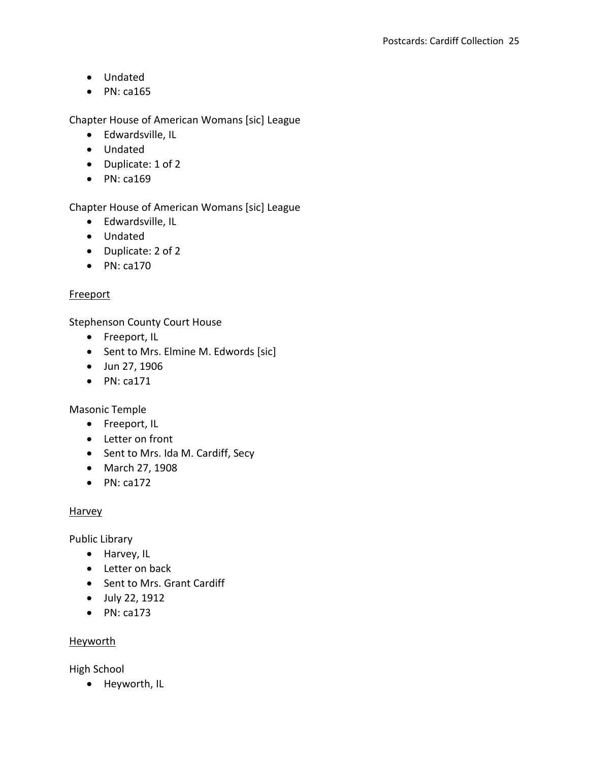- Undated
- PN: ca165

Chapter House of American Womans [sic] League

- Edwardsville, IL
- Undated
- Duplicate: 1 of 2
- PN: ca169

Chapter House of American Womans [sic] League

- Edwardsville, IL
- Undated
- Duplicate: 2 of 2
- PN: ca170

<u>Freeport</u>

Stephenson County Court House

- Freeport, IL
- Sent to Mrs. Elmine M. Edwords [sic]
- Jun 27, 1906
- PN: ca171

Masonic Temple

- Freeport, IL
- Letter on front
- Sent to Mrs. Ida M. Cardiff, Secy
- March 27, 1908
- PN: ca172

<u>Harvey</u>

Public Library

- Harvey, IL
- Letter on back
- Sent to Mrs. Grant Cardiff
- July 22, 1912
- PN: ca173

<u>Heyworth</u>

High School

- Heyworth, IL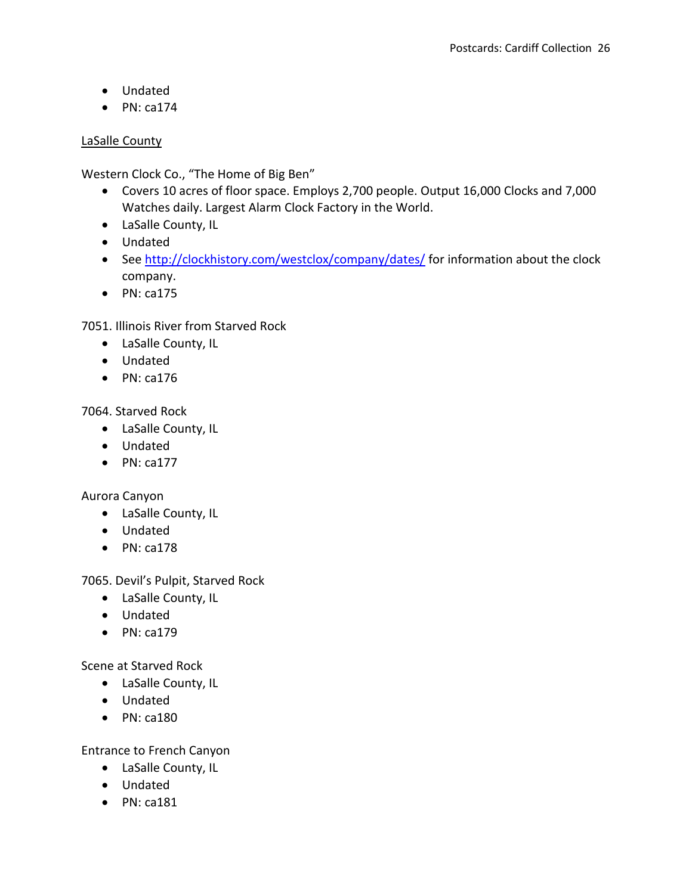- Undated
- PN: ca174

LaSalle County

Western Clock Co., "The Home of Big Ben"

- Covers 10 acres of floor space. Employs 2,700 people. Output 16,000 Clocks and 7,000 Watches daily. Largest Alarm Clock Factory in the World.
- LaSalle County, IL
- Undated
- See http://clockhistory.com/westclox/company/dates/ for information about the clock company.
- PN: ca175

7051. Illinois River from Starved Rock

- LaSalle County, IL
- Undated
- PN: ca176

7064. Starved Rock

- LaSalle County, IL
- Undated
- PN: ca177

Aurora Canyon

- LaSalle County, IL
- Undated
- PN: ca178

7065. Devil's Pulpit, Starved Rock

- LaSalle County, IL
- Undated
- PN: ca179

Scene at Starved Rock

- LaSalle County, IL
- Undated
- PN: ca180

Entrance to French Canyon

- LaSalle County, IL
- Undated
- PN: ca181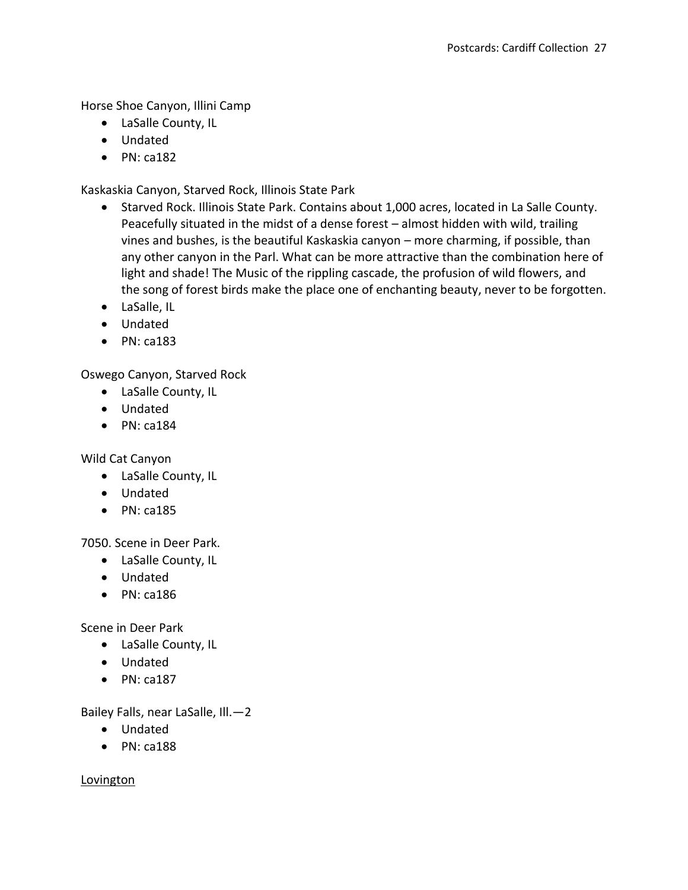Horse Shoe Canyon, Illini Camp

- LaSalle County, IL
- Undated
- PN: ca182

Kaskaskia Canyon, Starved Rock, Illinois State Park

- Starved Rock. Illinois State Park. Contains about 1,000 acres, located in La Salle County. Peacefully situated in the midst of a dense forest – almost hidden with wild, trailing vines and bushes, is the beautiful Kaskaskia canyon – more charming, if possible, than any other canyon in the Parl. What can be more attractive than the combination here of light and shade! The Music of the rippling cascade, the profusion of wild flowers, and the song of forest birds make the place one of enchanting beauty, never to be forgotten.
- LaSalle, IL
- Undated
- PN: ca183

Oswego Canyon, Starved Rock

- LaSalle County, IL
- Undated
- PN: ca184

Wild Cat Canyon

- LaSalle County, IL
- Undated
- PN: ca185

7050. Scene in Deer Park.

- LaSalle County, IL
- Undated
- PN: ca186

Scene in Deer Park

- LaSalle County, IL
- Undated
- PN: ca187

Bailey Falls, near LaSalle, Ill.—2

- Undated
- PN: ca188

<u>Lovington</u>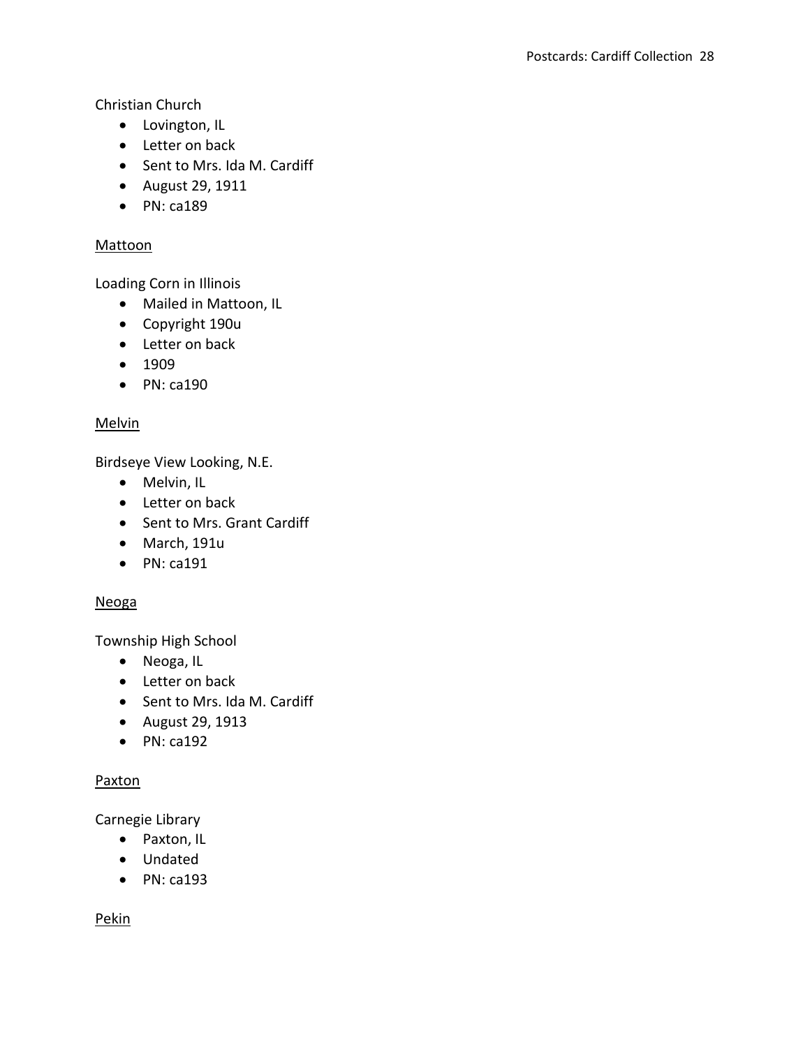Christian Church

- Lovington, IL
- Letter on back
- Sent to Mrs. Ida M. Cardiff
- August 29, 1911
- PN: ca189

<u>Mattoon</u>

Loading Corn in Illinois

- Mailed in Mattoon, IL
- Copyright 190u
- Letter on back
- 1909
- PN: ca190

<u>Melvin</u>

Birdseye View Looking, N.E.

- Melvin, IL
- Letter on back
- Sent to Mrs. Grant Cardiff
- March, 191u
- PN: ca191

<u>Neoga</u>

Township High School

- Neoga, IL
- Letter on back
- Sent to Mrs. Ida M. Cardiff
- August 29, 1913
- PN: ca192

<u>Paxton</u>

Carnegie Library

- Paxton, IL
- Undated
- PN: ca193

<u>Pekin</u>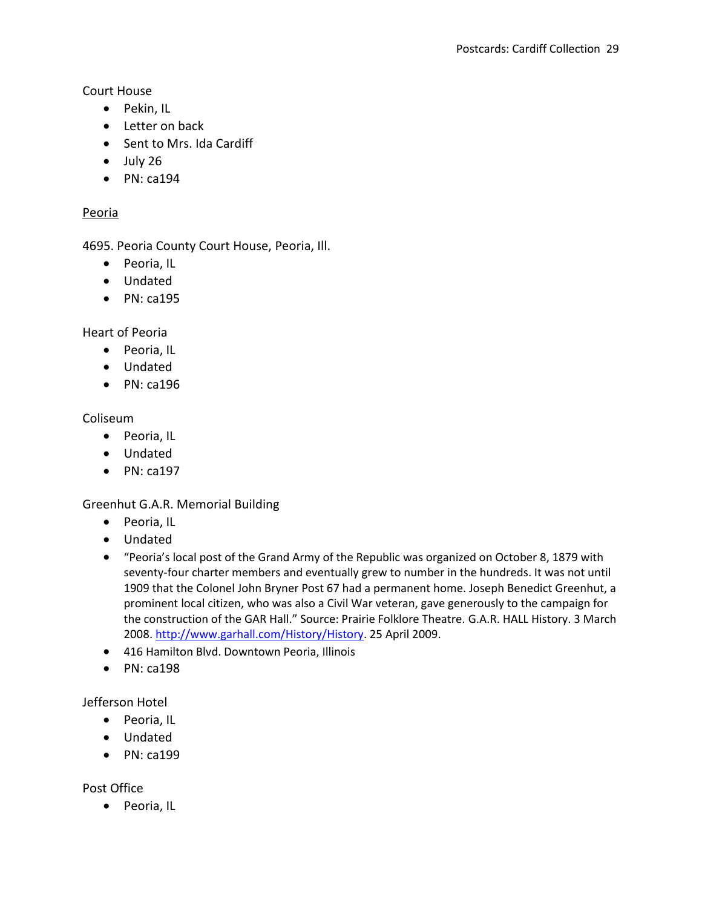Court House

- Pekin, IL
- Letter on back
- Sent to Mrs. Ida Cardiff
- July 26
- PN: ca194

<u>Peoria</u>

4695. Peoria County Court House, Peoria, Ill.

- Peoria, IL
- Undated
- PN: ca195

Heart of Peoria

- Peoria, IL
- Undated
- PN: ca196

Coliseum

- Peoria, IL
- Undated
- PN: ca197

Greenhut G.A.R. Memorial Building

- Peoria, IL
- Undated
- "Peoria's local post of the Grand Army of the Republic was organized on October 8, 1879 with seventy-four charter members and eventually grew to number in the hundreds. It was not until 1909 that the Colonel John Bryner Post 67 had a permanent home. Joseph Benedict Greenhut, a prominent local citizen, who was also a Civil War veteran, gave generously to the campaign for the construction of the GAR Hall." Source: Prairie Folklore Theatre. G.A.R. HALL History. 3 March 2008. [http://www.garhall.com/History/History](http://www.garhall.com/History/History). 25 April 2009.
- 416 Hamilton Blvd. Downtown Peoria, Illinois
- PN: ca198

Jefferson Hotel

- Peoria, IL
- Undated
- PN: ca199

Post Office

- Peoria, IL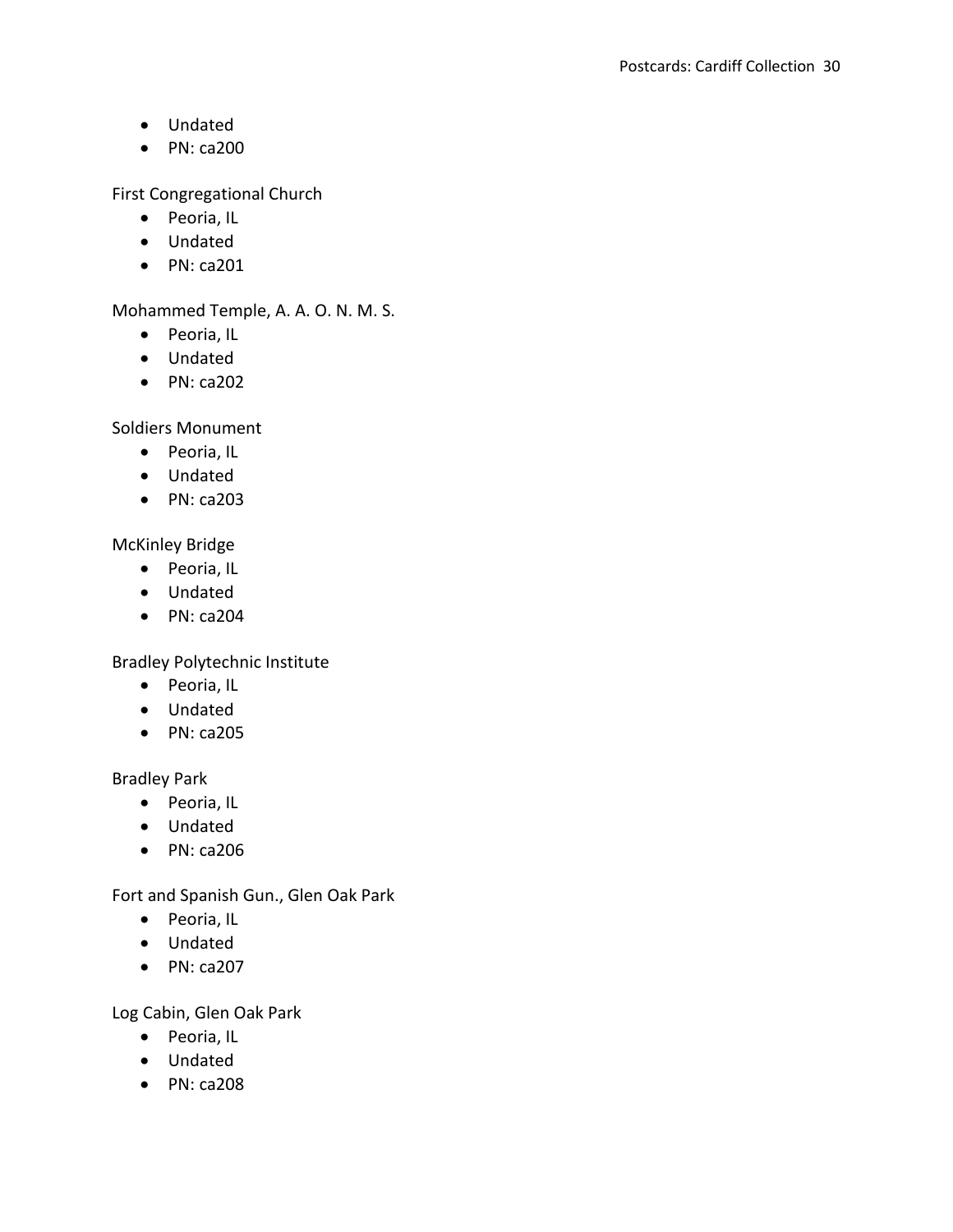- Undated
- PN: ca200

First Congregational Church

- Peoria, IL
- Undated
- PN: ca201

Mohammed Temple, A. A. O. N. M. S.

- Peoria, IL
- Undated
- PN: ca202

Soldiers Monument

- Peoria, IL
- Undated
- PN: ca203

McKinley Bridge

- Peoria, IL
- Undated
- PN: ca204

Bradley Polytechnic Institute

- Peoria, IL
- Undated
- PN: ca205

Bradley Park

- Peoria, IL
- Undated
- PN: ca206

Fort and Spanish Gun., Glen Oak Park

- Peoria, IL
- Undated
- PN: ca207

Log Cabin, Glen Oak Park

- Peoria, IL
- Undated
- PN: ca208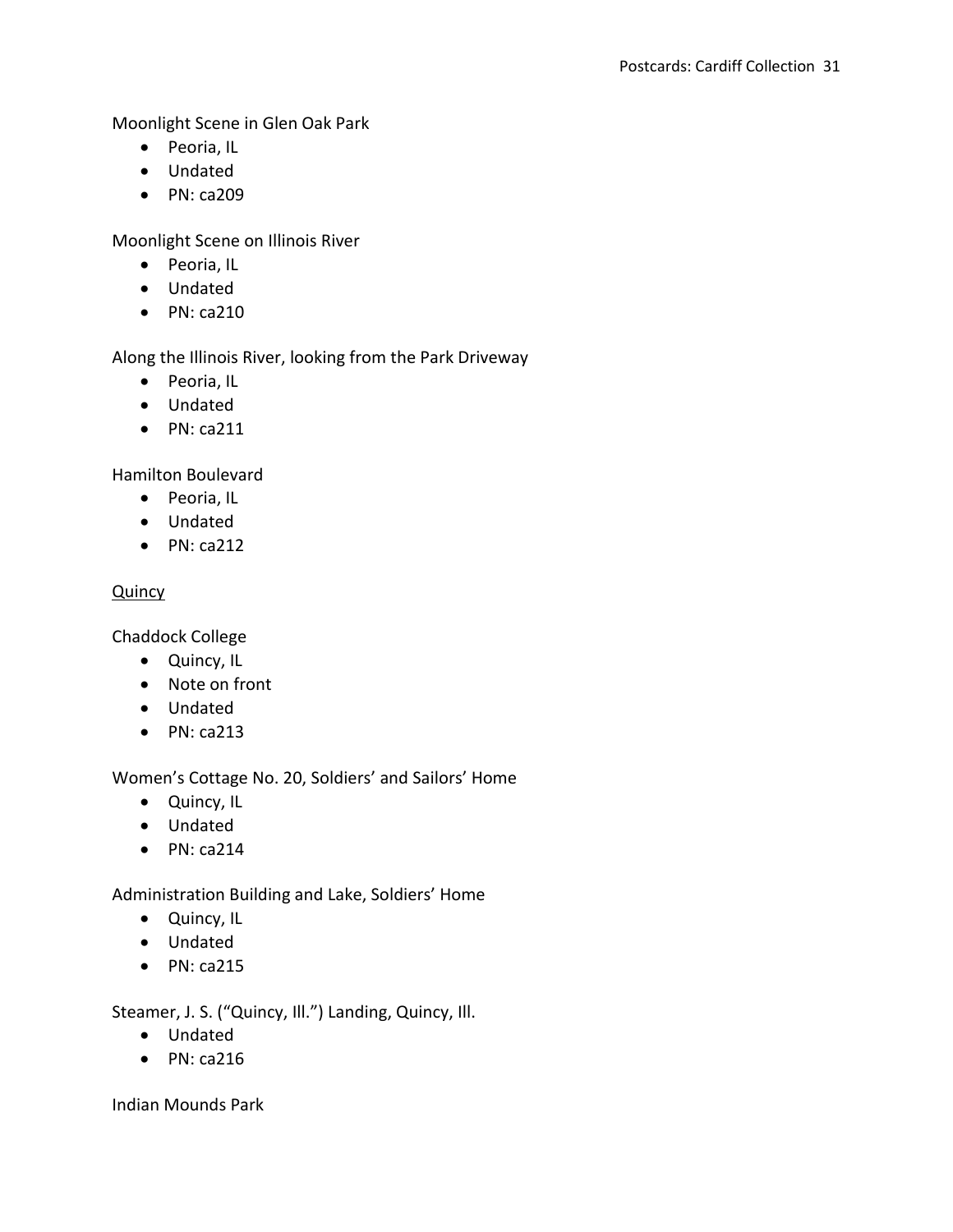Moonlight Scene in Glen Oak Park

- Peoria, IL
- Undated
- PN: ca209

Moonlight Scene on Illinois River

- Peoria, IL
- Undated
- PN: ca210

Along the Illinois River, looking from the Park Driveway

- Peoria, IL
- Undated
- PN: ca211

Hamilton Boulevard

- Peoria, IL
- Undated
- PN: ca212

<u>Quincy</u>

Chaddock College

- Quincy, IL
- Note on front
- Undated
- PN: ca213

Women's Cottage No. 20, Soldiers' and Sailors' Home

- Quincy, IL
- Undated
- PN: ca214

Administration Building and Lake, Soldiers' Home

- Quincy, IL
- Undated
- PN: ca215

Steamer, J. S. ("Quincy, Ill.") Landing, Quincy, Ill.

- Undated
- PN: ca216

Indian Mounds Park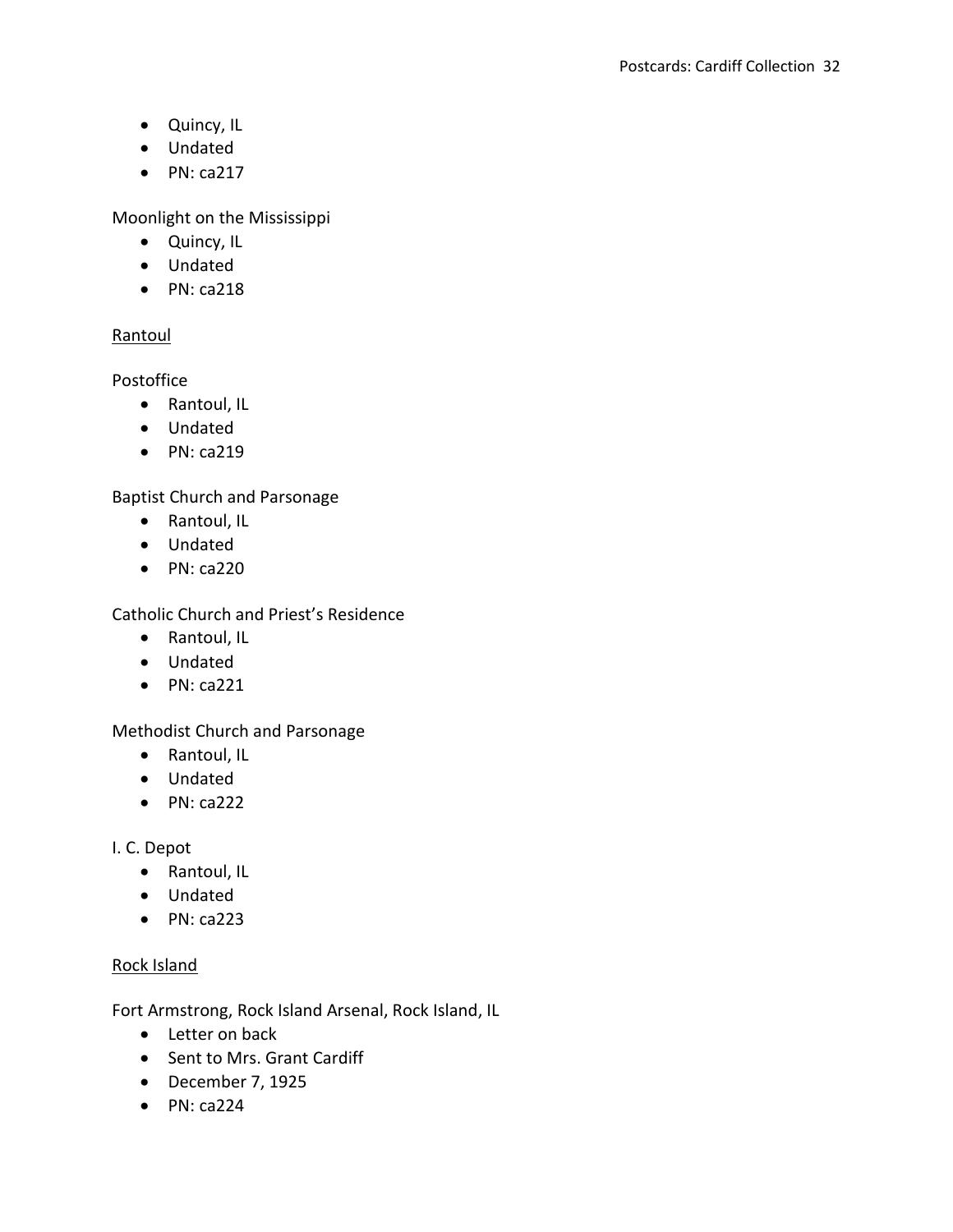- Quincy, IL
- Undated
- PN: ca217

Moonlight on the Mississippi

- Quincy, IL
- Undated
- PN: ca218

<u>Rantoul</u>

Postoffice

- Rantoul, IL
- Undated
- PN: ca219

Baptist Church and Parsonage

- Rantoul, IL
- Undated
- PN: ca220

Catholic Church and Priest's Residence

- Rantoul, IL
- Undated
- PN: ca221

Methodist Church and Parsonage

- Rantoul, IL
- Undated
- PN: ca222

I. C. Depot

- Rantoul, IL
- Undated
- PN: ca223

<u>Rock Island</u>

Fort Armstrong, Rock Island Arsenal, Rock Island, IL

- Letter on back
- Sent to Mrs. Grant Cardiff
- December 7, 1925
- PN: ca224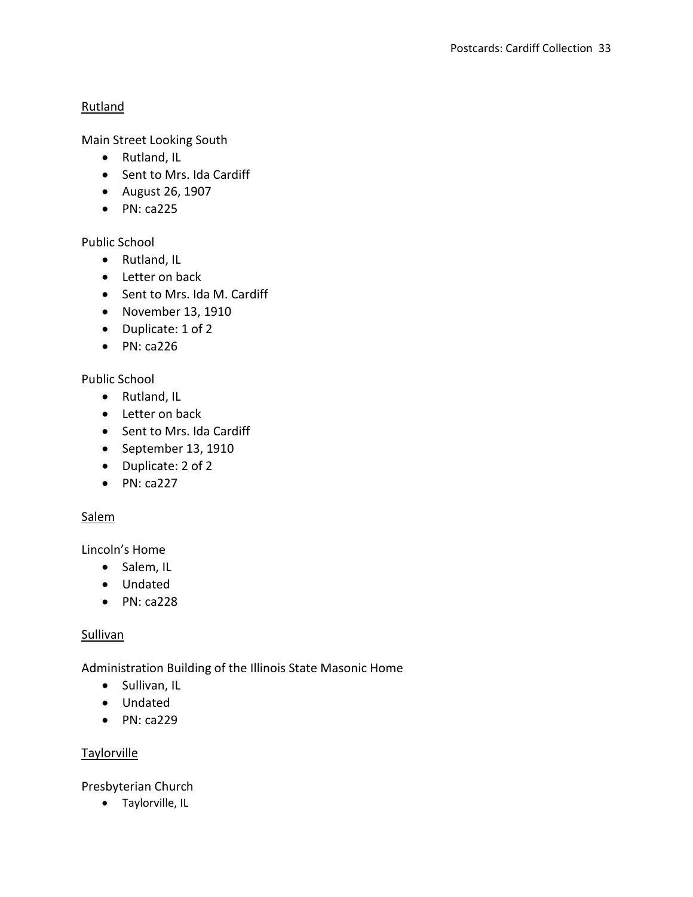<u>Rutland</u>

Main Street Looking South

- Rutland, IL
- Sent to Mrs. Ida Cardiff
- August 26, 1907
- PN: ca225

Public School

- Rutland, IL
- Letter on back
- Sent to Mrs. Ida M. Cardiff
- November 13, 1910
- Duplicate: 1 of 2
- PN: ca226

Public School

- Rutland, IL
- Letter on back
- Sent to Mrs. Ida Cardiff
- September 13, 1910
- Duplicate: 2 of 2
- PN: ca227

<u>Salem</u>

Lincoln's Home

- Salem, IL
- Undated
- PN: ca228

<u>Sullivan</u>

Administration Building of the Illinois State Masonic Home

- Sullivan, IL
- Undated
- PN: ca229

<u>Taylorville</u>

Presbyterian Church

- Taylorville, IL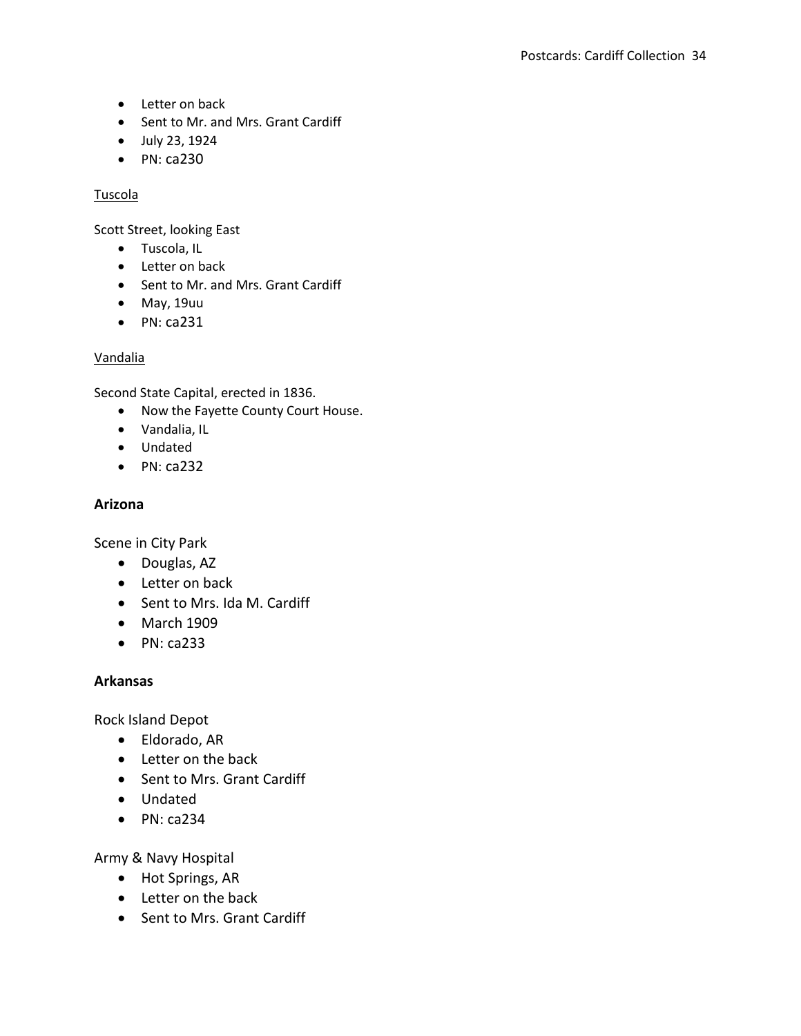- Letter on back
- Sent to Mr. and Mrs. Grant Cardiff
- July 23, 1924
- PN: ca230

<u>Tuscola</u>

Scott Street, looking East

- Tuscola, IL
- Letter on back
- Sent to Mr. and Mrs. Grant Cardiff
- May, 19uu
- PN: ca231

<u>Vandalia</u>

Second State Capital, erected in 1836.

- Now the Fayette County Court House.
- Vandalia, IL
- Undated
- PN: ca232

### Arizona

Scene in City Park

- Douglas, AZ
- Letter on back
- Sent to Mrs. Ida M. Cardiff
- March 1909
- PN: ca233

### Arkansas

Rock Island Depot

- Eldorado, AR
- Letter on the back
- Sent to Mrs. Grant Cardiff
- Undated
- PN: ca234

Army & Navy Hospital

- Hot Springs, AR
- Letter on the back
- Sent to Mrs. Grant Cardiff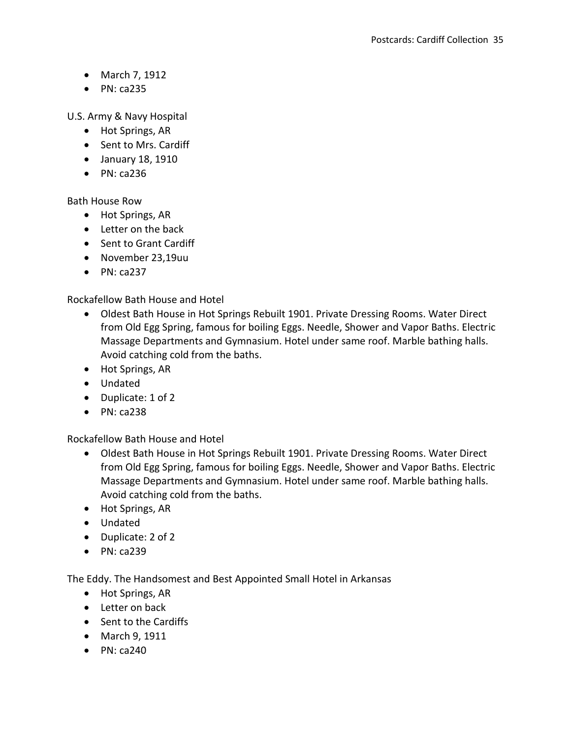- March 7, 1912
- PN: ca235

U.S. Army & Navy Hospital

- Hot Springs, AR
- Sent to Mrs. Cardiff
- January 18, 1910
- PN: ca236

Bath House Row

- Hot Springs, AR
- Letter on the back
- Sent to Grant Cardiff
- November 23,19uu
- PN: ca237

Rockafellow Bath House and Hotel

- Oldest Bath House in Hot Springs Rebuilt 1901. Private Dressing Rooms. Water Direct from Old Egg Spring, famous for boiling Eggs. Needle, Shower and Vapor Baths. Electric Massage Departments and Gymnasium. Hotel under same roof. Marble bathing halls. Avoid catching cold from the baths.
- Hot Springs, AR
- Undated
- Duplicate: 1 of 2
- PN: ca238

Rockafellow Bath House and Hotel

- Oldest Bath House in Hot Springs Rebuilt 1901. Private Dressing Rooms. Water Direct from Old Egg Spring, famous for boiling Eggs. Needle, Shower and Vapor Baths. Electric Massage Departments and Gymnasium. Hotel under same roof. Marble bathing halls. Avoid catching cold from the baths.
- Hot Springs, AR
- Undated
- Duplicate: 2 of 2
- PN: ca239

The Eddy. The Handsomest and Best Appointed Small Hotel in Arkansas

- Hot Springs, AR
- Letter on back
- Sent to the Cardiffs
- March 9, 1911
- PN: ca240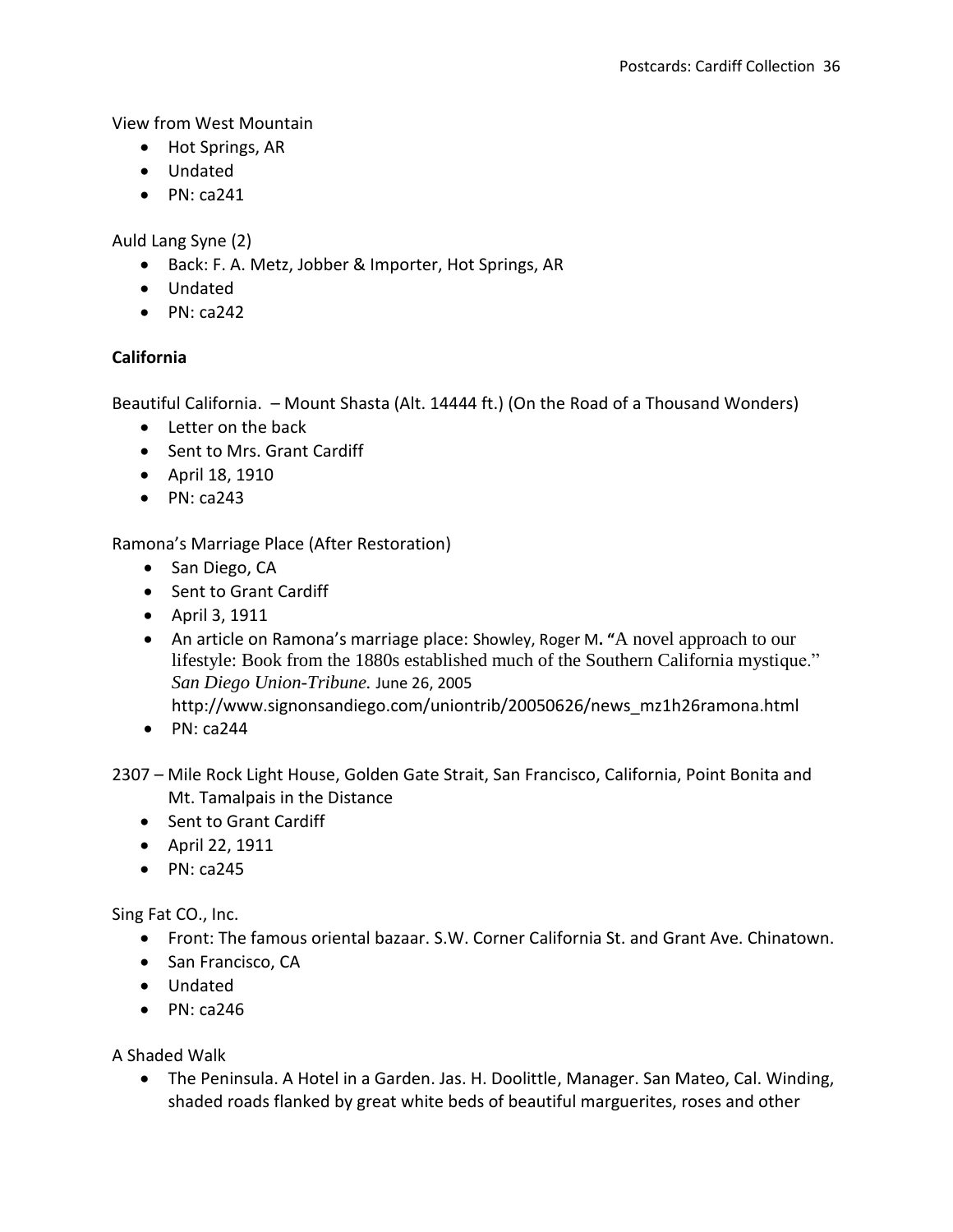View from West Mountain

- Hot Springs, AR
- Undated
- PN: ca241

Auld Lang Syne (2)

- Back: F. A. Metz, Jobber & Importer, Hot Springs, AR
- Undated
- PN: ca242

**California**

Beautiful California. – Mount Shasta (Alt. 14444 ft.) (On the Road of a Thousand Wonders)

- Letter on the back
- Sent to Mrs. Grant Cardiff
- April 18, 1910
- PN: ca243

Ramona's Marriage Place (After Restoration)

- San Diego, CA
- Sent to Grant Cardiff
- April 3, 1911
- An article on Ramona's marriage place: Showley, Roger M. "A novel approach to our lifestyle: Book from the 1880s established much of the Southern California mystique." *San Diego Union-Tribune.* June 26, 2005 http://www.signonsandiego.com/uniontrib/20050626/news_mz1h26ramona.html
- PN: ca244

2307 – Mile Rock Light House, Golden Gate Strait, San Francisco, California, Point Bonita and Mt. Tamalpais in the Distance

- Sent to Grant Cardiff
- April 22, 1911
- PN: ca245

Sing Fat CO., Inc.

- Front: The famous oriental bazaar. S.W. Corner California St. and Grant Ave. Chinatown.
- San Francisco, CA
- Undated
- PN: ca246

A Shaded Walk

- The Peninsula. A Hotel in a Garden. Jas. H. Doolittle, Manager. San Mateo, Cal. Winding, shaded roads flanked by great white beds of beautiful marguerites, roses and other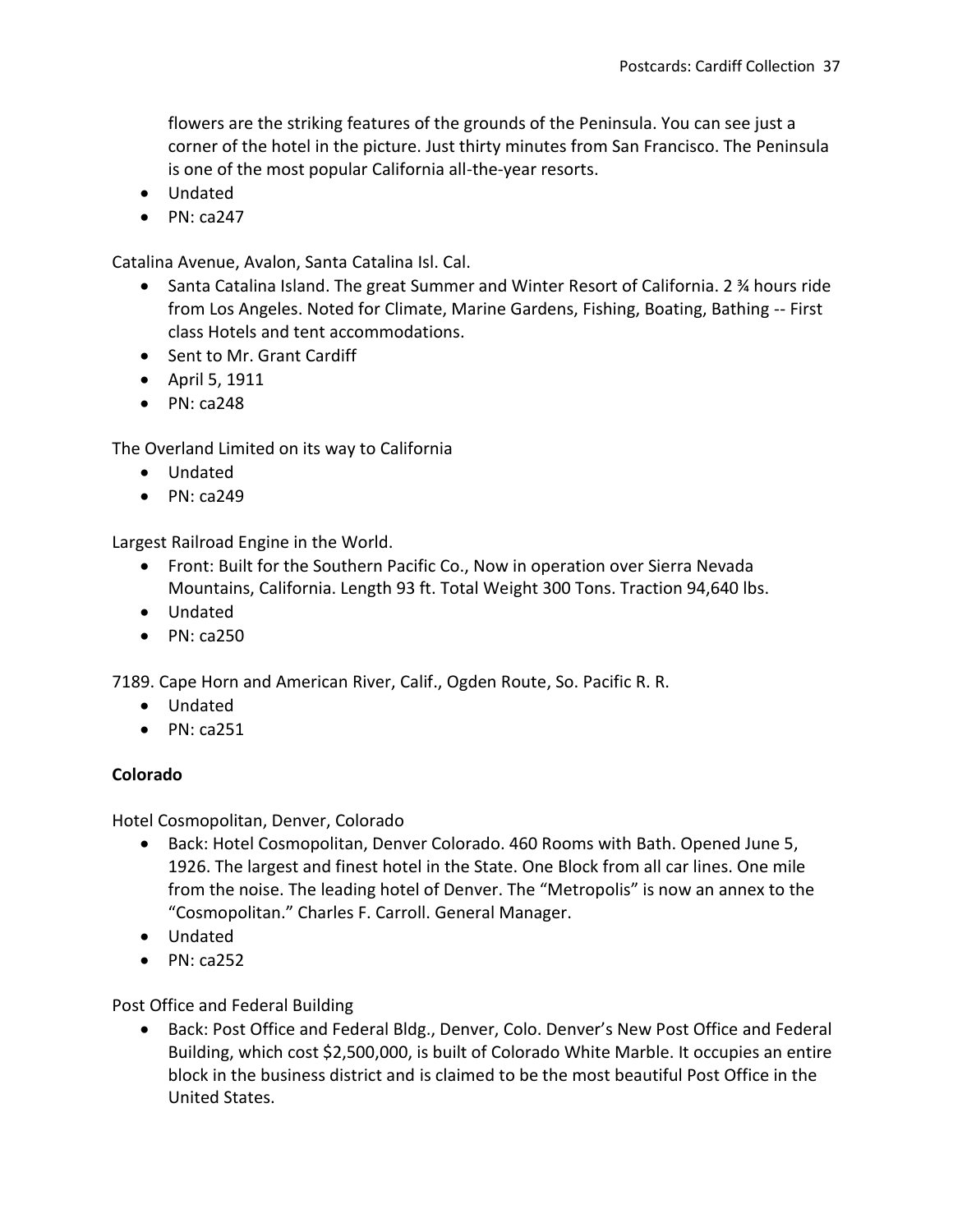flowers are the striking features of the grounds of the Peninsula. You can see just a corner of the hotel in the picture. Just thirty minutes from San Francisco. The Peninsula is one of the most popular California all-the-year resorts.
- Undated
- PN: ca247

Catalina Avenue, Avalon, Santa Catalina Isl. Cal.
- Santa Catalina Island. The great Summer and Winter Resort of California. 2 ¾ hours ride from Los Angeles. Noted for Climate, Marine Gardens, Fishing, Boating, Bathing -- First class Hotels and tent accommodations.
- Sent to Mr. Grant Cardiff
- April 5, 1911
- PN: ca248

The Overland Limited on its way to California
- Undated
- PN: ca249

Largest Railroad Engine in the World.
- Front: Built for the Southern Pacific Co., Now in operation over Sierra Nevada Mountains, California. Length 93 ft. Total Weight 300 Tons. Traction 94,640 lbs.
- Undated
- PN: ca250

7189. Cape Horn and American River, Calif., Ogden Route, So. Pacific R. R.
- Undated
- PN: ca251

**Colorado**

Hotel Cosmopolitan, Denver, Colorado
- Back: Hotel Cosmopolitan, Denver Colorado. 460 Rooms with Bath. Opened June 5, 1926. The largest and finest hotel in the State. One Block from all car lines. One mile from the noise. The leading hotel of Denver. The "Metropolis" is now an annex to the "Cosmopolitan." Charles F. Carroll. General Manager.
- Undated
- PN: ca252

Post Office and Federal Building
- Back: Post Office and Federal Bldg., Denver, Colo. Denver's New Post Office and Federal Building, which cost $2,500,000, is built of Colorado White Marble. It occupies an entire block in the business district and is claimed to be the most beautiful Post Office in the United States.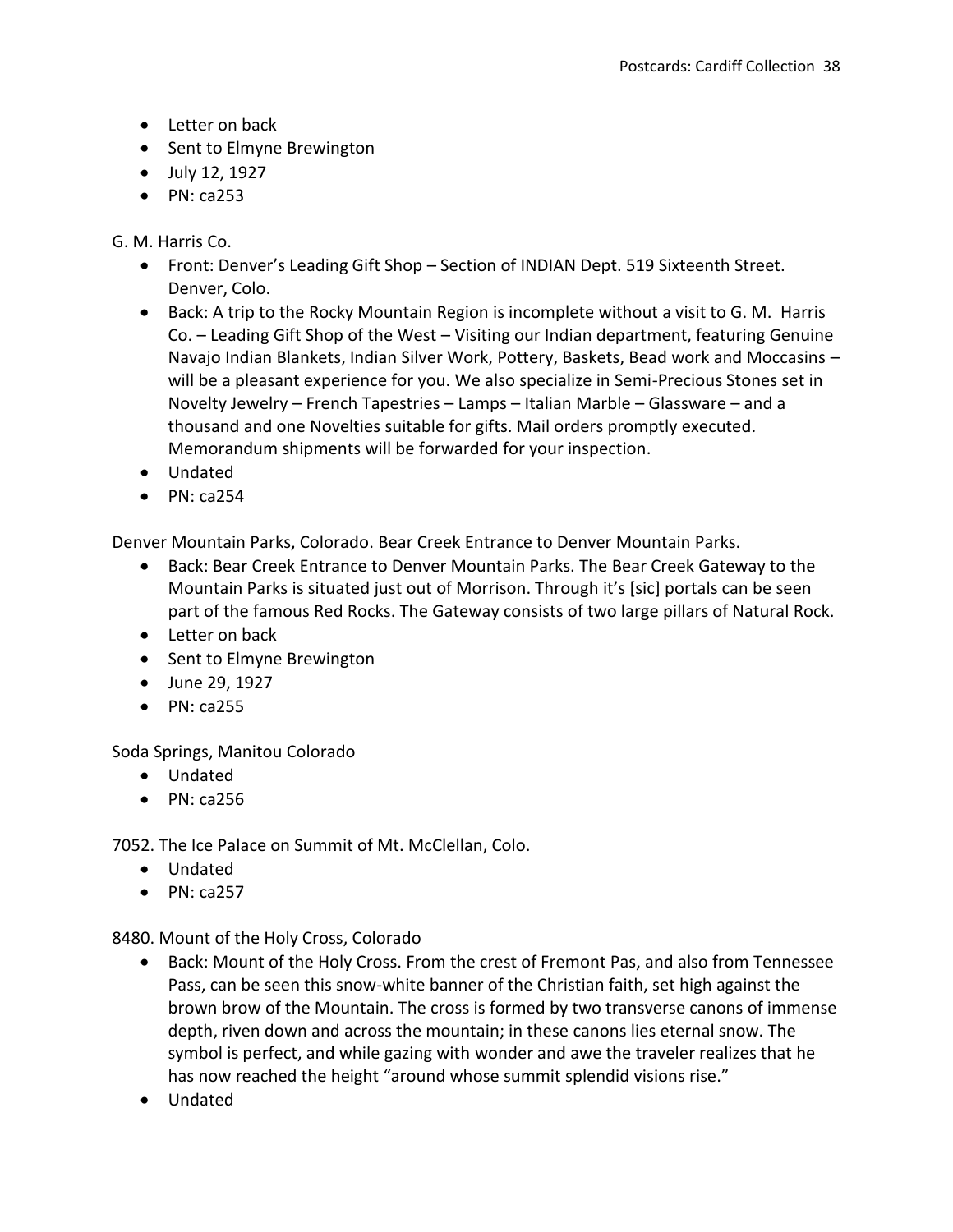- Letter on back
- Sent to Elmyne Brewington
- July 12, 1927
- PN: ca253

G. M. Harris Co.

- Front: Denver's Leading Gift Shop – Section of INDIAN Dept. 519 Sixteenth Street. Denver, Colo.
- Back: A trip to the Rocky Mountain Region is incomplete without a visit to G. M. Harris Co. – Leading Gift Shop of the West – Visiting our Indian department, featuring Genuine Navajo Indian Blankets, Indian Silver Work, Pottery, Baskets, Bead work and Moccasins – will be a pleasant experience for you. We also specialize in Semi-Precious Stones set in Novelty Jewelry – French Tapestries – Lamps – Italian Marble – Glassware – and a thousand and one Novelties suitable for gifts. Mail orders promptly executed. Memorandum shipments will be forwarded for your inspection.
- Undated
- PN: ca254

Denver Mountain Parks, Colorado. Bear Creek Entrance to Denver Mountain Parks.

- Back: Bear Creek Entrance to Denver Mountain Parks. The Bear Creek Gateway to the Mountain Parks is situated just out of Morrison. Through it's [sic] portals can be seen part of the famous Red Rocks. The Gateway consists of two large pillars of Natural Rock.
- Letter on back
- Sent to Elmyne Brewington
- June 29, 1927
- PN: ca255

Soda Springs, Manitou Colorado

- Undated
- PN: ca256

7052. The Ice Palace on Summit of Mt. McClellan, Colo.

- Undated
- PN: ca257

8480. Mount of the Holy Cross, Colorado

- Back: Mount of the Holy Cross. From the crest of Fremont Pas, and also from Tennessee Pass, can be seen this snow-white banner of the Christian faith, set high against the brown brow of the Mountain. The cross is formed by two transverse canons of immense depth, riven down and across the mountain; in these canons lies eternal snow. The symbol is perfect, and while gazing with wonder and awe the traveler realizes that he has now reached the height "around whose summit splendid visions rise."
- Undated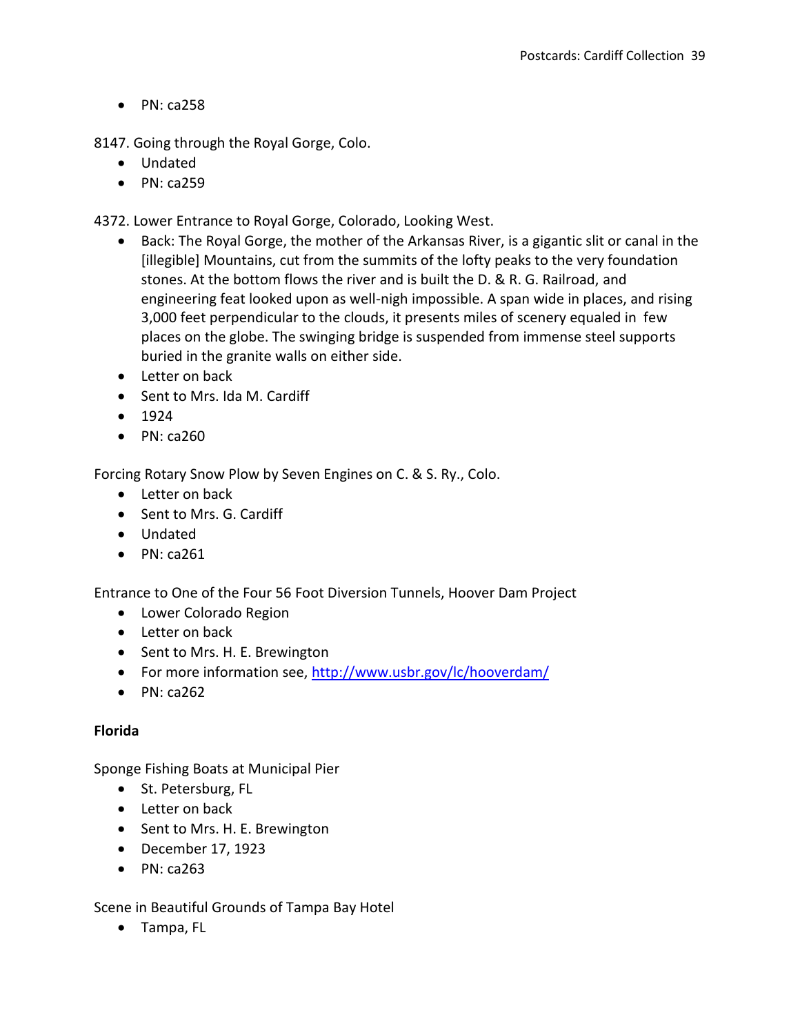- PN: ca258

8147. Going through the Royal Gorge, Colo.
  - Undated
  - PN: ca259

4372. Lower Entrance to Royal Gorge, Colorado, Looking West.
  - Back: The Royal Gorge, the mother of the Arkansas River, is a gigantic slit or canal in the [illegible] Mountains, cut from the summits of the lofty peaks to the very foundation stones. At the bottom flows the river and is built the D. & R. G. Railroad, and engineering feat looked upon as well-nigh impossible. A span wide in places, and rising 3,000 feet perpendicular to the clouds, it presents miles of scenery equaled in few places on the globe. The swinging bridge is suspended from immense steel supports buried in the granite walls on either side.
  - Letter on back
  - Sent to Mrs. Ida M. Cardiff
  - 1924
  - PN: ca260

Forcing Rotary Snow Plow by Seven Engines on C. & S. Ry., Colo.
- Letter on back
- Sent to Mrs. G. Cardiff
- Undated
- PN: ca261

Entrance to One of the Four 56 Foot Diversion Tunnels, Hoover Dam Project
- Lower Colorado Region
- Letter on back
- Sent to Mrs. H. E. Brewington
- For more information see, [http://www.usbr.gov/lc/hooverdam/](http://www.usbr.gov/lc/hooverdam/)
- PN: ca262

**Florida**

Sponge Fishing Boats at Municipal Pier
- St. Petersburg, FL
- Letter on back
- Sent to Mrs. H. E. Brewington
- December 17, 1923
- PN: ca263

Scene in Beautiful Grounds of Tampa Bay Hotel
- Tampa, FL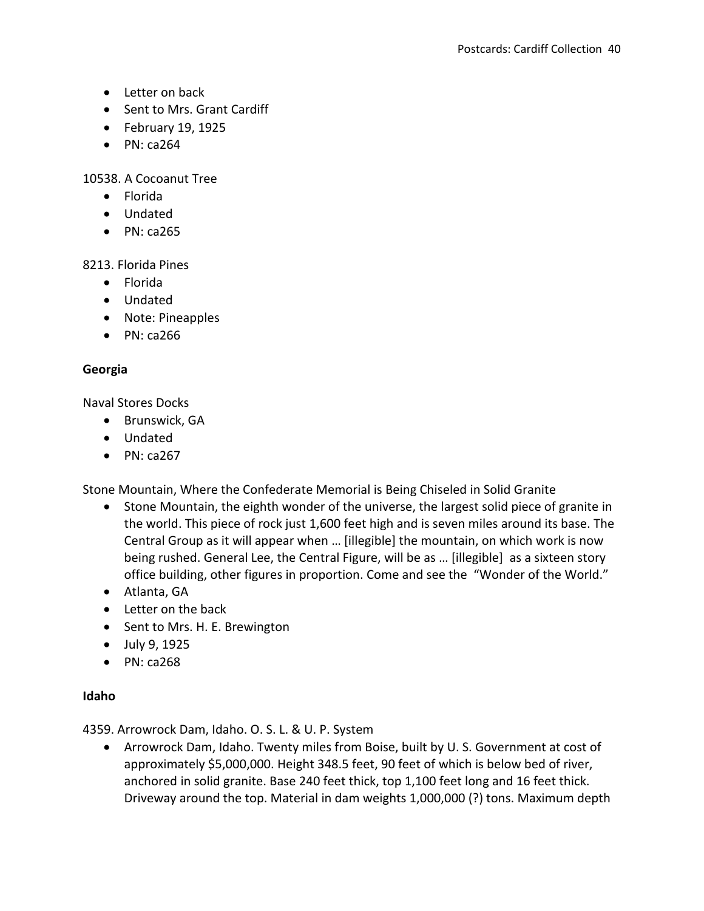- Letter on back
- Sent to Mrs. Grant Cardiff
- February 19, 1925
- PN: ca264

10538. A Cocoanut Tree

- Florida
- Undated
- PN: ca265

8213. Florida Pines

- Florida
- Undated
- Note: Pineapples
- PN: ca266

**Georgia**

Naval Stores Docks

- Brunswick, GA
- Undated
- PN: ca267

Stone Mountain, Where the Confederate Memorial is Being Chiseled in Solid Granite

- Stone Mountain, the eighth wonder of the universe, the largest solid piece of granite in the world. This piece of rock just 1,600 feet high and is seven miles around its base. The Central Group as it will appear when … [illegible] the mountain, on which work is now being rushed. General Lee, the Central Figure, will be as … [illegible] as a sixteen story office building, other figures in proportion. Come and see the "Wonder of the World."
- Atlanta, GA
- Letter on the back
- Sent to Mrs. H. E. Brewington
- July 9, 1925
- PN: ca268

**Idaho**

4359. Arrowrock Dam, Idaho. O. S. L. & U. P. System

- Arrowrock Dam, Idaho. Twenty miles from Boise, built by U. S. Government at cost of approximately $5,000,000. Height 348.5 feet, 90 feet of which is below bed of river, anchored in solid granite. Base 240 feet thick, top 1,100 feet long and 16 feet thick. Driveway around the top. Material in dam weights 1,000,000 (?) tons. Maximum depth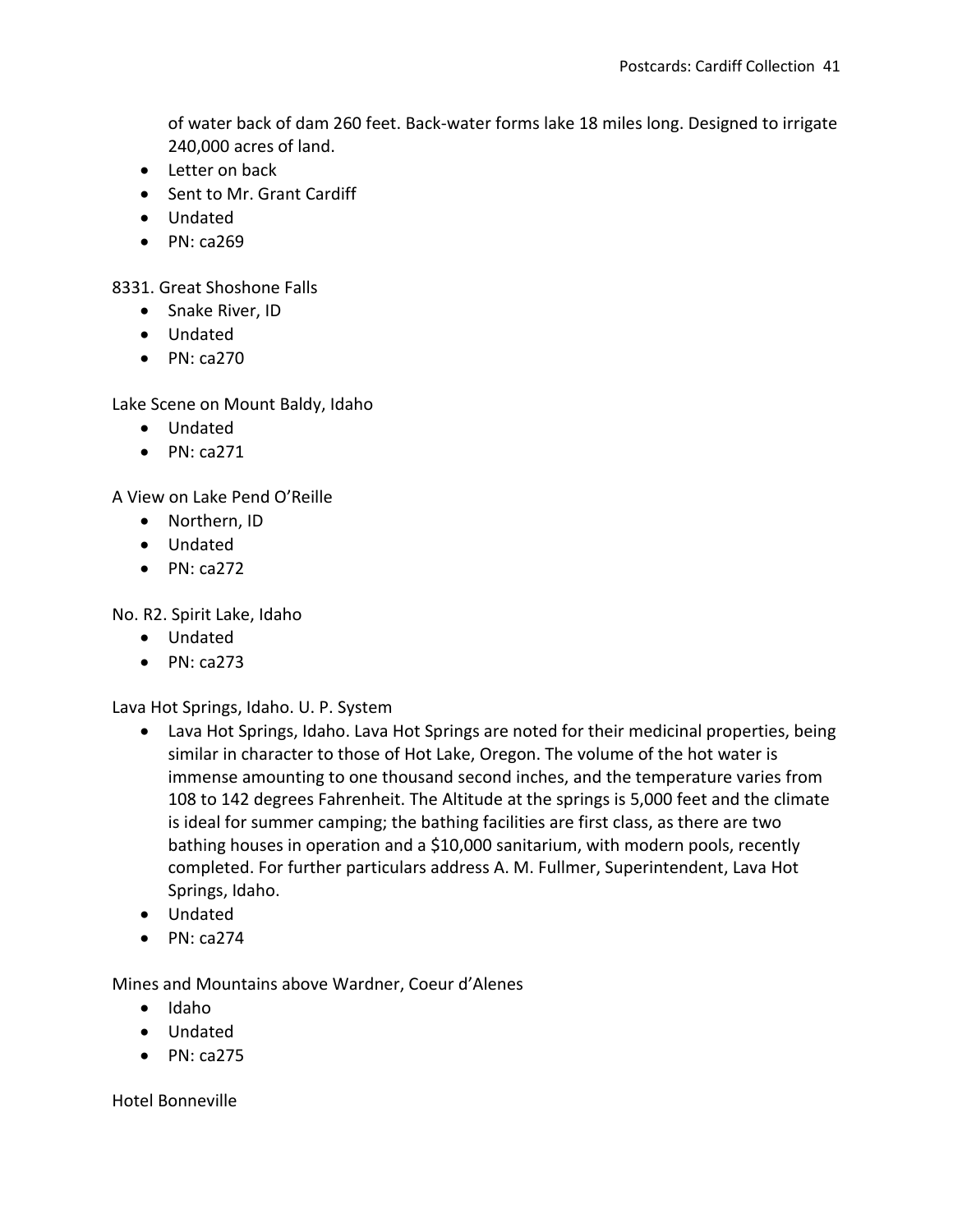of water back of dam 260 feet. Back-water forms lake 18 miles long. Designed to irrigate 240,000 acres of land.

- Letter on back
- Sent to Mr. Grant Cardiff
- Undated
- PN: ca269

8331. Great Shoshone Falls

- Snake River, ID
- Undated
- PN: ca270

Lake Scene on Mount Baldy, Idaho

- Undated
- PN: ca271

A View on Lake Pend O'Reille

- Northern, ID
- Undated
- PN: ca272

No. R2. Spirit Lake, Idaho

- Undated
- PN: ca273

Lava Hot Springs, Idaho. U. P. System

- Lava Hot Springs, Idaho. Lava Hot Springs are noted for their medicinal properties, being similar in character to those of Hot Lake, Oregon. The volume of the hot water is immense amounting to one thousand second inches, and the temperature varies from 108 to 142 degrees Fahrenheit. The Altitude at the springs is 5,000 feet and the climate is ideal for summer camping; the bathing facilities are first class, as there are two bathing houses in operation and a $10,000 sanitarium, with modern pools, recently completed. For further particulars address A. M. Fullmer, Superintendent, Lava Hot Springs, Idaho.
- Undated
- PN: ca274

Mines and Mountains above Wardner, Coeur d'Alenes

- Idaho
- Undated
- PN: ca275

Hotel Bonneville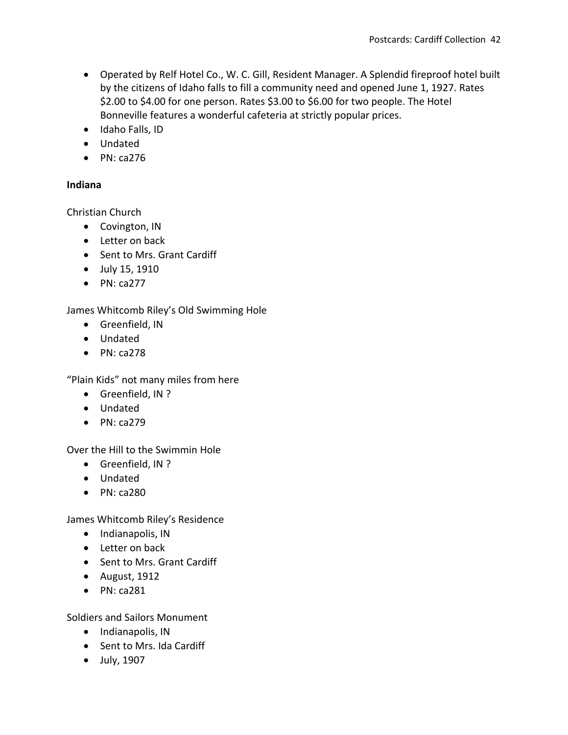- Operated by Relf Hotel Co., W. C. Gill, Resident Manager. A Splendid fireproof hotel built by the citizens of Idaho falls to fill a community need and opened June 1, 1927. Rates $2.00 to $4.00 for one person. Rates $3.00 to $6.00 for two people. The Hotel Bonneville features a wonderful cafeteria at strictly popular prices.
- Idaho Falls, ID
- Undated
- PN: ca276

**Indiana**

Christian Church

- Covington, IN
- Letter on back
- Sent to Mrs. Grant Cardiff
- July 15, 1910
- PN: ca277

James Whitcomb Riley's Old Swimming Hole

- Greenfield, IN
- Undated
- PN: ca278

"Plain Kids" not many miles from here

- Greenfield, IN ?
- Undated
- PN: ca279

Over the Hill to the Swimmin Hole

- Greenfield, IN ?
- Undated
- PN: ca280

James Whitcomb Riley's Residence

- Indianapolis, IN
- Letter on back
- Sent to Mrs. Grant Cardiff
- August, 1912
- PN: ca281

Soldiers and Sailors Monument

- Indianapolis, IN
- Sent to Mrs. Ida Cardiff
- July, 1907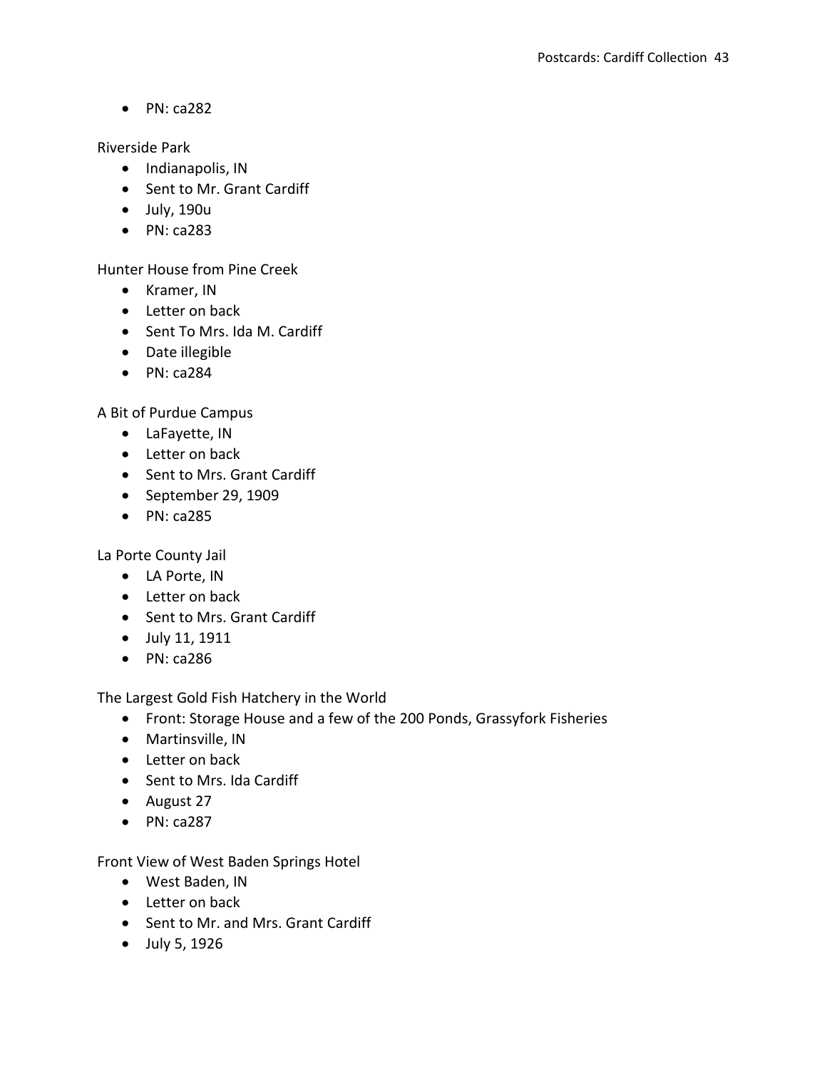- PN: ca282

Riverside Park

- Indianapolis, IN
- Sent to Mr. Grant Cardiff
- July, 190u
- PN: ca283

Hunter House from Pine Creek

- Kramer, IN
- Letter on back
- Sent To Mrs. Ida M. Cardiff
- Date illegible
- PN: ca284

A Bit of Purdue Campus

- LaFayette, IN
- Letter on back
- Sent to Mrs. Grant Cardiff
- September 29, 1909
- PN: ca285

La Porte County Jail

- LA Porte, IN
- Letter on back
- Sent to Mrs. Grant Cardiff
- July 11, 1911
- PN: ca286

The Largest Gold Fish Hatchery in the World

- Front: Storage House and a few of the 200 Ponds, Grassyfork Fisheries
- Martinsville, IN
- Letter on back
- Sent to Mrs. Ida Cardiff
- August 27
- PN: ca287

Front View of West Baden Springs Hotel

- West Baden, IN
- Letter on back
- Sent to Mr. and Mrs. Grant Cardiff
- July 5, 1926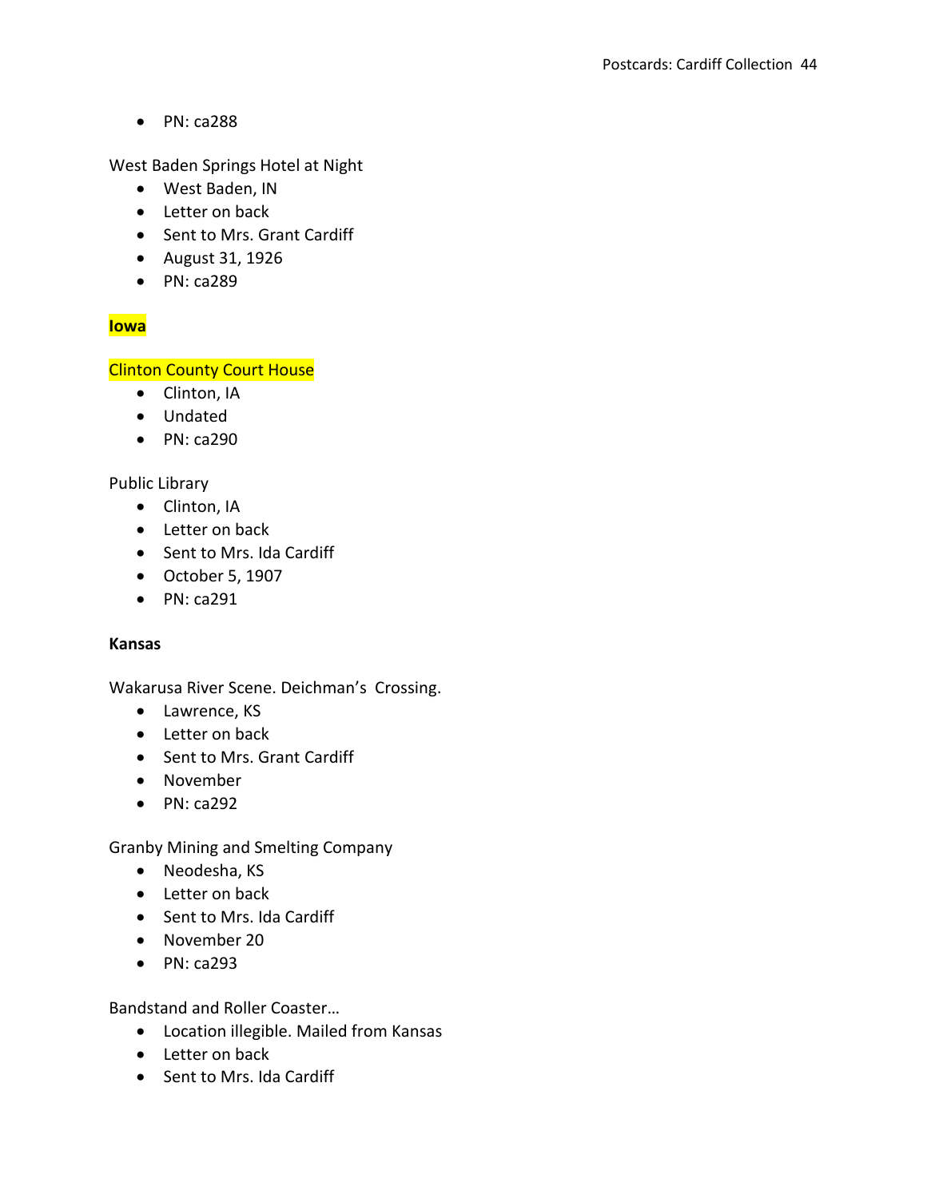- PN: ca288

West Baden Springs Hotel at Night

- West Baden, IN
- Letter on back
- Sent to Mrs. Grant Cardiff
- August 31, 1926
- PN: ca289

**Iowa**

Clinton County Court House

- Clinton, IA
- Undated
- PN: ca290

Public Library

- Clinton, IA
- Letter on back
- Sent to Mrs. Ida Cardiff
- October 5, 1907
- PN: ca291

**Kansas**

Wakarusa River Scene. Deichman's Crossing.

- Lawrence, KS
- Letter on back
- Sent to Mrs. Grant Cardiff
- November
- PN: ca292

Granby Mining and Smelting Company

- Neodesha, KS
- Letter on back
- Sent to Mrs. Ida Cardiff
- November 20
- PN: ca293

Bandstand and Roller Coaster…

- Location illegible. Mailed from Kansas
- Letter on back
- Sent to Mrs. Ida Cardiff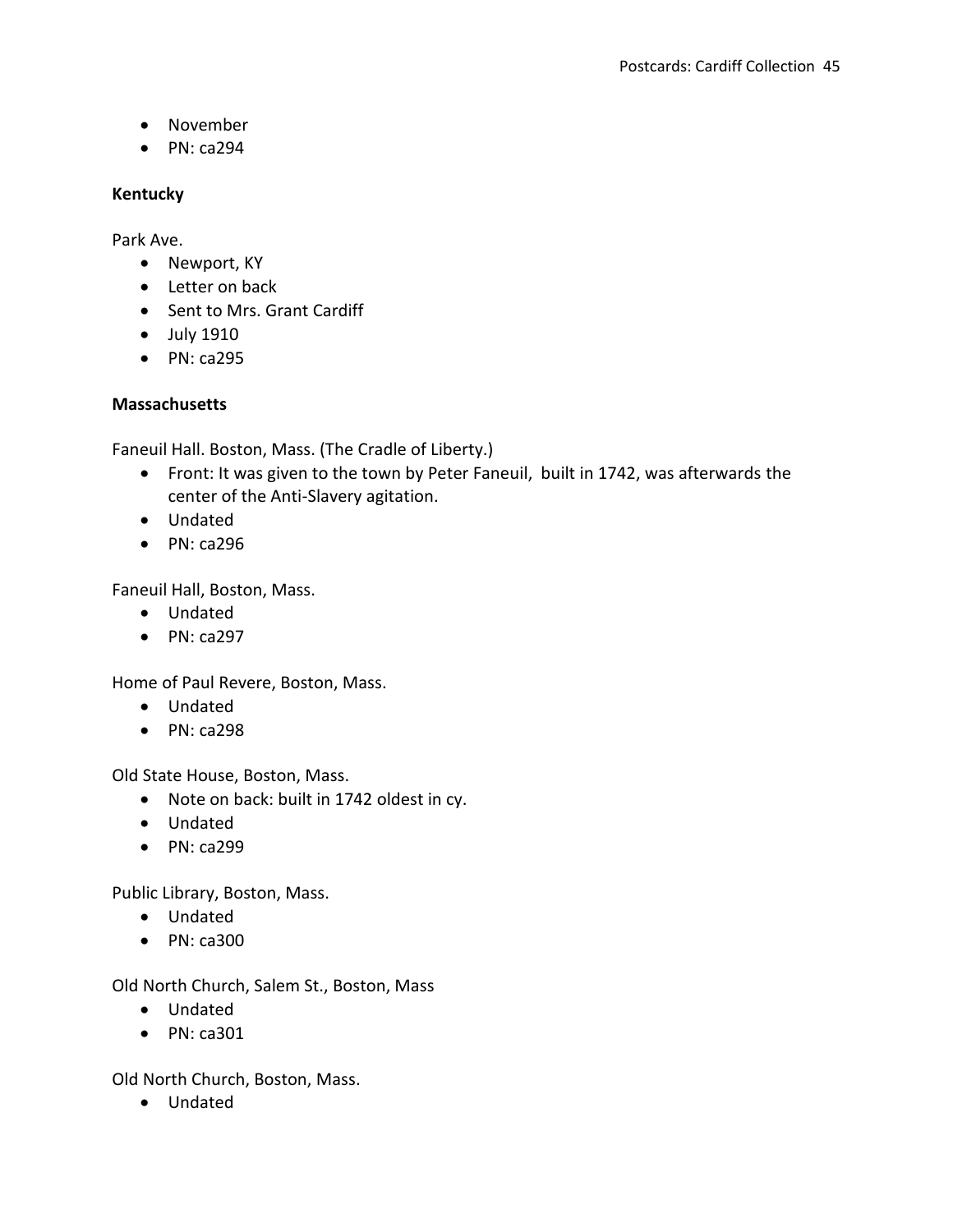- November
- PN: ca294

**Kentucky**

Park Ave.

- Newport, KY
- Letter on back
- Sent to Mrs. Grant Cardiff
- July 1910
- PN: ca295

**Massachusetts**

Faneuil Hall. Boston, Mass. (The Cradle of Liberty.)

- Front: It was given to the town by Peter Faneuil, built in 1742, was afterwards the center of the Anti-Slavery agitation.
- Undated
- PN: ca296

Faneuil Hall, Boston, Mass.

- Undated
- PN: ca297

Home of Paul Revere, Boston, Mass.

- Undated
- PN: ca298

Old State House, Boston, Mass.

- Note on back: built in 1742 oldest in cy.
- Undated
- PN: ca299

Public Library, Boston, Mass.

- Undated
- PN: ca300

Old North Church, Salem St., Boston, Mass

- Undated
- PN: ca301

Old North Church, Boston, Mass.

- Undated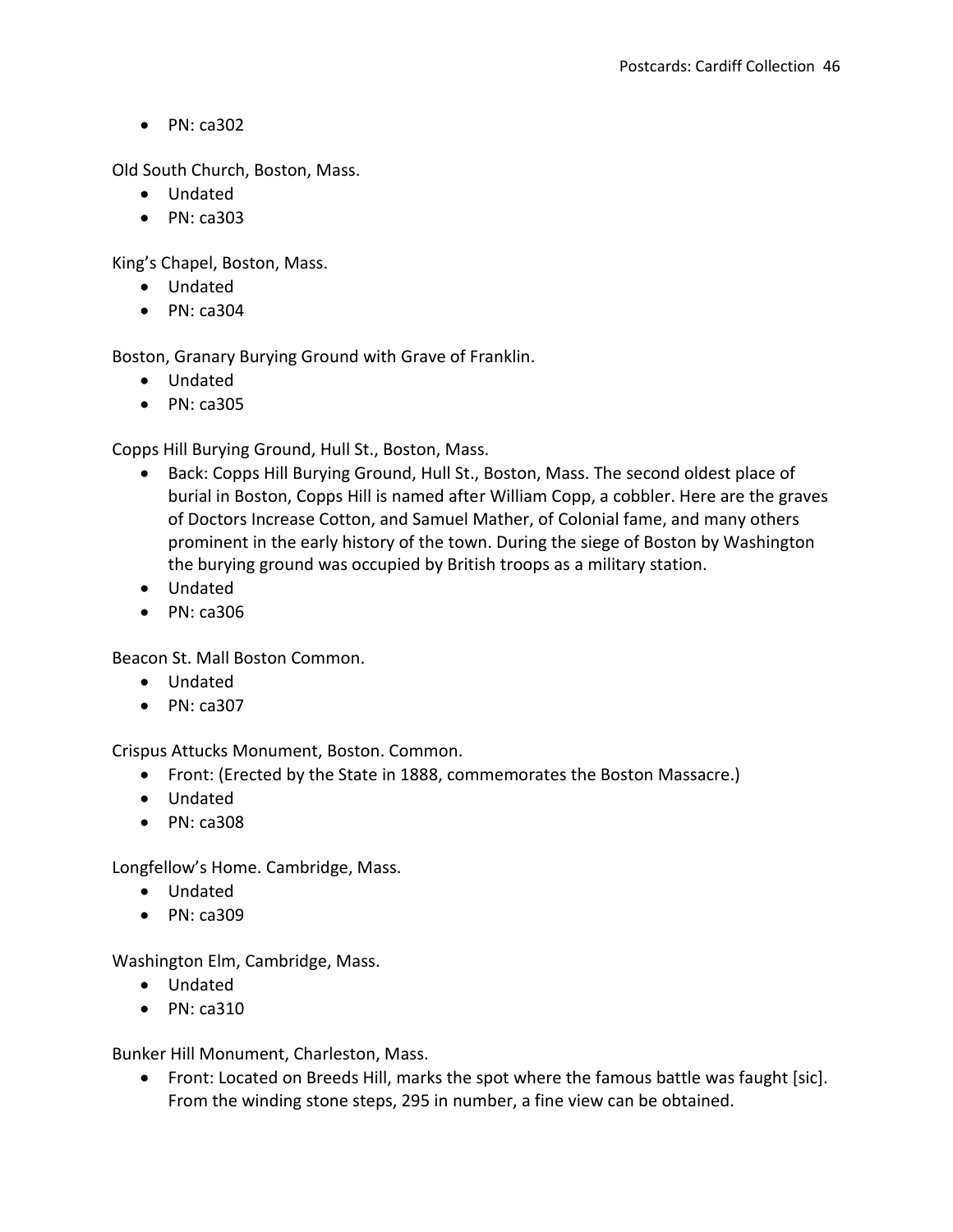- PN: ca302

Old South Church, Boston, Mass.

- Undated
- PN: ca303

King's Chapel, Boston, Mass.

- Undated
- PN: ca304

Boston, Granary Burying Ground with Grave of Franklin.

- Undated
- PN: ca305

Copps Hill Burying Ground, Hull St., Boston, Mass.

- Back: Copps Hill Burying Ground, Hull St., Boston, Mass. The second oldest place of burial in Boston, Copps Hill is named after William Copp, a cobbler. Here are the graves of Doctors Increase Cotton, and Samuel Mather, of Colonial fame, and many others prominent in the early history of the town. During the siege of Boston by Washington the burying ground was occupied by British troops as a military station.
- Undated
- PN: ca306

Beacon St. Mall Boston Common.

- Undated
- PN: ca307

Crispus Attucks Monument, Boston. Common.

- Front: (Erected by the State in 1888, commemorates the Boston Massacre.)
- Undated
- PN: ca308

Longfellow's Home. Cambridge, Mass.

- Undated
- PN: ca309

Washington Elm, Cambridge, Mass.

- Undated
- PN: ca310

Bunker Hill Monument, Charleston, Mass.

- Front: Located on Breeds Hill, marks the spot where the famous battle was faught [sic]. From the winding stone steps, 295 in number, a fine view can be obtained.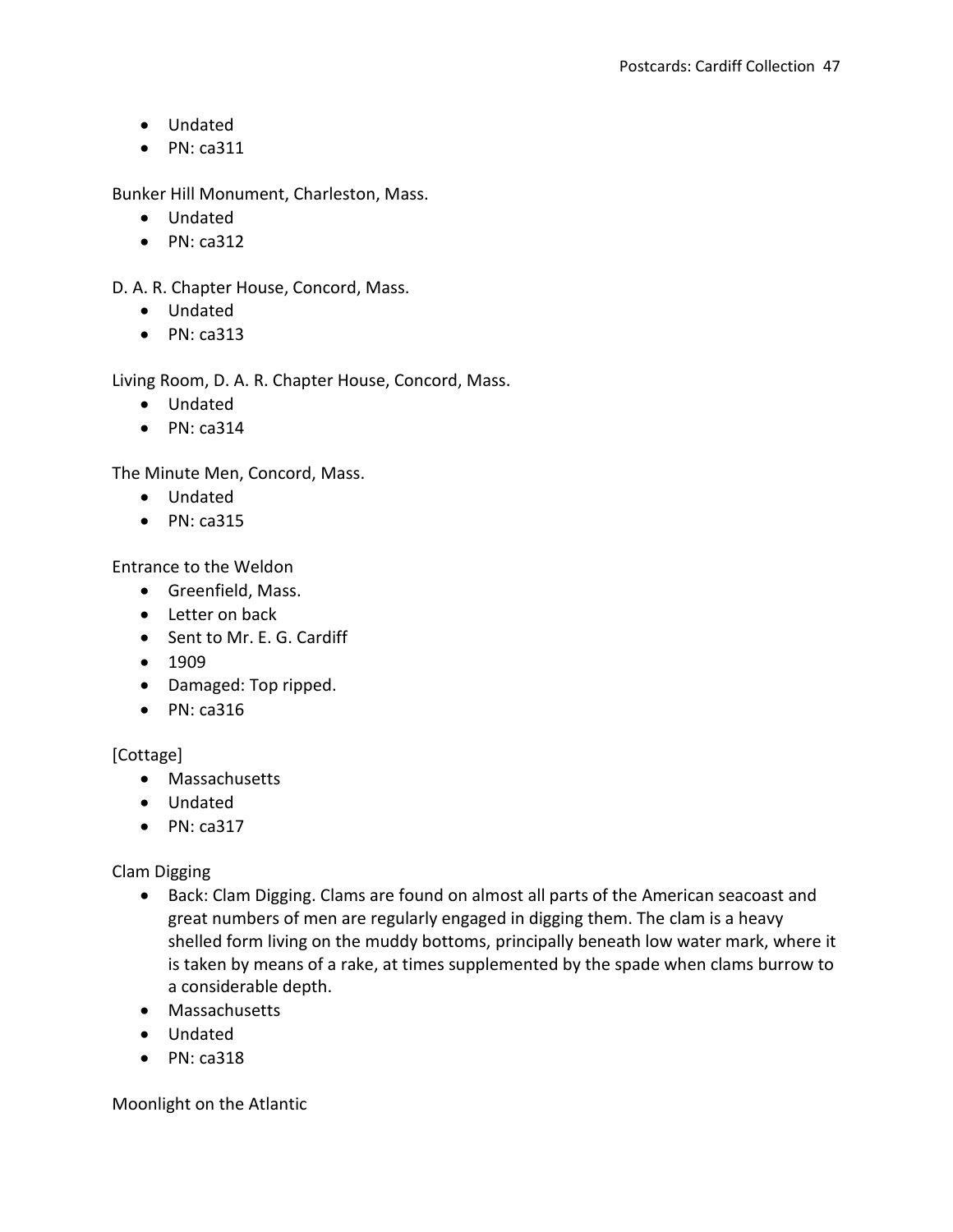- Undated
- PN: ca311

Bunker Hill Monument, Charleston, Mass.

- Undated
- PN: ca312

D. A. R. Chapter House, Concord, Mass.

- Undated
- PN: ca313

Living Room, D. A. R. Chapter House, Concord, Mass.

- Undated
- PN: ca314

The Minute Men, Concord, Mass.

- Undated
- PN: ca315

Entrance to the Weldon

- Greenfield, Mass.
- Letter on back
- Sent to Mr. E. G. Cardiff
- 1909
- Damaged: Top ripped.
- PN: ca316

[Cottage]

- Massachusetts
- Undated
- PN: ca317

Clam Digging

- Back: Clam Digging. Clams are found on almost all parts of the American seacoast and great numbers of men are regularly engaged in digging them. The clam is a heavy shelled form living on the muddy bottoms, principally beneath low water mark, where it is taken by means of a rake, at times supplemented by the spade when clams burrow to a considerable depth.
- Massachusetts
- Undated
- PN: ca318

Moonlight on the Atlantic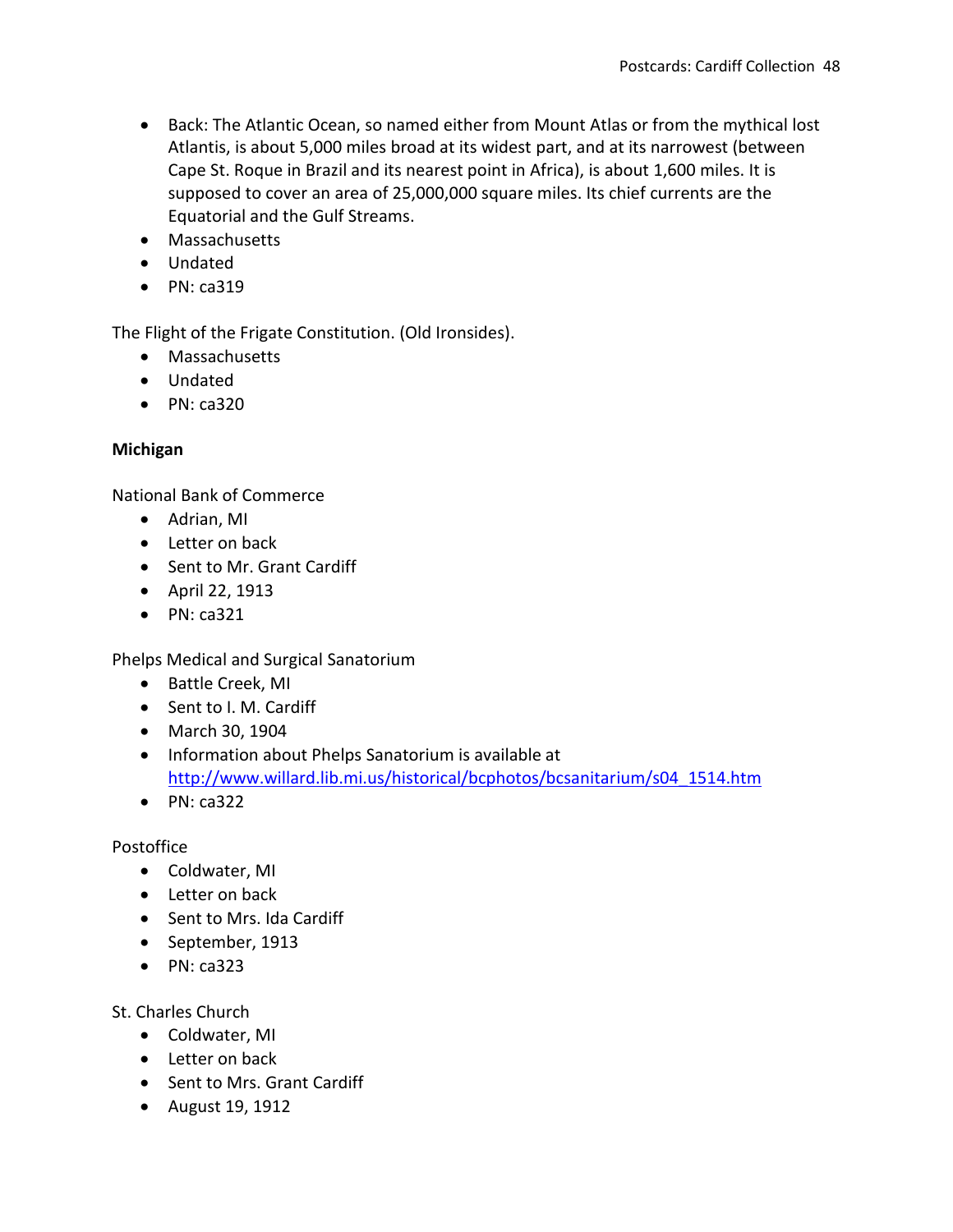- Back: The Atlantic Ocean, so named either from Mount Atlas or from the mythical lost Atlantis, is about 5,000 miles broad at its widest part, and at its narrowest (between Cape St. Roque in Brazil and its nearest point in Africa), is about 1,600 miles. It is supposed to cover an area of 25,000,000 square miles. Its chief currents are the Equatorial and the Gulf Streams.
- Massachusetts
- Undated
- PN: ca319

The Flight of the Frigate Constitution. (Old Ironsides).

- Massachusetts
- Undated
- PN: ca320

**Michigan**

National Bank of Commerce

- Adrian, MI
- Letter on back
- Sent to Mr. Grant Cardiff
- April 22, 1913
- PN: ca321

Phelps Medical and Surgical Sanatorium

- Battle Creek, MI
- Sent to I. M. Cardiff
- March 30, 1904
- Information about Phelps Sanatorium is available at http://www.willard.lib.mi.us/historical/bcphotos/bcsanitarium/s04_1514.htm
- PN: ca322

Postoffice

- Coldwater, MI
- Letter on back
- Sent to Mrs. Ida Cardiff
- September, 1913
- PN: ca323

St. Charles Church

- Coldwater, MI
- Letter on back
- Sent to Mrs. Grant Cardiff
- August 19, 1912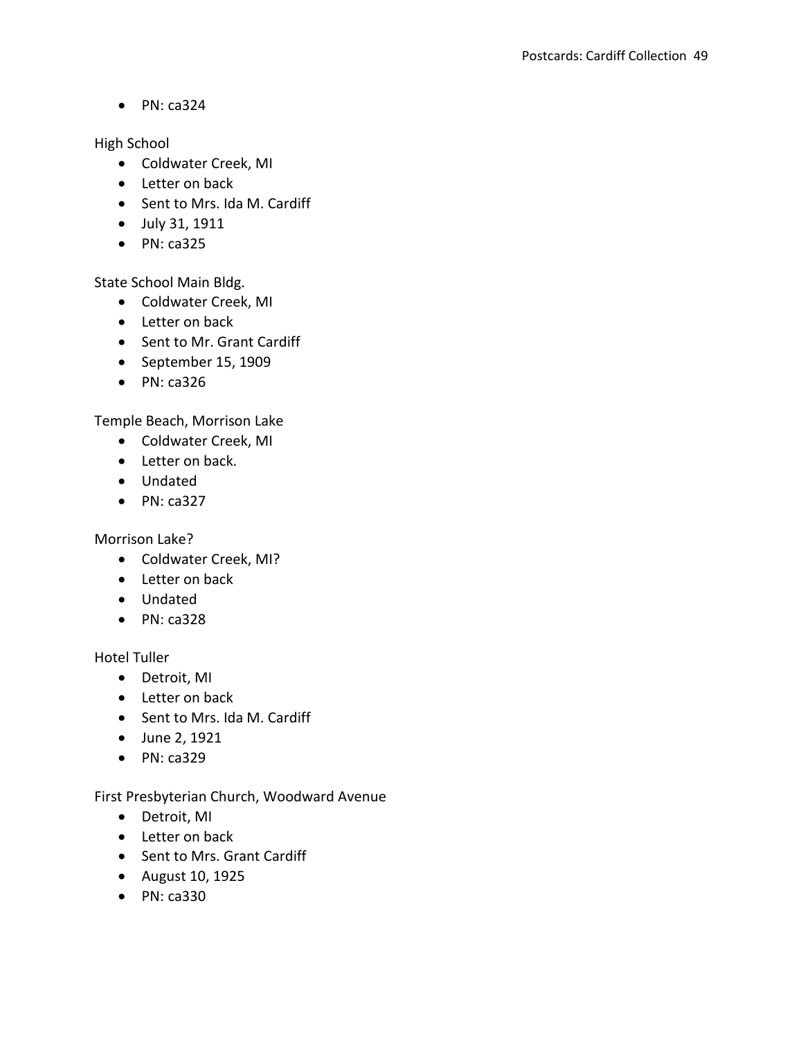- PN: ca324

High School
- Coldwater Creek, MI
- Letter on back
- Sent to Mrs. Ida M. Cardiff
- July 31, 1911
- PN: ca325

State School Main Bldg.
- Coldwater Creek, MI
- Letter on back
- Sent to Mr. Grant Cardiff
- September 15, 1909
- PN: ca326

Temple Beach, Morrison Lake
- Coldwater Creek, MI
- Letter on back.
- Undated
- PN: ca327

Morrison Lake?
- Coldwater Creek, MI?
- Letter on back
- Undated
- PN: ca328

Hotel Tuller
- Detroit, MI
- Letter on back
- Sent to Mrs. Ida M. Cardiff
- June 2, 1921
- PN: ca329

First Presbyterian Church, Woodward Avenue
- Detroit, MI
- Letter on back
- Sent to Mrs. Grant Cardiff
- August 10, 1925
- PN: ca330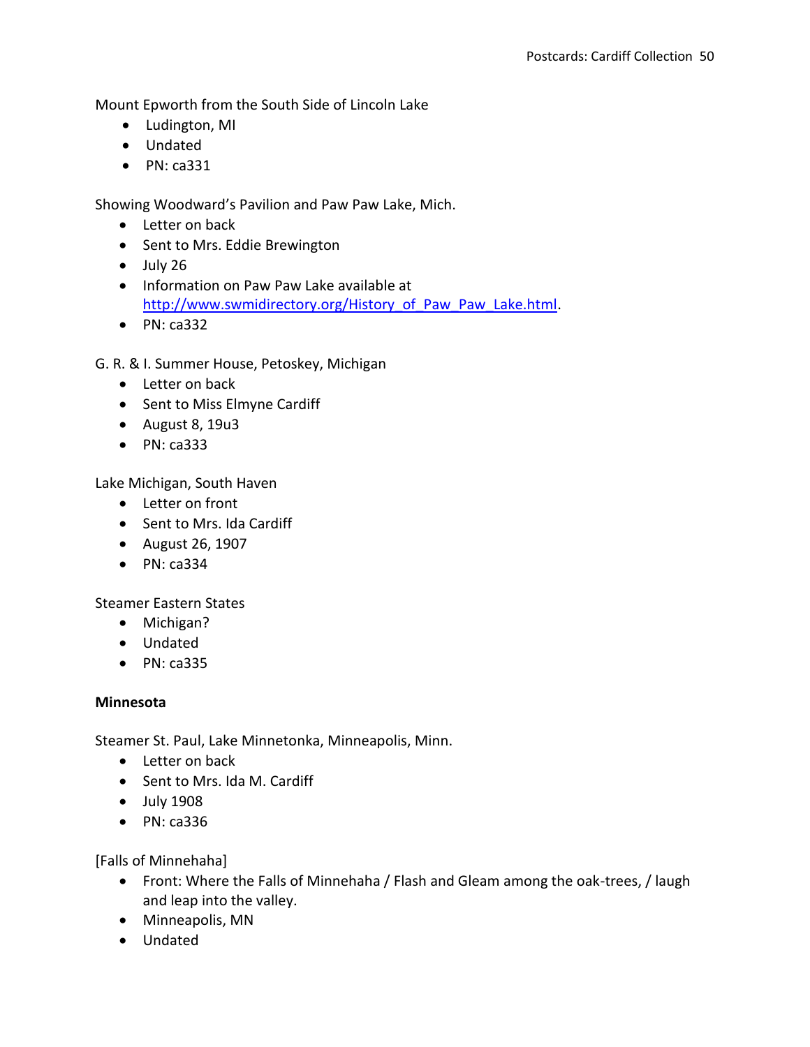Mount Epworth from the South Side of Lincoln Lake

- Ludington, MI
- Undated
- PN: ca331

Showing Woodward's Pavilion and Paw Paw Lake, Mich.

- Letter on back
- Sent to Mrs. Eddie Brewington
- July 26
- Information on Paw Paw Lake available at http://www.swmidirectory.org/History_of_Paw_Paw_Lake.html.
- PN: ca332

G. R. & I. Summer House, Petoskey, Michigan

- Letter on back
- Sent to Miss Elmyne Cardiff
- August 8, 19u3
- PN: ca333

Lake Michigan, South Haven

- Letter on front
- Sent to Mrs. Ida Cardiff
- August 26, 1907
- PN: ca334

Steamer Eastern States

- Michigan?
- Undated
- PN: ca335

**Minnesota**

Steamer St. Paul, Lake Minnetonka, Minneapolis, Minn.

- Letter on back
- Sent to Mrs. Ida M. Cardiff
- July 1908
- PN: ca336

[Falls of Minnehaha]

- Front: Where the Falls of Minnehaha / Flash and Gleam among the oak-trees, / laugh and leap into the valley.
- Minneapolis, MN
- Undated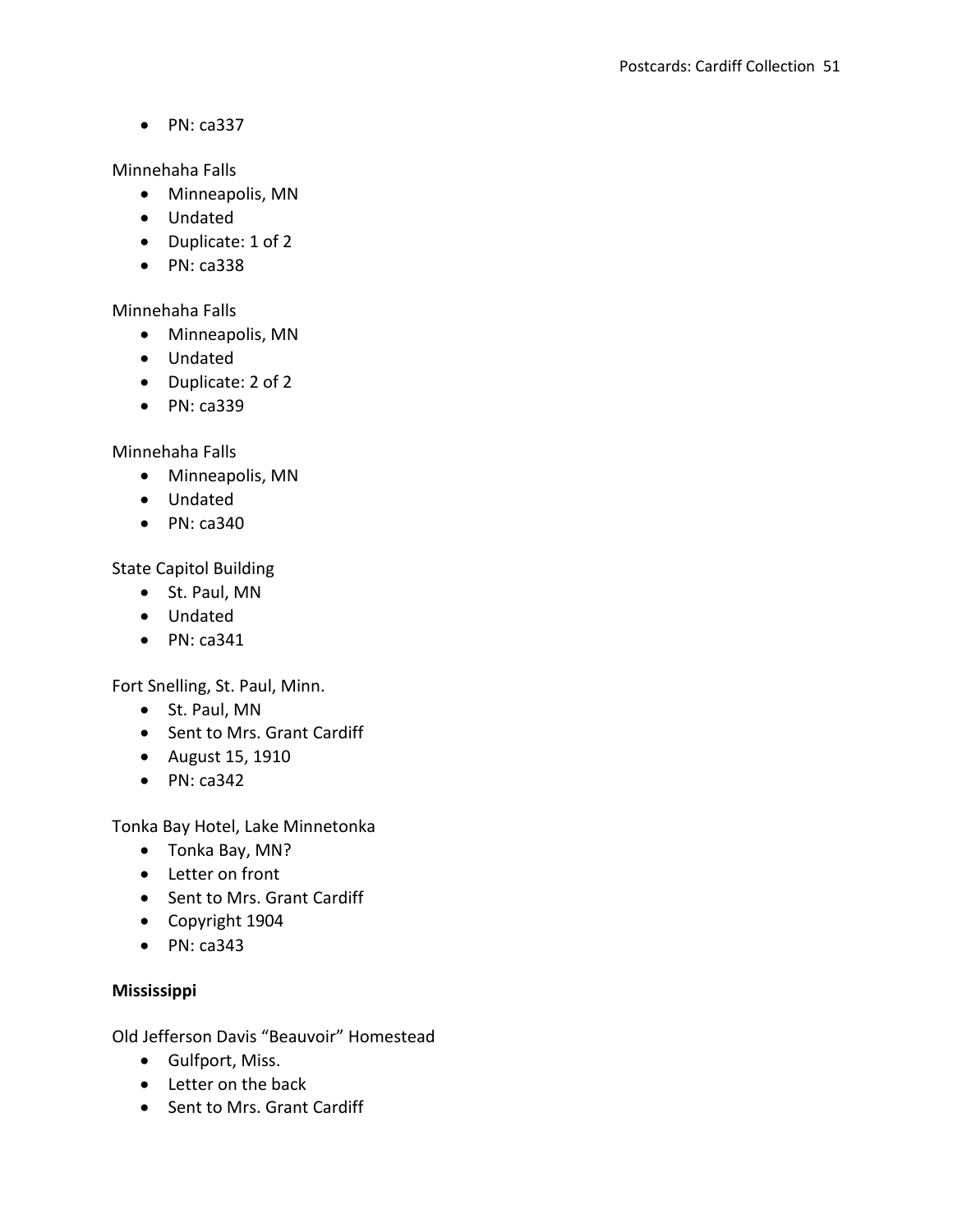- PN: ca337

Minnehaha Falls

- Minneapolis, MN
- Undated
- Duplicate: 1 of 2
- PN: ca338

Minnehaha Falls

- Minneapolis, MN
- Undated
- Duplicate: 2 of 2
- PN: ca339

Minnehaha Falls

- Minneapolis, MN
- Undated
- PN: ca340

State Capitol Building

- St. Paul, MN
- Undated
- PN: ca341

Fort Snelling, St. Paul, Minn.

- St. Paul, MN
- Sent to Mrs. Grant Cardiff
- August 15, 1910
- PN: ca342

Tonka Bay Hotel, Lake Minnetonka

- Tonka Bay, MN?
- Letter on front
- Sent to Mrs. Grant Cardiff
- Copyright 1904
- PN: ca343

**Mississippi**

Old Jefferson Davis "Beauvoir" Homestead

- Gulfport, Miss.
- Letter on the back
- Sent to Mrs. Grant Cardiff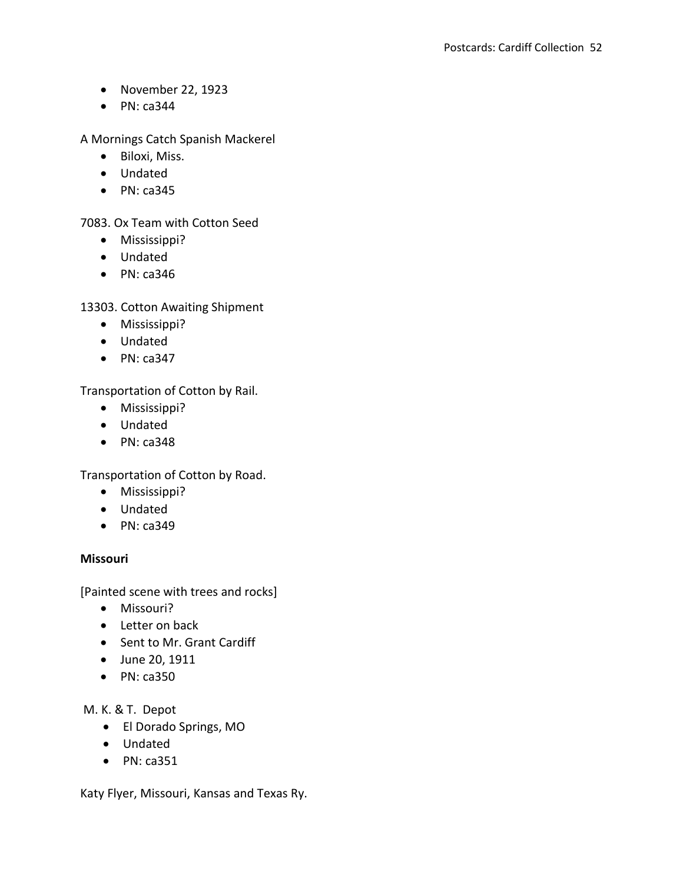- November 22, 1923
- PN: ca344

A Mornings Catch Spanish Mackerel

- Biloxi, Miss.
- Undated
- PN: ca345

7083. Ox Team with Cotton Seed

- Mississippi?
- Undated
- PN: ca346

13303. Cotton Awaiting Shipment

- Mississippi?
- Undated
- PN: ca347

Transportation of Cotton by Rail.

- Mississippi?
- Undated
- PN: ca348

Transportation of Cotton by Road.

- Mississippi?
- Undated
- PN: ca349

**Missouri**

[Painted scene with trees and rocks]

- Missouri?
- Letter on back
- Sent to Mr. Grant Cardiff
- June 20, 1911
- PN: ca350

M. K. & T. Depot

- El Dorado Springs, MO
- Undated
- PN: ca351

Katy Flyer, Missouri, Kansas and Texas Ry.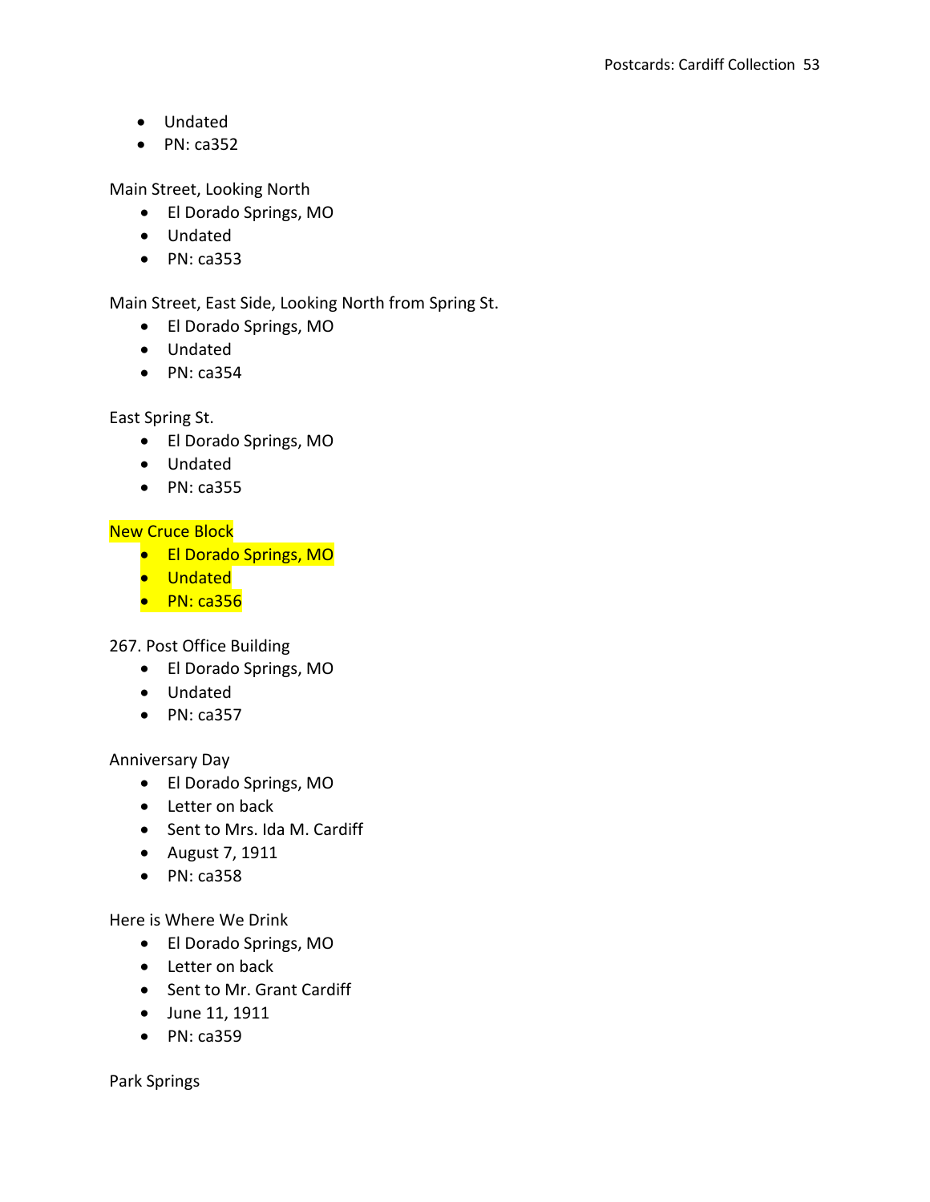- Undated
- PN: ca352

Main Street, Looking North
- El Dorado Springs, MO
- Undated
- PN: ca353

Main Street, East Side, Looking North from Spring St.
- El Dorado Springs, MO
- Undated
- PN: ca354

East Spring St.
- El Dorado Springs, MO
- Undated
- PN: ca355

New Cruce Block
- El Dorado Springs, MO
- Undated
- PN: ca356

267. Post Office Building
- El Dorado Springs, MO
- Undated
- PN: ca357

Anniversary Day
- El Dorado Springs, MO
- Letter on back
- Sent to Mrs. Ida M. Cardiff
- August 7, 1911
- PN: ca358

Here is Where We Drink
- El Dorado Springs, MO
- Letter on back
- Sent to Mr. Grant Cardiff
- June 11, 1911
- PN: ca359

Park Springs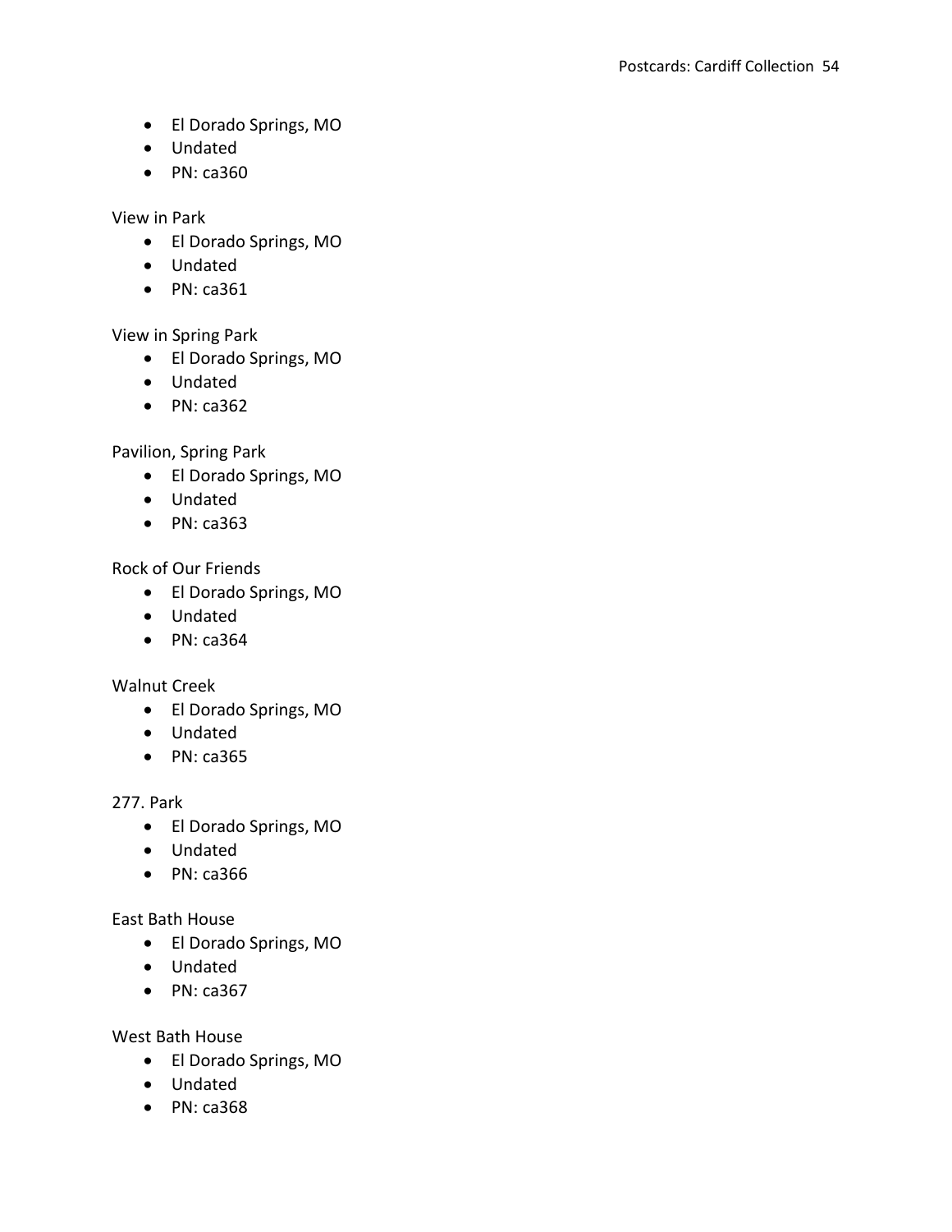- El Dorado Springs, MO
- Undated
- PN: ca360

View in Park

- El Dorado Springs, MO
- Undated
- PN: ca361

View in Spring Park

- El Dorado Springs, MO
- Undated
- PN: ca362

Pavilion, Spring Park

- El Dorado Springs, MO
- Undated
- PN: ca363

Rock of Our Friends

- El Dorado Springs, MO
- Undated
- PN: ca364

Walnut Creek

- El Dorado Springs, MO
- Undated
- PN: ca365

277. Park

- El Dorado Springs, MO
- Undated
- PN: ca366

East Bath House

- El Dorado Springs, MO
- Undated
- PN: ca367

West Bath House

- El Dorado Springs, MO
- Undated
- PN: ca368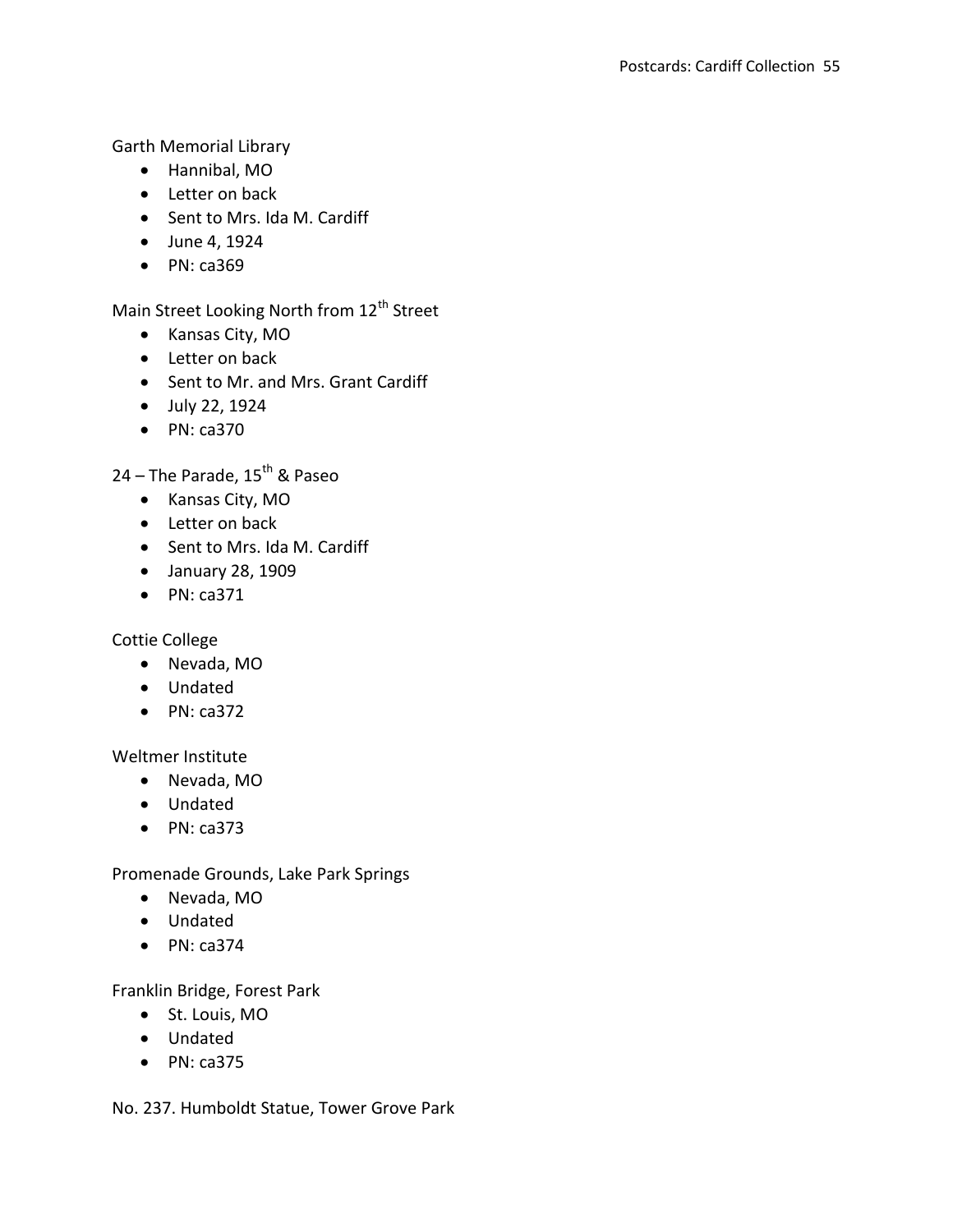Garth Memorial Library

- Hannibal, MO
- Letter on back
- Sent to Mrs. Ida M. Cardiff
- June 4, 1924
- PN: ca369

Main Street Looking North from 12th Street

- Kansas City, MO
- Letter on back
- Sent to Mr. and Mrs. Grant Cardiff
- July 22, 1924
- PN: ca370

24 – The Parade, 15th & Paseo

- Kansas City, MO
- Letter on back
- Sent to Mrs. Ida M. Cardiff
- January 28, 1909
- PN: ca371

Cottie College

- Nevada, MO
- Undated
- PN: ca372

Weltmer Institute

- Nevada, MO
- Undated
- PN: ca373

Promenade Grounds, Lake Park Springs

- Nevada, MO
- Undated
- PN: ca374

Franklin Bridge, Forest Park

- St. Louis, MO
- Undated
- PN: ca375

No. 237. Humboldt Statue, Tower Grove Park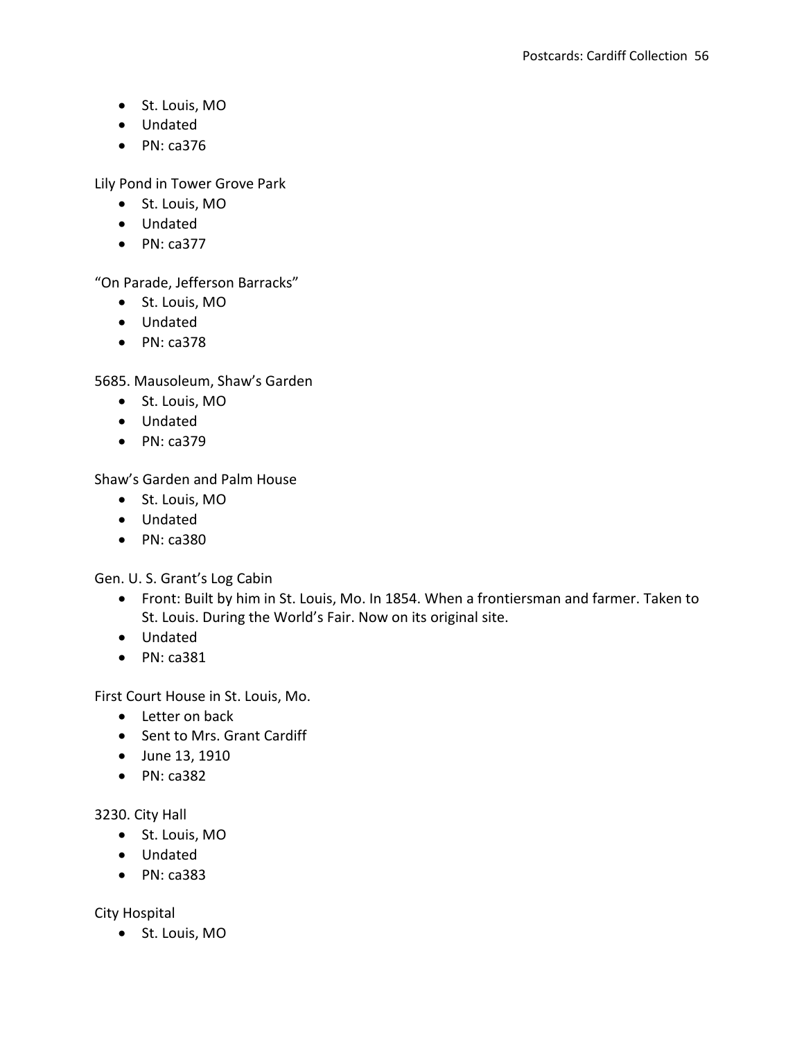- St. Louis, MO
- Undated
- PN: ca376

Lily Pond in Tower Grove Park

- St. Louis, MO
- Undated
- PN: ca377

“On Parade, Jefferson Barracks”

- St. Louis, MO
- Undated
- PN: ca378

5685. Mausoleum, Shaw’s Garden

- St. Louis, MO
- Undated
- PN: ca379

Shaw’s Garden and Palm House

- St. Louis, MO
- Undated
- PN: ca380

Gen. U. S. Grant’s Log Cabin

- Front: Built by him in St. Louis, Mo. In 1854. When a frontiersman and farmer. Taken to St. Louis. During the World’s Fair. Now on its original site.
- Undated
- PN: ca381

First Court House in St. Louis, Mo.

- Letter on back
- Sent to Mrs. Grant Cardiff
- June 13, 1910
- PN: ca382

3230. City Hall

- St. Louis, MO
- Undated
- PN: ca383

City Hospital

- St. Louis, MO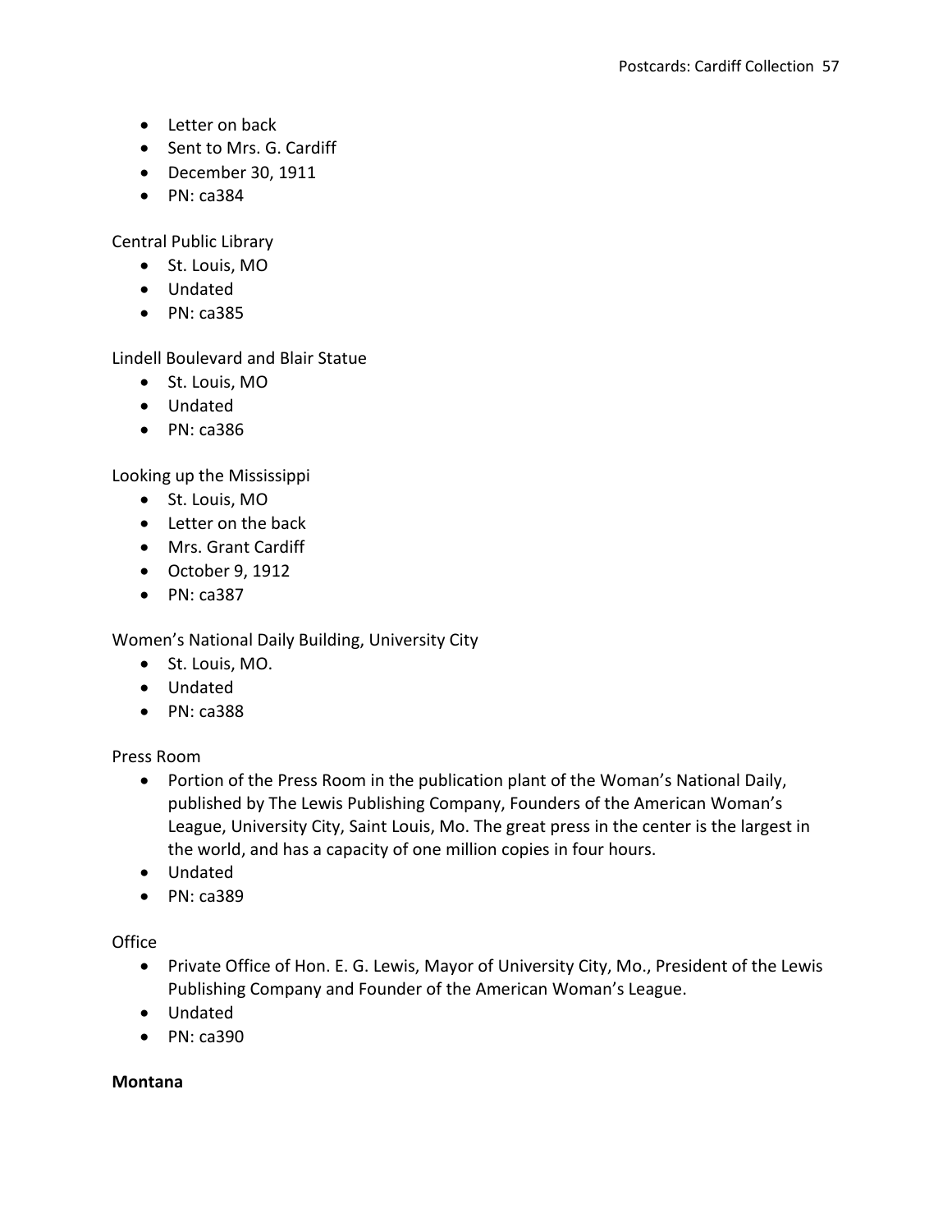- Letter on back
- Sent to Mrs. G. Cardiff
- December 30, 1911
- PN: ca384

Central Public Library
- St. Louis, MO
- Undated
- PN: ca385

Lindell Boulevard and Blair Statue
- St. Louis, MO
- Undated
- PN: ca386

Looking up the Mississippi
- St. Louis, MO
- Letter on the back
- Mrs. Grant Cardiff
- October 9, 1912
- PN: ca387

Women's National Daily Building, University City
- St. Louis, MO.
- Undated
- PN: ca388

Press Room
- Portion of the Press Room in the publication plant of the Woman's National Daily, published by The Lewis Publishing Company, Founders of the American Woman's League, University City, Saint Louis, Mo. The great press in the center is the largest in the world, and has a capacity of one million copies in four hours.
- Undated
- PN: ca389

Office
- Private Office of Hon. E. G. Lewis, Mayor of University City, Mo., President of the Lewis Publishing Company and Founder of the American Woman's League.
- Undated
- PN: ca390

**Montana**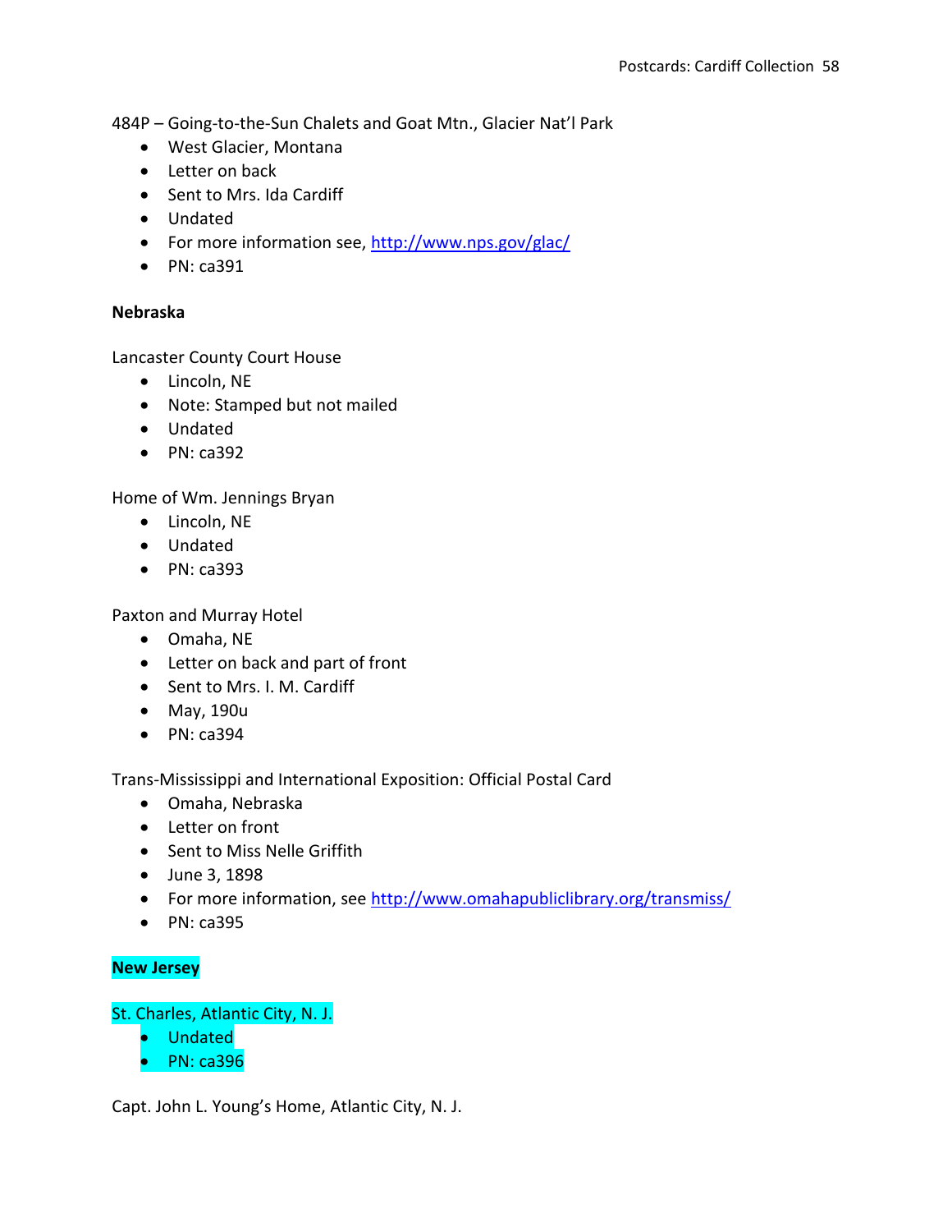484P – Going-to-the-Sun Chalets and Goat Mtn., Glacier Nat'l Park

- West Glacier, Montana
- Letter on back
- Sent to Mrs. Ida Cardiff
- Undated
- For more information see, http://www.nps.gov/glac/
- PN: ca391

**Nebraska**

Lancaster County Court House

- Lincoln, NE
- Note: Stamped but not mailed
- Undated
- PN: ca392

Home of Wm. Jennings Bryan

- Lincoln, NE
- Undated
- PN: ca393

Paxton and Murray Hotel

- Omaha, NE
- Letter on back and part of front
- Sent to Mrs. I. M. Cardiff
- May, 190u
- PN: ca394

Trans-Mississippi and International Exposition: Official Postal Card

- Omaha, Nebraska
- Letter on front
- Sent to Miss Nelle Griffith
- June 3, 1898
- For more information, see http://www.omahapubliclibrary.org/transmiss/
- PN: ca395

**New Jersey**

St. Charles, Atlantic City, N. J.

- Undated
- PN: ca396

Capt. John L. Young's Home, Atlantic City, N. J.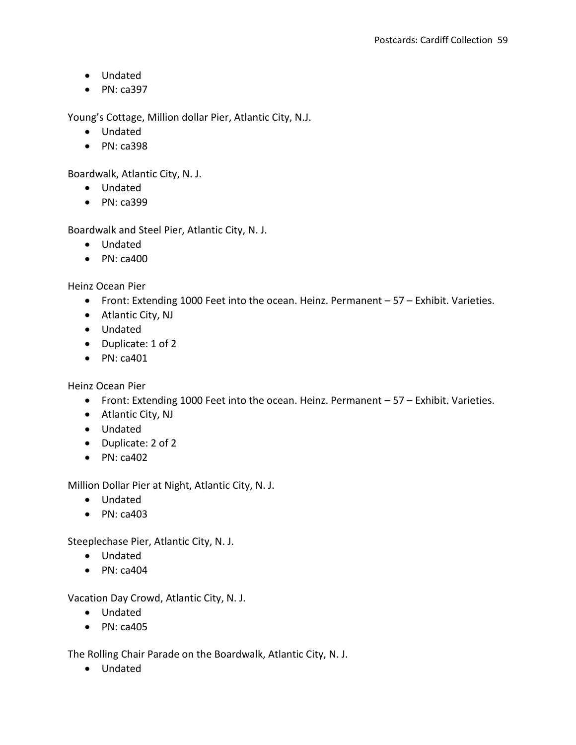- Undated
- PN: ca397

Young's Cottage, Million dollar Pier, Atlantic City, N.J.
- Undated
- PN: ca398

Boardwalk, Atlantic City, N. J.
- Undated
- PN: ca399

Boardwalk and Steel Pier, Atlantic City, N. J.
- Undated
- PN: ca400

Heinz Ocean Pier
- Front: Extending 1000 Feet into the ocean. Heinz. Permanent – 57 – Exhibit. Varieties.
- Atlantic City, NJ
- Undated
- Duplicate: 1 of 2
- PN: ca401

Heinz Ocean Pier
- Front: Extending 1000 Feet into the ocean. Heinz. Permanent – 57 – Exhibit. Varieties.
- Atlantic City, NJ
- Undated
- Duplicate: 2 of 2
- PN: ca402

Million Dollar Pier at Night, Atlantic City, N. J.
- Undated
- PN: ca403

Steeplechase Pier, Atlantic City, N. J.
- Undated
- PN: ca404

Vacation Day Crowd, Atlantic City, N. J.
- Undated
- PN: ca405

The Rolling Chair Parade on the Boardwalk, Atlantic City, N. J.
- Undated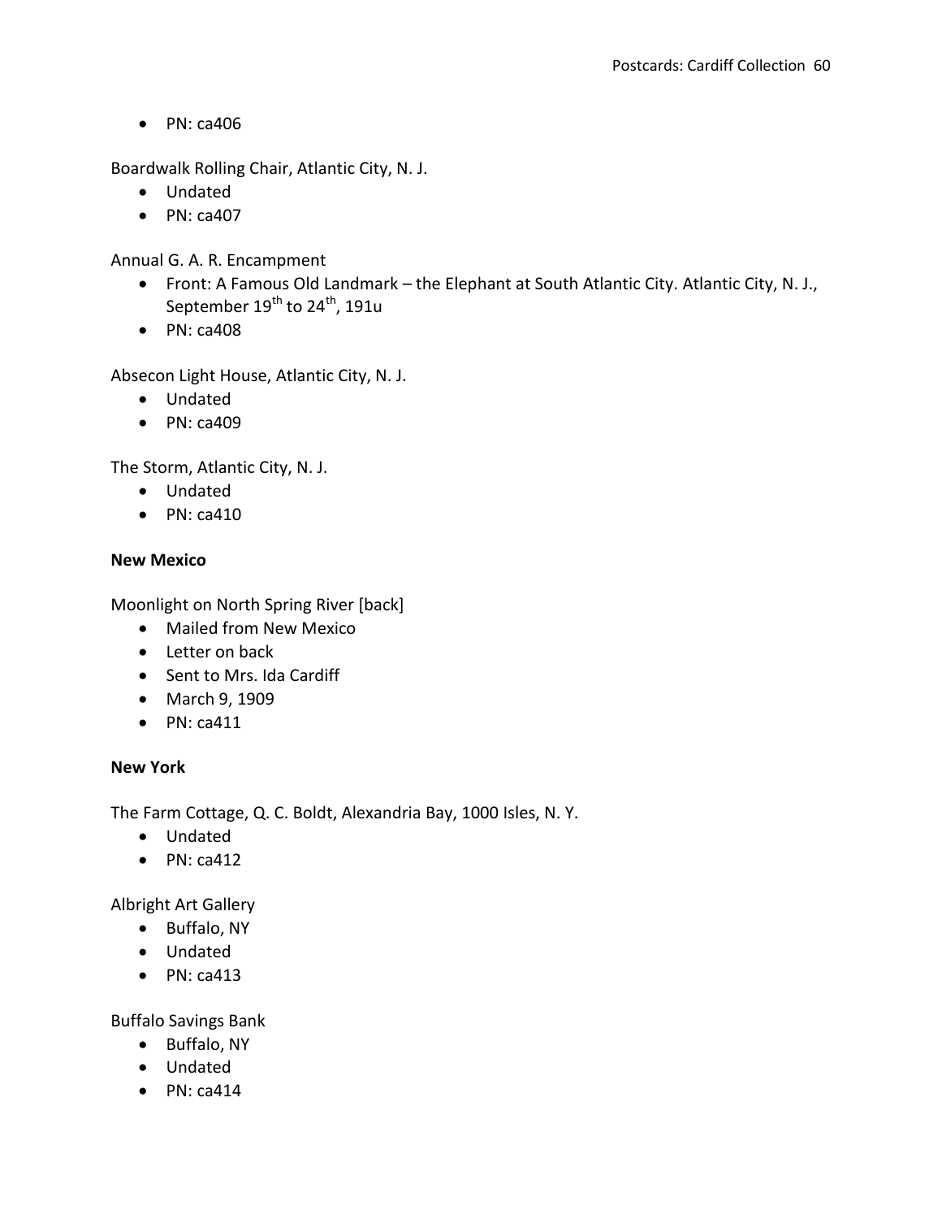- PN: ca406

Boardwalk Rolling Chair, Atlantic City, N. J.

- Undated
- PN: ca407

Annual G. A. R. Encampment

- Front: A Famous Old Landmark – the Elephant at South Atlantic City. Atlantic City, N. J., September 19th to 24th, 191u
- PN: ca408

Absecon Light House, Atlantic City, N. J.

- Undated
- PN: ca409

The Storm, Atlantic City, N. J.

- Undated
- PN: ca410

**New Mexico**

Moonlight on North Spring River [back]

- Mailed from New Mexico
- Letter on back
- Sent to Mrs. Ida Cardiff
- March 9, 1909
- PN: ca411

**New York**

The Farm Cottage, Q. C. Boldt, Alexandria Bay, 1000 Isles, N. Y.

- Undated
- PN: ca412

Albright Art Gallery

- Buffalo, NY
- Undated
- PN: ca413

Buffalo Savings Bank

- Buffalo, NY
- Undated
- PN: ca414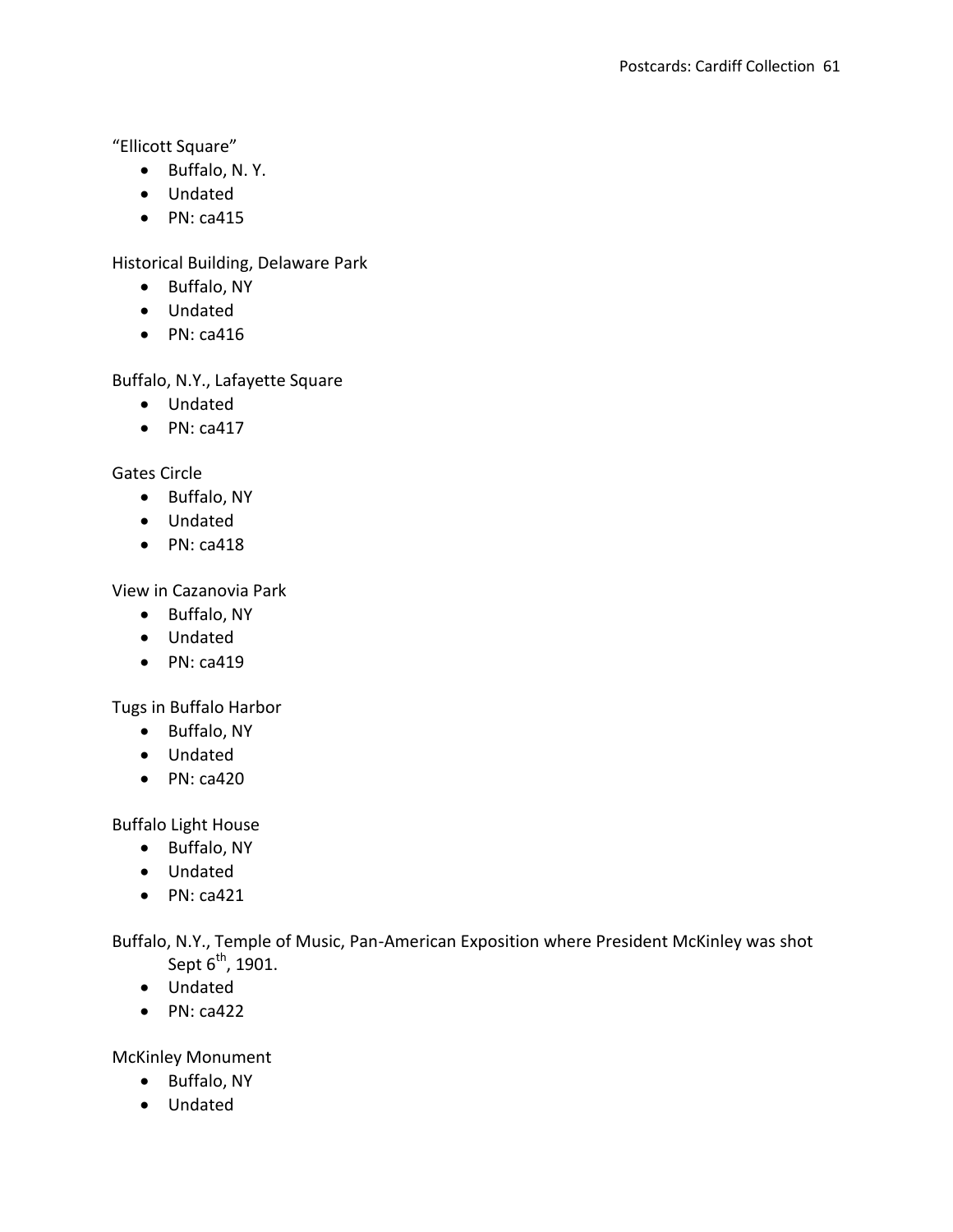"Ellicott Square"

- Buffalo, N. Y.
- Undated
- PN: ca415

Historical Building, Delaware Park

- Buffalo, NY
- Undated
- PN: ca416

Buffalo, N.Y., Lafayette Square

- Undated
- PN: ca417

Gates Circle

- Buffalo, NY
- Undated
- PN: ca418

View in Cazanovia Park

- Buffalo, NY
- Undated
- PN: ca419

Tugs in Buffalo Harbor

- Buffalo, NY
- Undated
- PN: ca420

Buffalo Light House

- Buffalo, NY
- Undated
- PN: ca421

Buffalo, N.Y., Temple of Music, Pan-American Exposition where President McKinley was shot Sept 6th, 1901.

- Undated
- PN: ca422

McKinley Monument

- Buffalo, NY
- Undated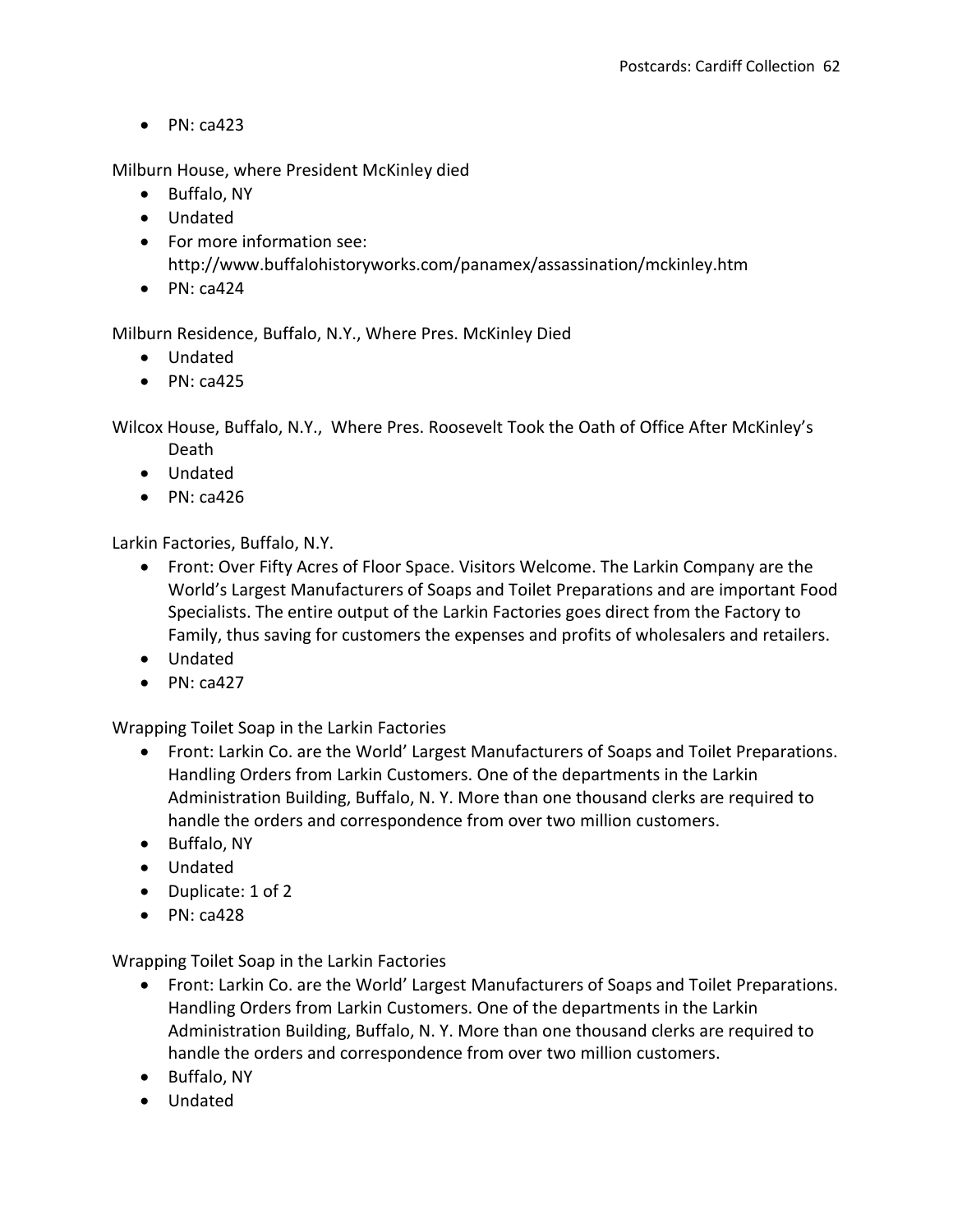- PN: ca423

Milburn House, where President McKinley died

- Buffalo, NY
- Undated
- For more information see: http://www.buffalohistoryworks.com/panamex/assassination/mckinley.htm
- PN: ca424

Milburn Residence, Buffalo, N.Y., Where Pres. McKinley Died

- Undated
- PN: ca425

Wilcox House, Buffalo, N.Y., Where Pres. Roosevelt Took the Oath of Office After McKinley's Death

- Undated
- PN: ca426

Larkin Factories, Buffalo, N.Y.

- Front: Over Fifty Acres of Floor Space. Visitors Welcome. The Larkin Company are the World's Largest Manufacturers of Soaps and Toilet Preparations and are important Food Specialists. The entire output of the Larkin Factories goes direct from the Factory to Family, thus saving for customers the expenses and profits of wholesalers and retailers.
- Undated
- PN: ca427

Wrapping Toilet Soap in the Larkin Factories

- Front: Larkin Co. are the World' Largest Manufacturers of Soaps and Toilet Preparations. Handling Orders from Larkin Customers. One of the departments in the Larkin Administration Building, Buffalo, N. Y. More than one thousand clerks are required to handle the orders and correspondence from over two million customers.
- Buffalo, NY
- Undated
- Duplicate: 1 of 2
- PN: ca428

Wrapping Toilet Soap in the Larkin Factories

- Front: Larkin Co. are the World' Largest Manufacturers of Soaps and Toilet Preparations. Handling Orders from Larkin Customers. One of the departments in the Larkin Administration Building, Buffalo, N. Y. More than one thousand clerks are required to handle the orders and correspondence from over two million customers.
- Buffalo, NY
- Undated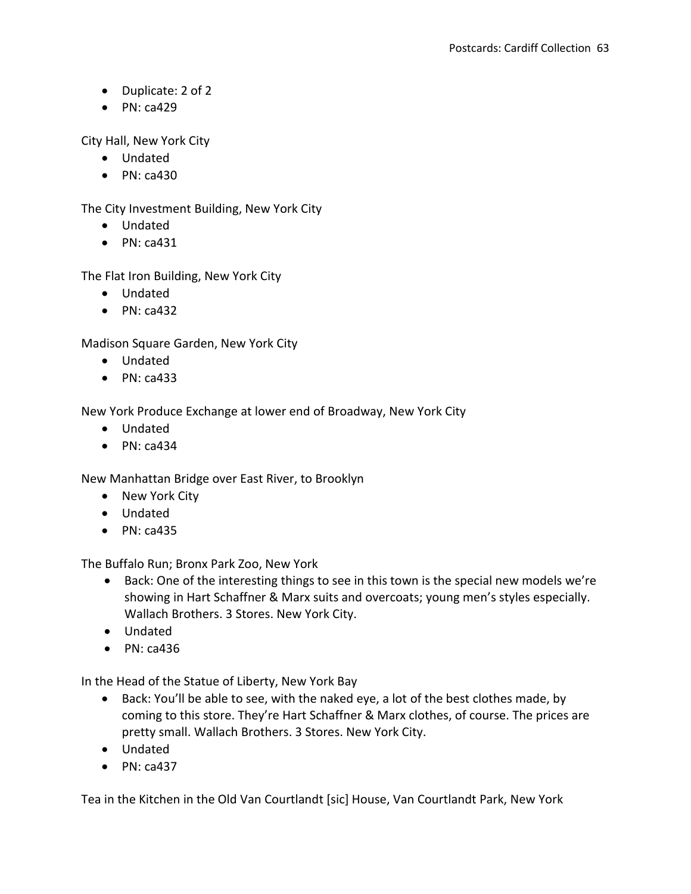- Duplicate: 2 of 2
- PN: ca429

City Hall, New York City
- Undated
- PN: ca430

The City Investment Building, New York City
- Undated
- PN: ca431

The Flat Iron Building, New York City
- Undated
- PN: ca432

Madison Square Garden, New York City
- Undated
- PN: ca433

New York Produce Exchange at lower end of Broadway, New York City
- Undated
- PN: ca434

New Manhattan Bridge over East River, to Brooklyn
- New York City
- Undated
- PN: ca435

The Buffalo Run; Bronx Park Zoo, New York
- Back: One of the interesting things to see in this town is the special new models we're showing in Hart Schaffner & Marx suits and overcoats; young men's styles especially. Wallach Brothers. 3 Stores. New York City.
- Undated
- PN: ca436

In the Head of the Statue of Liberty, New York Bay
- Back: You'll be able to see, with the naked eye, a lot of the best clothes made, by coming to this store. They're Hart Schaffner & Marx clothes, of course. The prices are pretty small. Wallach Brothers. 3 Stores. New York City.
- Undated
- PN: ca437

Tea in the Kitchen in the Old Van Courtlandt [sic] House, Van Courtlandt Park, New York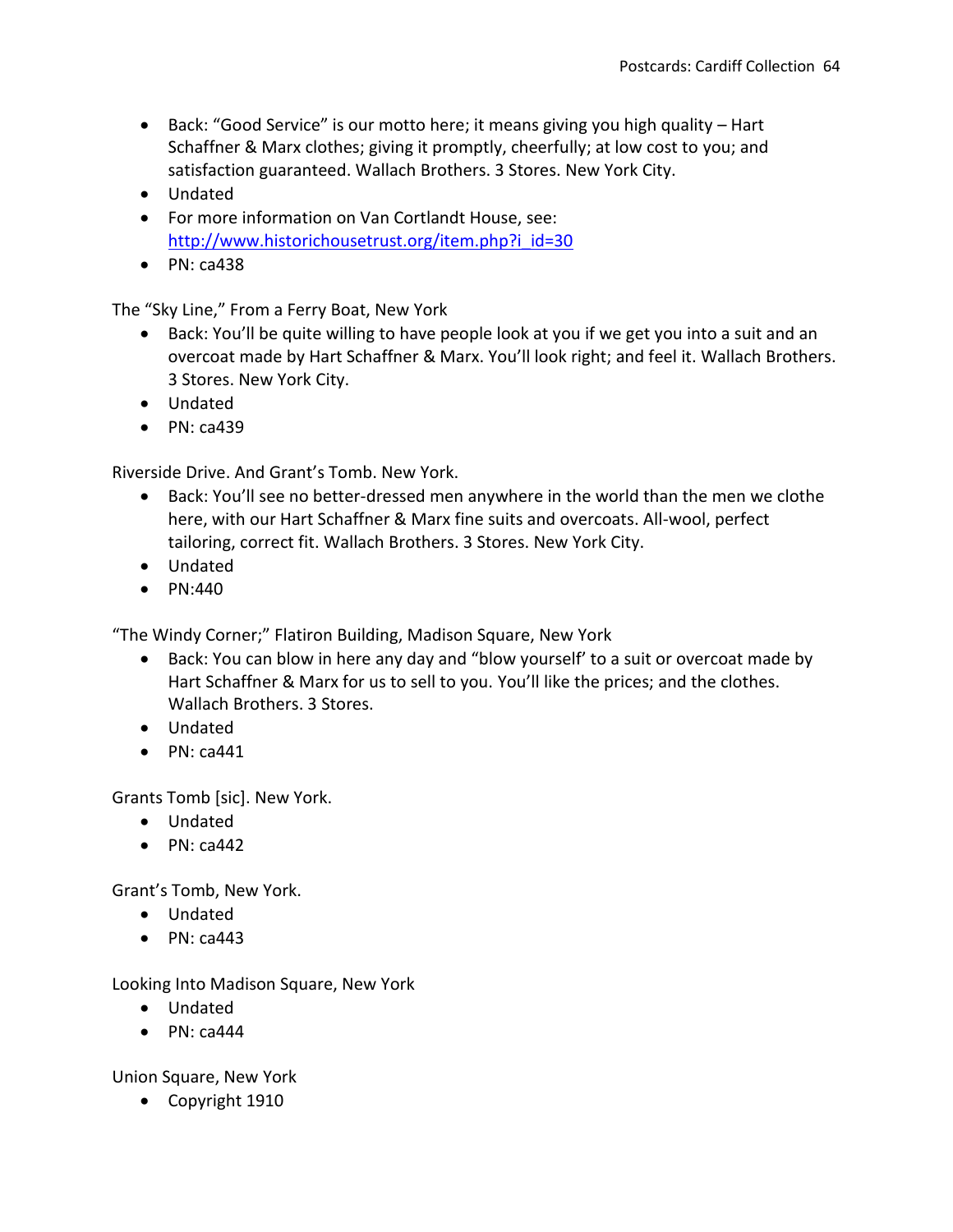- Back: "Good Service" is our motto here; it means giving you high quality – Hart Schaffner & Marx clothes; giving it promptly, cheerfully; at low cost to you; and satisfaction guaranteed. Wallach Brothers. 3 Stores. New York City.
- Undated
- For more information on Van Cortlandt House, see: [http://www.historichousetrust.org/item.php?i_id=30](http://www.historichousetrust.org/item.php?i_id=30)
- PN: ca438

The "Sky Line," From a Ferry Boat, New York

- Back: You'll be quite willing to have people look at you if we get you into a suit and an overcoat made by Hart Schaffner & Marx. You'll look right; and feel it. Wallach Brothers. 3 Stores. New York City.
- Undated
- PN: ca439

Riverside Drive. And Grant's Tomb. New York.

- Back: You'll see no better-dressed men anywhere in the world than the men we clothe here, with our Hart Schaffner & Marx fine suits and overcoats. All-wool, perfect tailoring, correct fit. Wallach Brothers. 3 Stores. New York City.
- Undated
- PN:440

"The Windy Corner;" Flatiron Building, Madison Square, New York

- Back: You can blow in here any day and "blow yourself' to a suit or overcoat made by Hart Schaffner & Marx for us to sell to you. You'll like the prices; and the clothes. Wallach Brothers. 3 Stores.
- Undated
- PN: ca441

Grants Tomb [sic]. New York.

- Undated
- PN: ca442

Grant's Tomb, New York.

- Undated
- PN: ca443

Looking Into Madison Square, New York

- Undated
- PN: ca444

Union Square, New York

- Copyright 1910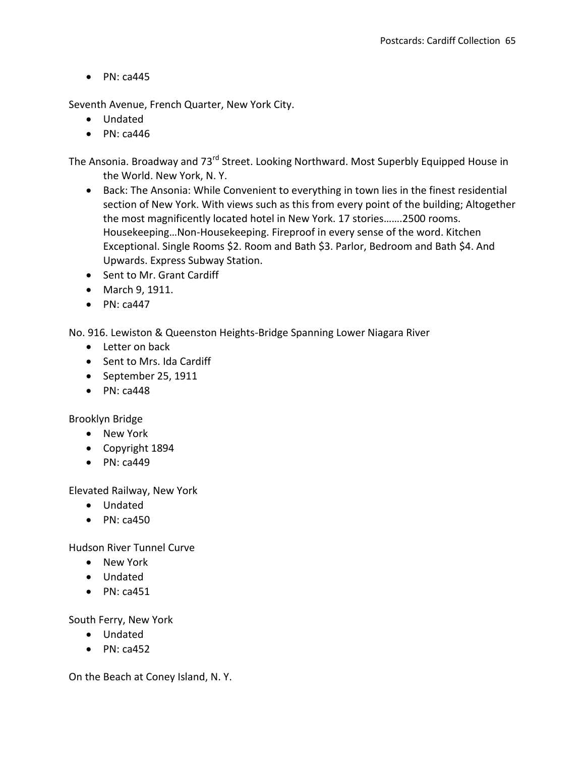- PN: ca445

Seventh Avenue, French Quarter, New York City.

- Undated
- PN: ca446

The Ansonia. Broadway and 73rd Street. Looking Northward. Most Superbly Equipped House in the World. New York, N. Y.

- Back: The Ansonia: While Convenient to everything in town lies in the finest residential section of New York. With views such as this from every point of the building; Altogether the most magnificently located hotel in New York. 17 stories…….2500 rooms. Housekeeping…Non-Housekeeping. Fireproof in every sense of the word. Kitchen Exceptional. Single Rooms $2. Room and Bath $3. Parlor, Bedroom and Bath $4. And Upwards. Express Subway Station.
- Sent to Mr. Grant Cardiff
- March 9, 1911.
- PN: ca447

No. 916. Lewiston & Queenston Heights-Bridge Spanning Lower Niagara River

- Letter on back
- Sent to Mrs. Ida Cardiff
- September 25, 1911
- PN: ca448

Brooklyn Bridge

- New York
- Copyright 1894
- PN: ca449

Elevated Railway, New York

- Undated
- PN: ca450

Hudson River Tunnel Curve

- New York
- Undated
- PN: ca451

South Ferry, New York

- Undated
- PN: ca452

On the Beach at Coney Island, N. Y.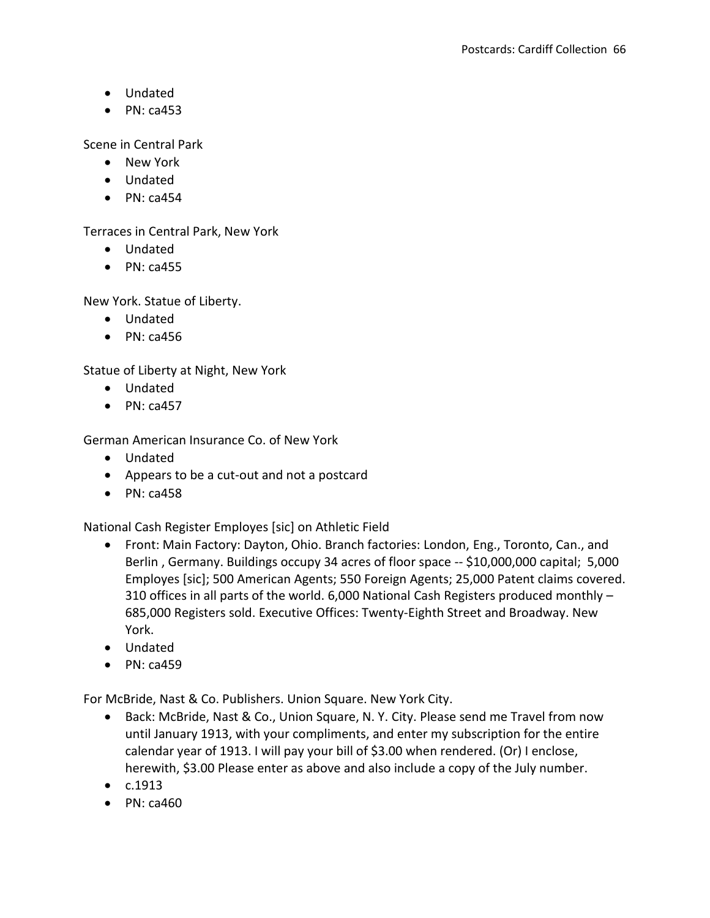- Undated
- PN: ca453

Scene in Central Park

- New York
- Undated
- PN: ca454

Terraces in Central Park, New York

- Undated
- PN: ca455

New York. Statue of Liberty.

- Undated
- PN: ca456

Statue of Liberty at Night, New York

- Undated
- PN: ca457

German American Insurance Co. of New York

- Undated
- Appears to be a cut-out and not a postcard
- PN: ca458

National Cash Register Employes [sic] on Athletic Field

- Front: Main Factory: Dayton, Ohio. Branch factories: London, Eng., Toronto, Can., and Berlin , Germany. Buildings occupy 34 acres of floor space -- $10,000,000 capital; 5,000 Employes [sic]; 500 American Agents; 550 Foreign Agents; 25,000 Patent claims covered. 310 offices in all parts of the world. 6,000 National Cash Registers produced monthly – 685,000 Registers sold. Executive Offices: Twenty-Eighth Street and Broadway. New York.
- Undated
- PN: ca459

For McBride, Nast & Co. Publishers. Union Square. New York City.

- Back: McBride, Nast & Co., Union Square, N. Y. City. Please send me Travel from now until January 1913, with your compliments, and enter my subscription for the entire calendar year of 1913. I will pay your bill of $3.00 when rendered. (Or) I enclose, herewith, $3.00 Please enter as above and also include a copy of the July number.
- c.1913
- PN: ca460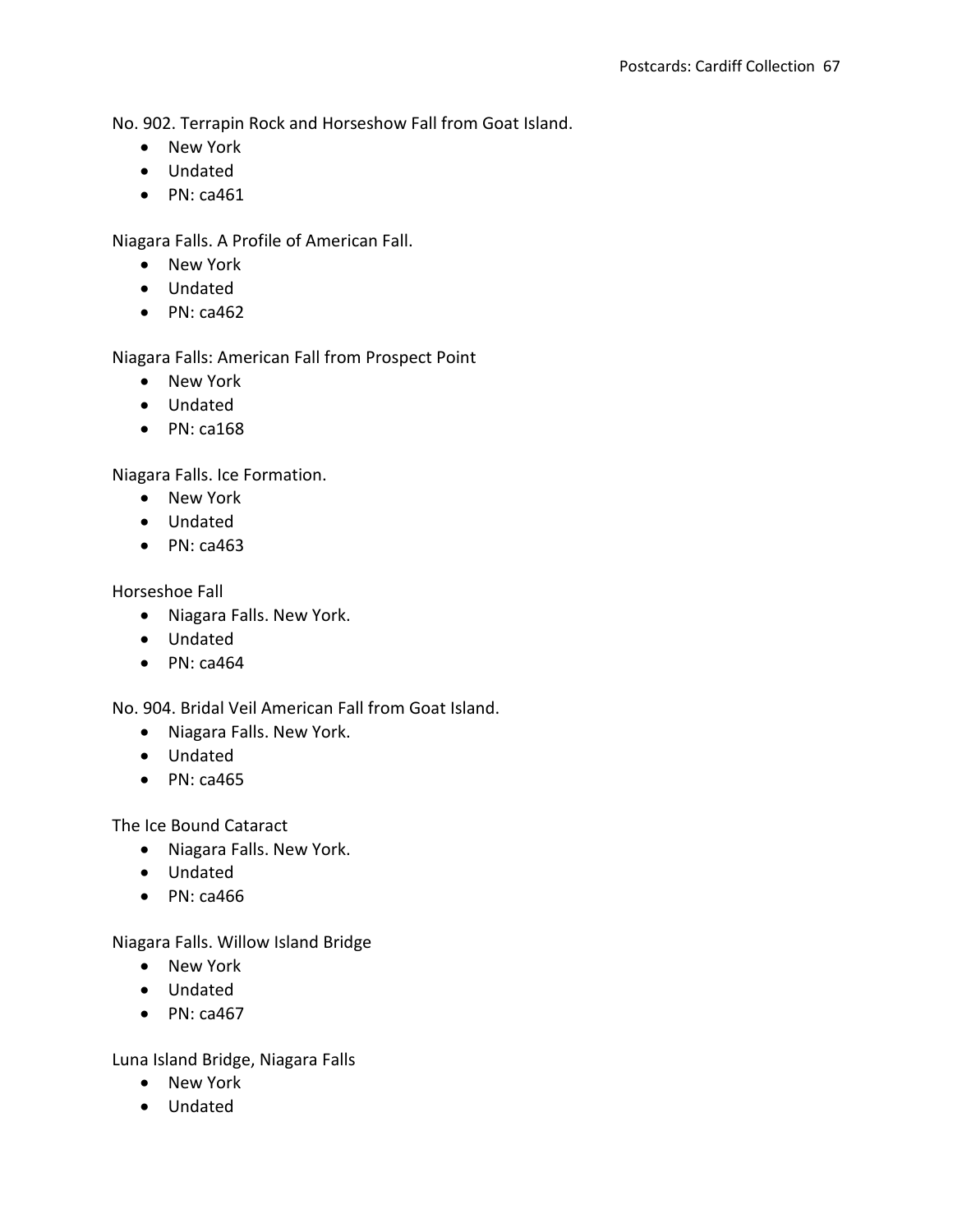No. 902. Terrapin Rock and Horseshow Fall from Goat Island.

- New York
- Undated
- PN: ca461

Niagara Falls. A Profile of American Fall.

- New York
- Undated
- PN: ca462

Niagara Falls: American Fall from Prospect Point

- New York
- Undated
- PN: ca168

Niagara Falls. Ice Formation.

- New York
- Undated
- PN: ca463

Horseshoe Fall

- Niagara Falls. New York.
- Undated
- PN: ca464

No. 904. Bridal Veil American Fall from Goat Island.

- Niagara Falls. New York.
- Undated
- PN: ca465

The Ice Bound Cataract

- Niagara Falls. New York.
- Undated
- PN: ca466

Niagara Falls. Willow Island Bridge

- New York
- Undated
- PN: ca467

Luna Island Bridge, Niagara Falls

- New York
- Undated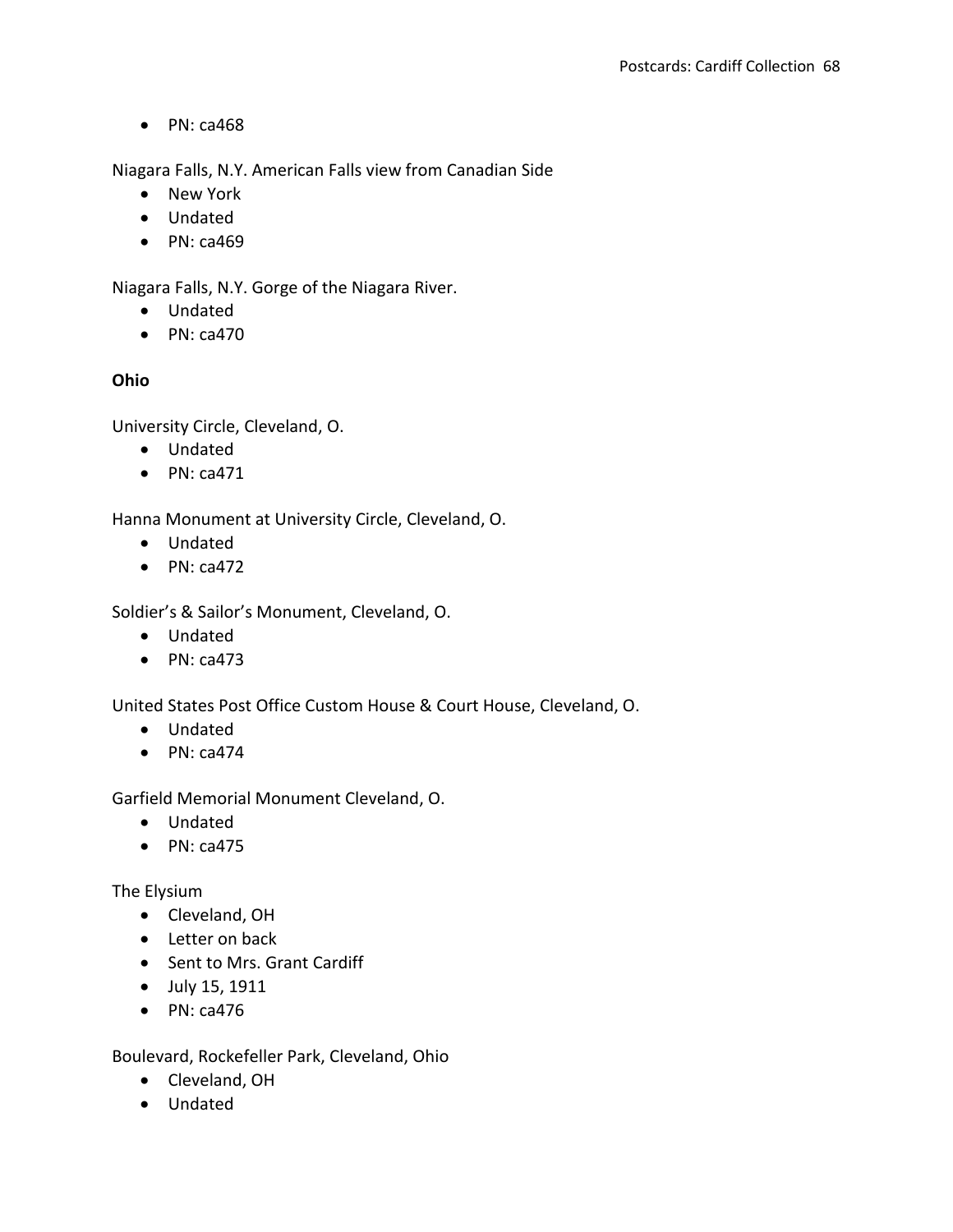- PN: ca468

Niagara Falls, N.Y. American Falls view from Canadian Side

- New York
- Undated
- PN: ca469

Niagara Falls, N.Y. Gorge of the Niagara River.

- Undated
- PN: ca470

**Ohio**

University Circle, Cleveland, O.

- Undated
- PN: ca471

Hanna Monument at University Circle, Cleveland, O.

- Undated
- PN: ca472

Soldier's & Sailor's Monument, Cleveland, O.

- Undated
- PN: ca473

United States Post Office Custom House & Court House, Cleveland, O.

- Undated
- PN: ca474

Garfield Memorial Monument Cleveland, O.

- Undated
- PN: ca475

The Elysium

- Cleveland, OH
- Letter on back
- Sent to Mrs. Grant Cardiff
- July 15, 1911
- PN: ca476

Boulevard, Rockefeller Park, Cleveland, Ohio

- Cleveland, OH
- Undated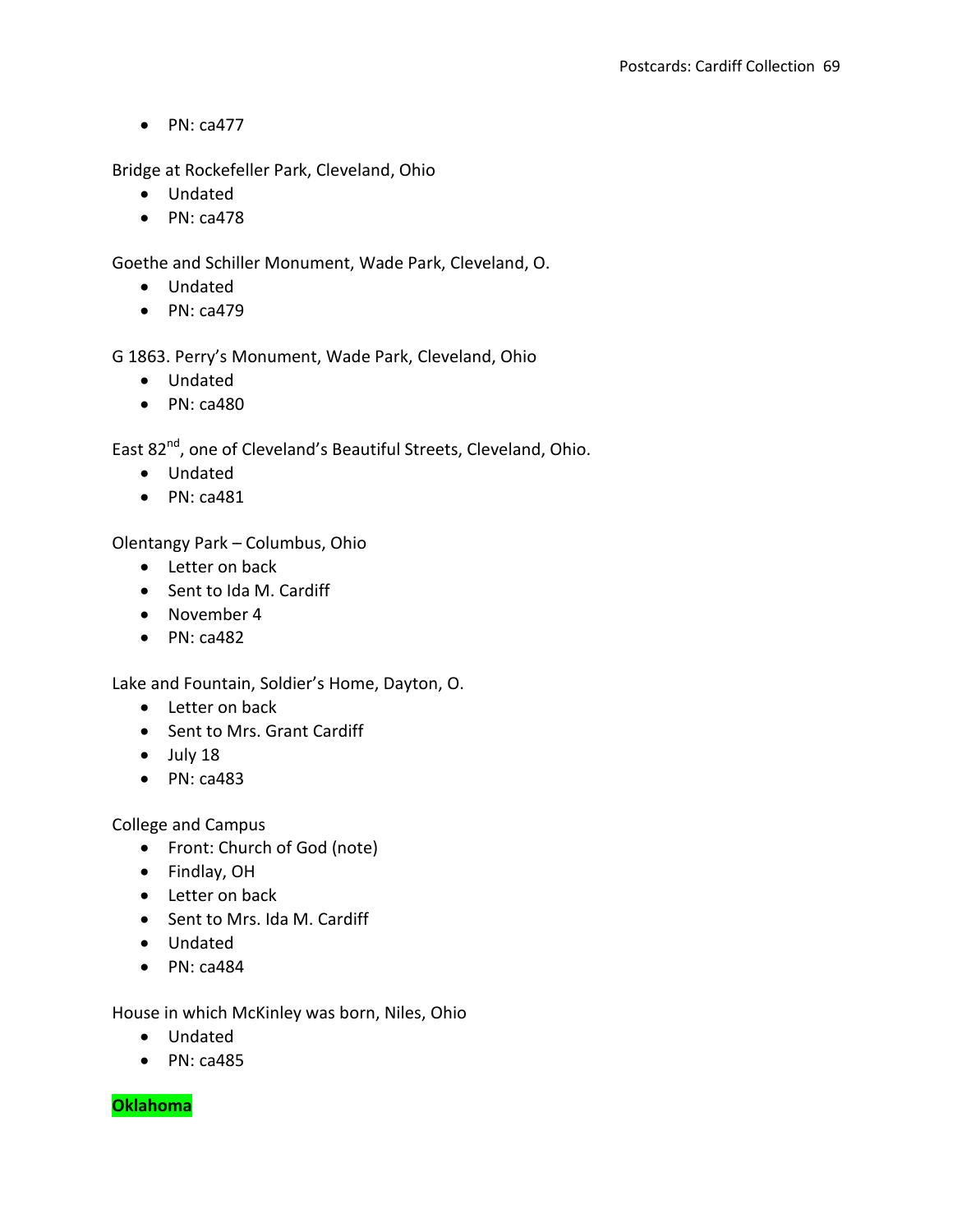- PN: ca477

Bridge at Rockefeller Park, Cleveland, Ohio

- Undated
- PN: ca478

Goethe and Schiller Monument, Wade Park, Cleveland, O.

- Undated
- PN: ca479

G 1863. Perry's Monument, Wade Park, Cleveland, Ohio

- Undated
- PN: ca480

East 82nd, one of Cleveland's Beautiful Streets, Cleveland, Ohio.

- Undated
- PN: ca481

Olentangy Park – Columbus, Ohio

- Letter on back
- Sent to Ida M. Cardiff
- November 4
- PN: ca482

Lake and Fountain, Soldier's Home, Dayton, O.

- Letter on back
- Sent to Mrs. Grant Cardiff
- July 18
- PN: ca483

College and Campus

- Front: Church of God (note)
- Findlay, OH
- Letter on back
- Sent to Mrs. Ida M. Cardiff
- Undated
- PN: ca484

House in which McKinley was born, Niles, Ohio

- Undated
- PN: ca485

**Oklahoma**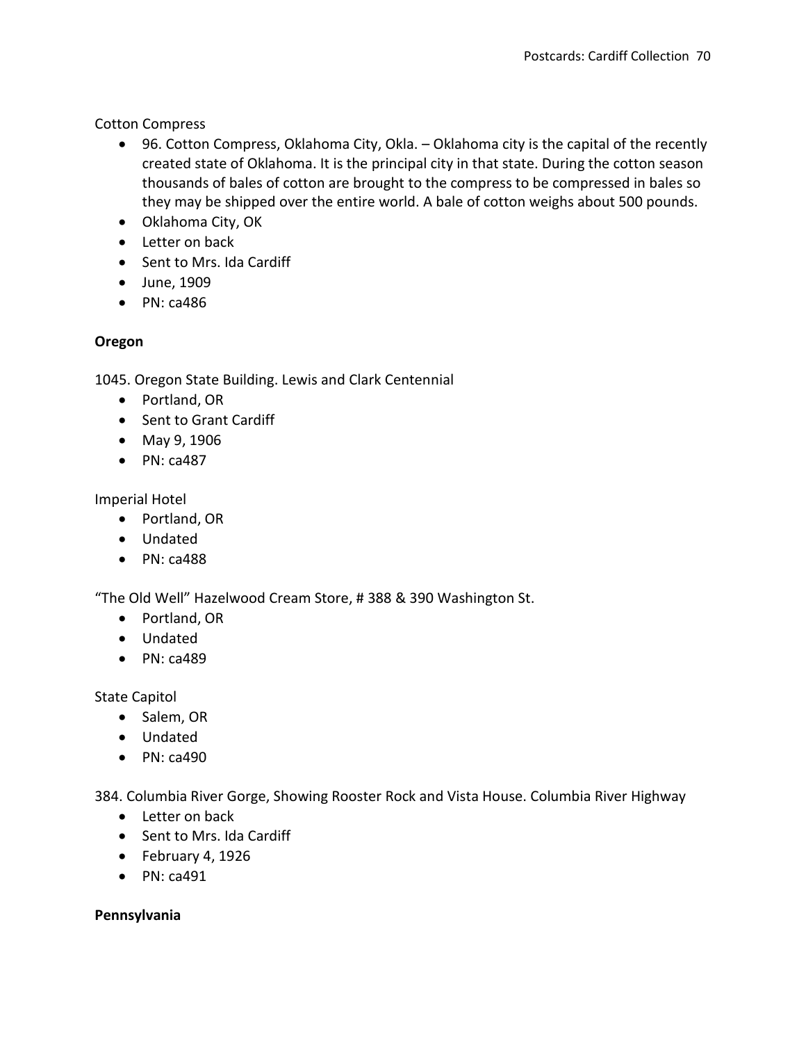Cotton Compress

- 96. Cotton Compress, Oklahoma City, Okla. – Oklahoma city is the capital of the recently created state of Oklahoma. It is the principal city in that state. During the cotton season thousands of bales of cotton are brought to the compress to be compressed in bales so they may be shipped over the entire world. A bale of cotton weighs about 500 pounds.
- Oklahoma City, OK
- Letter on back
- Sent to Mrs. Ida Cardiff
- June, 1909
- PN: ca486

**Oregon**

1045. Oregon State Building. Lewis and Clark Centennial

- Portland, OR
- Sent to Grant Cardiff
- May 9, 1906
- PN: ca487

Imperial Hotel

- Portland, OR
- Undated
- PN: ca488

"The Old Well" Hazelwood Cream Store, # 388 & 390 Washington St.

- Portland, OR
- Undated
- PN: ca489

State Capitol

- Salem, OR
- Undated
- PN: ca490

384. Columbia River Gorge, Showing Rooster Rock and Vista House. Columbia River Highway

- Letter on back
- Sent to Mrs. Ida Cardiff
- February 4, 1926
- PN: ca491

**Pennsylvania**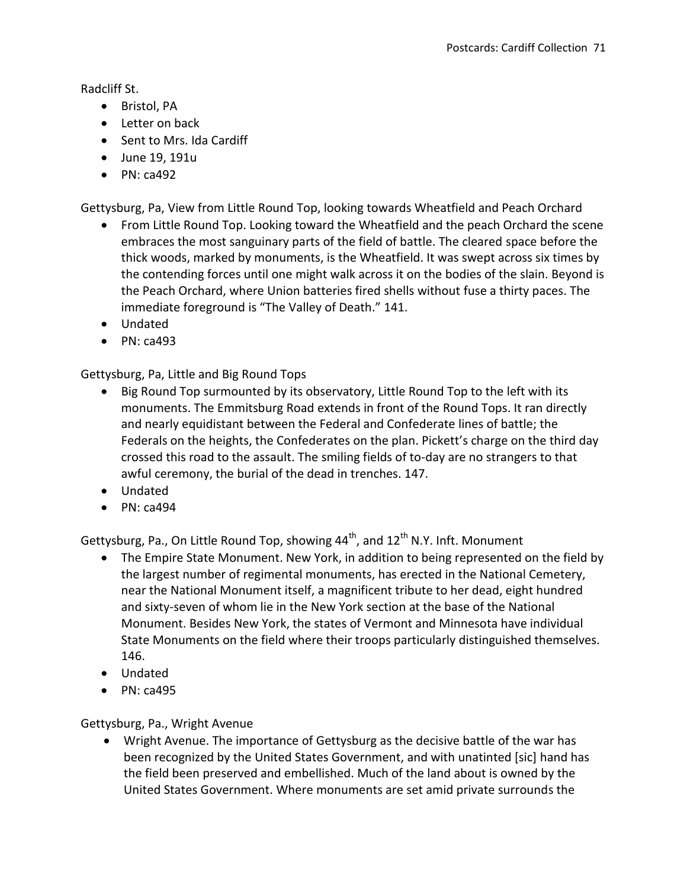Radcliff St.

- Bristol, PA
- Letter on back
- Sent to Mrs. Ida Cardiff
- June 19, 191u
- PN: ca492

Gettysburg, Pa, View from Little Round Top, looking towards Wheatfield and Peach Orchard

- From Little Round Top. Looking toward the Wheatfield and the peach Orchard the scene embraces the most sanguinary parts of the field of battle. The cleared space before the thick woods, marked by monuments, is the Wheatfield. It was swept across six times by the contending forces until one might walk across it on the bodies of the slain. Beyond is the Peach Orchard, where Union batteries fired shells without fuse a thirty paces. The immediate foreground is "The Valley of Death." 141.
- Undated
- PN: ca493

Gettysburg, Pa, Little and Big Round Tops

- Big Round Top surmounted by its observatory, Little Round Top to the left with its monuments. The Emmitsburg Road extends in front of the Round Tops. It ran directly and nearly equidistant between the Federal and Confederate lines of battle; the Federals on the heights, the Confederates on the plan. Pickett's charge on the third day crossed this road to the assault. The smiling fields of to-day are no strangers to that awful ceremony, the burial of the dead in trenches. 147.
- Undated
- PN: ca494

Gettysburg, Pa., On Little Round Top, showing 44th, and 12th N.Y. InfT. Monument

- The Empire State Monument. New York, in addition to being represented on the field by the largest number of regimental monuments, has erected in the National Cemetery, near the National Monument itself, a magnificent tribute to her dead, eight hundred and sixty-seven of whom lie in the New York section at the base of the National Monument. Besides New York, the states of Vermont and Minnesota have individual State Monuments on the field where their troops particularly distinguished themselves. 146.
- Undated
- PN: ca495

Gettysburg, Pa., Wright Avenue

- Wright Avenue. The importance of Gettysburg as the decisive battle of the war has been recognized by the United States Government, and with unatinted [sic] hand has the field been preserved and embellished. Much of the land about is owned by the United States Government. Where monuments are set amid private surrounds the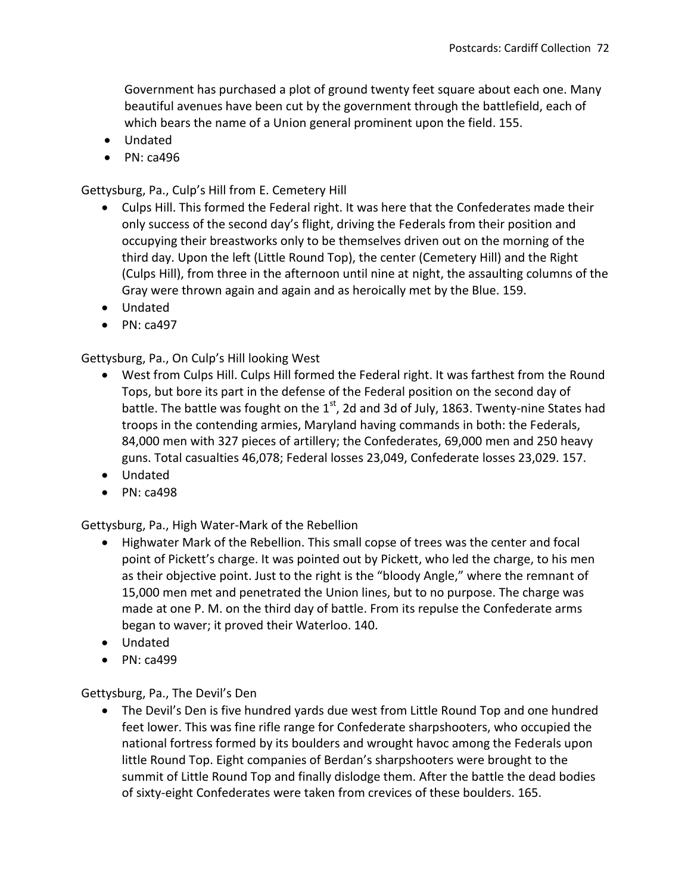Government has purchased a plot of ground twenty feet square about each one. Many beautiful avenues have been cut by the government through the battlefield, each of which bears the name of a Union general prominent upon the field. 155.

- Undated
- PN: ca496

Gettysburg, Pa., Culp's Hill from E. Cemetery Hill

- Culps Hill. This formed the Federal right. It was here that the Confederates made their only success of the second day's flight, driving the Federals from their position and occupying their breastworks only to be themselves driven out on the morning of the third day. Upon the left (Little Round Top), the center (Cemetery Hill) and the Right (Culps Hill), from three in the afternoon until nine at night, the assaulting columns of the Gray were thrown again and again and as heroically met by the Blue. 159.
- Undated
- PN: ca497

Gettysburg, Pa., On Culp's Hill looking West

- West from Culps Hill. Culps Hill formed the Federal right. It was farthest from the Round Tops, but bore its part in the defense of the Federal position on the second day of battle. The battle was fought on the 1st, 2d and 3d of July, 1863. Twenty-nine States had troops in the contending armies, Maryland having commands in both: the Federals, 84,000 men with 327 pieces of artillery; the Confederates, 69,000 men and 250 heavy guns. Total casualties 46,078; Federal losses 23,049, Confederate losses 23,029. 157.
- Undated
- PN: ca498

Gettysburg, Pa., High Water-Mark of the Rebellion

- Highwater Mark of the Rebellion. This small copse of trees was the center and focal point of Pickett's charge. It was pointed out by Pickett, who led the charge, to his men as their objective point. Just to the right is the "bloody Angle," where the remnant of 15,000 men met and penetrated the Union lines, but to no purpose. The charge was made at one P. M. on the third day of battle. From its repulse the Confederate arms began to waver; it proved their Waterloo. 140.
- Undated
- PN: ca499

Gettysburg, Pa., The Devil's Den

- The Devil's Den is five hundred yards due west from Little Round Top and one hundred feet lower. This was fine rifle range for Confederate sharpshooters, who occupied the national fortress formed by its boulders and wrought havoc among the Federals upon little Round Top. Eight companies of Berdan's sharpshooters were brought to the summit of Little Round Top and finally dislodge them. After the battle the dead bodies of sixty-eight Confederates were taken from crevices of these boulders. 165.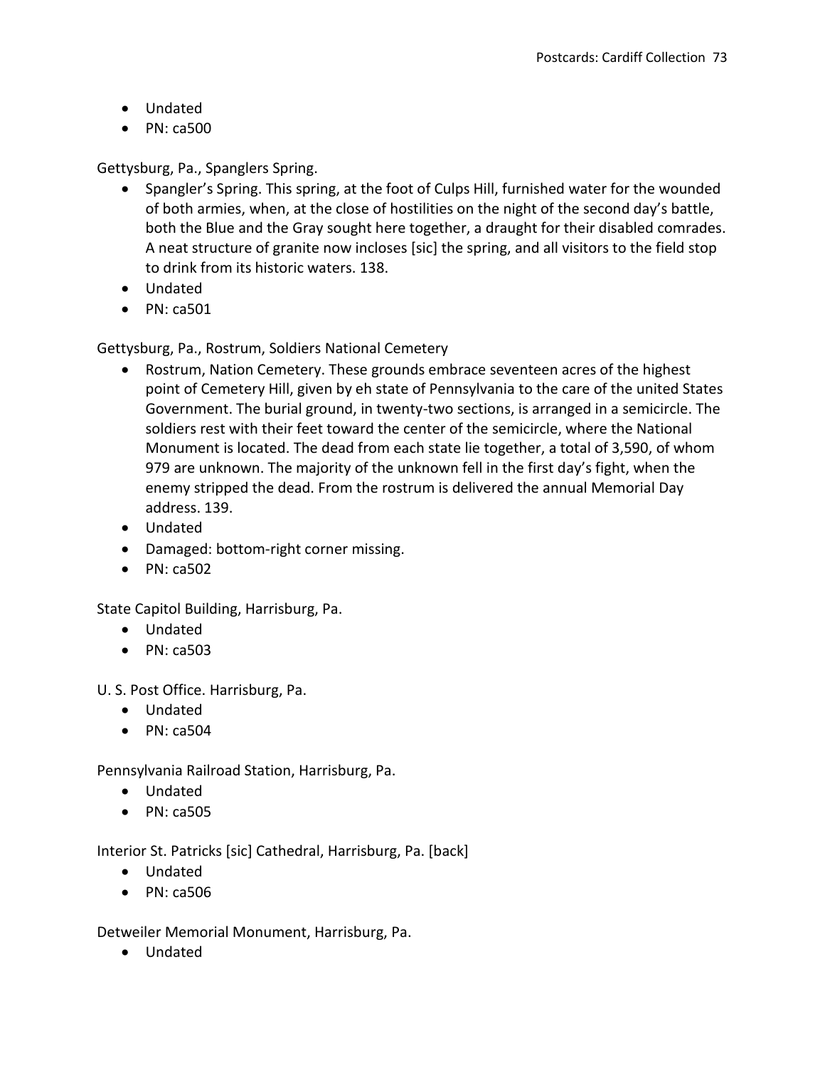- Undated
- PN: ca500

Gettysburg, Pa., Spanglers Spring.

- Spangler's Spring. This spring, at the foot of Culps Hill, furnished water for the wounded of both armies, when, at the close of hostilities on the night of the second day's battle, both the Blue and the Gray sought here together, a draught for their disabled comrades. A neat structure of granite now incloses [sic] the spring, and all visitors to the field stop to drink from its historic waters. 138.
- Undated
- PN: ca501

Gettysburg, Pa., Rostrum, Soldiers National Cemetery

- Rostrum, Nation Cemetery. These grounds embrace seventeen acres of the highest point of Cemetery Hill, given by eh state of Pennsylvania to the care of the united States Government. The burial ground, in twenty-two sections, is arranged in a semicircle. The soldiers rest with their feet toward the center of the semicircle, where the National Monument is located. The dead from each state lie together, a total of 3,590, of whom 979 are unknown. The majority of the unknown fell in the first day's fight, when the enemy stripped the dead. From the rostrum is delivered the annual Memorial Day address. 139.
- Undated
- Damaged: bottom-right corner missing.
- PN: ca502

State Capitol Building, Harrisburg, Pa.

- Undated
- PN: ca503

U. S. Post Office. Harrisburg, Pa.

- Undated
- PN: ca504

Pennsylvania Railroad Station, Harrisburg, Pa.

- Undated
- PN: ca505

Interior St. Patricks [sic] Cathedral, Harrisburg, Pa. [back]

- Undated
- PN: ca506

Detweiler Memorial Monument, Harrisburg, Pa.

- Undated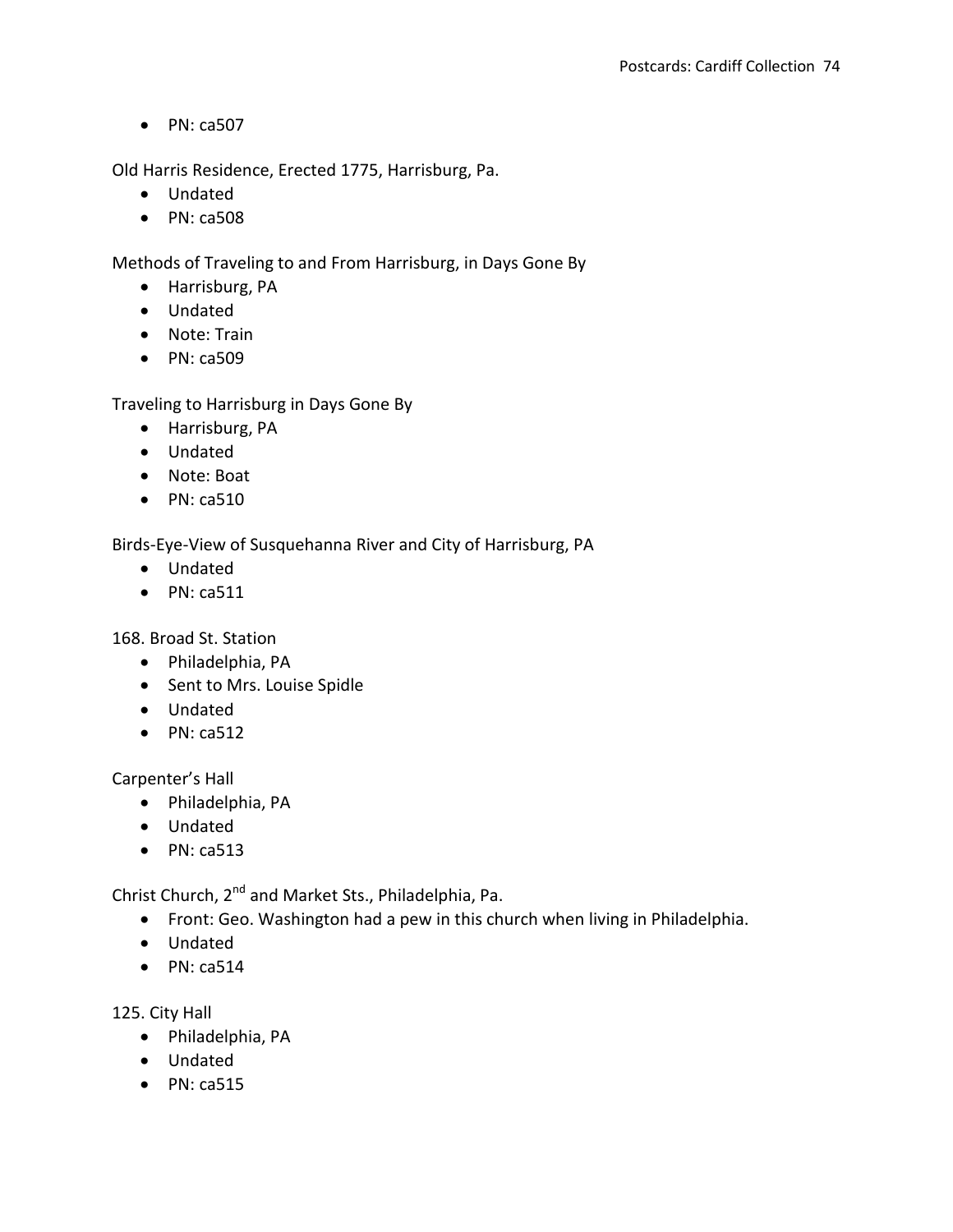- PN: ca507

Old Harris Residence, Erected 1775, Harrisburg, Pa.

- Undated
- PN: ca508

Methods of Traveling to and From Harrisburg, in Days Gone By

- Harrisburg, PA
- Undated
- Note: Train
- PN: ca509

Traveling to Harrisburg in Days Gone By

- Harrisburg, PA
- Undated
- Note: Boat
- PN: ca510

Birds-Eye-View of Susquehanna River and City of Harrisburg, PA

- Undated
- PN: ca511

168. Broad St. Station

- Philadelphia, PA
- Sent to Mrs. Louise Spidle
- Undated
- PN: ca512

Carpenter's Hall

- Philadelphia, PA
- Undated
- PN: ca513

Christ Church, 2nd and Market Sts., Philadelphia, Pa.

- Front: Geo. Washington had a pew in this church when living in Philadelphia.
- Undated
- PN: ca514

125. City Hall

- Philadelphia, PA
- Undated
- PN: ca515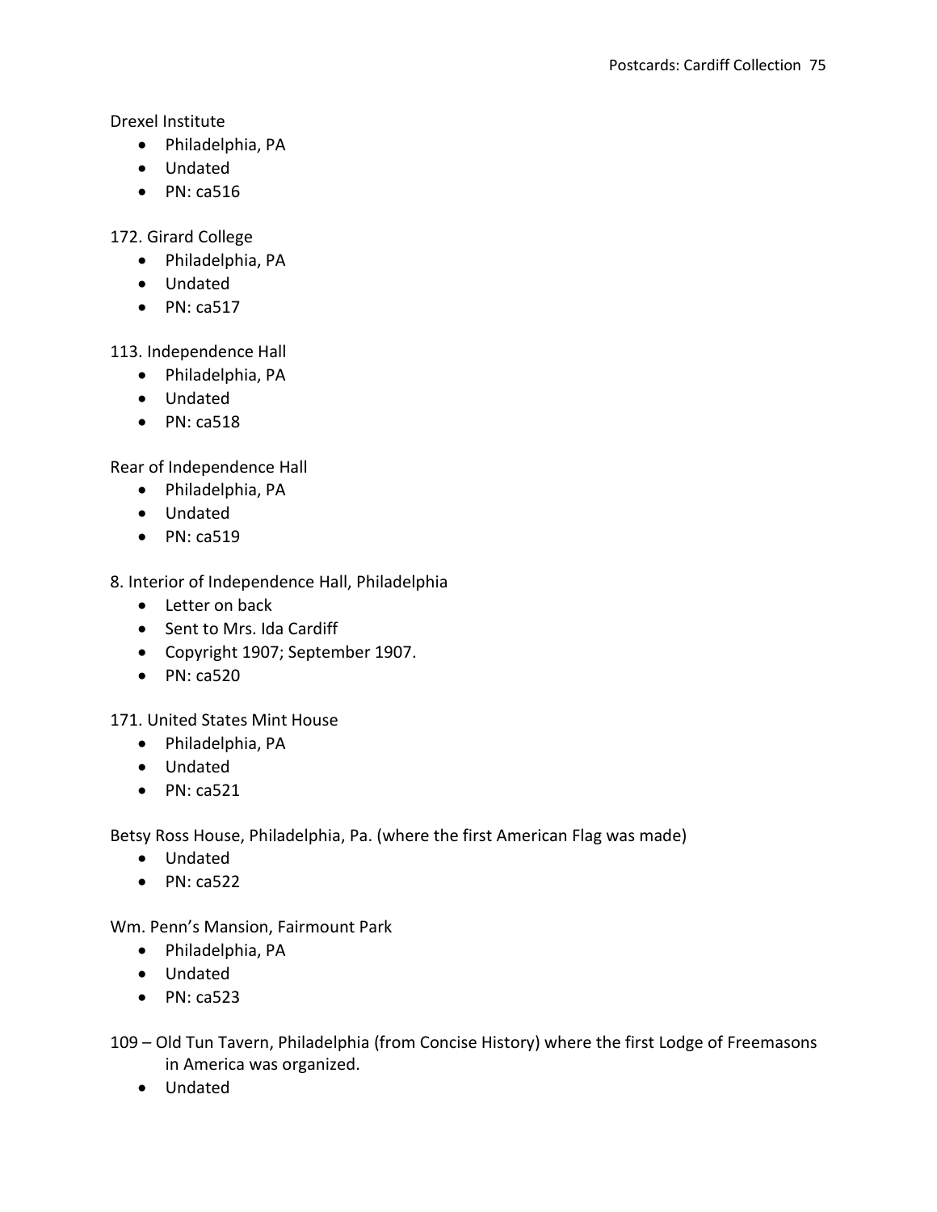Drexel Institute

- Philadelphia, PA
- Undated
- PN: ca516

172. Girard College

- Philadelphia, PA
- Undated
- PN: ca517

113. Independence Hall

- Philadelphia, PA
- Undated
- PN: ca518

Rear of Independence Hall

- Philadelphia, PA
- Undated
- PN: ca519

8. Interior of Independence Hall, Philadelphia

- Letter on back
- Sent to Mrs. Ida Cardiff
- Copyright 1907; September 1907.
- PN: ca520

171. United States Mint House

- Philadelphia, PA
- Undated
- PN: ca521

Betsy Ross House, Philadelphia, Pa. (where the first American Flag was made)

- Undated
- PN: ca522

Wm. Penn's Mansion, Fairmount Park

- Philadelphia, PA
- Undated
- PN: ca523

109 – Old Tun Tavern, Philadelphia (from Concise History) where the first Lodge of Freemasons in America was organized.

- Undated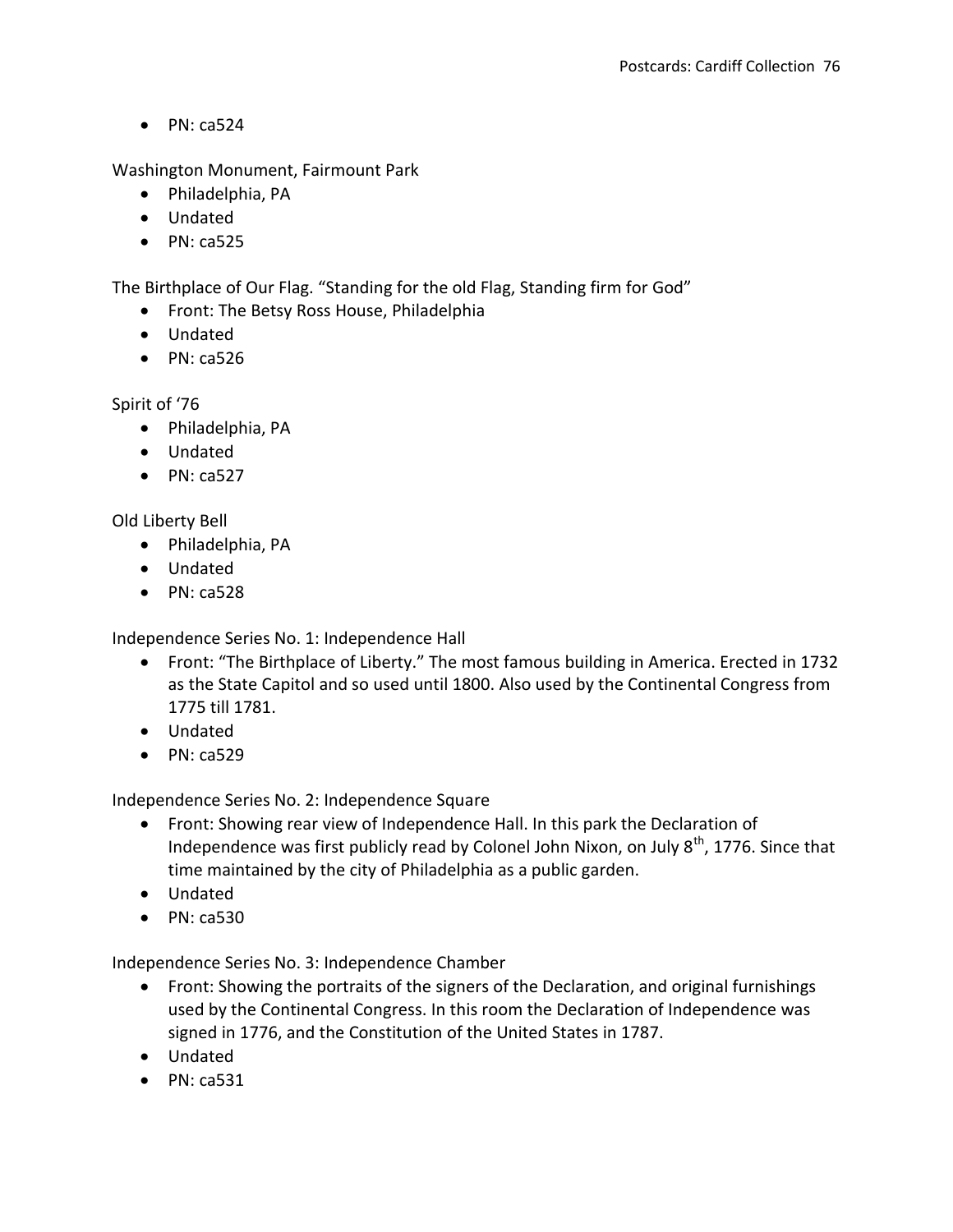- PN: ca524

Washington Monument, Fairmount Park

- Philadelphia, PA
- Undated
- PN: ca525

The Birthplace of Our Flag. "Standing for the old Flag, Standing firm for God"

- Front: The Betsy Ross House, Philadelphia
- Undated
- PN: ca526

Spirit of '76

- Philadelphia, PA
- Undated
- PN: ca527

Old Liberty Bell

- Philadelphia, PA
- Undated
- PN: ca528

Independence Series No. 1: Independence Hall

- Front: "The Birthplace of Liberty." The most famous building in America. Erected in 1732 as the State Capitol and so used until 1800. Also used by the Continental Congress from 1775 till 1781.
- Undated
- PN: ca529

Independence Series No. 2: Independence Square

- Front: Showing rear view of Independence Hall. In this park the Declaration of Independence was first publicly read by Colonel John Nixon, on July 8th, 1776. Since that time maintained by the city of Philadelphia as a public garden.
- Undated
- PN: ca530

Independence Series No. 3: Independence Chamber

- Front: Showing the portraits of the signers of the Declaration, and original furnishings used by the Continental Congress. In this room the Declaration of Independence was signed in 1776, and the Constitution of the United States in 1787.
- Undated
- PN: ca531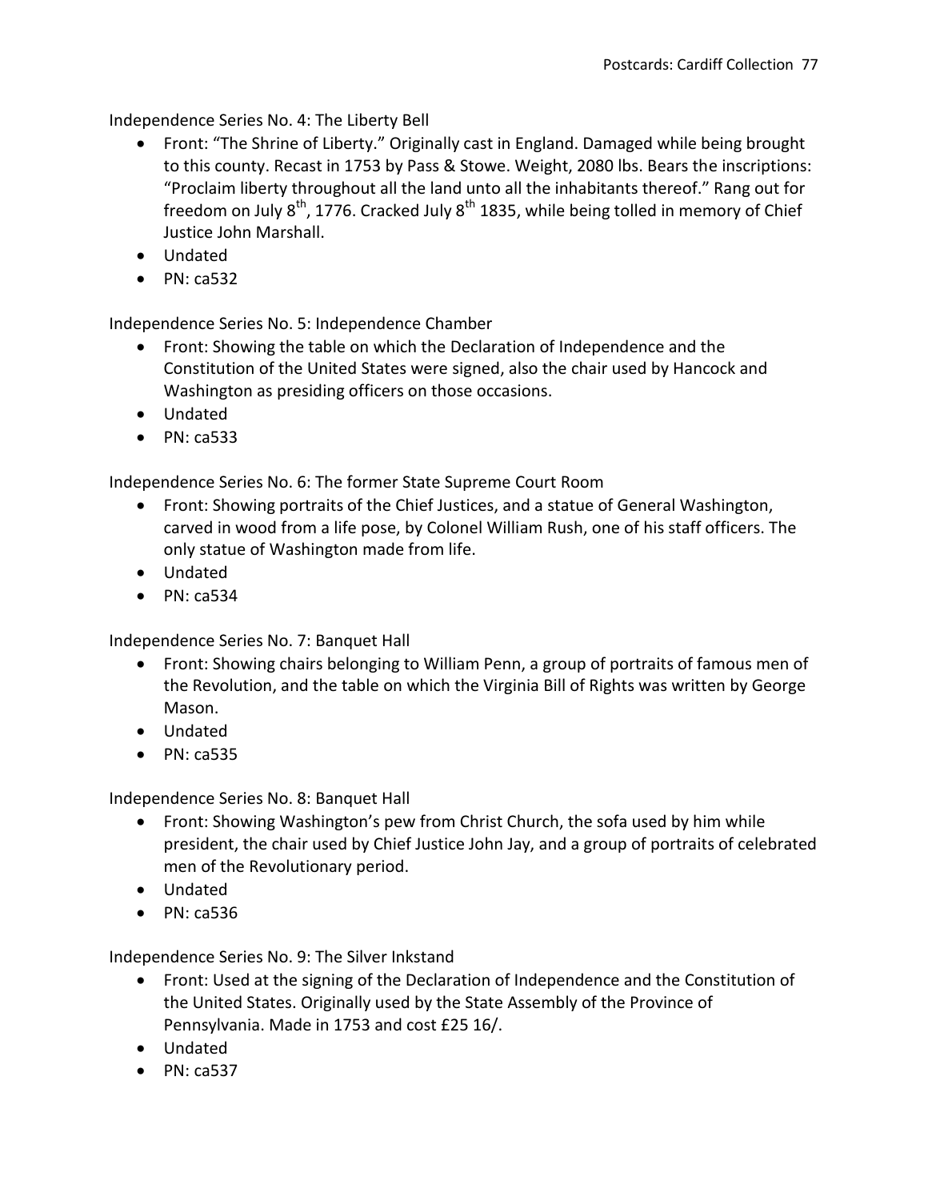Independence Series No. 4: The Liberty Bell

- Front: "The Shrine of Liberty." Originally cast in England. Damaged while being brought to this county. Recast in 1753 by Pass & Stowe. Weight, 2080 lbs. Bears the inscriptions: "Proclaim liberty throughout all the land unto all the inhabitants thereof." Rang out for freedom on July 8th, 1776. Cracked July 8th 1835, while being tolled in memory of Chief Justice John Marshall.
- Undated
- PN: ca532

Independence Series No. 5: Independence Chamber

- Front: Showing the table on which the Declaration of Independence and the Constitution of the United States were signed, also the chair used by Hancock and Washington as presiding officers on those occasions.
- Undated
- PN: ca533

Independence Series No. 6: The former State Supreme Court Room

- Front: Showing portraits of the Chief Justices, and a statue of General Washington, carved in wood from a life pose, by Colonel William Rush, one of his staff officers. The only statue of Washington made from life.
- Undated
- PN: ca534

Independence Series No. 7: Banquet Hall

- Front: Showing chairs belonging to William Penn, a group of portraits of famous men of the Revolution, and the table on which the Virginia Bill of Rights was written by George Mason.
- Undated
- PN: ca535

Independence Series No. 8: Banquet Hall

- Front: Showing Washington's pew from Christ Church, the sofa used by him while president, the chair used by Chief Justice John Jay, and a group of portraits of celebrated men of the Revolutionary period.
- Undated
- PN: ca536

Independence Series No. 9: The Silver Inkstand

- Front: Used at the signing of the Declaration of Independence and the Constitution of the United States. Originally used by the State Assembly of the Province of Pennsylvania. Made in 1753 and cost £25 16/.
- Undated
- PN: ca537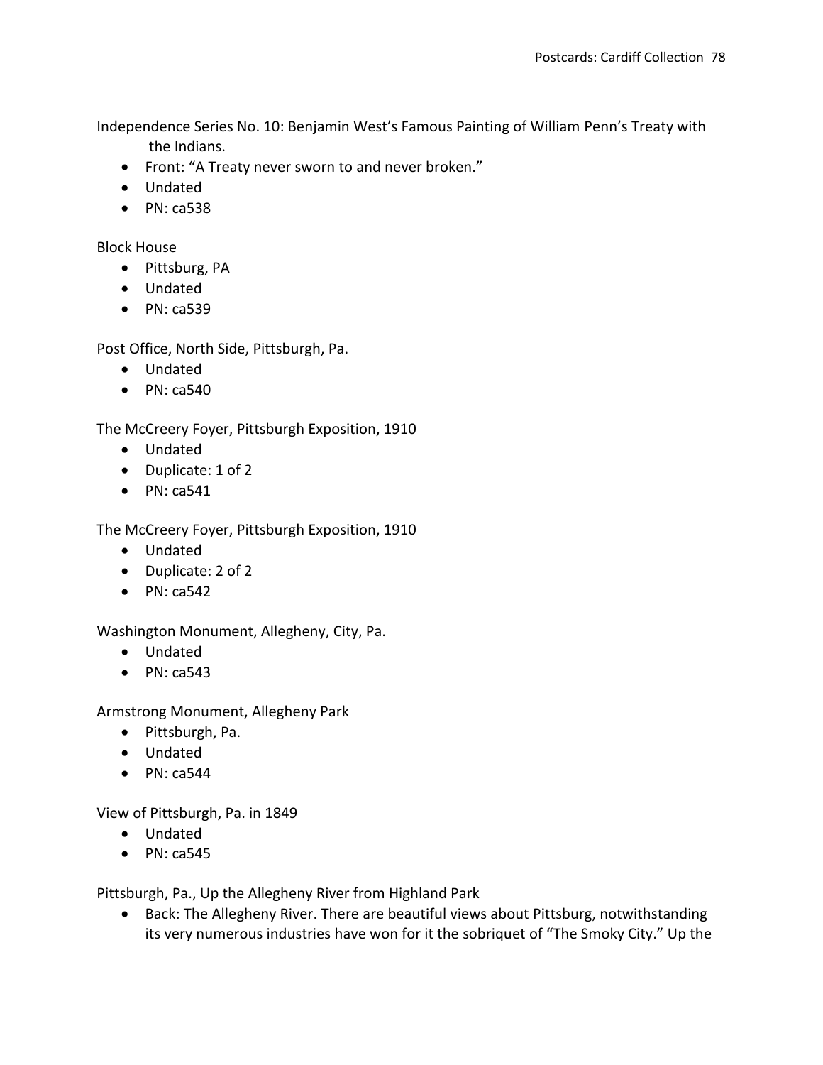Independence Series No. 10: Benjamin West's Famous Painting of William Penn's Treaty with the Indians.

- Front: "A Treaty never sworn to and never broken."
- Undated
- PN: ca538

Block House

- Pittsburg, PA
- Undated
- PN: ca539

Post Office, North Side, Pittsburgh, Pa.

- Undated
- PN: ca540

The McCreery Foyer, Pittsburgh Exposition, 1910

- Undated
- Duplicate: 1 of 2
- PN: ca541

The McCreery Foyer, Pittsburgh Exposition, 1910

- Undated
- Duplicate: 2 of 2
- PN: ca542

Washington Monument, Allegheny, City, Pa.

- Undated
- PN: ca543

Armstrong Monument, Allegheny Park

- Pittsburgh, Pa.
- Undated
- PN: ca544

View of Pittsburgh, Pa. in 1849

- Undated
- PN: ca545

Pittsburgh, Pa., Up the Allegheny River from Highland Park

- Back: The Allegheny River. There are beautiful views about Pittsburg, notwithstanding its very numerous industries have won for it the sobriquet of "The Smoky City." Up the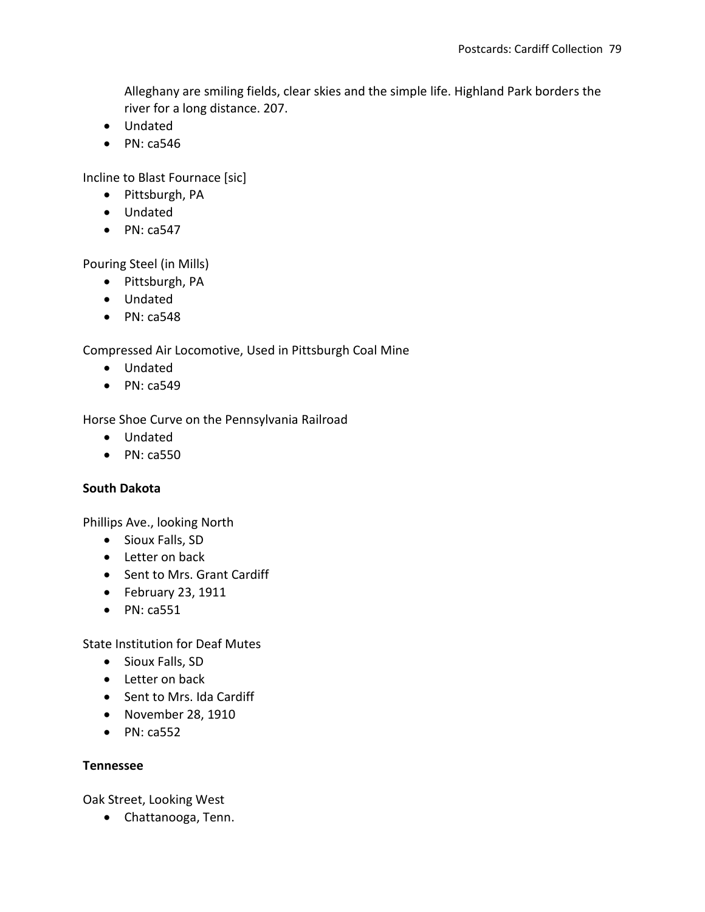Alleghany are smiling fields, clear skies and the simple life. Highland Park borders the river for a long distance. 207.

- Undated
- PN: ca546

Incline to Blast Fournace [sic]

- Pittsburgh, PA
- Undated
- PN: ca547

Pouring Steel (in Mills)

- Pittsburgh, PA
- Undated
- PN: ca548

Compressed Air Locomotive, Used in Pittsburgh Coal Mine

- Undated
- PN: ca549

Horse Shoe Curve on the Pennsylvania Railroad

- Undated
- PN: ca550

**South Dakota**

Phillips Ave., looking North

- Sioux Falls, SD
- Letter on back
- Sent to Mrs. Grant Cardiff
- February 23, 1911
- PN: ca551

State Institution for Deaf Mutes

- Sioux Falls, SD
- Letter on back
- Sent to Mrs. Ida Cardiff
- November 28, 1910
- PN: ca552

**Tennessee**

Oak Street, Looking West

- Chattanooga, Tenn.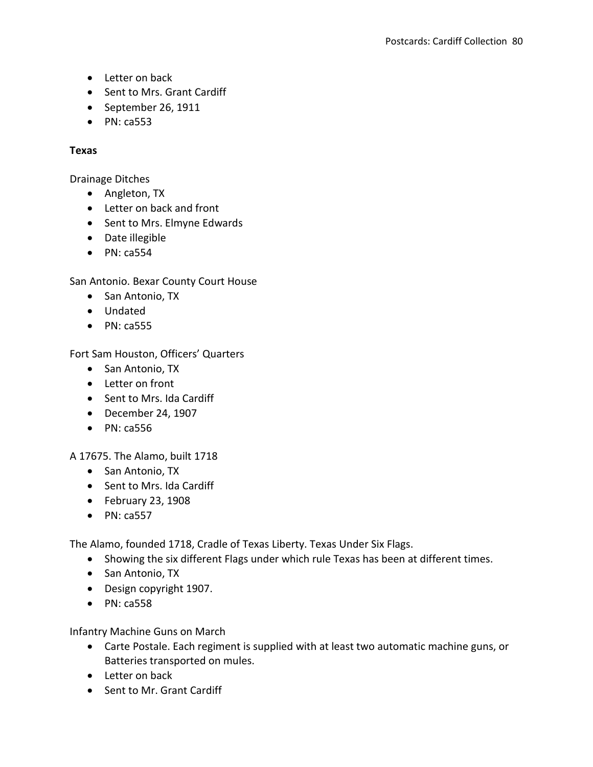- Letter on back
- Sent to Mrs. Grant Cardiff
- September 26, 1911
- PN: ca553

**Texas**

Drainage Ditches

- Angleton, TX
- Letter on back and front
- Sent to Mrs. Elmyne Edwards
- Date illegible
- PN: ca554

San Antonio. Bexar County Court House

- San Antonio, TX
- Undated
- PN: ca555

Fort Sam Houston, Officers' Quarters

- San Antonio, TX
- Letter on front
- Sent to Mrs. Ida Cardiff
- December 24, 1907
- PN: ca556

A 17675. The Alamo, built 1718

- San Antonio, TX
- Sent to Mrs. Ida Cardiff
- February 23, 1908
- PN: ca557

The Alamo, founded 1718, Cradle of Texas Liberty. Texas Under Six Flags.

- Showing the six different Flags under which rule Texas has been at different times.
- San Antonio, TX
- Design copyright 1907.
- PN: ca558

Infantry Machine Guns on March

- Carte Postale. Each regiment is supplied with at least two automatic machine guns, or Batteries transported on mules.
- Letter on back
- Sent to Mr. Grant Cardiff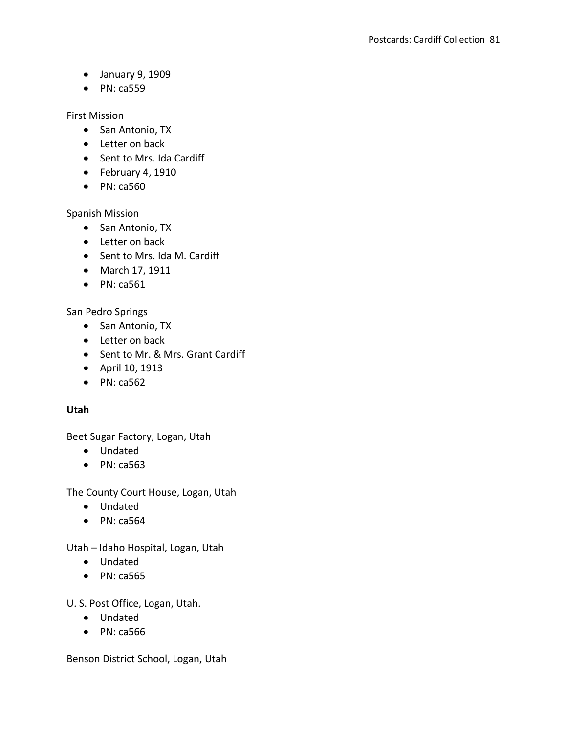- January 9, 1909
- PN: ca559

First Mission
- San Antonio, TX
- Letter on back
- Sent to Mrs. Ida Cardiff
- February 4, 1910
- PN: ca560

Spanish Mission
- San Antonio, TX
- Letter on back
- Sent to Mrs. Ida M. Cardiff
- March 17, 1911
- PN: ca561

San Pedro Springs
- San Antonio, TX
- Letter on back
- Sent to Mr. & Mrs. Grant Cardiff
- April 10, 1913
- PN: ca562

**Utah**

Beet Sugar Factory, Logan, Utah
- Undated
- PN: ca563

The County Court House, Logan, Utah
- Undated
- PN: ca564

Utah – Idaho Hospital, Logan, Utah
- Undated
- PN: ca565

U. S. Post Office, Logan, Utah.
- Undated
- PN: ca566

Benson District School, Logan, Utah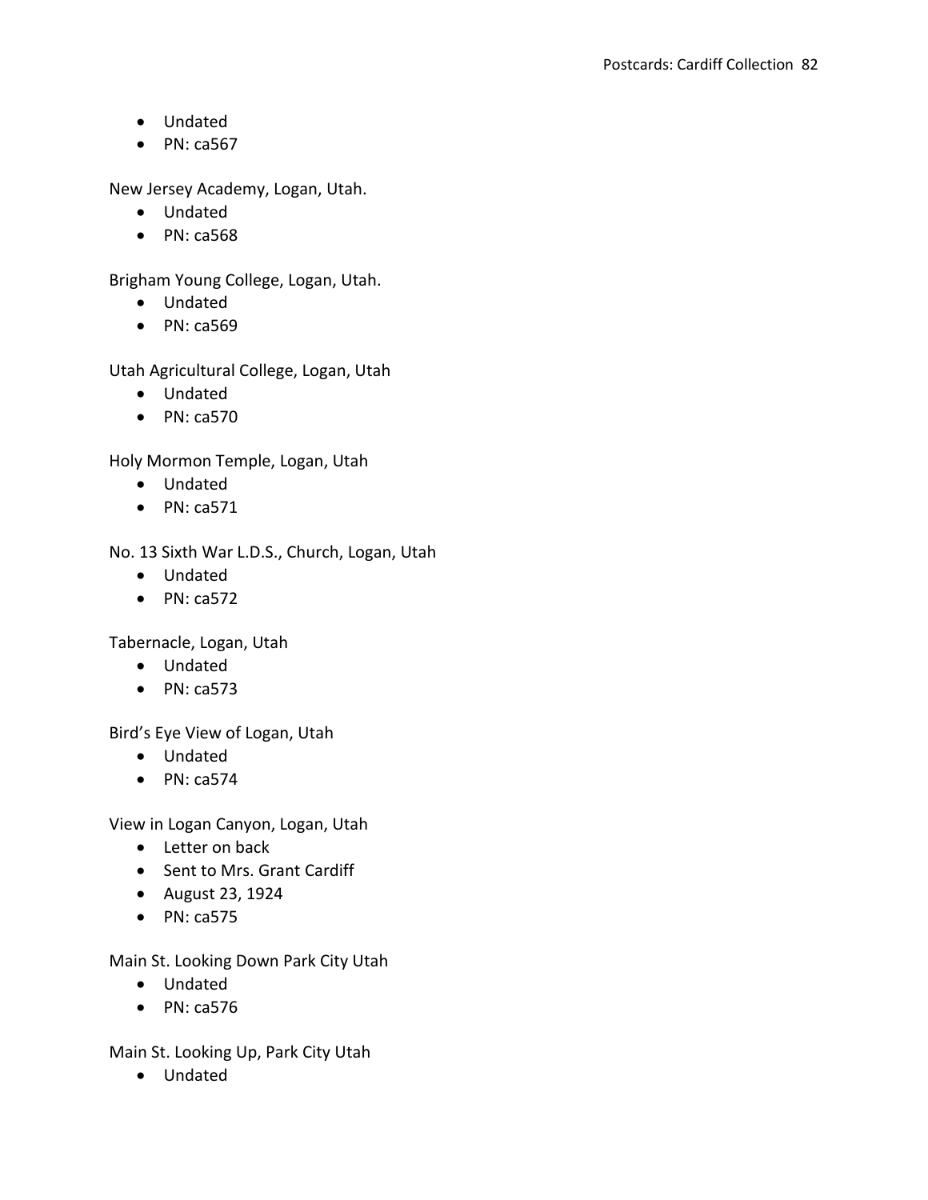- Undated
- PN: ca567

New Jersey Academy, Logan, Utah.

- Undated
- PN: ca568

Brigham Young College, Logan, Utah.

- Undated
- PN: ca569

Utah Agricultural College, Logan, Utah

- Undated
- PN: ca570

Holy Mormon Temple, Logan, Utah

- Undated
- PN: ca571

No. 13 Sixth War L.D.S., Church, Logan, Utah

- Undated
- PN: ca572

Tabernacle, Logan, Utah

- Undated
- PN: ca573

Bird's Eye View of Logan, Utah

- Undated
- PN: ca574

View in Logan Canyon, Logan, Utah

- Letter on back
- Sent to Mrs. Grant Cardiff
- August 23, 1924
- PN: ca575

Main St. Looking Down Park City Utah

- Undated
- PN: ca576

Main St. Looking Up, Park City Utah

- Undated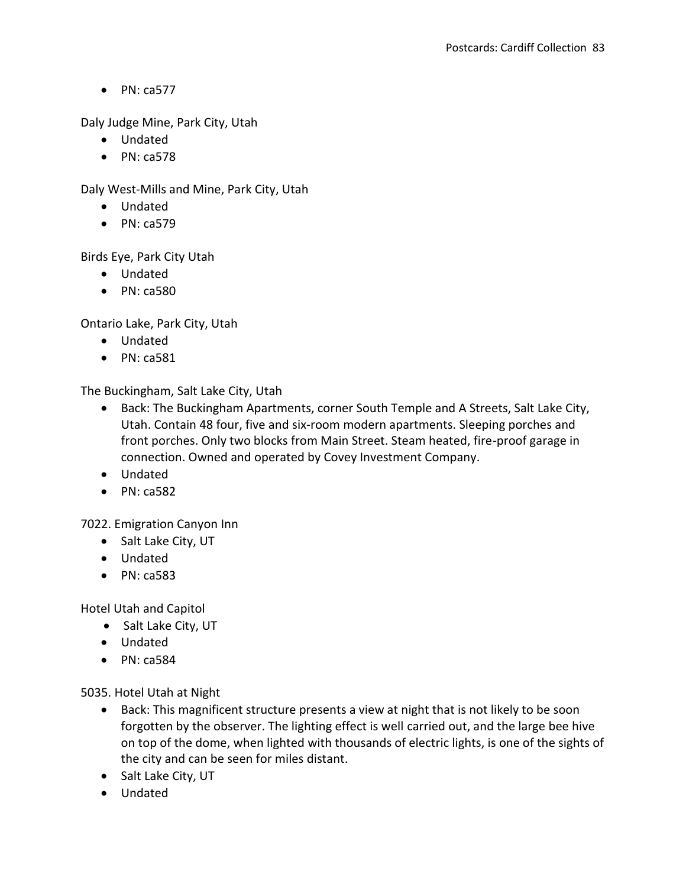- PN: ca577

Daly Judge Mine, Park City, Utah

- Undated
- PN: ca578

Daly West-Mills and Mine, Park City, Utah

- Undated
- PN: ca579

Birds Eye, Park City Utah

- Undated
- PN: ca580

Ontario Lake, Park City, Utah

- Undated
- PN: ca581

The Buckingham, Salt Lake City, Utah

- Back: The Buckingham Apartments, corner South Temple and A Streets, Salt Lake City, Utah. Contain 48 four, five and six-room modern apartments. Sleeping porches and front porches. Only two blocks from Main Street. Steam heated, fire-proof garage in connection. Owned and operated by Covey Investment Company.
- Undated
- PN: ca582

7022. Emigration Canyon Inn

- Salt Lake City, UT
- Undated
- PN: ca583

Hotel Utah and Capitol

- Salt Lake City, UT
- Undated
- PN: ca584

5035. Hotel Utah at Night

- Back: This magnificent structure presents a view at night that is not likely to be soon forgotten by the observer. The lighting effect is well carried out, and the large bee hive on top of the dome, when lighted with thousands of electric lights, is one of the sights of the city and can be seen for miles distant.
- Salt Lake City, UT
- Undated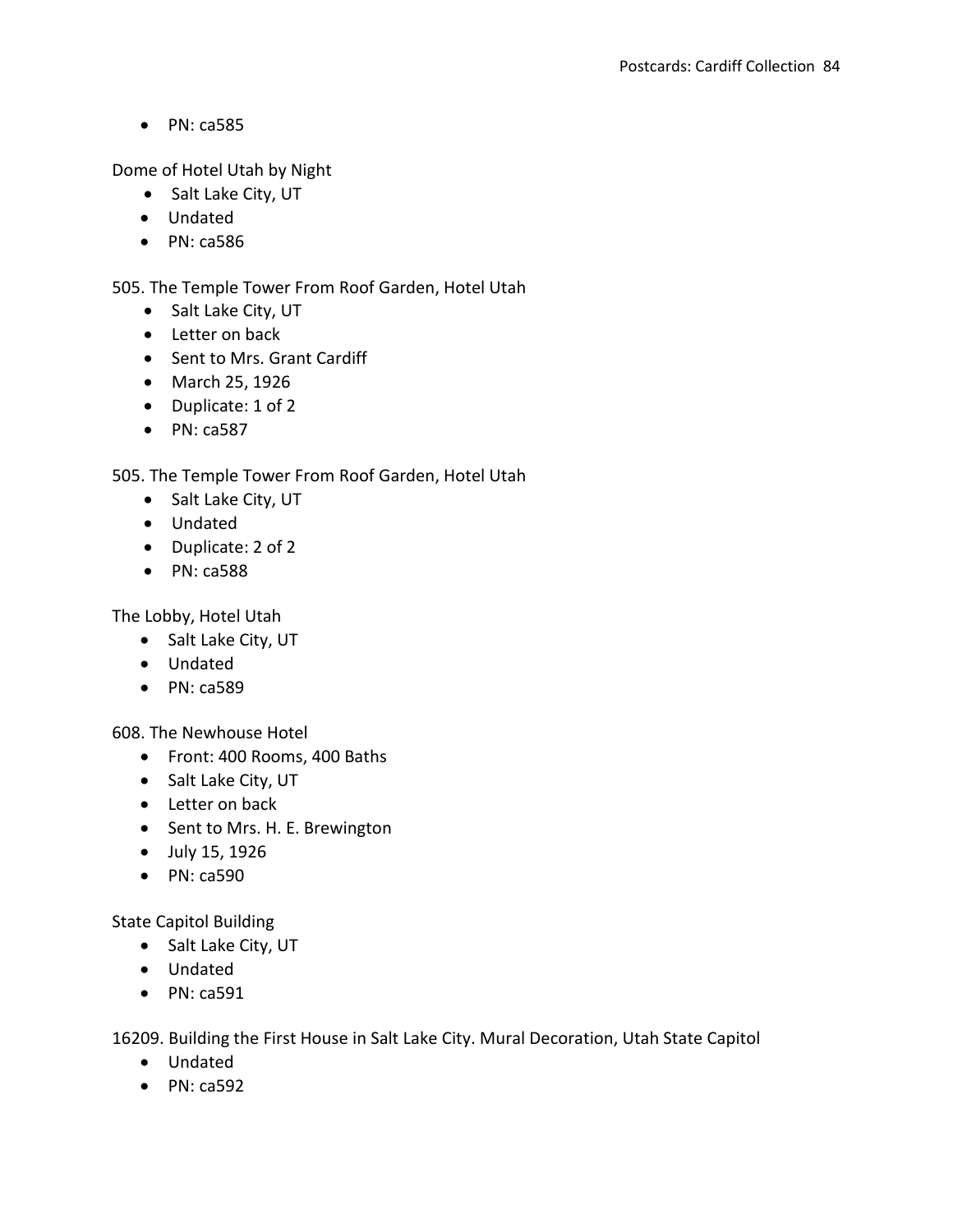- PN: ca585

Dome of Hotel Utah by Night

- Salt Lake City, UT
- Undated
- PN: ca586

505. The Temple Tower From Roof Garden, Hotel Utah

- Salt Lake City, UT
- Letter on back
- Sent to Mrs. Grant Cardiff
- March 25, 1926
- Duplicate: 1 of 2
- PN: ca587

505. The Temple Tower From Roof Garden, Hotel Utah

- Salt Lake City, UT
- Undated
- Duplicate: 2 of 2
- PN: ca588

The Lobby, Hotel Utah

- Salt Lake City, UT
- Undated
- PN: ca589

608. The Newhouse Hotel

- Front: 400 Rooms, 400 Baths
- Salt Lake City, UT
- Letter on back
- Sent to Mrs. H. E. Brewington
- July 15, 1926
- PN: ca590

State Capitol Building

- Salt Lake City, UT
- Undated
- PN: ca591

16209. Building the First House in Salt Lake City. Mural Decoration, Utah State Capitol

- Undated
- PN: ca592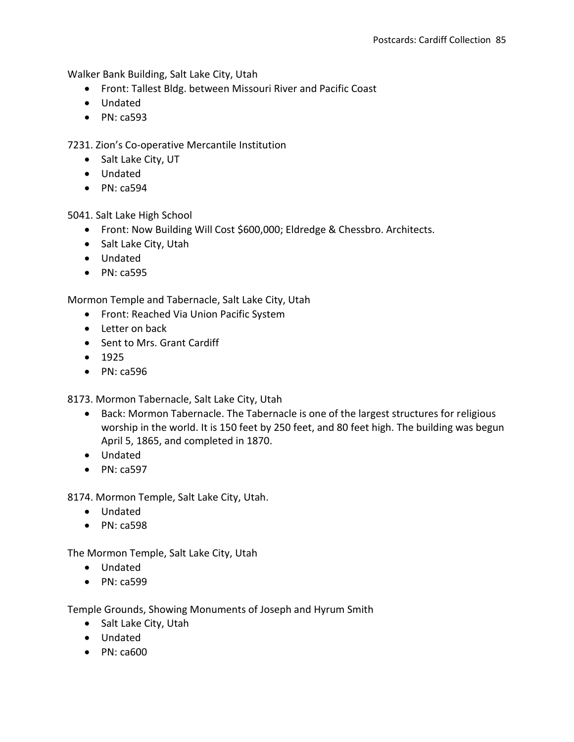Walker Bank Building, Salt Lake City, Utah

- Front: Tallest Bldg. between Missouri River and Pacific Coast
- Undated
- PN: ca593

7231. Zion's Co-operative Mercantile Institution

- Salt Lake City, UT
- Undated
- PN: ca594

5041. Salt Lake High School

- Front: Now Building Will Cost $600,000; Eldredge & Chessbro. Architects.
- Salt Lake City, Utah
- Undated
- PN: ca595

Mormon Temple and Tabernacle, Salt Lake City, Utah

- Front: Reached Via Union Pacific System
- Letter on back
- Sent to Mrs. Grant Cardiff
- 1925
- PN: ca596

8173. Mormon Tabernacle, Salt Lake City, Utah

- Back: Mormon Tabernacle. The Tabernacle is one of the largest structures for religious worship in the world. It is 150 feet by 250 feet, and 80 feet high. The building was begun April 5, 1865, and completed in 1870.
- Undated
- PN: ca597

8174. Mormon Temple, Salt Lake City, Utah.

- Undated
- PN: ca598

The Mormon Temple, Salt Lake City, Utah

- Undated
- PN: ca599

Temple Grounds, Showing Monuments of Joseph and Hyrum Smith

- Salt Lake City, Utah
- Undated
- PN: ca600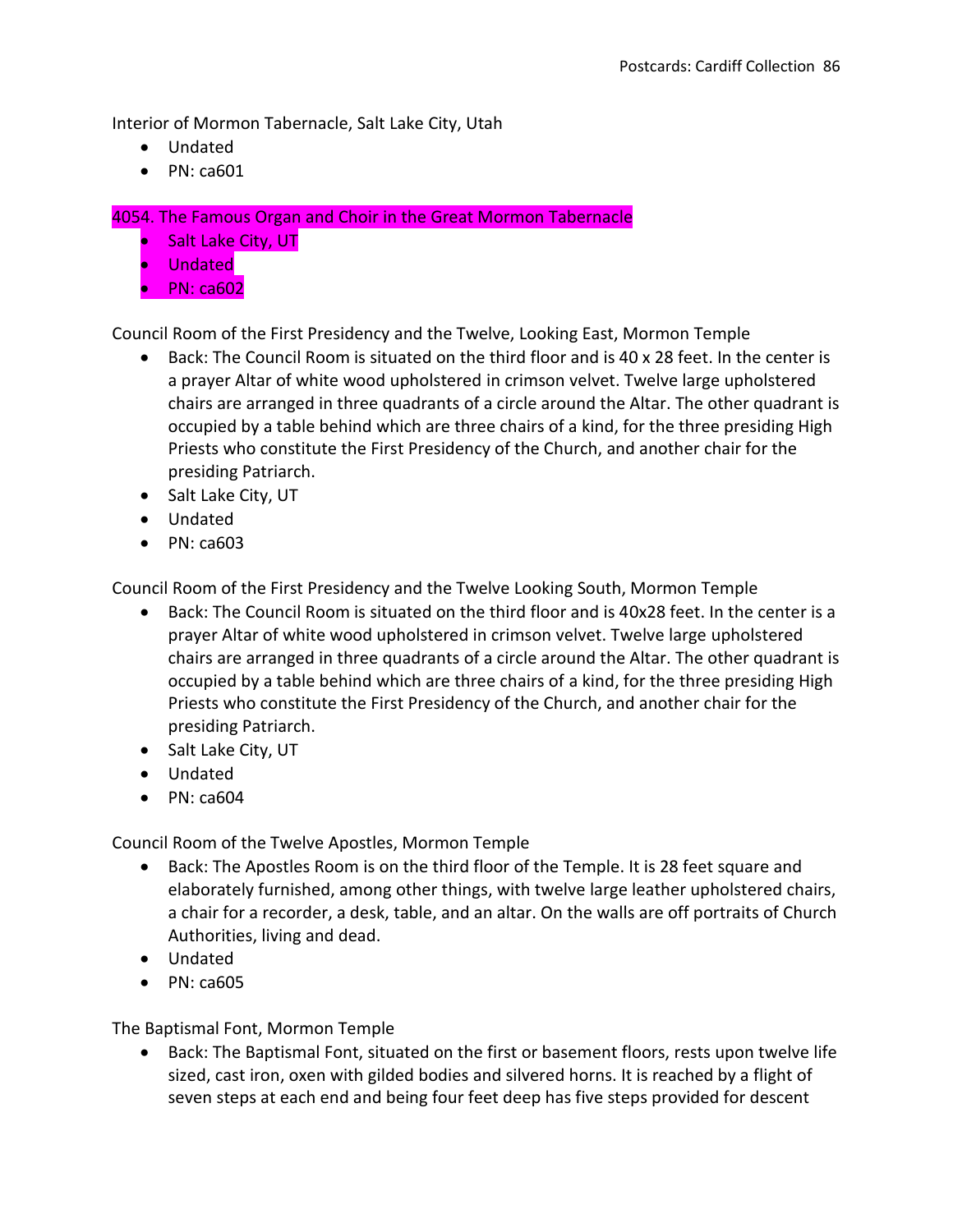Interior of Mormon Tabernacle, Salt Lake City, Utah

- Undated
- PN: ca601

4054. The Famous Organ and Choir in the Great Mormon Tabernacle

- Salt Lake City, UT
- Undated
- PN: ca602

Council Room of the First Presidency and the Twelve, Looking East, Mormon Temple

- Back: The Council Room is situated on the third floor and is 40 x 28 feet. In the center is a prayer Altar of white wood upholstered in crimson velvet. Twelve large upholstered chairs are arranged in three quadrants of a circle around the Altar. The other quadrant is occupied by a table behind which are three chairs of a kind, for the three presiding High Priests who constitute the First Presidency of the Church, and another chair for the presiding Patriarch.
- Salt Lake City, UT
- Undated
- PN: ca603

Council Room of the First Presidency and the Twelve Looking South, Mormon Temple

- Back: The Council Room is situated on the third floor and is 40x28 feet. In the center is a prayer Altar of white wood upholstered in crimson velvet. Twelve large upholstered chairs are arranged in three quadrants of a circle around the Altar. The other quadrant is occupied by a table behind which are three chairs of a kind, for the three presiding High Priests who constitute the First Presidency of the Church, and another chair for the presiding Patriarch.
- Salt Lake City, UT
- Undated
- PN: ca604

Council Room of the Twelve Apostles, Mormon Temple

- Back: The Apostles Room is on the third floor of the Temple. It is 28 feet square and elaborately furnished, among other things, with twelve large leather upholstered chairs, a chair for a recorder, a desk, table, and an altar. On the walls are off portraits of Church Authorities, living and dead.
- Undated
- PN: ca605

The Baptismal Font, Mormon Temple

- Back: The Baptismal Font, situated on the first or basement floors, rests upon twelve life sized, cast iron, oxen with gilded bodies and silvered horns. It is reached by a flight of seven steps at each end and being four feet deep has five steps provided for descent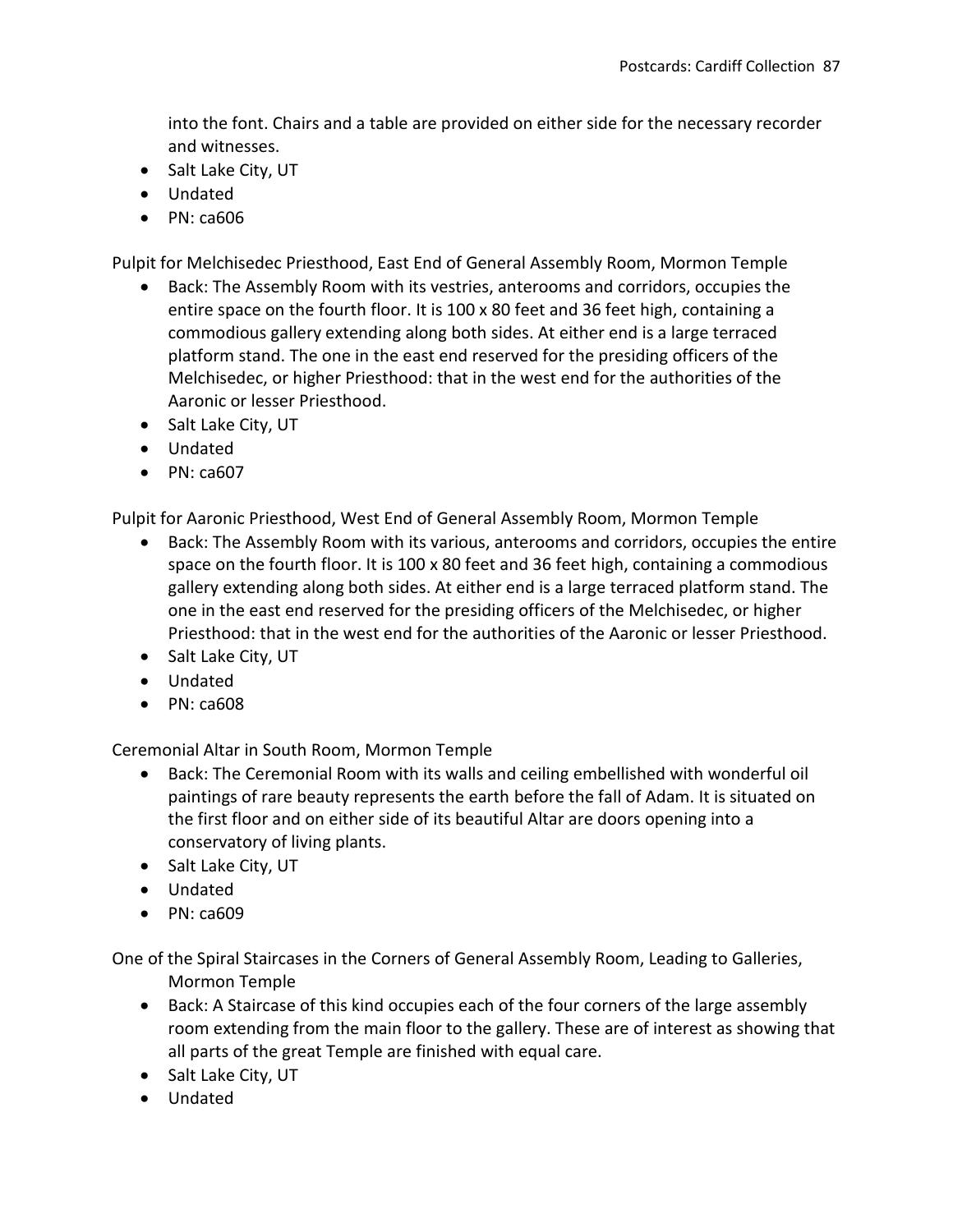into the font. Chairs and a table are provided on either side for the necessary recorder and witnesses.
- Salt Lake City, UT
- Undated
- PN: ca606

Pulpit for Melchisedec Priesthood, East End of General Assembly Room, Mormon Temple
- Back: The Assembly Room with its vestries, anterooms and corridors, occupies the entire space on the fourth floor. It is 100 x 80 feet and 36 feet high, containing a commodious gallery extending along both sides. At either end is a large terraced platform stand. The one in the east end reserved for the presiding officers of the Melchisedec, or higher Priesthood: that in the west end for the authorities of the Aaronic or lesser Priesthood.
- Salt Lake City, UT
- Undated
- PN: ca607

Pulpit for Aaronic Priesthood, West End of General Assembly Room, Mormon Temple
- Back: The Assembly Room with its various, anterooms and corridors, occupies the entire space on the fourth floor. It is 100 x 80 feet and 36 feet high, containing a commodious gallery extending along both sides. At either end is a large terraced platform stand. The one in the east end reserved for the presiding officers of the Melchisedec, or higher Priesthood: that in the west end for the authorities of the Aaronic or lesser Priesthood.
- Salt Lake City, UT
- Undated
- PN: ca608

Ceremonial Altar in South Room, Mormon Temple
- Back: The Ceremonial Room with its walls and ceiling embellished with wonderful oil paintings of rare beauty represents the earth before the fall of Adam. It is situated on the first floor and on either side of its beautiful Altar are doors opening into a conservatory of living plants.
- Salt Lake City, UT
- Undated
- PN: ca609

One of the Spiral Staircases in the Corners of General Assembly Room, Leading to Galleries, Mormon Temple
- Back: A Staircase of this kind occupies each of the four corners of the large assembly room extending from the main floor to the gallery. These are of interest as showing that all parts of the great Temple are finished with equal care.
- Salt Lake City, UT
- Undated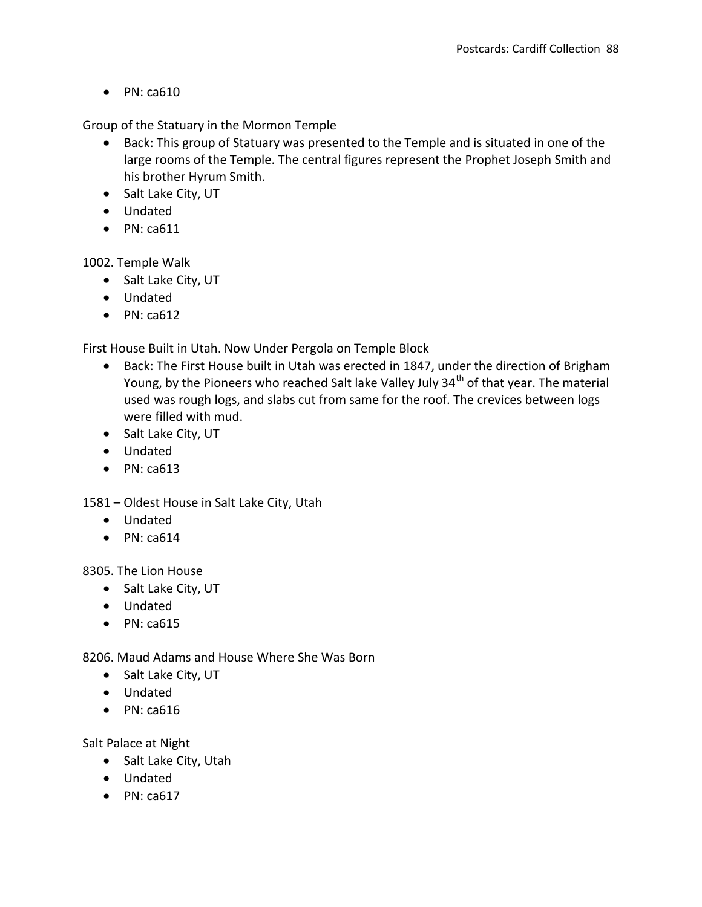- PN: ca610

Group of the Statuary in the Mormon Temple

- Back: This group of Statuary was presented to the Temple and is situated in one of the large rooms of the Temple. The central figures represent the Prophet Joseph Smith and his brother Hyrum Smith.
- Salt Lake City, UT
- Undated
- PN: ca611

1002. Temple Walk

- Salt Lake City, UT
- Undated
- PN: ca612

First House Built in Utah. Now Under Pergola on Temple Block

- Back: The First House built in Utah was erected in 1847, under the direction of Brigham Young, by the Pioneers who reached Salt lake Valley July 34th of that year. The material used was rough logs, and slabs cut from same for the roof. The crevices between logs were filled with mud.
- Salt Lake City, UT
- Undated
- PN: ca613

1581 – Oldest House in Salt Lake City, Utah

- Undated
- PN: ca614

8305. The Lion House

- Salt Lake City, UT
- Undated
- PN: ca615

8206. Maud Adams and House Where She Was Born

- Salt Lake City, UT
- Undated
- PN: ca616

Salt Palace at Night

- Salt Lake City, Utah
- Undated
- PN: ca617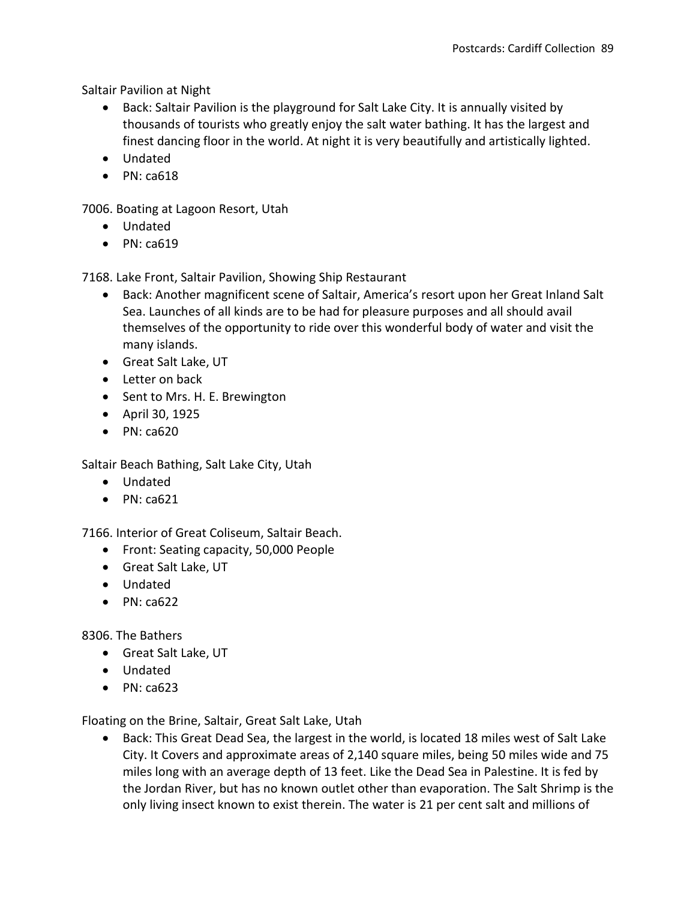Saltair Pavilion at Night

- Back: Saltair Pavilion is the playground for Salt Lake City. It is annually visited by thousands of tourists who greatly enjoy the salt water bathing. It has the largest and finest dancing floor in the world. At night it is very beautifully and artistically lighted.
- Undated
- PN: ca618

7006. Boating at Lagoon Resort, Utah

- Undated
- PN: ca619

7168. Lake Front, Saltair Pavilion, Showing Ship Restaurant

- Back: Another magnificent scene of Saltair, America's resort upon her Great Inland Salt Sea. Launches of all kinds are to be had for pleasure purposes and all should avail themselves of the opportunity to ride over this wonderful body of water and visit the many islands.
- Great Salt Lake, UT
- Letter on back
- Sent to Mrs. H. E. Brewington
- April 30, 1925
- PN: ca620

Saltair Beach Bathing, Salt Lake City, Utah

- Undated
- PN: ca621

7166. Interior of Great Coliseum, Saltair Beach.

- Front: Seating capacity, 50,000 People
- Great Salt Lake, UT
- Undated
- PN: ca622

8306. The Bathers

- Great Salt Lake, UT
- Undated
- PN: ca623

Floating on the Brine, Saltair, Great Salt Lake, Utah

- Back: This Great Dead Sea, the largest in the world, is located 18 miles west of Salt Lake City. It Covers and approximate areas of 2,140 square miles, being 50 miles wide and 75 miles long with an average depth of 13 feet. Like the Dead Sea in Palestine. It is fed by the Jordan River, but has no known outlet other than evaporation. The Salt Shrimp is the only living insect known to exist therein. The water is 21 per cent salt and millions of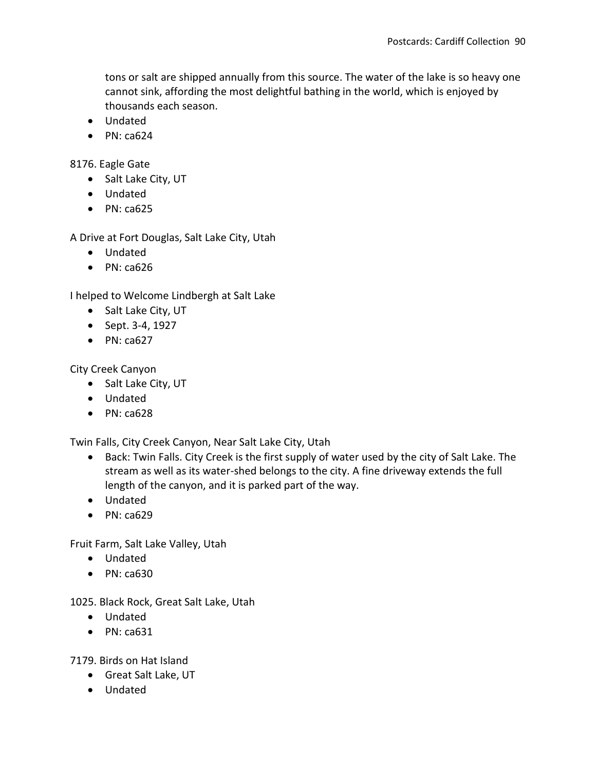tons or salt are shipped annually from this source. The water of the lake is so heavy one cannot sink, affording the most delightful bathing in the world, which is enjoyed by thousands each season.
- Undated
- PN: ca624

8176. Eagle Gate
- Salt Lake City, UT
- Undated
- PN: ca625

A Drive at Fort Douglas, Salt Lake City, Utah
- Undated
- PN: ca626

I helped to Welcome Lindbergh at Salt Lake
- Salt Lake City, UT
- Sept. 3-4, 1927
- PN: ca627

City Creek Canyon
- Salt Lake City, UT
- Undated
- PN: ca628

Twin Falls, City Creek Canyon, Near Salt Lake City, Utah
- Back: Twin Falls. City Creek is the first supply of water used by the city of Salt Lake. The stream as well as its water-shed belongs to the city. A fine driveway extends the full length of the canyon, and it is parked part of the way.
- Undated
- PN: ca629

Fruit Farm, Salt Lake Valley, Utah
- Undated
- PN: ca630

1025. Black Rock, Great Salt Lake, Utah
- Undated
- PN: ca631

7179. Birds on Hat Island
- Great Salt Lake, UT
- Undated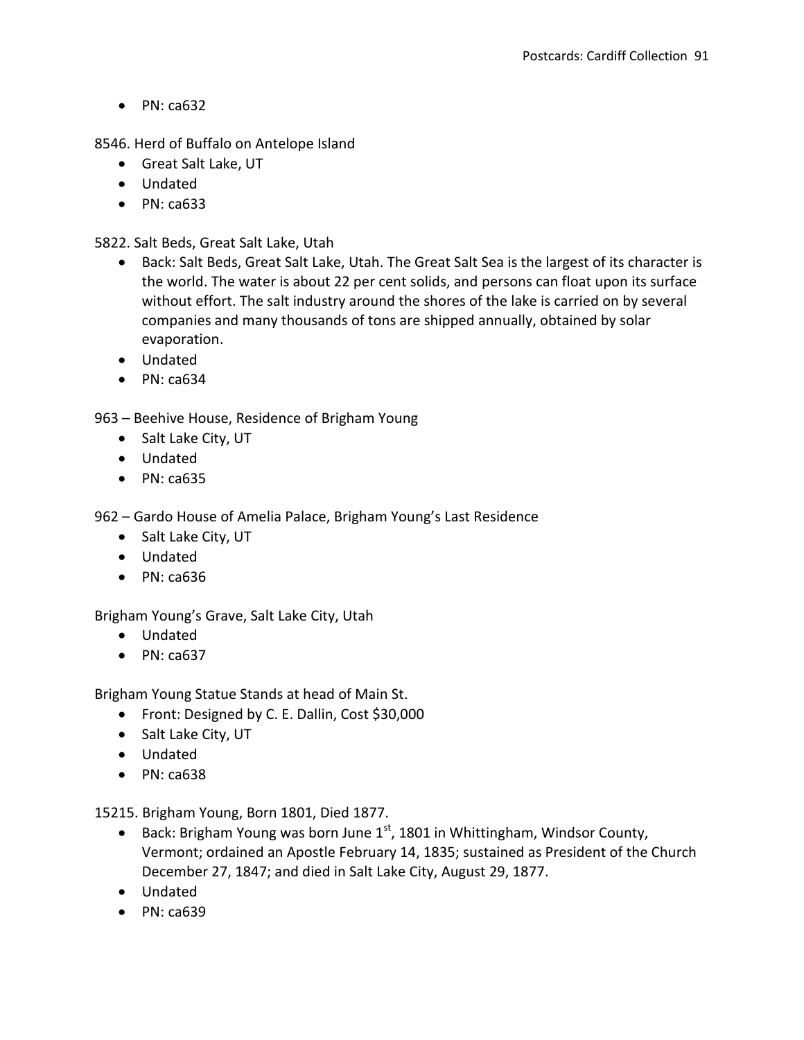- PN: ca632

8546. Herd of Buffalo on Antelope Island
- Great Salt Lake, UT
- Undated
- PN: ca633

5822. Salt Beds, Great Salt Lake, Utah
- Back: Salt Beds, Great Salt Lake, Utah. The Great Salt Sea is the largest of its character is the world. The water is about 22 per cent solids, and persons can float upon its surface without effort. The salt industry around the shores of the lake is carried on by several companies and many thousands of tons are shipped annually, obtained by solar evaporation.
- Undated
- PN: ca634

963 – Beehive House, Residence of Brigham Young
- Salt Lake City, UT
- Undated
- PN: ca635

962 – Gardo House of Amelia Palace, Brigham Young's Last Residence
- Salt Lake City, UT
- Undated
- PN: ca636

Brigham Young's Grave, Salt Lake City, Utah
- Undated
- PN: ca637

Brigham Young Statue Stands at head of Main St.
- Front: Designed by C. E. Dallin, Cost $30,000
- Salt Lake City, UT
- Undated
- PN: ca638

15215. Brigham Young, Born 1801, Died 1877.
- Back: Brigham Young was born June 1st, 1801 in Whittingham, Windsor County, Vermont; ordained an Apostle February 14, 1835; sustained as President of the Church December 27, 1847; and died in Salt Lake City, August 29, 1877.
- Undated
- PN: ca639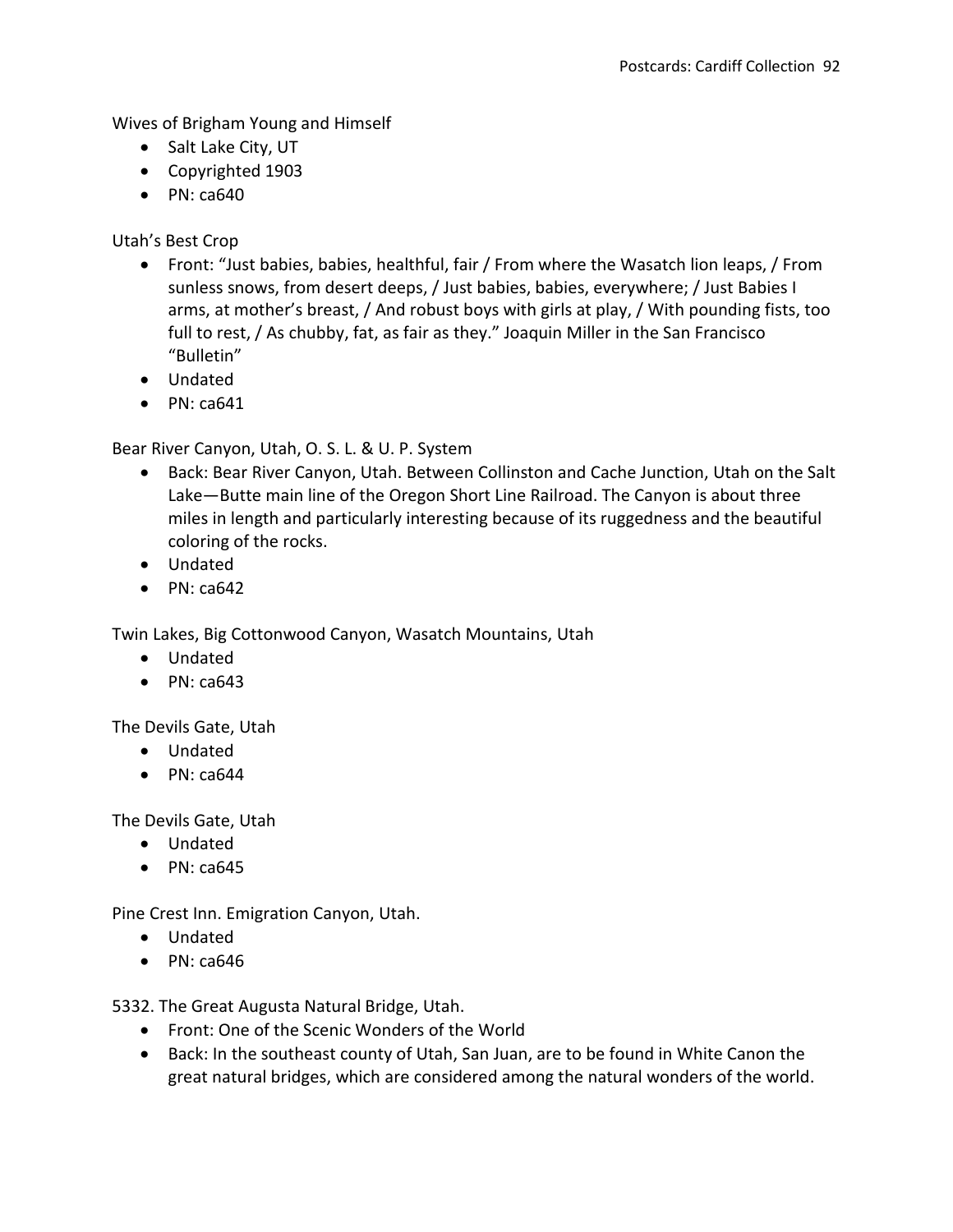Wives of Brigham Young and Himself

- Salt Lake City, UT
- Copyrighted 1903
- PN: ca640

Utah's Best Crop

- Front: "Just babies, babies, healthful, fair / From where the Wasatch lion leaps, / From sunless snows, from desert deeps, / Just babies, babies, everywhere; / Just Babies I arms, at mother's breast, / And robust boys with girls at play, / With pounding fists, too full to rest, / As chubby, fat, as fair as they." Joaquin Miller in the San Francisco "Bulletin"
- Undated
- PN: ca641

Bear River Canyon, Utah, O. S. L. & U. P. System

- Back: Bear River Canyon, Utah. Between Collinston and Cache Junction, Utah on the Salt Lake—Butte main line of the Oregon Short Line Railroad. The Canyon is about three miles in length and particularly interesting because of its ruggedness and the beautiful coloring of the rocks.
- Undated
- PN: ca642

Twin Lakes, Big Cottonwood Canyon, Wasatch Mountains, Utah

- Undated
- PN: ca643

The Devils Gate, Utah

- Undated
- PN: ca644

The Devils Gate, Utah

- Undated
- PN: ca645

Pine Crest Inn. Emigration Canyon, Utah.

- Undated
- PN: ca646

5332. The Great Augusta Natural Bridge, Utah.

- Front: One of the Scenic Wonders of the World
- Back: In the southeast county of Utah, San Juan, are to be found in White Canon the great natural bridges, which are considered among the natural wonders of the world.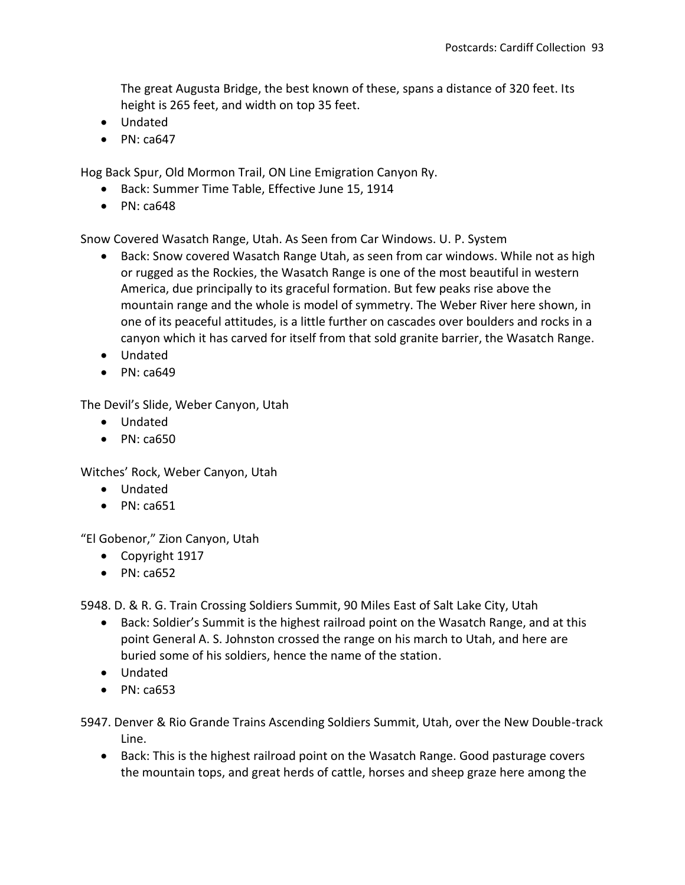The great Augusta Bridge, the best known of these, spans a distance of 320 feet. Its height is 265 feet, and width on top 35 feet.

- Undated
- PN: ca647

Hog Back Spur, Old Mormon Trail, ON Line Emigration Canyon Ry.

- Back: Summer Time Table, Effective June 15, 1914
- PN: ca648

Snow Covered Wasatch Range, Utah. As Seen from Car Windows. U. P. System

- Back: Snow covered Wasatch Range Utah, as seen from car windows. While not as high or rugged as the Rockies, the Wasatch Range is one of the most beautiful in western America, due principally to its graceful formation. But few peaks rise above the mountain range and the whole is model of symmetry. The Weber River here shown, in one of its peaceful attitudes, is a little further on cascades over boulders and rocks in a canyon which it has carved for itself from that sold granite barrier, the Wasatch Range.
- Undated
- PN: ca649

The Devil's Slide, Weber Canyon, Utah

- Undated
- PN: ca650

Witches' Rock, Weber Canyon, Utah

- Undated
- PN: ca651

"El Gobenor," Zion Canyon, Utah

- Copyright 1917
- PN: ca652

5948. D. & R. G. Train Crossing Soldiers Summit, 90 Miles East of Salt Lake City, Utah

- Back: Soldier's Summit is the highest railroad point on the Wasatch Range, and at this point General A. S. Johnston crossed the range on his march to Utah, and here are buried some of his soldiers, hence the name of the station.
- Undated
- PN: ca653

5947. Denver & Rio Grande Trains Ascending Soldiers Summit, Utah, over the New Double-track Line.

- Back: This is the highest railroad point on the Wasatch Range. Good pasturage covers the mountain tops, and great herds of cattle, horses and sheep graze here among the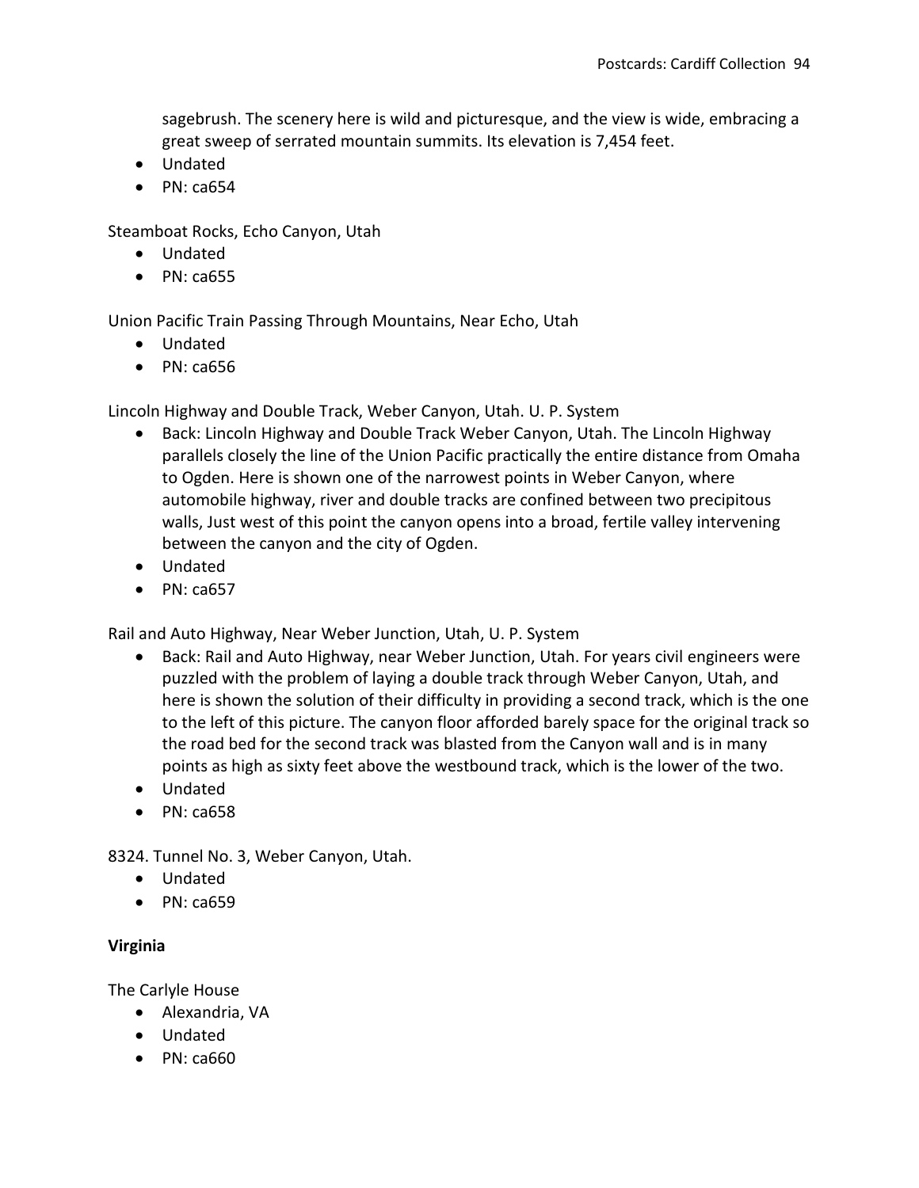sagebrush. The scenery here is wild and picturesque, and the view is wide, embracing a great sweep of serrated mountain summits. Its elevation is 7,454 feet.
- Undated
- PN: ca654

Steamboat Rocks, Echo Canyon, Utah
- Undated
- PN: ca655

Union Pacific Train Passing Through Mountains, Near Echo, Utah
- Undated
- PN: ca656

Lincoln Highway and Double Track, Weber Canyon, Utah. U. P. System
- Back: Lincoln Highway and Double Track Weber Canyon, Utah. The Lincoln Highway parallels closely the line of the Union Pacific practically the entire distance from Omaha to Ogden. Here is shown one of the narrowest points in Weber Canyon, where automobile highway, river and double tracks are confined between two precipitous walls, Just west of this point the canyon opens into a broad, fertile valley intervening between the canyon and the city of Ogden.
- Undated
- PN: ca657

Rail and Auto Highway, Near Weber Junction, Utah, U. P. System
- Back: Rail and Auto Highway, near Weber Junction, Utah. For years civil engineers were puzzled with the problem of laying a double track through Weber Canyon, Utah, and here is shown the solution of their difficulty in providing a second track, which is the one to the left of this picture. The canyon floor afforded barely space for the original track so the road bed for the second track was blasted from the Canyon wall and is in many points as high as sixty feet above the westbound track, which is the lower of the two.
- Undated
- PN: ca658

8324. Tunnel No. 3, Weber Canyon, Utah.
- Undated
- PN: ca659

**Virginia**

The Carlyle House
- Alexandria, VA
- Undated
- PN: ca660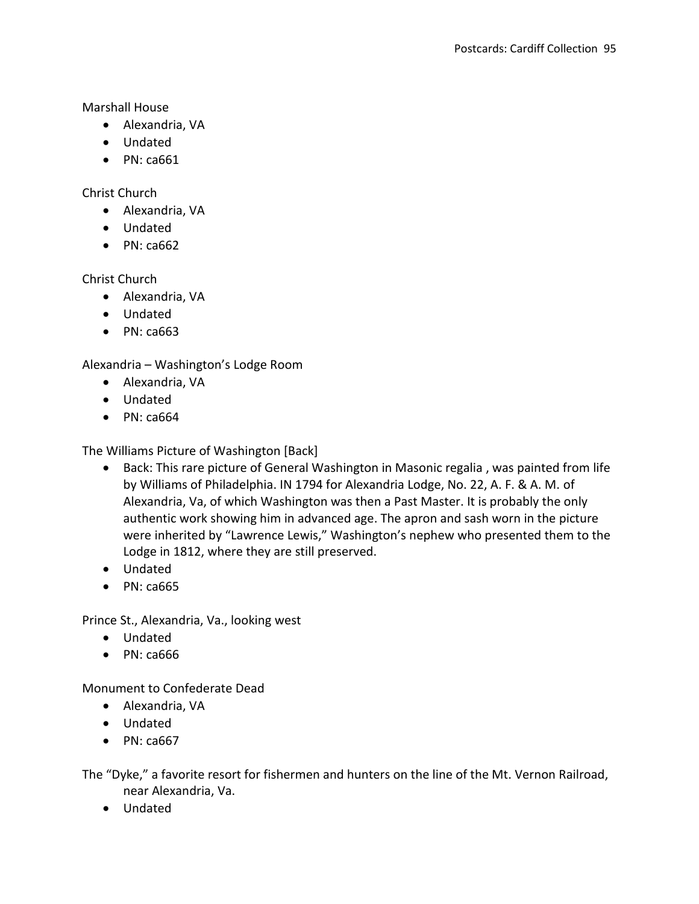Marshall House

- Alexandria, VA
- Undated
- PN: ca661

Christ Church

- Alexandria, VA
- Undated
- PN: ca662

Christ Church

- Alexandria, VA
- Undated
- PN: ca663

Alexandria – Washington's Lodge Room

- Alexandria, VA
- Undated
- PN: ca664

The Williams Picture of Washington [Back]

- Back: This rare picture of General Washington in Masonic regalia , was painted from life by Williams of Philadelphia. IN 1794 for Alexandria Lodge, No. 22, A. F. & A. M. of Alexandria, Va, of which Washington was then a Past Master. It is probably the only authentic work showing him in advanced age. The apron and sash worn in the picture were inherited by "Lawrence Lewis," Washington's nephew who presented them to the Lodge in 1812, where they are still preserved.
- Undated
- PN: ca665

Prince St., Alexandria, Va., looking west

- Undated
- PN: ca666

Monument to Confederate Dead

- Alexandria, VA
- Undated
- PN: ca667

The "Dyke," a favorite resort for fishermen and hunters on the line of the Mt. Vernon Railroad, near Alexandria, Va.

- Undated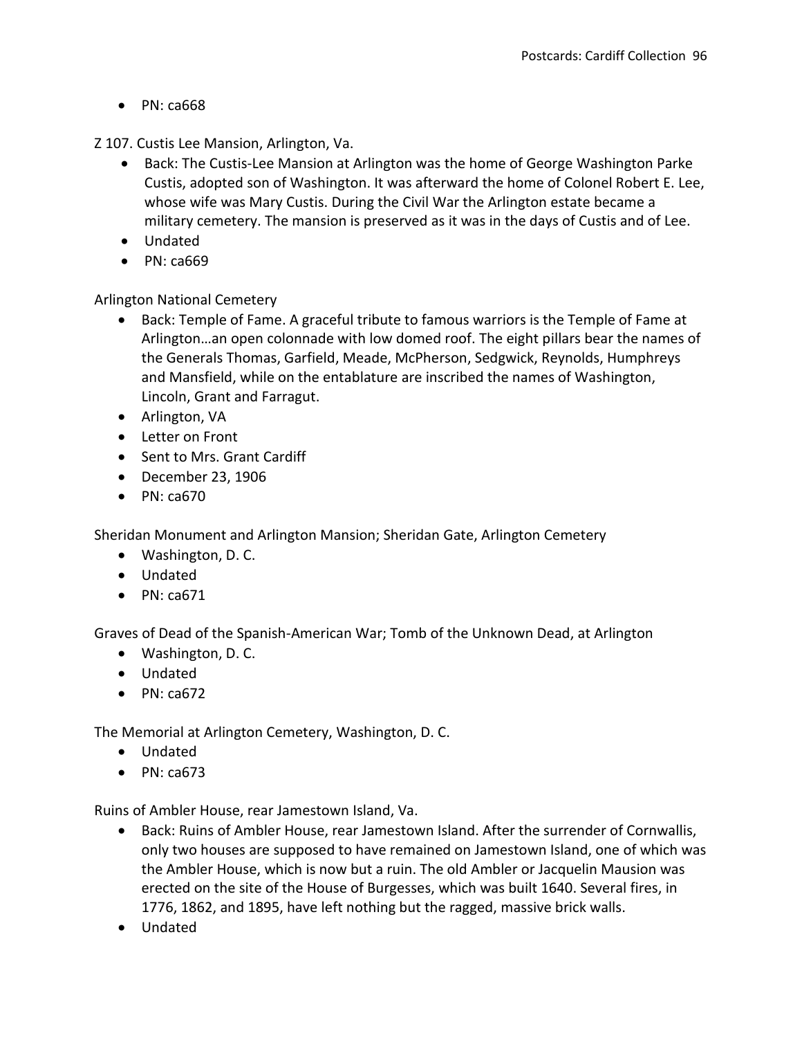- PN: ca668

Z 107. Custis Lee Mansion, Arlington, Va.

- Back: The Custis-Lee Mansion at Arlington was the home of George Washington Parke Custis, adopted son of Washington. It was afterward the home of Colonel Robert E. Lee, whose wife was Mary Custis. During the Civil War the Arlington estate became a military cemetery. The mansion is preserved as it was in the days of Custis and of Lee.
- Undated
- PN: ca669

Arlington National Cemetery

- Back: Temple of Fame. A graceful tribute to famous warriors is the Temple of Fame at Arlington…an open colonnade with low domed roof. The eight pillars bear the names of the Generals Thomas, Garfield, Meade, McPherson, Sedgwick, Reynolds, Humphreys and Mansfield, while on the entablature are inscribed the names of Washington, Lincoln, Grant and Farragut.
- Arlington, VA
- Letter on Front
- Sent to Mrs. Grant Cardiff
- December 23, 1906
- PN: ca670

Sheridan Monument and Arlington Mansion; Sheridan Gate, Arlington Cemetery

- Washington, D. C.
- Undated
- PN: ca671

Graves of Dead of the Spanish-American War; Tomb of the Unknown Dead, at Arlington

- Washington, D. C.
- Undated
- PN: ca672

The Memorial at Arlington Cemetery, Washington, D. C.

- Undated
- PN: ca673

Ruins of Ambler House, rear Jamestown Island, Va.

- Back: Ruins of Ambler House, rear Jamestown Island. After the surrender of Cornwallis, only two houses are supposed to have remained on Jamestown Island, one of which was the Ambler House, which is now but a ruin. The old Ambler or Jacquelin Mausion was erected on the site of the House of Burgesses, which was built 1640. Several fires, in 1776, 1862, and 1895, have left nothing but the ragged, massive brick walls.
- Undated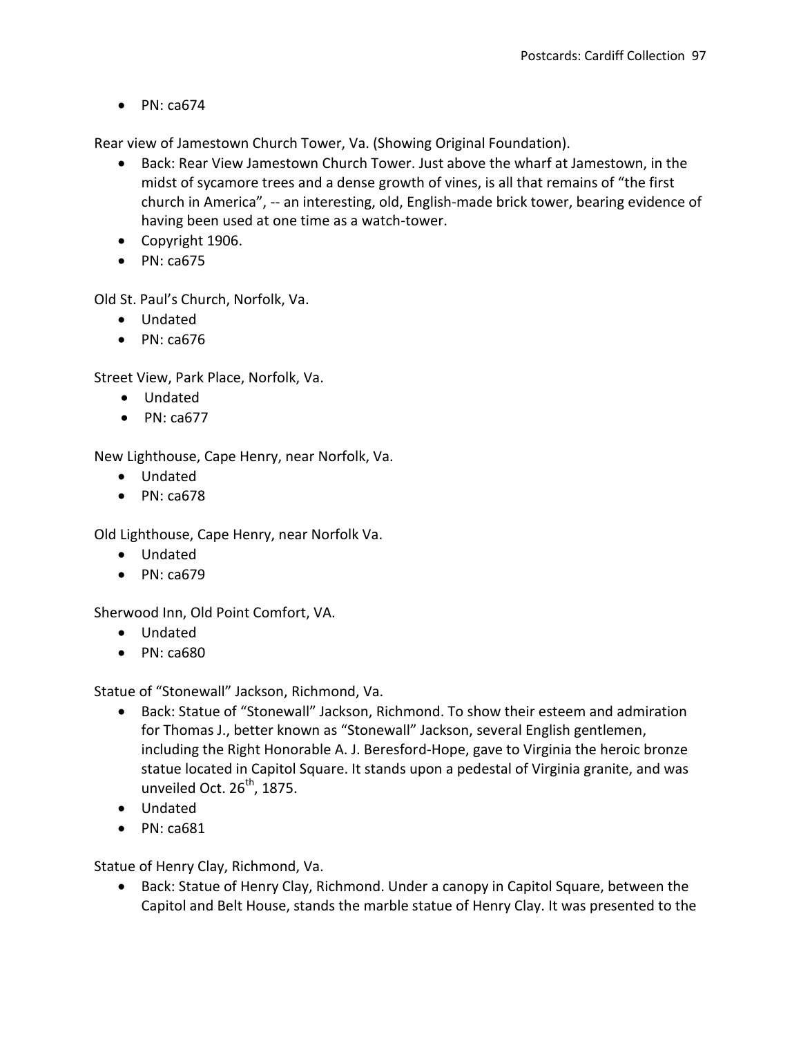- PN: ca674

Rear view of Jamestown Church Tower, Va. (Showing Original Foundation).

- Back: Rear View Jamestown Church Tower. Just above the wharf at Jamestown, in the midst of sycamore trees and a dense growth of vines, is all that remains of “the first church in America”, -- an interesting, old, English-made brick tower, bearing evidence of having been used at one time as a watch-tower.
- Copyright 1906.
- PN: ca675

Old St. Paul’s Church, Norfolk, Va.

- Undated
- PN: ca676

Street View, Park Place, Norfolk, Va.

- Undated
- PN: ca677

New Lighthouse, Cape Henry, near Norfolk, Va.

- Undated
- PN: ca678

Old Lighthouse, Cape Henry, near Norfolk Va.

- Undated
- PN: ca679

Sherwood Inn, Old Point Comfort, VA.

- Undated
- PN: ca680

Statue of “Stonewall” Jackson, Richmond, Va.

- Back: Statue of “Stonewall” Jackson, Richmond. To show their esteem and admiration for Thomas J., better known as “Stonewall” Jackson, several English gentlemen, including the Right Honorable A. J. Beresford-Hope, gave to Virginia the heroic bronze statue located in Capitol Square. It stands upon a pedestal of Virginia granite, and was unveiled Oct. 26th, 1875.
- Undated
- PN: ca681

Statue of Henry Clay, Richmond, Va.

- Back: Statue of Henry Clay, Richmond. Under a canopy in Capitol Square, between the Capitol and Belt House, stands the marble statue of Henry Clay. It was presented to the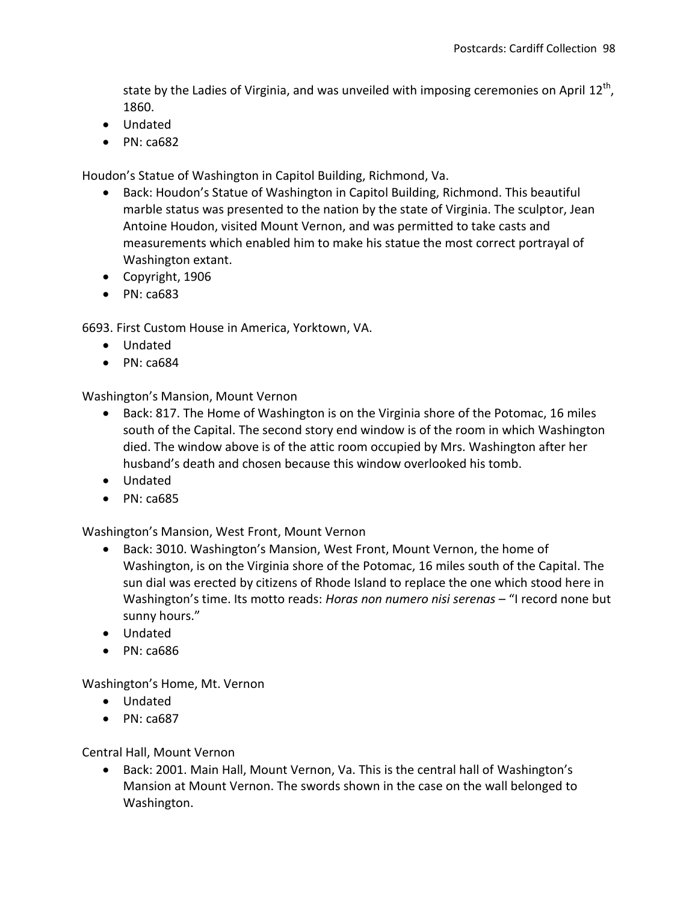state by the Ladies of Virginia, and was unveiled with imposing ceremonies on April 12th, 1860.
- Undated
- PN: ca682

Houdon's Statue of Washington in Capitol Building, Richmond, Va.
- Back: Houdon's Statue of Washington in Capitol Building, Richmond. This beautiful marble status was presented to the nation by the state of Virginia. The sculptor, Jean Antoine Houdon, visited Mount Vernon, and was permitted to take casts and measurements which enabled him to make his statue the most correct portrayal of Washington extant.
- Copyright, 1906
- PN: ca683

6693. First Custom House in America, Yorktown, VA.
- Undated
- PN: ca684

Washington's Mansion, Mount Vernon
- Back: 817. The Home of Washington is on the Virginia shore of the Potomac, 16 miles south of the Capital. The second story end window is of the room in which Washington died. The window above is of the attic room occupied by Mrs. Washington after her husband's death and chosen because this window overlooked his tomb.
- Undated
- PN: ca685

Washington's Mansion, West Front, Mount Vernon
- Back: 3010. Washington's Mansion, West Front, Mount Vernon, the home of Washington, is on the Virginia shore of the Potomac, 16 miles south of the Capital. The sun dial was erected by citizens of Rhode Island to replace the one which stood here in Washington's time. Its motto reads: *Horas non numero nisi serenas* – "I record none but sunny hours."
- Undated
- PN: ca686

Washington's Home, Mt. Vernon
- Undated
- PN: ca687

Central Hall, Mount Vernon
- Back: 2001. Main Hall, Mount Vernon, Va. This is the central hall of Washington's Mansion at Mount Vernon. The swords shown in the case on the wall belonged to Washington.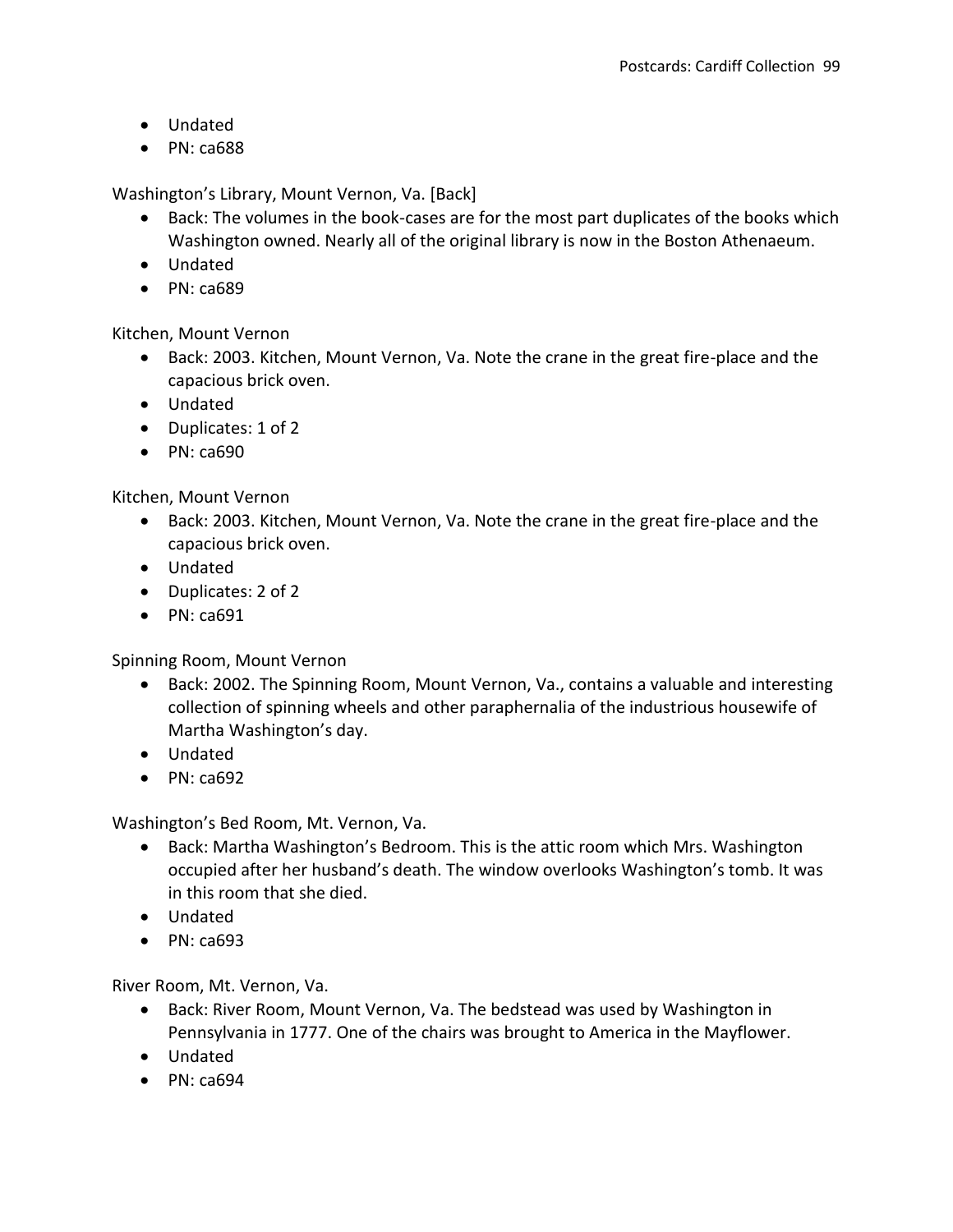- Undated
- PN: ca688

Washington's Library, Mount Vernon, Va. [Back]

- Back: The volumes in the book-cases are for the most part duplicates of the books which Washington owned. Nearly all of the original library is now in the Boston Athenaeum.
- Undated
- PN: ca689

Kitchen, Mount Vernon

- Back: 2003. Kitchen, Mount Vernon, Va. Note the crane in the great fire-place and the capacious brick oven.
- Undated
- Duplicates: 1 of 2
- PN: ca690

Kitchen, Mount Vernon

- Back: 2003. Kitchen, Mount Vernon, Va. Note the crane in the great fire-place and the capacious brick oven.
- Undated
- Duplicates: 2 of 2
- PN: ca691

Spinning Room, Mount Vernon

- Back: 2002. The Spinning Room, Mount Vernon, Va., contains a valuable and interesting collection of spinning wheels and other paraphernalia of the industrious housewife of Martha Washington's day.
- Undated
- PN: ca692

Washington's Bed Room, Mt. Vernon, Va.

- Back: Martha Washington's Bedroom. This is the attic room which Mrs. Washington occupied after her husband's death. The window overlooks Washington's tomb. It was in this room that she died.
- Undated
- PN: ca693

River Room, Mt. Vernon, Va.

- Back: River Room, Mount Vernon, Va. The bedstead was used by Washington in Pennsylvania in 1777. One of the chairs was brought to America in the Mayflower.
- Undated
- PN: ca694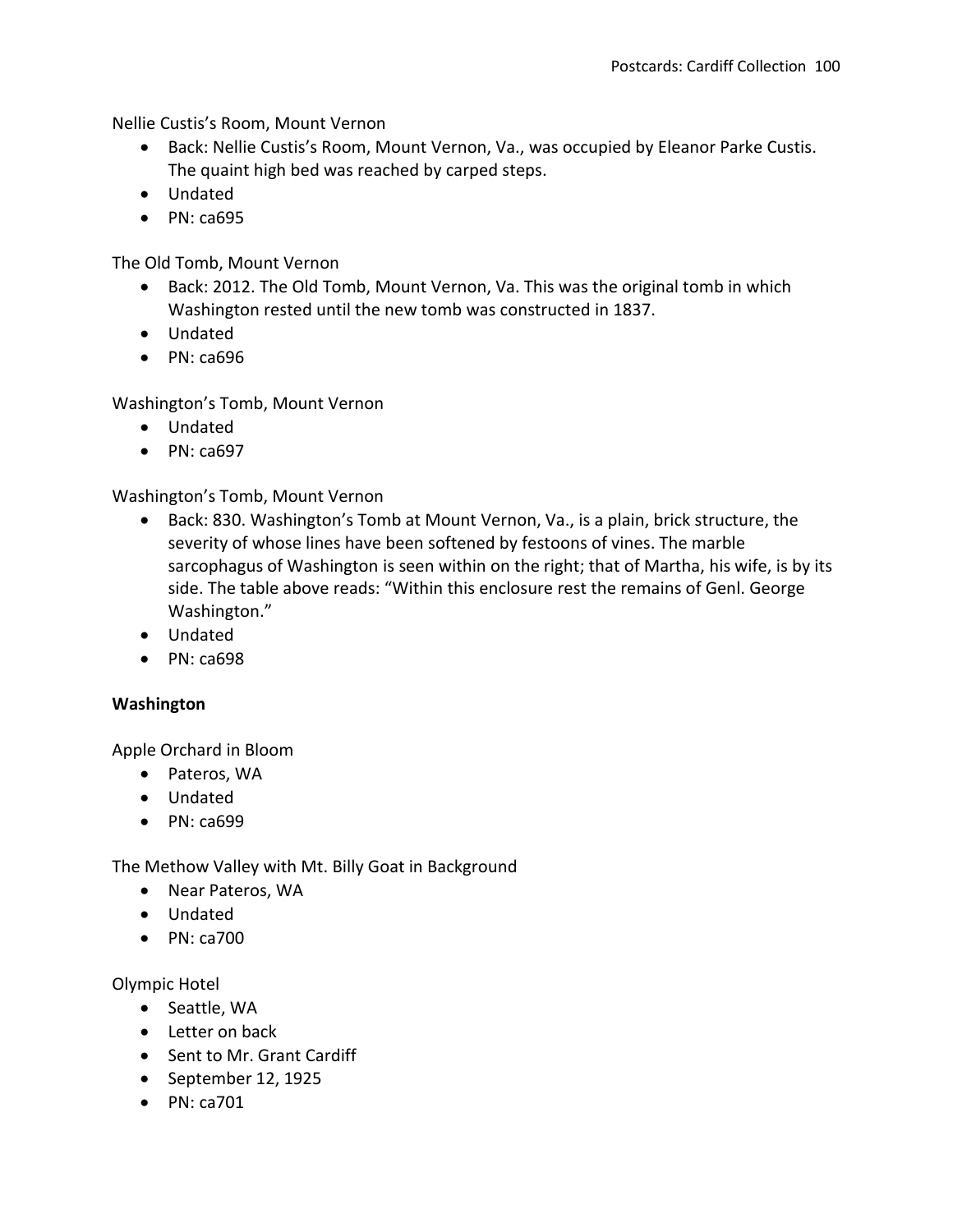Nellie Custis's Room, Mount Vernon

- Back: Nellie Custis's Room, Mount Vernon, Va., was occupied by Eleanor Parke Custis. The quaint high bed was reached by carped steps.
- Undated
- PN: ca695

The Old Tomb, Mount Vernon

- Back: 2012. The Old Tomb, Mount Vernon, Va. This was the original tomb in which Washington rested until the new tomb was constructed in 1837.
- Undated
- PN: ca696

Washington's Tomb, Mount Vernon

- Undated
- PN: ca697

Washington's Tomb, Mount Vernon

- Back: 830. Washington's Tomb at Mount Vernon, Va., is a plain, brick structure, the severity of whose lines have been softened by festoons of vines. The marble sarcophagus of Washington is seen within on the right; that of Martha, his wife, is by its side. The table above reads: "Within this enclosure rest the remains of Genl. George Washington."
- Undated
- PN: ca698

**Washington**

Apple Orchard in Bloom

- Pateros, WA
- Undated
- PN: ca699

The Methow Valley with Mt. Billy Goat in Background

- Near Pateros, WA
- Undated
- PN: ca700

Olympic Hotel

- Seattle, WA
- Letter on back
- Sent to Mr. Grant Cardiff
- September 12, 1925
- PN: ca701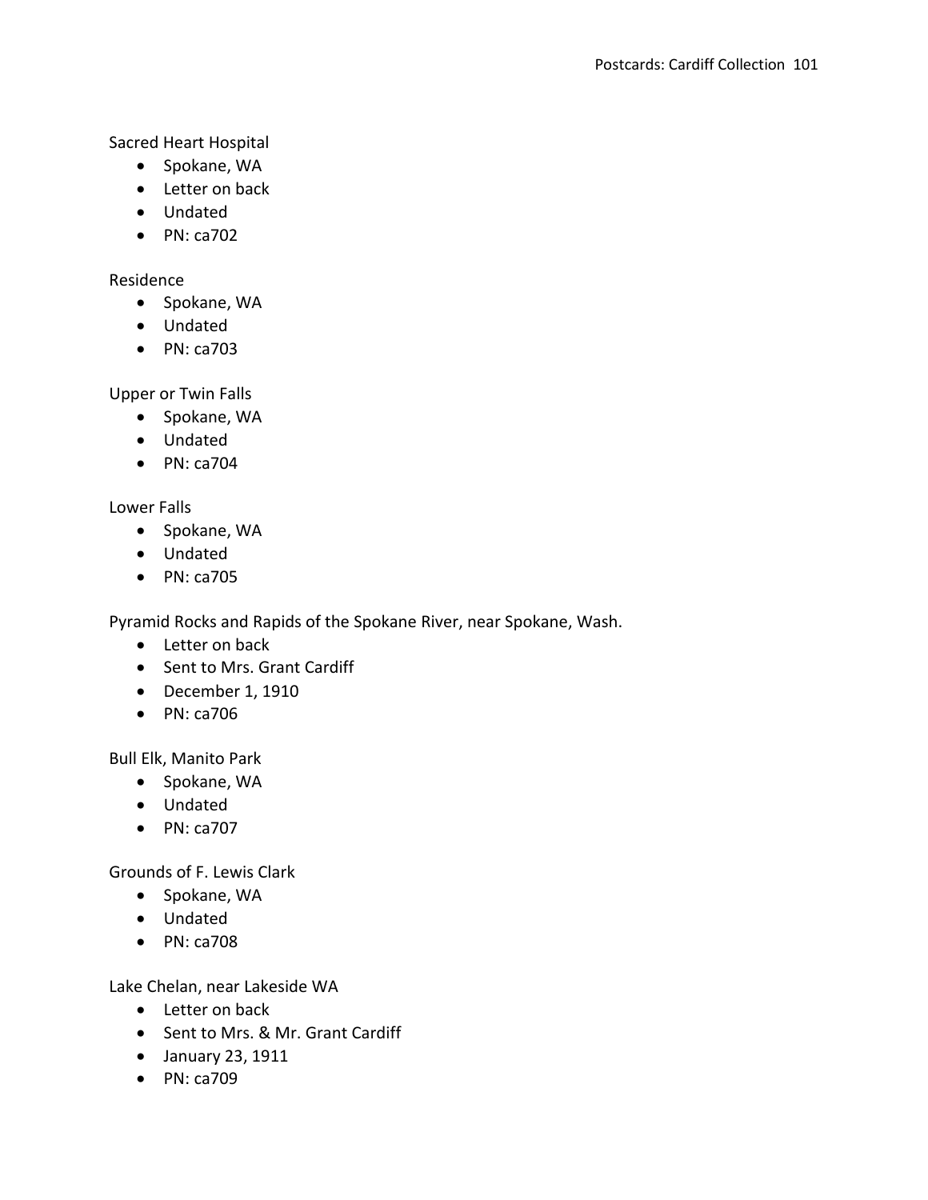Sacred Heart Hospital

- Spokane, WA
- Letter on back
- Undated
- PN: ca702

Residence

- Spokane, WA
- Undated
- PN: ca703

Upper or Twin Falls

- Spokane, WA
- Undated
- PN: ca704

Lower Falls

- Spokane, WA
- Undated
- PN: ca705

Pyramid Rocks and Rapids of the Spokane River, near Spokane, Wash.

- Letter on back
- Sent to Mrs. Grant Cardiff
- December 1, 1910
- PN: ca706

Bull Elk, Manito Park

- Spokane, WA
- Undated
- PN: ca707

Grounds of F. Lewis Clark

- Spokane, WA
- Undated
- PN: ca708

Lake Chelan, near Lakeside WA

- Letter on back
- Sent to Mrs. & Mr. Grant Cardiff
- January 23, 1911
- PN: ca709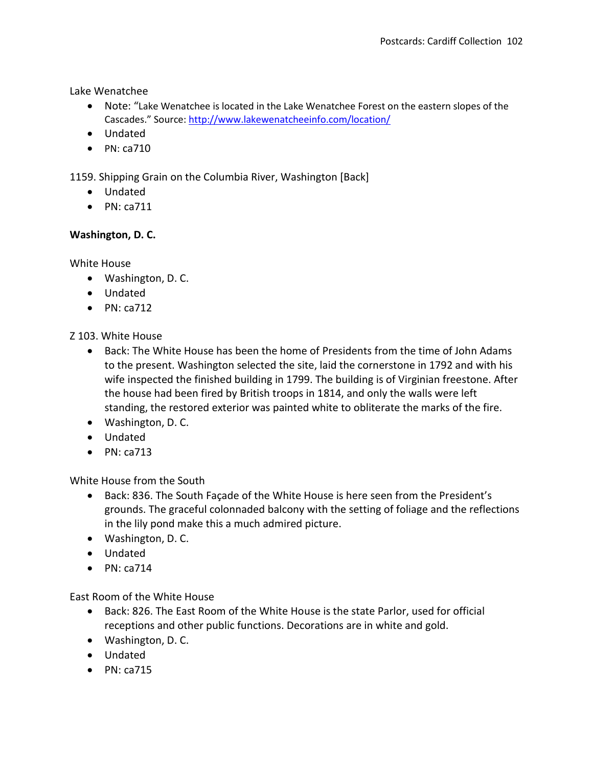Lake Wenatchee

- Note: "Lake Wenatchee is located in the Lake Wenatchee Forest on the eastern slopes of the Cascades." Source: http://www.lakewenatcheeinfo.com/location/
- Undated
- PN: ca710

1159. Shipping Grain on the Columbia River, Washington [Back]

- Undated
- PN: ca711

**Washington, D. C.**

White House

- Washington, D. C.
- Undated
- PN: ca712

Z 103. White House

- Back: The White House has been the home of Presidents from the time of John Adams to the present. Washington selected the site, laid the cornerstone in 1792 and with his wife inspected the finished building in 1799. The building is of Virginian freestone. After the house had been fired by British troops in 1814, and only the walls were left standing, the restored exterior was painted white to obliterate the marks of the fire.
- Washington, D. C.
- Undated
- PN: ca713

White House from the South

- Back: 836. The South Façade of the White House is here seen from the President's grounds. The graceful colonnaded balcony with the setting of foliage and the reflections in the lily pond make this a much admired picture.
- Washington, D. C.
- Undated
- PN: ca714

East Room of the White House

- Back: 826. The East Room of the White House is the state Parlor, used for official receptions and other public functions. Decorations are in white and gold.
- Washington, D. C.
- Undated
- PN: ca715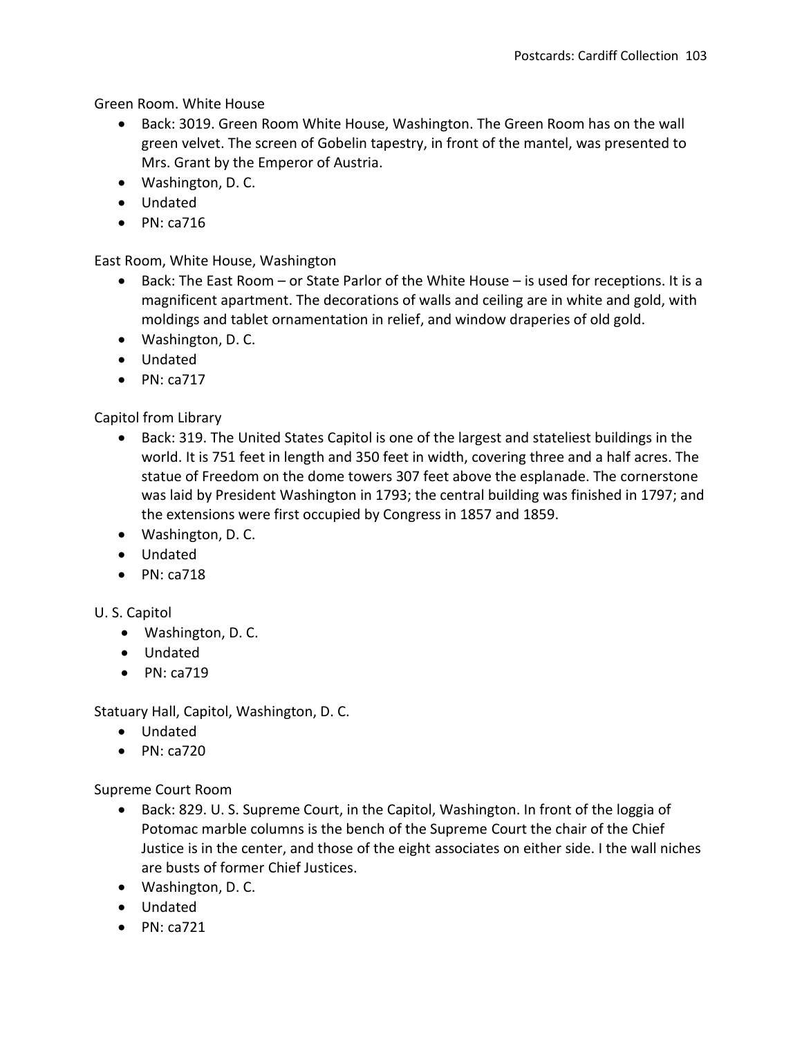Green Room. White House

- Back: 3019. Green Room White House, Washington. The Green Room has on the wall green velvet. The screen of Gobelin tapestry, in front of the mantel, was presented to Mrs. Grant by the Emperor of Austria.
- Washington, D. C.
- Undated
- PN: ca716

East Room, White House, Washington

- Back: The East Room – or State Parlor of the White House – is used for receptions. It is a magnificent apartment. The decorations of walls and ceiling are in white and gold, with moldings and tablet ornamentation in relief, and window draperies of old gold.
- Washington, D. C.
- Undated
- PN: ca717

Capitol from Library

- Back: 319. The United States Capitol is one of the largest and stateliest buildings in the world. It is 751 feet in length and 350 feet in width, covering three and a half acres. The statue of Freedom on the dome towers 307 feet above the esplanade. The cornerstone was laid by President Washington in 1793; the central building was finished in 1797; and the extensions were first occupied by Congress in 1857 and 1859.
- Washington, D. C.
- Undated
- PN: ca718

U. S. Capitol

- Washington, D. C.
- Undated
- PN: ca719

Statuary Hall, Capitol, Washington, D. C.

- Undated
- PN: ca720

Supreme Court Room

- Back: 829. U. S. Supreme Court, in the Capitol, Washington. In front of the loggia of Potomac marble columns is the bench of the Supreme Court the chair of the Chief Justice is in the center, and those of the eight associates on either side. I the wall niches are busts of former Chief Justices.
- Washington, D. C.
- Undated
- PN: ca721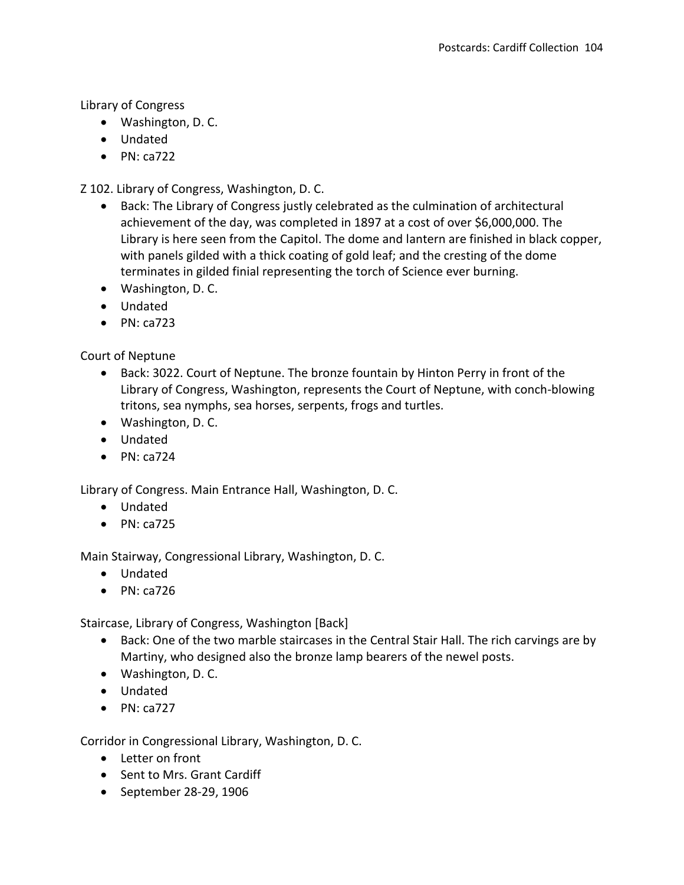Library of Congress

- Washington, D. C.
- Undated
- PN: ca722

Z 102. Library of Congress, Washington, D. C.

- Back: The Library of Congress justly celebrated as the culmination of architectural achievement of the day, was completed in 1897 at a cost of over $6,000,000. The Library is here seen from the Capitol. The dome and lantern are finished in black copper, with panels gilded with a thick coating of gold leaf; and the cresting of the dome terminates in gilded finial representing the torch of Science ever burning.
- Washington, D. C.
- Undated
- PN: ca723

Court of Neptune

- Back: 3022. Court of Neptune. The bronze fountain by Hinton Perry in front of the Library of Congress, Washington, represents the Court of Neptune, with conch-blowing tritons, sea nymphs, sea horses, serpents, frogs and turtles.
- Washington, D. C.
- Undated
- PN: ca724

Library of Congress. Main Entrance Hall, Washington, D. C.

- Undated
- PN: ca725

Main Stairway, Congressional Library, Washington, D. C.

- Undated
- PN: ca726

Staircase, Library of Congress, Washington [Back]

- Back: One of the two marble staircases in the Central Stair Hall. The rich carvings are by Martiny, who designed also the bronze lamp bearers of the newel posts.
- Washington, D. C.
- Undated
- PN: ca727

Corridor in Congressional Library, Washington, D. C.

- Letter on front
- Sent to Mrs. Grant Cardiff
- September 28-29, 1906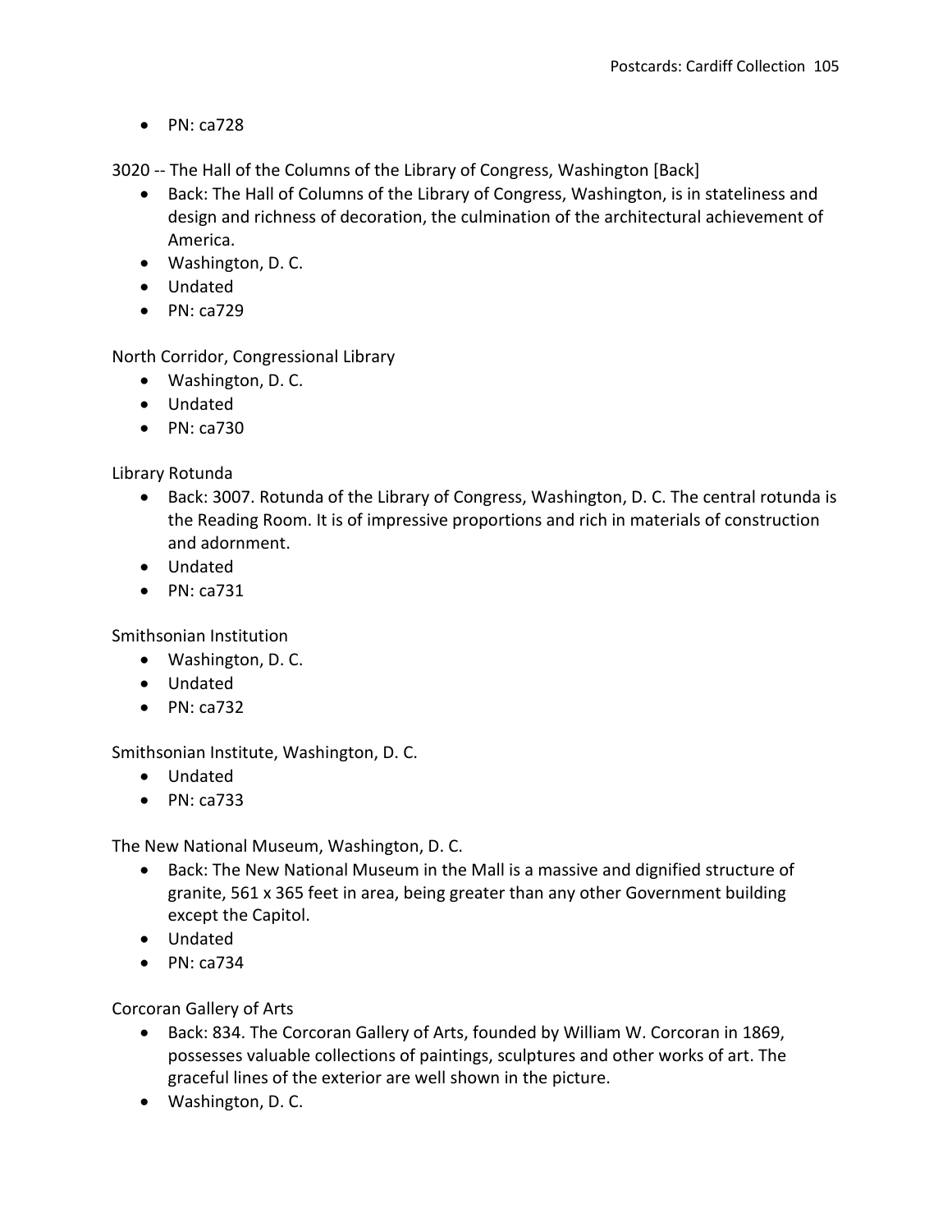- PN: ca728

3020 -- The Hall of the Columns of the Library of Congress, Washington [Back]

- Back: The Hall of Columns of the Library of Congress, Washington, is in stateliness and design and richness of decoration, the culmination of the architectural achievement of America.
- Washington, D. C.
- Undated
- PN: ca729

North Corridor, Congressional Library

- Washington, D. C.
- Undated
- PN: ca730

Library Rotunda

- Back: 3007. Rotunda of the Library of Congress, Washington, D. C. The central rotunda is the Reading Room. It is of impressive proportions and rich in materials of construction and adornment.
- Undated
- PN: ca731

Smithsonian Institution

- Washington, D. C.
- Undated
- PN: ca732

Smithsonian Institute, Washington, D. C.

- Undated
- PN: ca733

The New National Museum, Washington, D. C.

- Back: The New National Museum in the Mall is a massive and dignified structure of granite, 561 x 365 feet in area, being greater than any other Government building except the Capitol.
- Undated
- PN: ca734

Corcoran Gallery of Arts

- Back: 834. The Corcoran Gallery of Arts, founded by William W. Corcoran in 1869, possesses valuable collections of paintings, sculptures and other works of art. The graceful lines of the exterior are well shown in the picture.
- Washington, D. C.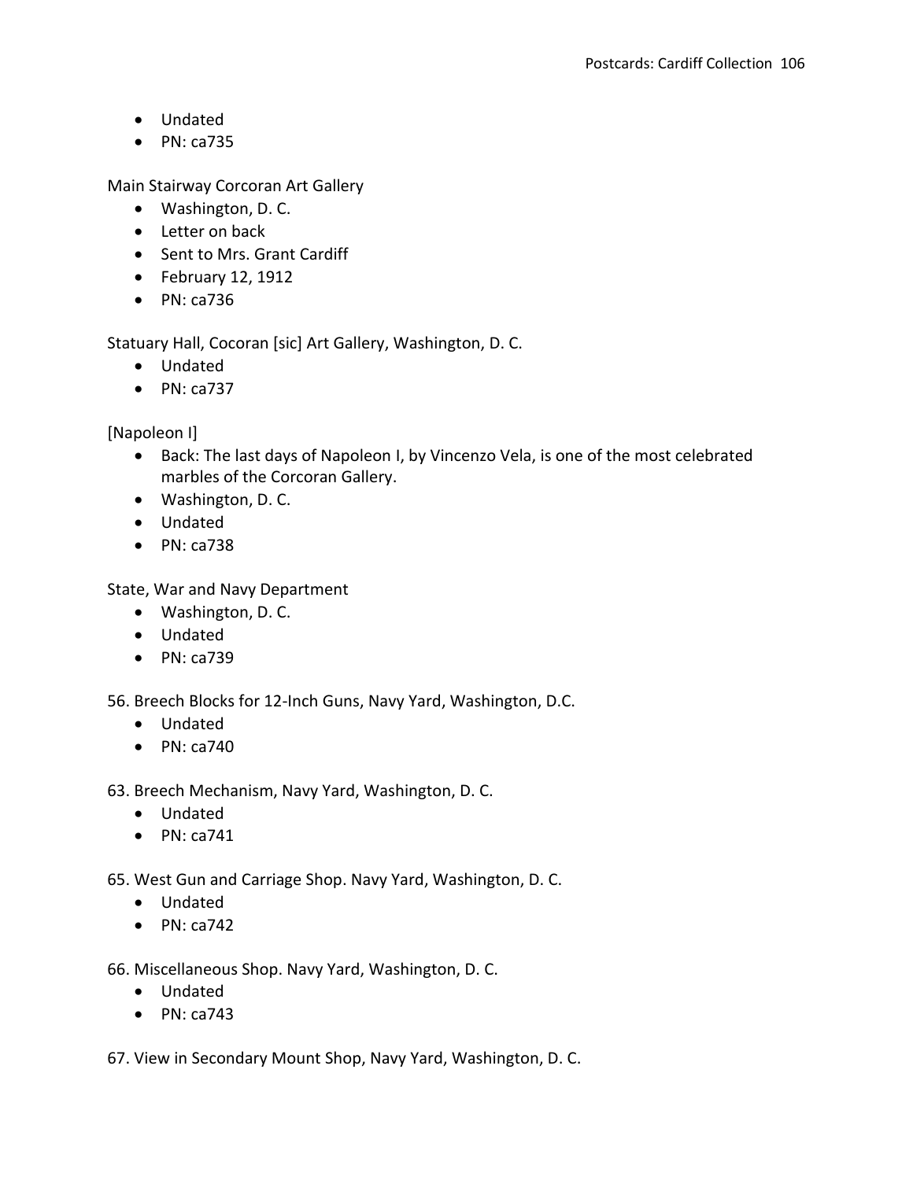- Undated
- PN: ca735

Main Stairway Corcoran Art Gallery

- Washington, D. C.
- Letter on back
- Sent to Mrs. Grant Cardiff
- February 12, 1912
- PN: ca736

Statuary Hall, Cocoran [sic] Art Gallery, Washington, D. C.

- Undated
- PN: ca737

[Napoleon I]

- Back: The last days of Napoleon I, by Vincenzo Vela, is one of the most celebrated marbles of the Corcoran Gallery.
- Washington, D. C.
- Undated
- PN: ca738

State, War and Navy Department

- Washington, D. C.
- Undated
- PN: ca739

56. Breech Blocks for 12-Inch Guns, Navy Yard, Washington, D.C.

- Undated
- PN: ca740

63. Breech Mechanism, Navy Yard, Washington, D. C.

- Undated
- PN: ca741

65. West Gun and Carriage Shop. Navy Yard, Washington, D. C.

- Undated
- PN: ca742

66. Miscellaneous Shop. Navy Yard, Washington, D. C.

- Undated
- PN: ca743

67. View in Secondary Mount Shop, Navy Yard, Washington, D. C.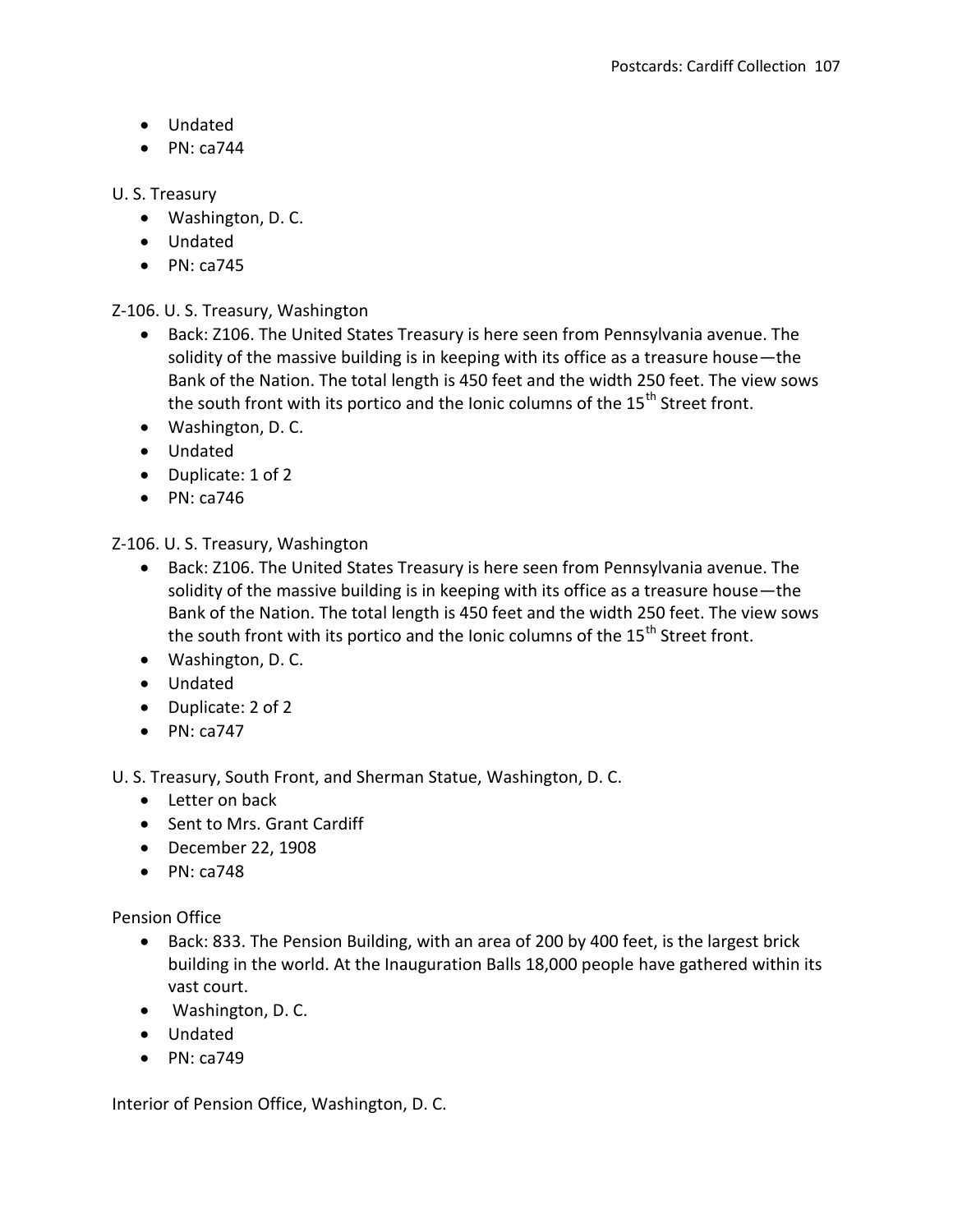- Undated
- PN: ca744

U. S. Treasury

- Washington, D. C.
- Undated
- PN: ca745

Z-106. U. S. Treasury, Washington

- Back: Z106. The United States Treasury is here seen from Pennsylvania avenue. The solidity of the massive building is in keeping with its office as a treasure house—the Bank of the Nation. The total length is 450 feet and the width 250 feet. The view sows the south front with its portico and the Ionic columns of the 15th Street front.
- Washington, D. C.
- Undated
- Duplicate: 1 of 2
- PN: ca746

Z-106. U. S. Treasury, Washington

- Back: Z106. The United States Treasury is here seen from Pennsylvania avenue. The solidity of the massive building is in keeping with its office as a treasure house—the Bank of the Nation. The total length is 450 feet and the width 250 feet. The view sows the south front with its portico and the Ionic columns of the 15th Street front.
- Washington, D. C.
- Undated
- Duplicate: 2 of 2
- PN: ca747

U. S. Treasury, South Front, and Sherman Statue, Washington, D. C.

- Letter on back
- Sent to Mrs. Grant Cardiff
- December 22, 1908
- PN: ca748

Pension Office

- Back: 833. The Pension Building, with an area of 200 by 400 feet, is the largest brick building in the world. At the Inauguration Balls 18,000 people have gathered within its vast court.
- Washington, D. C.
- Undated
- PN: ca749

Interior of Pension Office, Washington, D. C.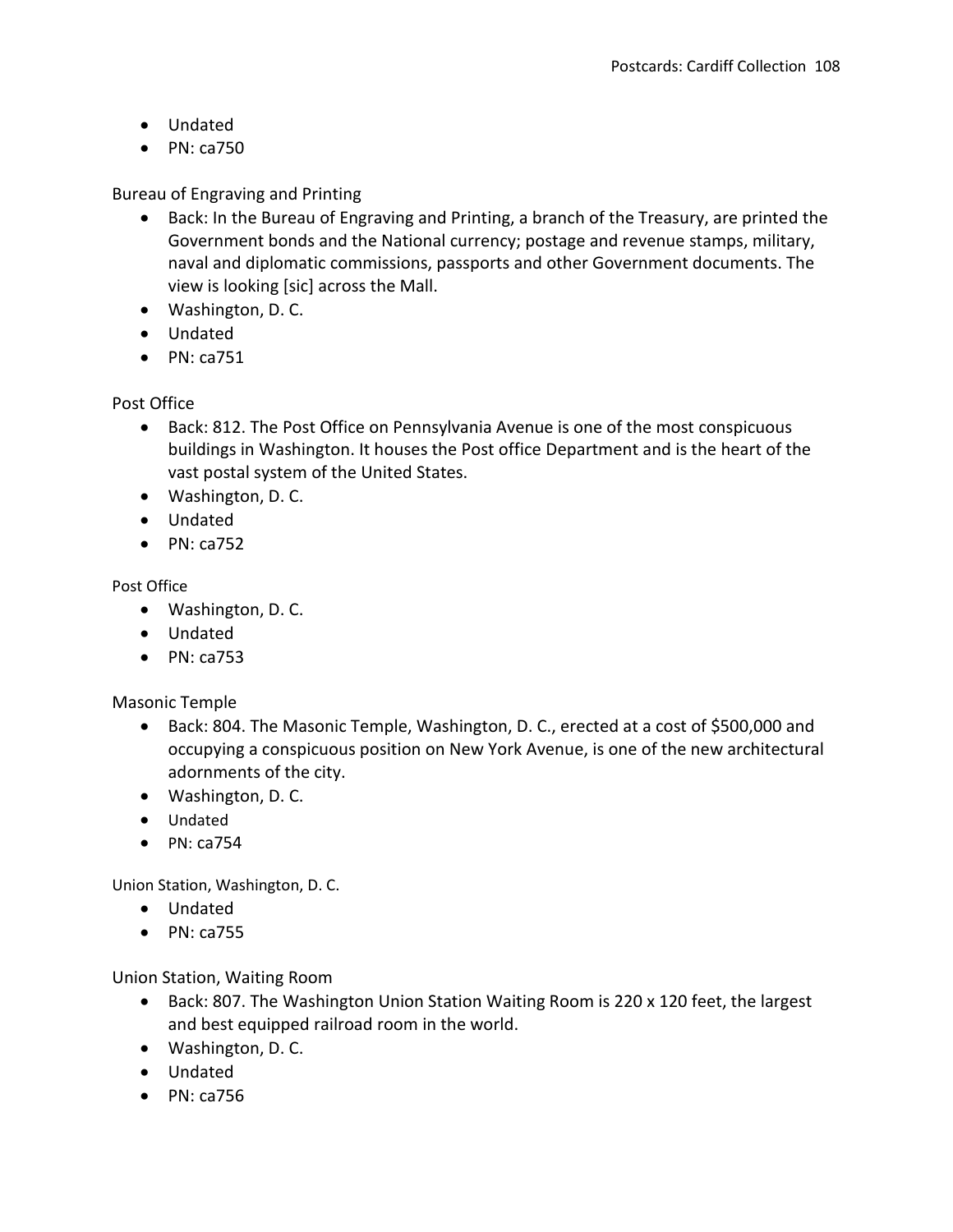- Undated
- PN: ca750

Bureau of Engraving and Printing

- Back: In the Bureau of Engraving and Printing, a branch of the Treasury, are printed the Government bonds and the National currency; postage and revenue stamps, military, naval and diplomatic commissions, passports and other Government documents. The view is looking [sic] across the Mall.
- Washington, D. C.
- Undated
- PN: ca751

Post Office

- Back: 812. The Post Office on Pennsylvania Avenue is one of the most conspicuous buildings in Washington. It houses the Post office Department and is the heart of the vast postal system of the United States.
- Washington, D. C.
- Undated
- PN: ca752

Post Office

- Washington, D. C.
- Undated
- PN: ca753

Masonic Temple

- Back: 804. The Masonic Temple, Washington, D. C., erected at a cost of $500,000 and occupying a conspicuous position on New York Avenue, is one of the new architectural adornments of the city.
- Washington, D. C.
- Undated
- PN: ca754

Union Station, Washington, D. C.

- Undated
- PN: ca755

Union Station, Waiting Room

- Back: 807. The Washington Union Station Waiting Room is 220 x 120 feet, the largest and best equipped railroad room in the world.
- Washington, D. C.
- Undated
- PN: ca756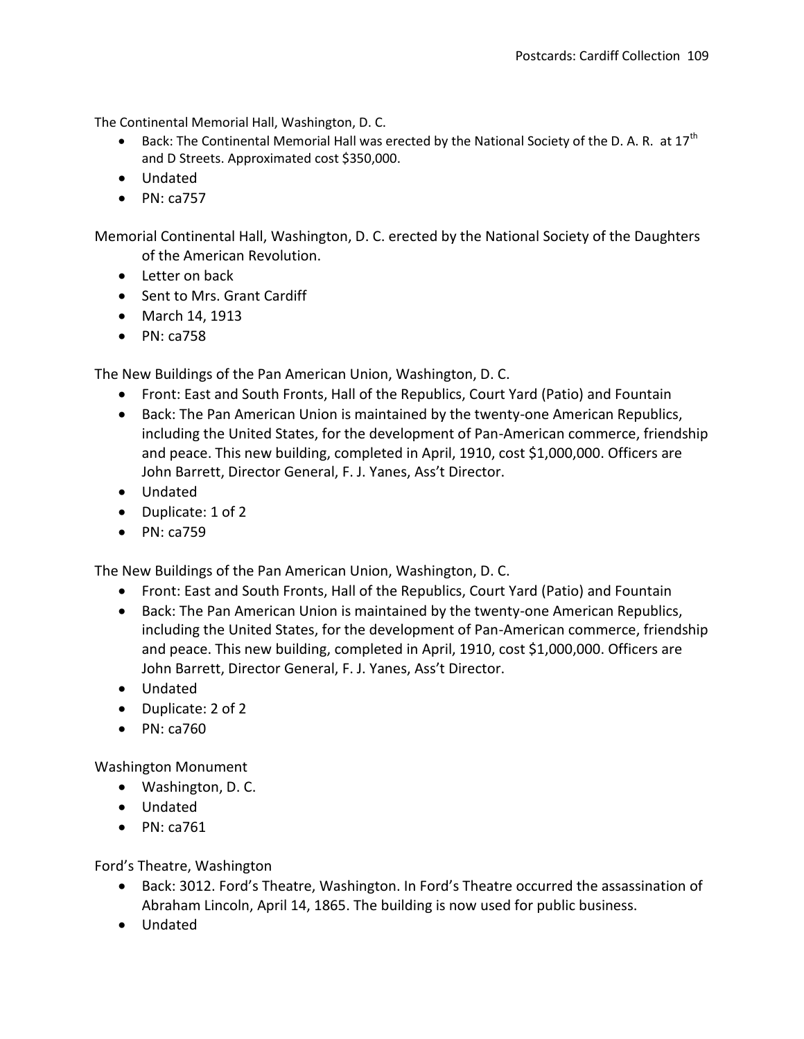The Continental Memorial Hall, Washington, D. C.

- Back: The Continental Memorial Hall was erected by the National Society of the D. A. R. at 17th and D Streets. Approximated cost $350,000.
- Undated
- PN: ca757

Memorial Continental Hall, Washington, D. C. erected by the National Society of the Daughters of the American Revolution.

- Letter on back
- Sent to Mrs. Grant Cardiff
- March 14, 1913
- PN: ca758

The New Buildings of the Pan American Union, Washington, D. C.

- Front: East and South Fronts, Hall of the Republics, Court Yard (Patio) and Fountain
- Back: The Pan American Union is maintained by the twenty-one American Republics, including the United States, for the development of Pan-American commerce, friendship and peace. This new building, completed in April, 1910, cost $1,000,000. Officers are John Barrett, Director General, F. J. Yanes, Ass't Director.
- Undated
- Duplicate: 1 of 2
- PN: ca759

The New Buildings of the Pan American Union, Washington, D. C.

- Front: East and South Fronts, Hall of the Republics, Court Yard (Patio) and Fountain
- Back: The Pan American Union is maintained by the twenty-one American Republics, including the United States, for the development of Pan-American commerce, friendship and peace. This new building, completed in April, 1910, cost $1,000,000. Officers are John Barrett, Director General, F. J. Yanes, Ass't Director.
- Undated
- Duplicate: 2 of 2
- PN: ca760

Washington Monument

- Washington, D. C.
- Undated
- PN: ca761

Ford's Theatre, Washington

- Back: 3012. Ford's Theatre, Washington. In Ford's Theatre occurred the assassination of Abraham Lincoln, April 14, 1865. The building is now used for public business.
- Undated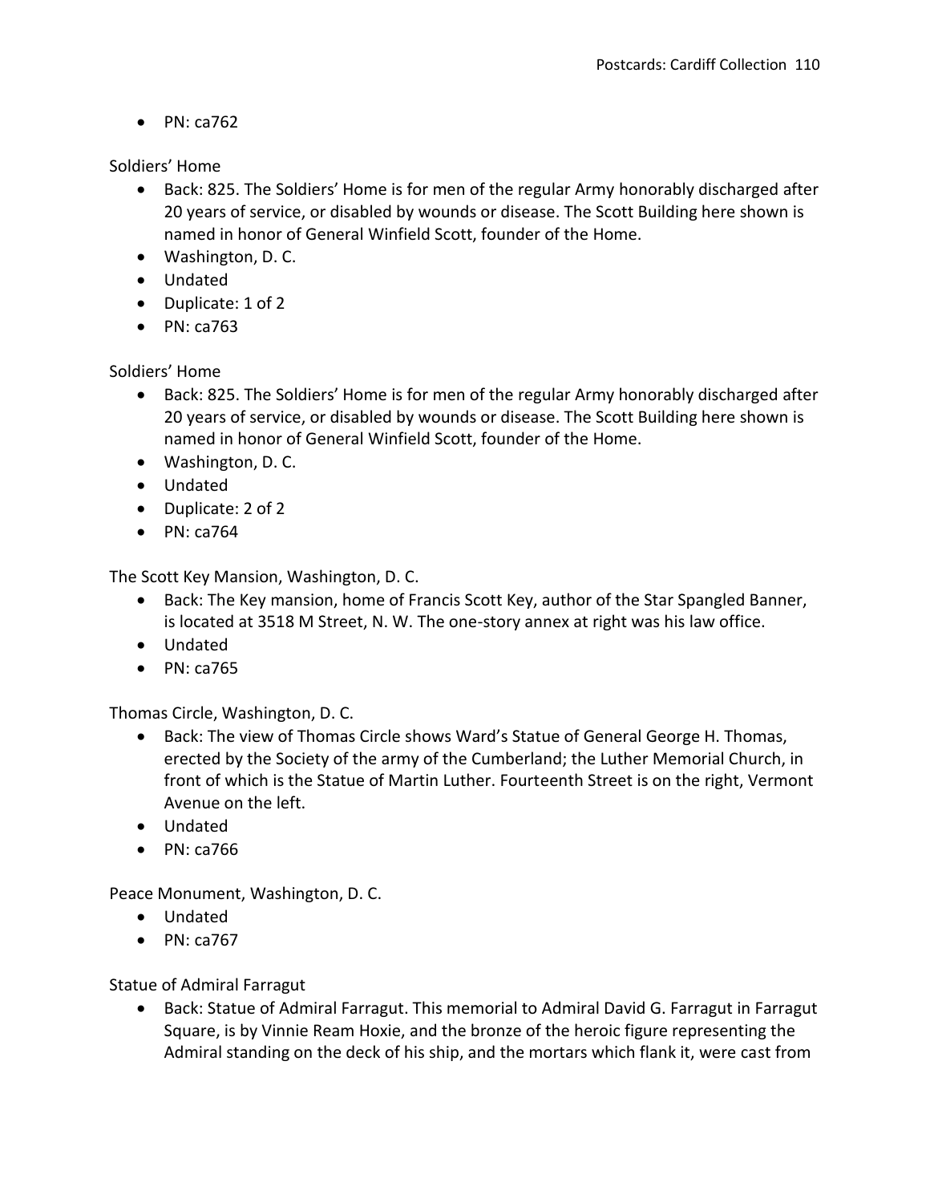- PN: ca762

Soldiers' Home

- Back: 825. The Soldiers' Home is for men of the regular Army honorably discharged after 20 years of service, or disabled by wounds or disease. The Scott Building here shown is named in honor of General Winfield Scott, founder of the Home.
- Washington, D. C.
- Undated
- Duplicate: 1 of 2
- PN: ca763

Soldiers' Home

- Back: 825. The Soldiers' Home is for men of the regular Army honorably discharged after 20 years of service, or disabled by wounds or disease. The Scott Building here shown is named in honor of General Winfield Scott, founder of the Home.
- Washington, D. C.
- Undated
- Duplicate: 2 of 2
- PN: ca764

The Scott Key Mansion, Washington, D. C.

- Back: The Key mansion, home of Francis Scott Key, author of the Star Spangled Banner, is located at 3518 M Street, N. W. The one-story annex at right was his law office.
- Undated
- PN: ca765

Thomas Circle, Washington, D. C.

- Back: The view of Thomas Circle shows Ward's Statue of General George H. Thomas, erected by the Society of the army of the Cumberland; the Luther Memorial Church, in front of which is the Statue of Martin Luther. Fourteenth Street is on the right, Vermont Avenue on the left.
- Undated
- PN: ca766

Peace Monument, Washington, D. C.

- Undated
- PN: ca767

Statue of Admiral Farragut

- Back: Statue of Admiral Farragut. This memorial to Admiral David G. Farragut in Farragut Square, is by Vinnie Ream Hoxie, and the bronze of the heroic figure representing the Admiral standing on the deck of his ship, and the mortars which flank it, were cast from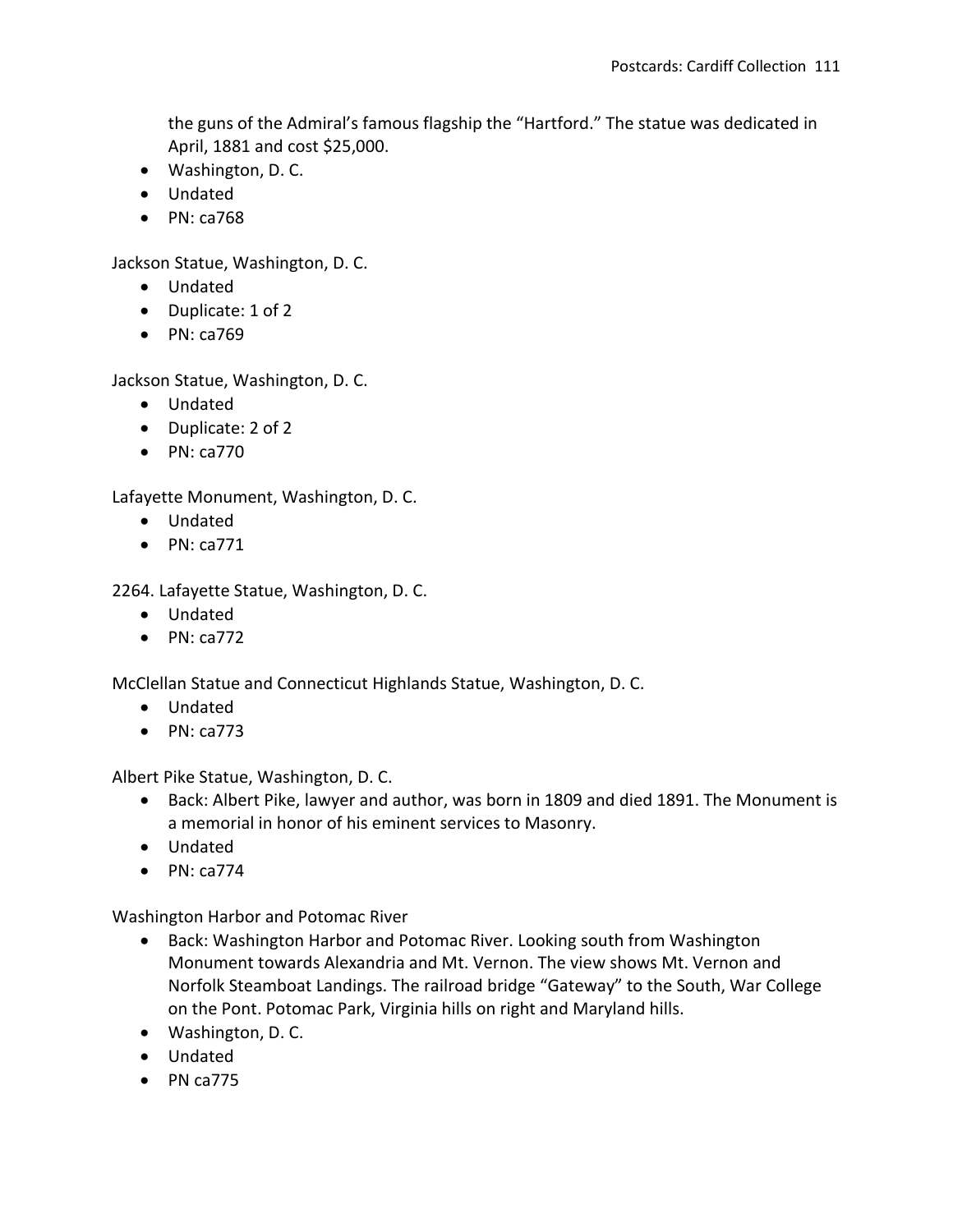the guns of the Admiral's famous flagship the "Hartford." The statue was dedicated in April, 1881 and cost $25,000.
- Washington, D. C.
- Undated
- PN: ca768

Jackson Statue, Washington, D. C.
- Undated
- Duplicate: 1 of 2
- PN: ca769

Jackson Statue, Washington, D. C.
- Undated
- Duplicate: 2 of 2
- PN: ca770

Lafayette Monument, Washington, D. C.
- Undated
- PN: ca771

2264. Lafayette Statue, Washington, D. C.
- Undated
- PN: ca772

McClellan Statue and Connecticut Highlands Statue, Washington, D. C.
- Undated
- PN: ca773

Albert Pike Statue, Washington, D. C.
- Back: Albert Pike, lawyer and author, was born in 1809 and died 1891. The Monument is a memorial in honor of his eminent services to Masonry.
- Undated
- PN: ca774

Washington Harbor and Potomac River
- Back: Washington Harbor and Potomac River. Looking south from Washington Monument towards Alexandria and Mt. Vernon. The view shows Mt. Vernon and Norfolk Steamboat Landings. The railroad bridge "Gateway" to the South, War College on the Pont. Potomac Park, Virginia hills on right and Maryland hills.
- Washington, D. C.
- Undated
- PN ca775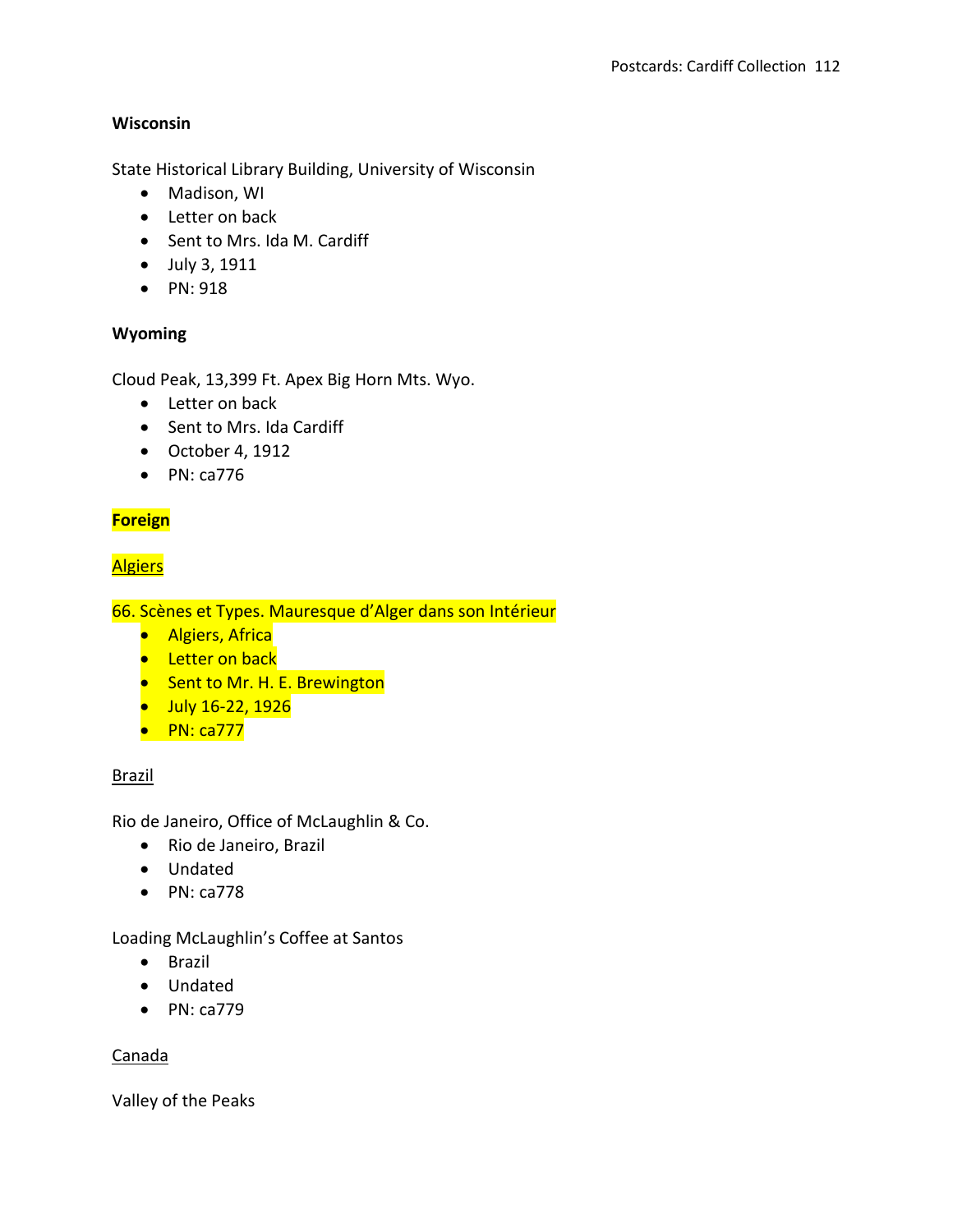**Wisconsin**

State Historical Library Building, University of Wisconsin

- Madison, WI
- Letter on back
- Sent to Mrs. Ida M. Cardiff
- July 3, 1911
- PN: 918

**Wyoming**

Cloud Peak, 13,399 Ft. Apex Big Horn Mts. Wyo.

- Letter on back
- Sent to Mrs. Ida Cardiff
- October 4, 1912
- PN: ca776

**Foreign**

Algiers

66. Scènes et Types. Mauresque d'Alger dans son Intérieur

- Algiers, Africa
- Letter on back
- Sent to Mr. H. E. Brewington
- July 16-22, 1926
- PN: ca777

Brazil

Rio de Janeiro, Office of McLaughlin & Co.

- Rio de Janeiro, Brazil
- Undated
- PN: ca778

Loading McLaughlin's Coffee at Santos

- Brazil
- Undated
- PN: ca779

Canada

Valley of the Peaks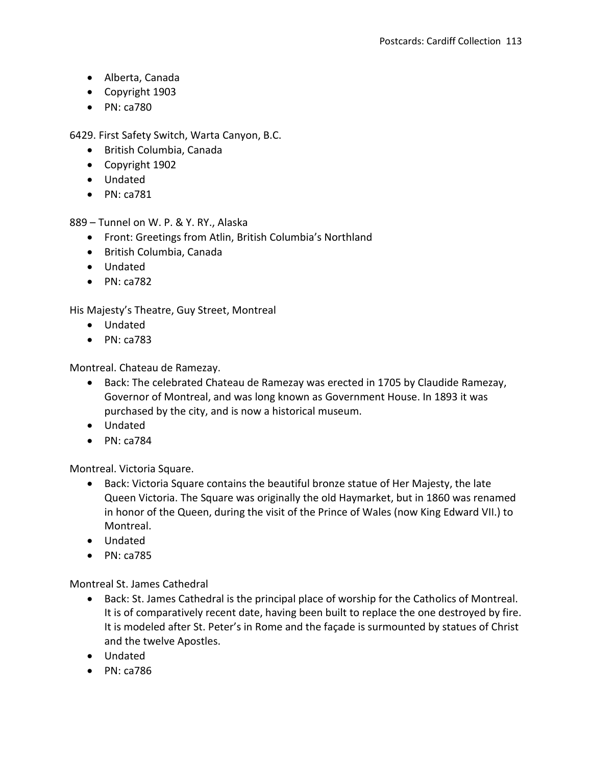- Alberta, Canada
- Copyright 1903
- PN: ca780

6429. First Safety Switch, Warta Canyon, B.C.

- British Columbia, Canada
- Copyright 1902
- Undated
- PN: ca781

889 – Tunnel on W. P. & Y. RY., Alaska

- Front: Greetings from Atlin, British Columbia's Northland
- British Columbia, Canada
- Undated
- PN: ca782

His Majesty's Theatre, Guy Street, Montreal

- Undated
- PN: ca783

Montreal. Chateau de Ramezay.

- Back: The celebrated Chateau de Ramezay was erected in 1705 by Claudide Ramezay, Governor of Montreal, and was long known as Government House. In 1893 it was purchased by the city, and is now a historical museum.
- Undated
- PN: ca784

Montreal. Victoria Square.

- Back: Victoria Square contains the beautiful bronze statue of Her Majesty, the late Queen Victoria. The Square was originally the old Haymarket, but in 1860 was renamed in honor of the Queen, during the visit of the Prince of Wales (now King Edward VII.) to Montreal.
- Undated
- PN: ca785

Montreal St. James Cathedral

- Back: St. James Cathedral is the principal place of worship for the Catholics of Montreal. It is of comparatively recent date, having been built to replace the one destroyed by fire. It is modeled after St. Peter's in Rome and the façade is surmounted by statues of Christ and the twelve Apostles.
- Undated
- PN: ca786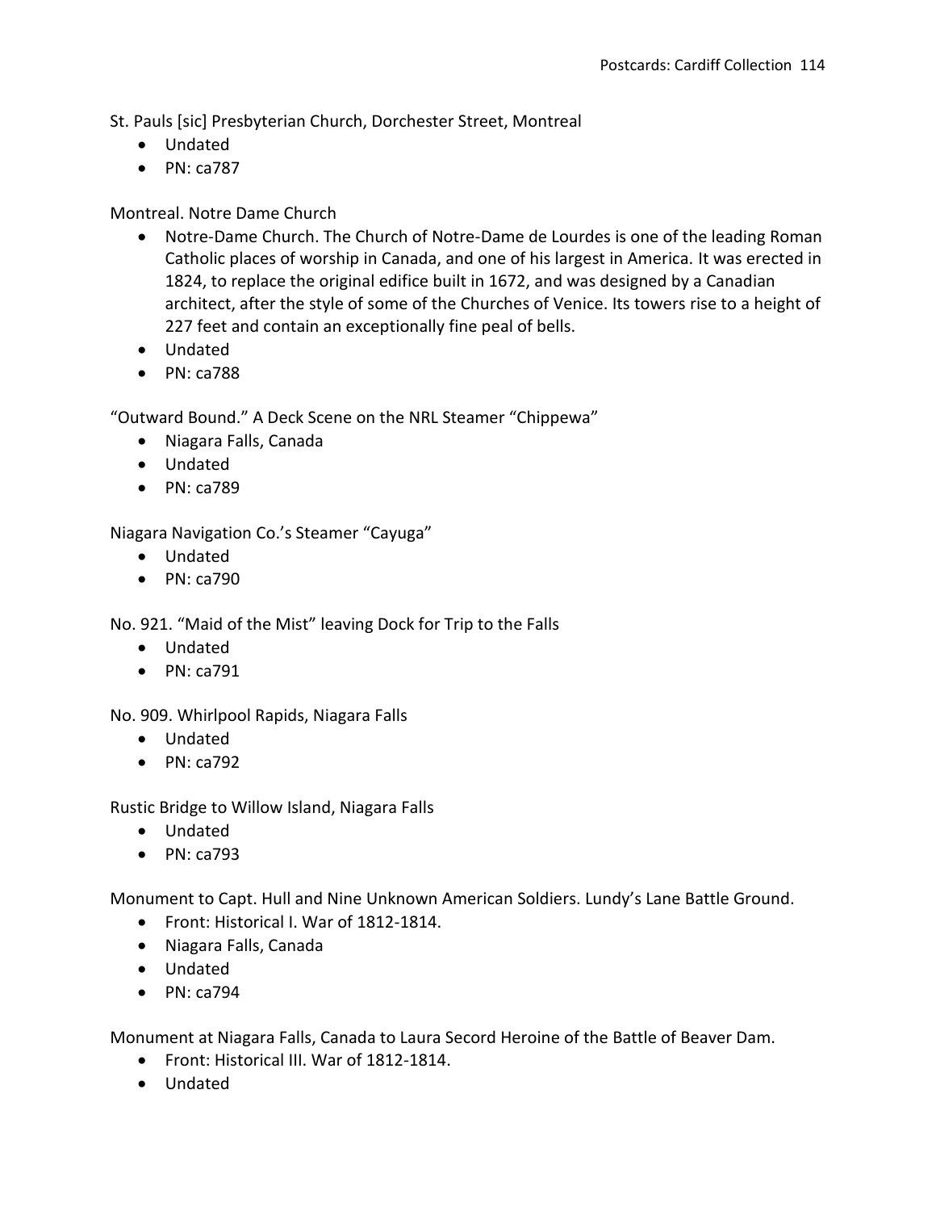St. Pauls [sic] Presbyterian Church, Dorchester Street, Montreal

- Undated
- PN: ca787

Montreal. Notre Dame Church

- Notre-Dame Church. The Church of Notre-Dame de Lourdes is one of the leading Roman Catholic places of worship in Canada, and one of his largest in America. It was erected in 1824, to replace the original edifice built in 1672, and was designed by a Canadian architect, after the style of some of the Churches of Venice. Its towers rise to a height of 227 feet and contain an exceptionally fine peal of bells.
- Undated
- PN: ca788

"Outward Bound." A Deck Scene on the NRL Steamer "Chippewa"

- Niagara Falls, Canada
- Undated
- PN: ca789

Niagara Navigation Co.'s Steamer "Cayuga"

- Undated
- PN: ca790

No. 921. "Maid of the Mist" leaving Dock for Trip to the Falls

- Undated
- PN: ca791

No. 909. Whirlpool Rapids, Niagara Falls

- Undated
- PN: ca792

Rustic Bridge to Willow Island, Niagara Falls

- Undated
- PN: ca793

Monument to Capt. Hull and Nine Unknown American Soldiers. Lundy's Lane Battle Ground.

- Front: Historical I. War of 1812-1814.
- Niagara Falls, Canada
- Undated
- PN: ca794

Monument at Niagara Falls, Canada to Laura Secord Heroine of the Battle of Beaver Dam.

- Front: Historical III. War of 1812-1814.
- Undated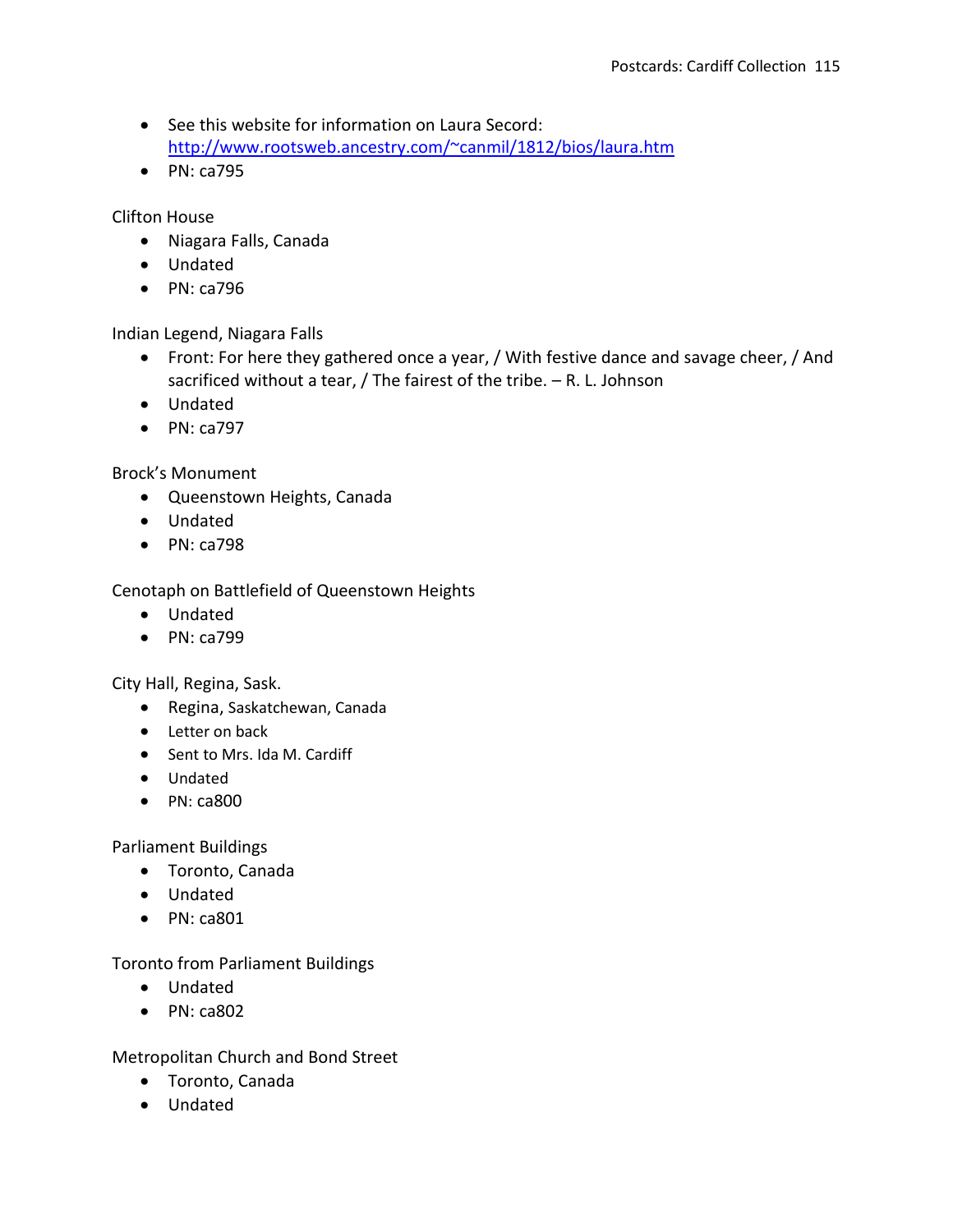- See this website for information on Laura Secord: http://www.rootsweb.ancestry.com/~canmil/1812/bios/laura.htm
- PN: ca795

Clifton House

- Niagara Falls, Canada
- Undated
- PN: ca796

Indian Legend, Niagara Falls

- Front: For here they gathered once a year, / With festive dance and savage cheer, / And sacrificed without a tear, / The fairest of the tribe. – R. L. Johnson
- Undated
- PN: ca797

Brock's Monument

- Queenstown Heights, Canada
- Undated
- PN: ca798

Cenotaph on Battlefield of Queenstown Heights

- Undated
- PN: ca799

City Hall, Regina, Sask.

- Regina, Saskatchewan, Canada
- Letter on back
- Sent to Mrs. Ida M. Cardiff
- Undated
- PN: ca800

Parliament Buildings

- Toronto, Canada
- Undated
- PN: ca801

Toronto from Parliament Buildings

- Undated
- PN: ca802

Metropolitan Church and Bond Street

- Toronto, Canada
- Undated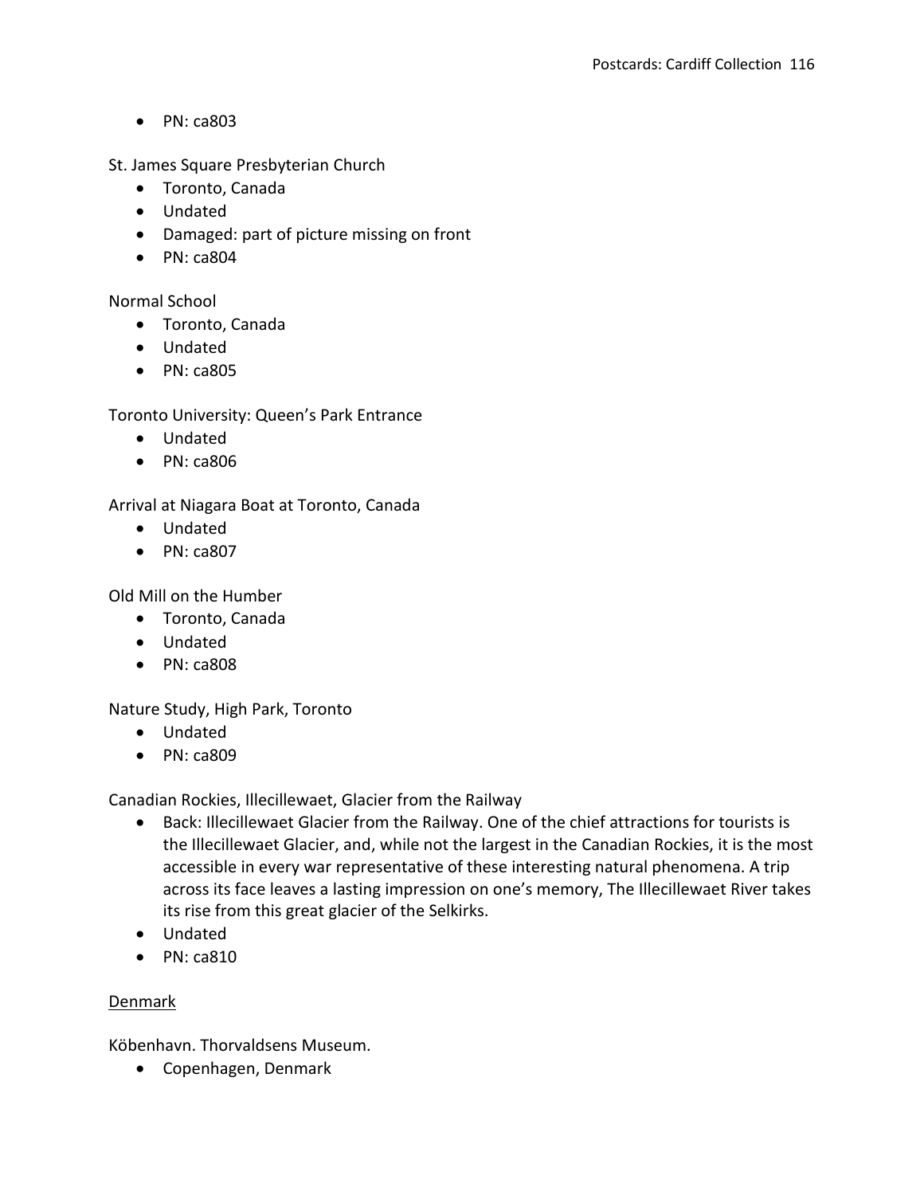- PN: ca803

St. James Square Presbyterian Church

- Toronto, Canada
- Undated
- Damaged: part of picture missing on front
- PN: ca804

Normal School

- Toronto, Canada
- Undated
- PN: ca805

Toronto University: Queen's Park Entrance

- Undated
- PN: ca806

Arrival at Niagara Boat at Toronto, Canada

- Undated
- PN: ca807

Old Mill on the Humber

- Toronto, Canada
- Undated
- PN: ca808

Nature Study, High Park, Toronto

- Undated
- PN: ca809

Canadian Rockies, Illecillewaet, Glacier from the Railway

- Back: Illecillewaet Glacier from the Railway. One of the chief attractions for tourists is the Illecillewaet Glacier, and, while not the largest in the Canadian Rockies, it is the most accessible in every war representative of these interesting natural phenomena. A trip across its face leaves a lasting impression on one's memory, The Illecillewaet River takes its rise from this great glacier of the Selkirks.
- Undated
- PN: ca810

<u>Denmark</u>

Köbenhavn. Thorvaldsens Museum.

- Copenhagen, Denmark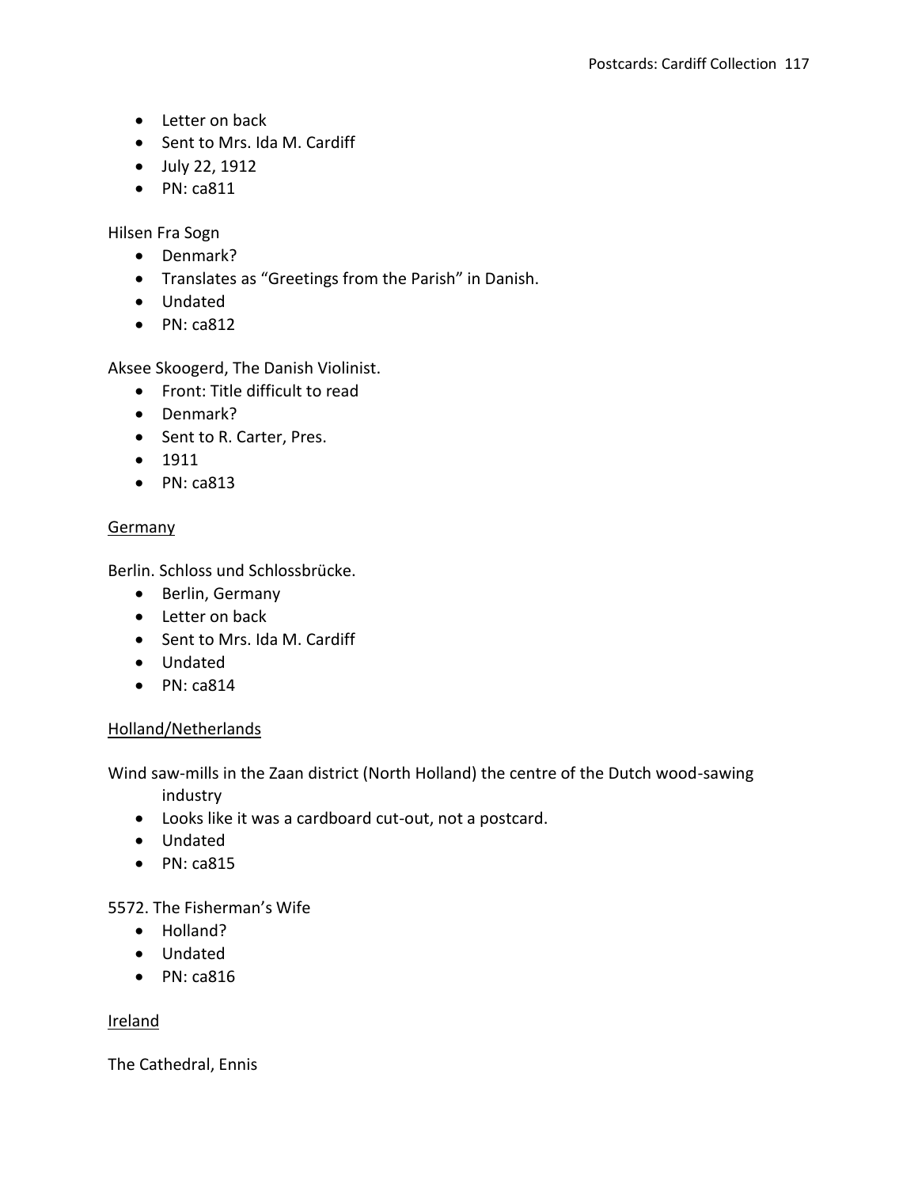- Letter on back
- Sent to Mrs. Ida M. Cardiff
- July 22, 1912
- PN: ca811

Hilsen Fra Sogn

- Denmark?
- Translates as "Greetings from the Parish" in Danish.
- Undated
- PN: ca812

Aksee Skoogerd, The Danish Violinist.

- Front: Title difficult to read
- Denmark?
- Sent to R. Carter, Pres.
- 1911
- PN: ca813

<u>Germany</u>

Berlin. Schloss und Schlossbrücke.

- Berlin, Germany
- Letter on back
- Sent to Mrs. Ida M. Cardiff
- Undated
- PN: ca814

<u>Holland/Netherlands</u>

Wind saw-mills in the Zaan district (North Holland) the centre of the Dutch wood-sawing industry

- Looks like it was a cardboard cut-out, not a postcard.
- Undated
- PN: ca815

5572. The Fisherman's Wife

- Holland?
- Undated
- PN: ca816

<u>Ireland</u>

The Cathedral, Ennis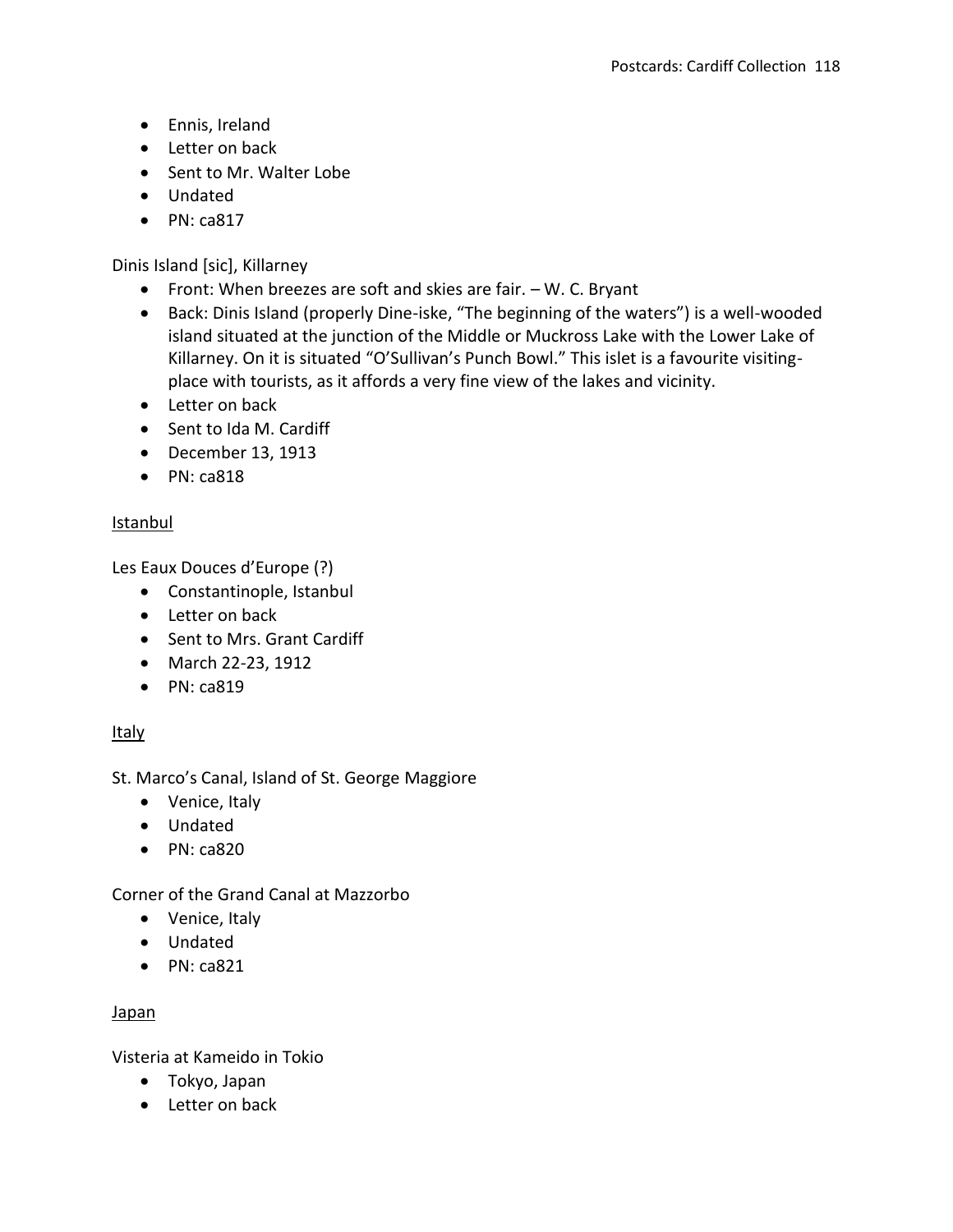- Ennis, Ireland
- Letter on back
- Sent to Mr. Walter Lobe
- Undated
- PN: ca817

Dinis Island [sic], Killarney

- Front: When breezes are soft and skies are fair. – W. C. Bryant
- Back: Dinis Island (properly Dine-iske, "The beginning of the waters") is a well-wooded island situated at the junction of the Middle or Muckross Lake with the Lower Lake of Killarney. On it is situated "O'Sullivan's Punch Bowl." This islet is a favourite visiting-place with tourists, as it affords a very fine view of the lakes and vicinity.
- Letter on back
- Sent to Ida M. Cardiff
- December 13, 1913
- PN: ca818

<u>Istanbul</u>

Les Eaux Douces d'Europe (?)

- Constantinople, Istanbul
- Letter on back
- Sent to Mrs. Grant Cardiff
- March 22-23, 1912
- PN: ca819

<u>Italy</u>

St. Marco's Canal, Island of St. George Maggiore

- Venice, Italy
- Undated
- PN: ca820

Corner of the Grand Canal at Mazzorbo

- Venice, Italy
- Undated
- PN: ca821

<u>Japan</u>

Visteria at Kameido in Tokio

- Tokyo, Japan
- Letter on back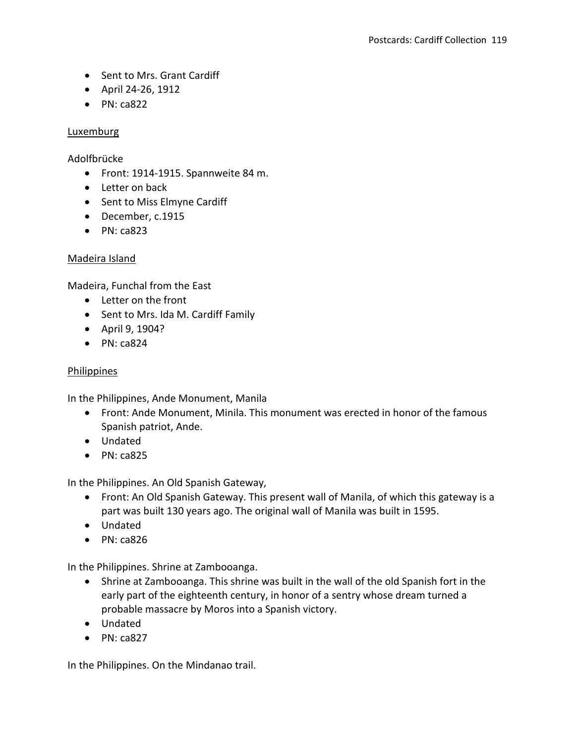- Sent to Mrs. Grant Cardiff
- April 24-26, 1912
- PN: ca822

<u>Luxemburg</u>

Adolfbrücke

- Front: 1914-1915. Spannweite 84 m.
- Letter on back
- Sent to Miss Elmyne Cardiff
- December, c.1915
- PN: ca823

<u>Madeira Island</u>

Madeira, Funchal from the East

- Letter on the front
- Sent to Mrs. Ida M. Cardiff Family
- April 9, 1904?
- PN: ca824

<u>Philippines</u>

In the Philippines, Ande Monument, Manila

- Front: Ande Monument, Minila. This monument was erected in honor of the famous Spanish patriot, Ande.
- Undated
- PN: ca825

In the Philippines. An Old Spanish Gateway,

- Front: An Old Spanish Gateway. This present wall of Manila, of which this gateway is a part was built 130 years ago. The original wall of Manila was built in 1595.
- Undated
- PN: ca826

In the Philippines. Shrine at Zambooanga.

- Shrine at Zambooanga. This shrine was built in the wall of the old Spanish fort in the early part of the eighteenth century, in honor of a sentry whose dream turned a probable massacre by Moros into a Spanish victory.
- Undated
- PN: ca827

In the Philippines. On the Mindanao trail.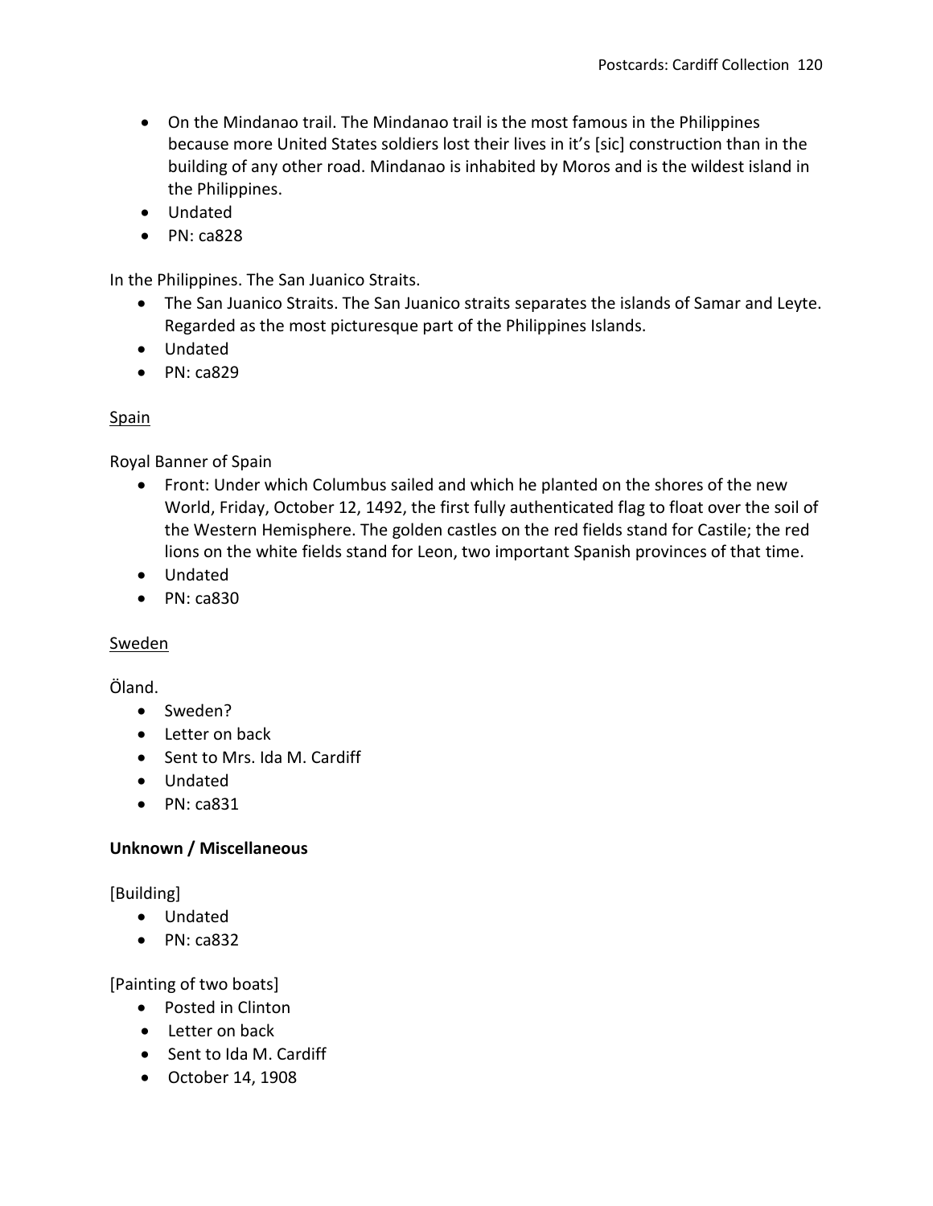- On the Mindanao trail. The Mindanao trail is the most famous in the Philippines because more United States soldiers lost their lives in it's [sic] construction than in the building of any other road. Mindanao is inhabited by Moros and is the wildest island in the Philippines.
- Undated
- PN: ca828

In the Philippines. The San Juanico Straits.

- The San Juanico Straits. The San Juanico straits separates the islands of Samar and Leyte. Regarded as the most picturesque part of the Philippines Islands.
- Undated
- PN: ca829

<u>Spain</u>

Royal Banner of Spain

- Front: Under which Columbus sailed and which he planted on the shores of the new World, Friday, October 12, 1492, the first fully authenticated flag to float over the soil of the Western Hemisphere. The golden castles on the red fields stand for Castile; the red lions on the white fields stand for Leon, two important Spanish provinces of that time.
- Undated
- PN: ca830

<u>Sweden</u>

Öland.

- Sweden?
- Letter on back
- Sent to Mrs. Ida M. Cardiff
- Undated
- PN: ca831

**Unknown / Miscellaneous**

[Building]

- Undated
- PN: ca832

[Painting of two boats]

- Posted in Clinton
- Letter on back
- Sent to Ida M. Cardiff
- October 14, 1908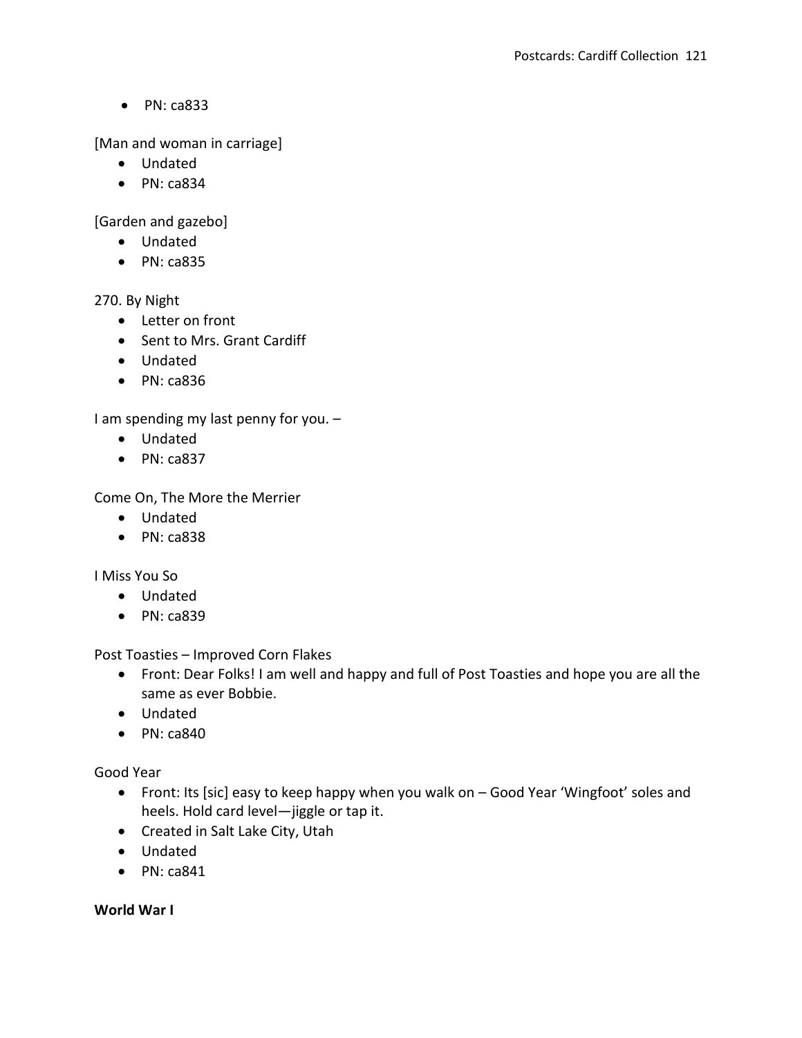- PN: ca833

[Man and woman in carriage]

- Undated
- PN: ca834

[Garden and gazebo]

- Undated
- PN: ca835

270. By Night

- Letter on front
- Sent to Mrs. Grant Cardiff
- Undated
- PN: ca836

I am spending my last penny for you. –

- Undated
- PN: ca837

Come On, The More the Merrier

- Undated
- PN: ca838

I Miss You So

- Undated
- PN: ca839

Post Toasties – Improved Corn Flakes

- Front: Dear Folks! I am well and happy and full of Post Toasties and hope you are all the same as ever Bobbie.
- Undated
- PN: ca840

Good Year

- Front: Its [sic] easy to keep happy when you walk on – Good Year 'Wingfoot' soles and heels. Hold card level—jiggle or tap it.
- Created in Salt Lake City, Utah
- Undated
- PN: ca841

**World War I**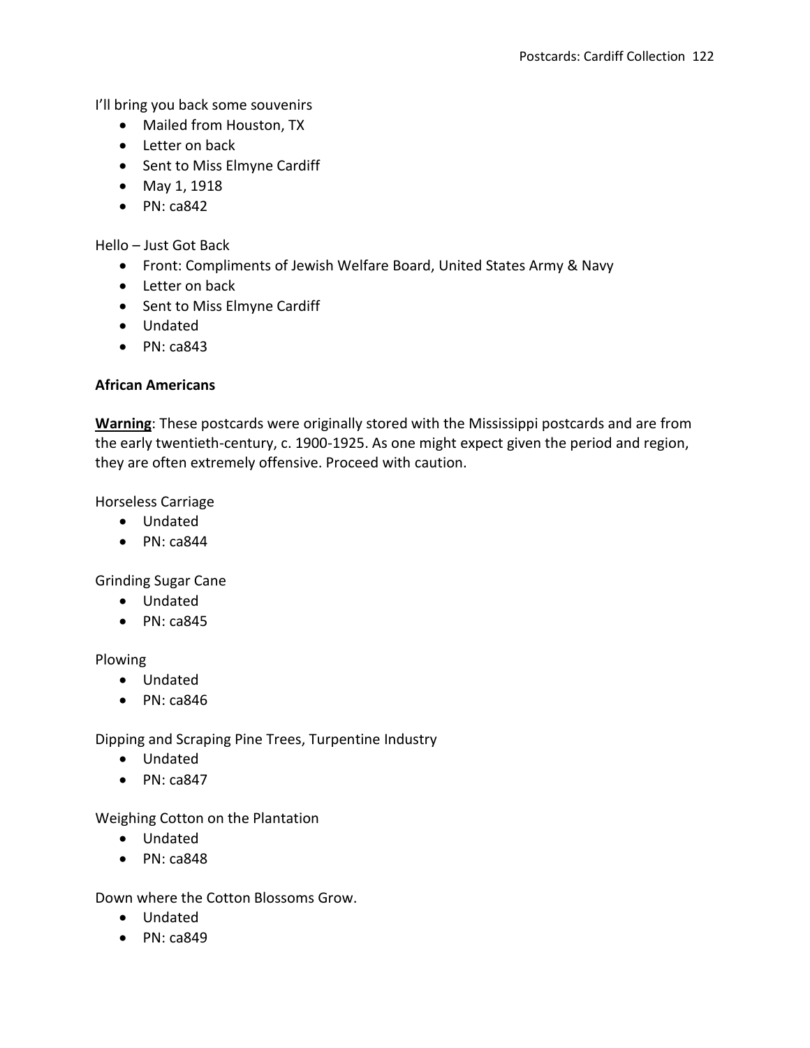I'll bring you back some souvenirs

- Mailed from Houston, TX
- Letter on back
- Sent to Miss Elmyne Cardiff
- May 1, 1918
- PN: ca842

Hello – Just Got Back

- Front: Compliments of Jewish Welfare Board, United States Army & Navy
- Letter on back
- Sent to Miss Elmyne Cardiff
- Undated
- PN: ca843

**African Americans**

**Warning**: These postcards were originally stored with the Mississippi postcards and are from the early twentieth-century, c. 1900-1925. As one might expect given the period and region, they are often extremely offensive. Proceed with caution.

Horseless Carriage

- Undated
- PN: ca844

Grinding Sugar Cane

- Undated
- PN: ca845

Plowing

- Undated
- PN: ca846

Dipping and Scraping Pine Trees, Turpentine Industry

- Undated
- PN: ca847

Weighing Cotton on the Plantation

- Undated
- PN: ca848

Down where the Cotton Blossoms Grow.

- Undated
- PN: ca849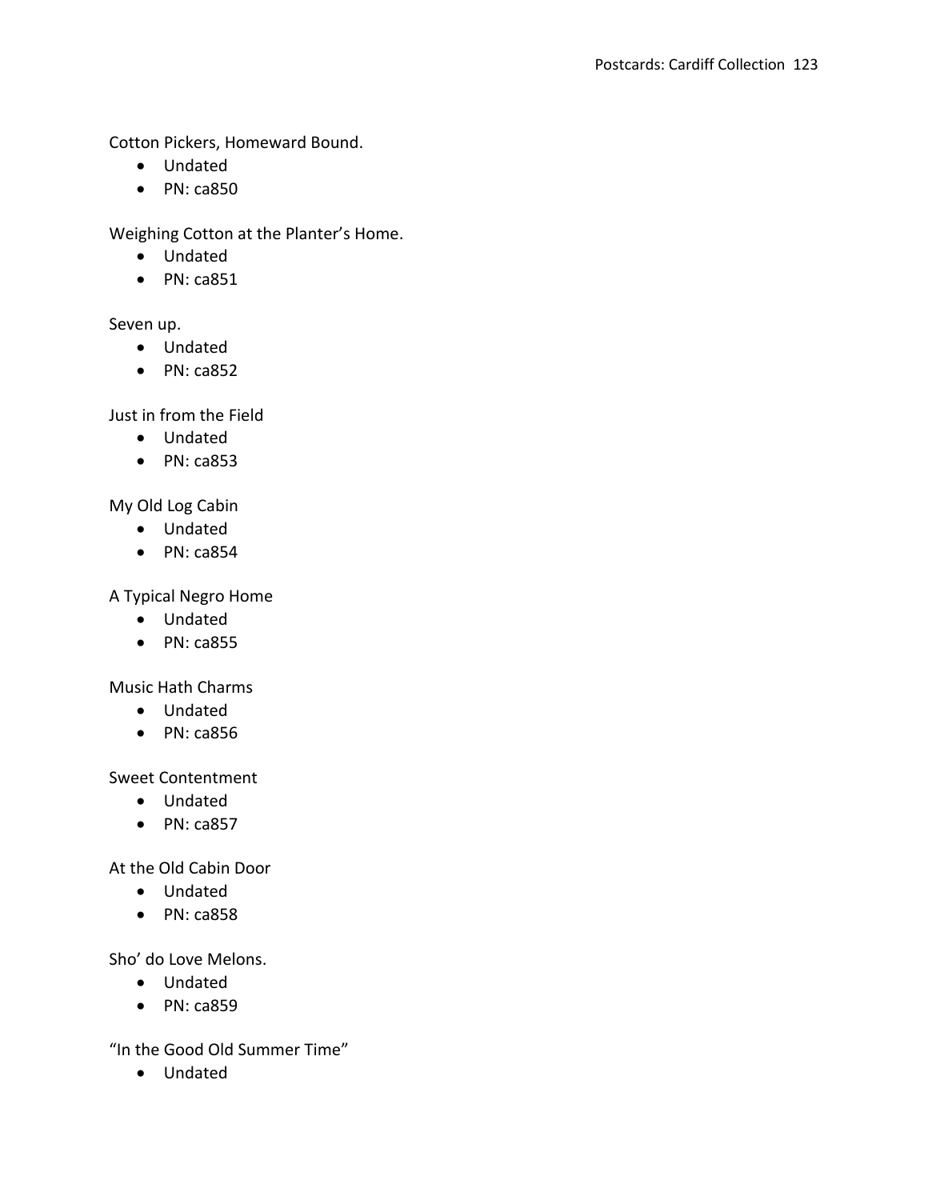Cotton Pickers, Homeward Bound.

- Undated
- PN: ca850

Weighing Cotton at the Planter's Home.

- Undated
- PN: ca851

Seven up.

- Undated
- PN: ca852

Just in from the Field

- Undated
- PN: ca853

My Old Log Cabin

- Undated
- PN: ca854

A Typical Negro Home

- Undated
- PN: ca855

Music Hath Charms

- Undated
- PN: ca856

Sweet Contentment

- Undated
- PN: ca857

At the Old Cabin Door

- Undated
- PN: ca858

Sho' do Love Melons.

- Undated
- PN: ca859

"In the Good Old Summer Time"

- Undated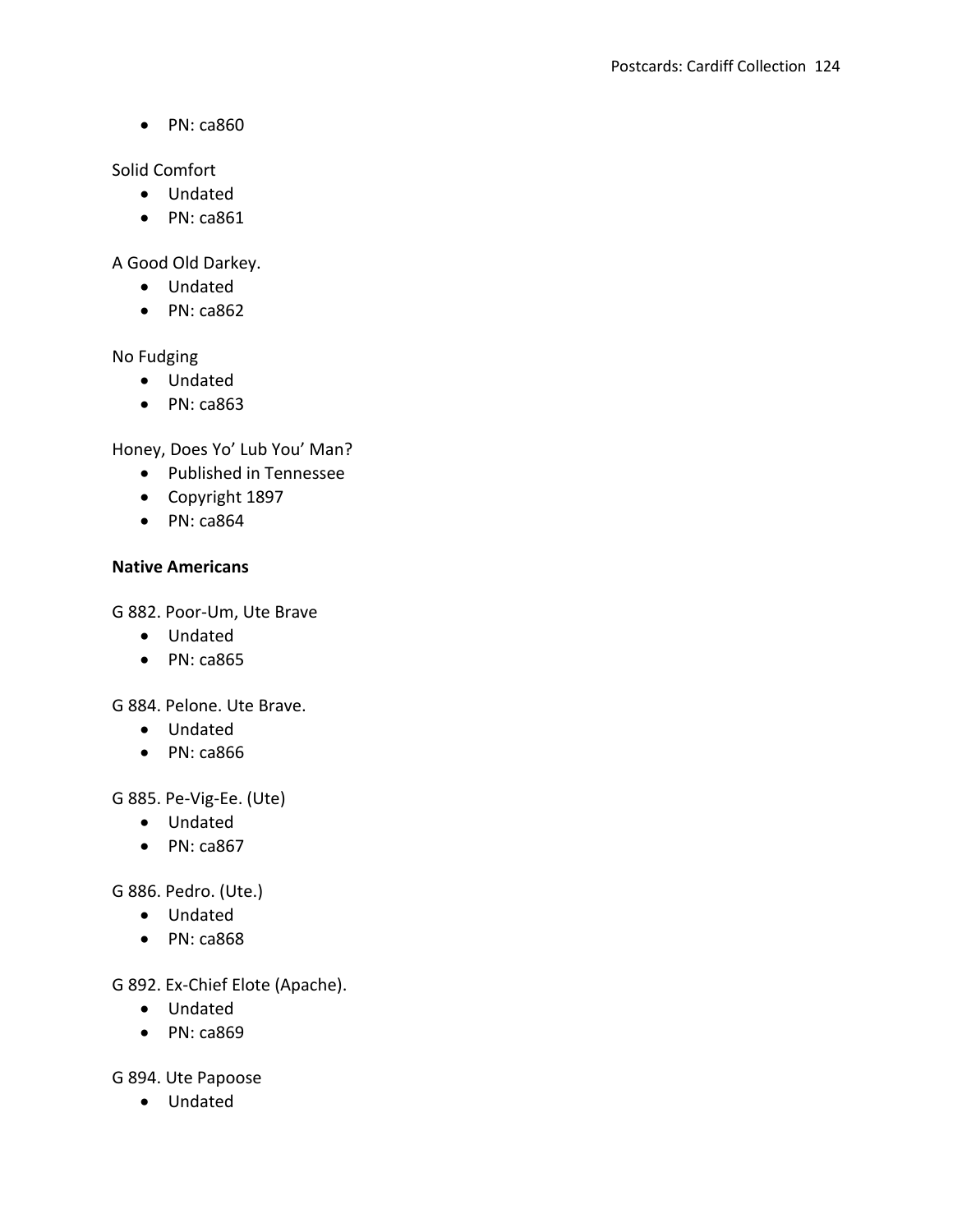- PN: ca860

Solid Comfort

- Undated
- PN: ca861

A Good Old Darkey.

- Undated
- PN: ca862

No Fudging

- Undated
- PN: ca863

Honey, Does Yo' Lub You' Man?

- Published in Tennessee
- Copyright 1897
- PN: ca864

**Native Americans**

G 882. Poor-Um, Ute Brave

- Undated
- PN: ca865

G 884. Pelone. Ute Brave.

- Undated
- PN: ca866

G 885. Pe-Vig-Ee. (Ute)

- Undated
- PN: ca867

G 886. Pedro. (Ute.)

- Undated
- PN: ca868

G 892. Ex-Chief Elote (Apache).

- Undated
- PN: ca869

G 894. Ute Papoose

- Undated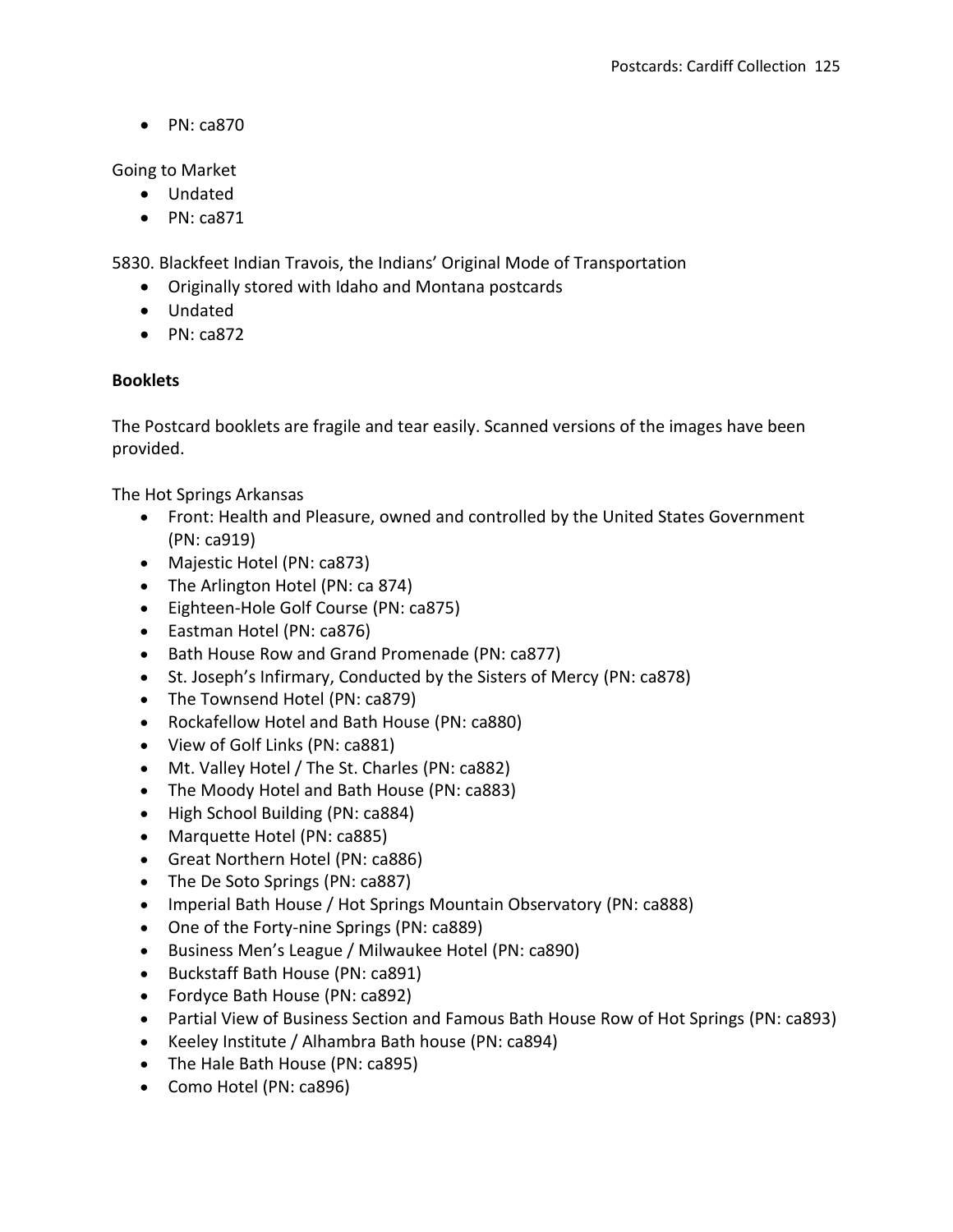- PN: ca870

Going to Market

- Undated
- PN: ca871

5830. Blackfeet Indian Travois, the Indians' Original Mode of Transportation

- Originally stored with Idaho and Montana postcards
- Undated
- PN: ca872

**Booklets**

The Postcard booklets are fragile and tear easily. Scanned versions of the images have been provided.

The Hot Springs Arkansas

- Front: Health and Pleasure, owned and controlled by the United States Government (PN: ca919)
- Majestic Hotel (PN: ca873)
- The Arlington Hotel (PN: ca 874)
- Eighteen-Hole Golf Course (PN: ca875)
- Eastman Hotel (PN: ca876)
- Bath House Row and Grand Promenade (PN: ca877)
- St. Joseph's Infirmary, Conducted by the Sisters of Mercy (PN: ca878)
- The Townsend Hotel (PN: ca879)
- Rockafellow Hotel and Bath House (PN: ca880)
- View of Golf Links (PN: ca881)
- Mt. Valley Hotel / The St. Charles (PN: ca882)
- The Moody Hotel and Bath House (PN: ca883)
- High School Building (PN: ca884)
- Marquette Hotel (PN: ca885)
- Great Northern Hotel (PN: ca886)
- The De Soto Springs (PN: ca887)
- Imperial Bath House / Hot Springs Mountain Observatory (PN: ca888)
- One of the Forty-nine Springs (PN: ca889)
- Business Men's League / Milwaukee Hotel (PN: ca890)
- Buckstaff Bath House (PN: ca891)
- Fordyce Bath House (PN: ca892)
- Partial View of Business Section and Famous Bath House Row of Hot Springs (PN: ca893)
- Keeley Institute / Alhambra Bath house (PN: ca894)
- The Hale Bath House (PN: ca895)
- Como Hotel (PN: ca896)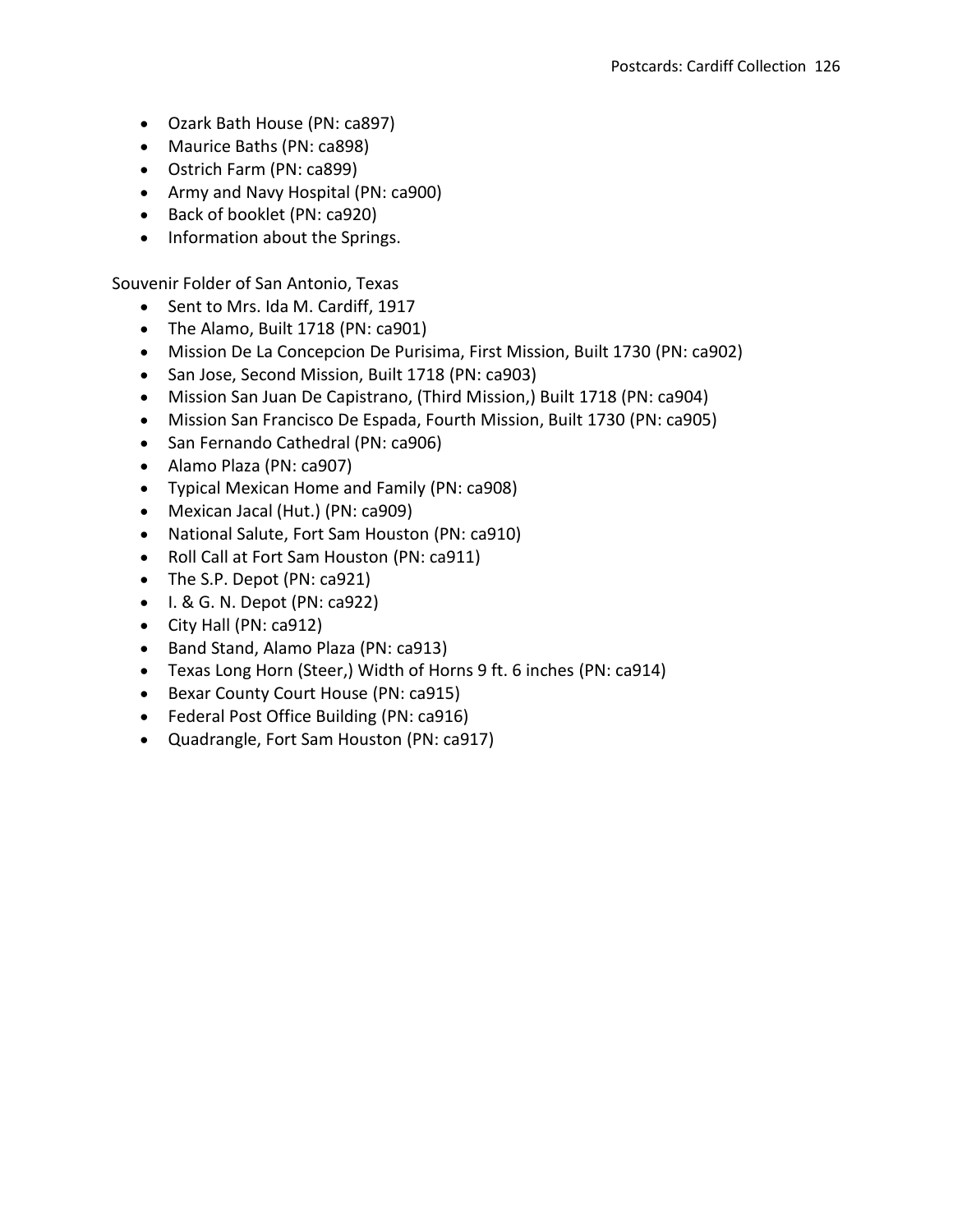- Ozark Bath House (PN: ca897)
- Maurice Baths (PN: ca898)
- Ostrich Farm (PN: ca899)
- Army and Navy Hospital (PN: ca900)
- Back of booklet (PN: ca920)
- Information about the Springs.

Souvenir Folder of San Antonio, Texas

- Sent to Mrs. Ida M. Cardiff, 1917
- The Alamo, Built 1718 (PN: ca901)
- Mission De La Concepcion De Purisima, First Mission, Built 1730 (PN: ca902)
- San Jose, Second Mission, Built 1718 (PN: ca903)
- Mission San Juan De Capistrano, (Third Mission,) Built 1718 (PN: ca904)
- Mission San Francisco De Espada, Fourth Mission, Built 1730 (PN: ca905)
- San Fernando Cathedral (PN: ca906)
- Alamo Plaza (PN: ca907)
- Typical Mexican Home and Family (PN: ca908)
- Mexican Jacal (Hut.) (PN: ca909)
- National Salute, Fort Sam Houston (PN: ca910)
- Roll Call at Fort Sam Houston (PN: ca911)
- The S.P. Depot (PN: ca921)
- I. & G. N. Depot (PN: ca922)
- City Hall (PN: ca912)
- Band Stand, Alamo Plaza (PN: ca913)
- Texas Long Horn (Steer,) Width of Horns 9 ft. 6 inches (PN: ca914)
- Bexar County Court House (PN: ca915)
- Federal Post Office Building (PN: ca916)
- Quadrangle, Fort Sam Houston (PN: ca917)